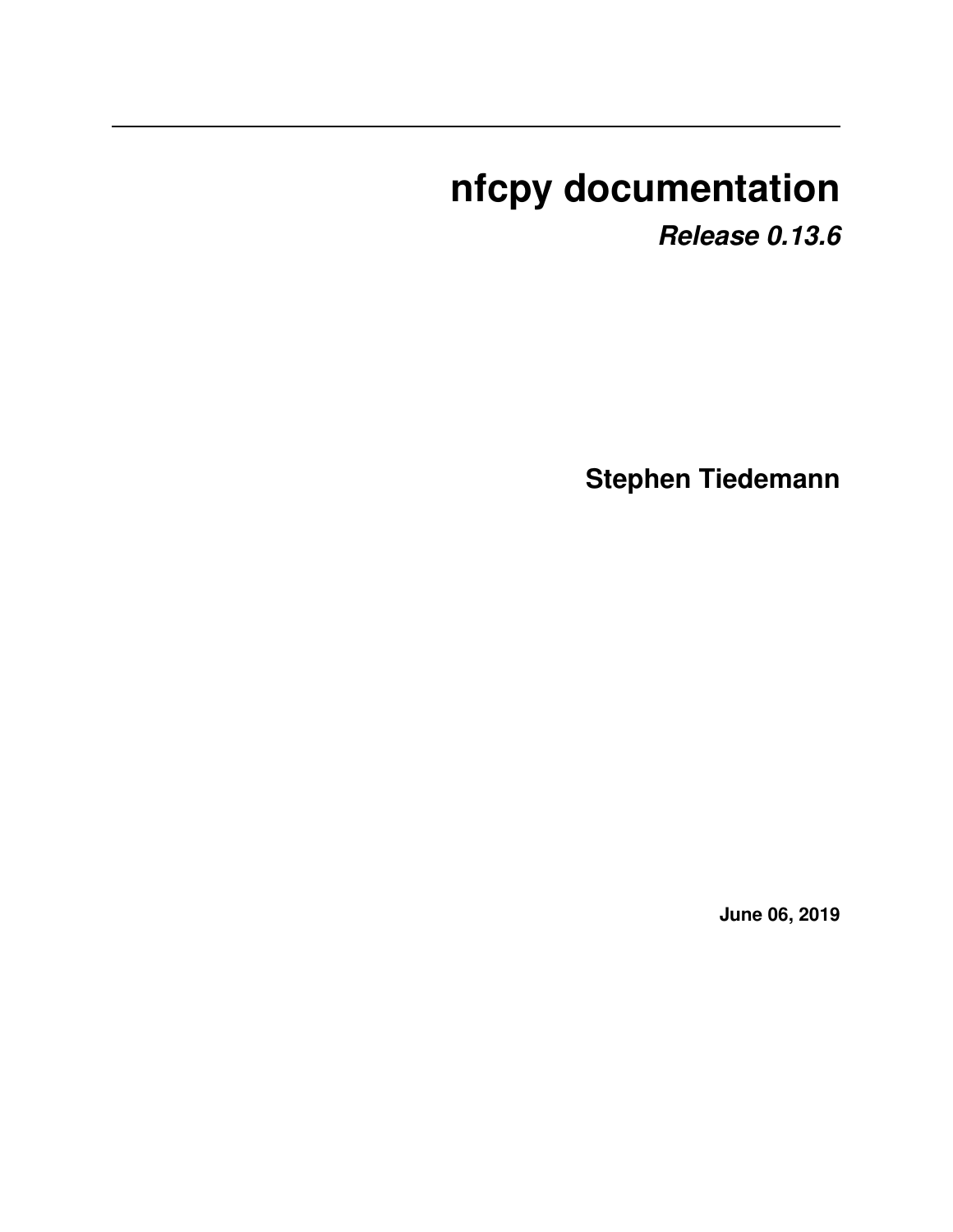# nfcpy documentation

***Release 0.13.6***

**Stephen Tiedemann**

**June 06, 2019**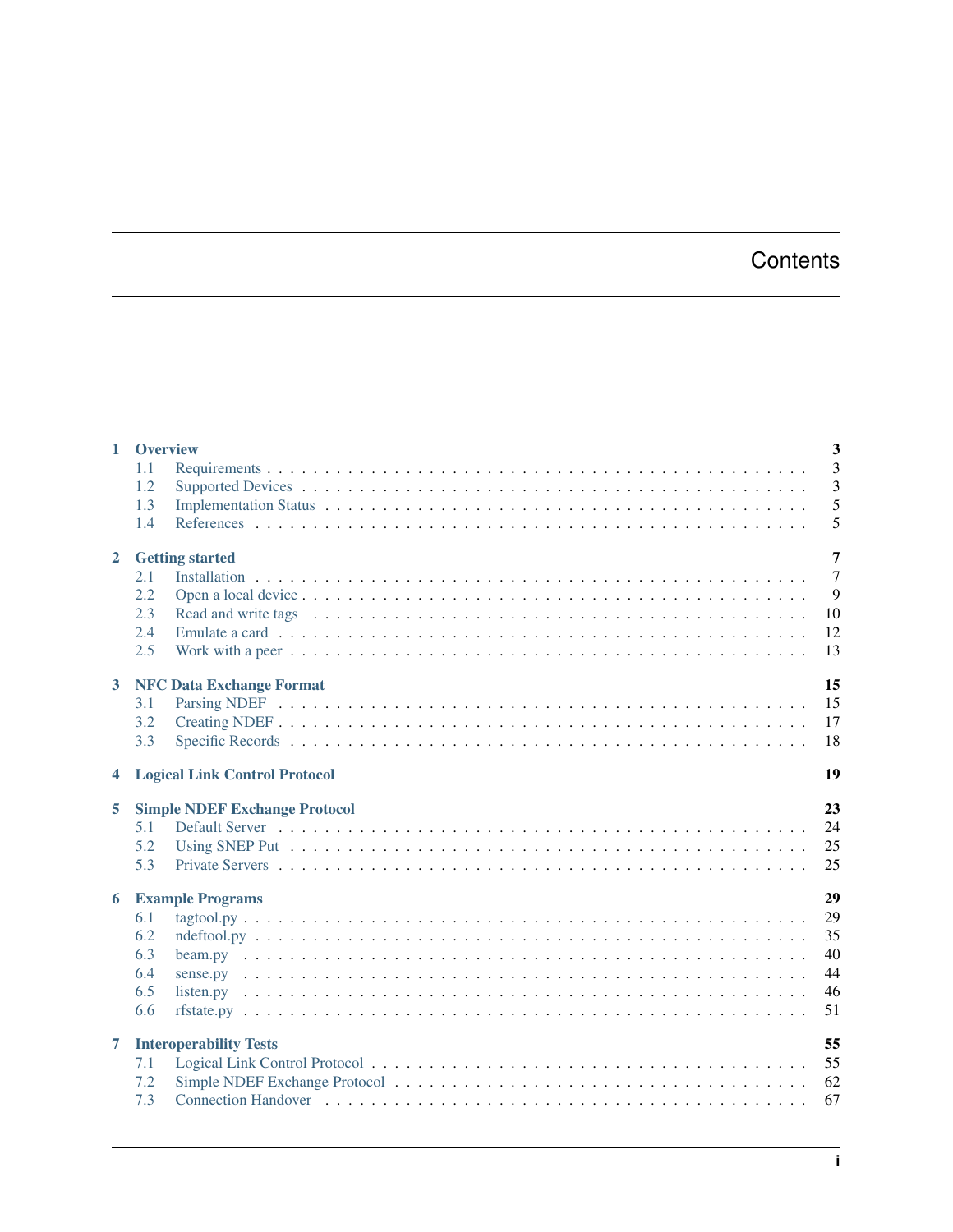# Contents

**1 Overview** **3**
- 1.1 Requirements . . . 3
- 1.2 Supported Devices . . . 3
- 1.3 Implementation Status . . . 5
- 1.4 References . . . 5

**2 Getting started** **7**
- 2.1 Installation . . . 7
- 2.2 Open a local device . . . 9
- 2.3 Read and write tags . . . 10
- 2.4 Emulate a card . . . 12
- 2.5 Work with a peer . . . 13

**3 NFC Data Exchange Format** **15**
- 3.1 Parsing NDEF . . . 15
- 3.2 Creating NDEF . . . 17
- 3.3 Specific Records . . . 18

**4 Logical Link Control Protocol** **19**

**5 Simple NDEF Exchange Protocol** **23**
- 5.1 Default Server . . . 24
- 5.2 Using SNEP Put . . . 25
- 5.3 Private Servers . . . 25

**6 Example Programs** **29**
- 6.1 tagtool.py . . . 29
- 6.2 ndeftool.py . . . 35
- 6.3 beam.py . . . 40
- 6.4 sense.py . . . 44
- 6.5 listen.py . . . 46
- 6.6 rfstate.py . . . 51

**7 Interoperability Tests** **55**
- 7.1 Logical Link Control Protocol . . . 55
- 7.2 Simple NDEF Exchange Protocol . . . 62
- 7.3 Connection Handover . . . 67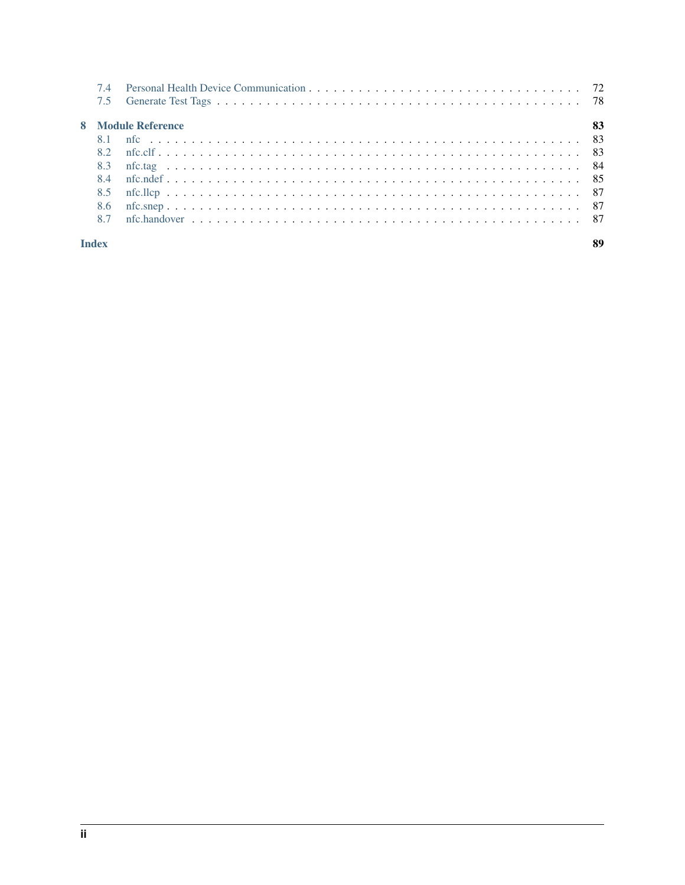- 7.4 Personal Health Device Communication . . . . . 72
- 7.5 Generate Test Tags . . . . . 78

**8 Module Reference** **83**

- 8.1 nfc . . . . . 83
- 8.2 nfc.clf . . . . . 83
- 8.3 nfc.tag . . . . . 84
- 8.4 nfc.ndef . . . . . 85
- 8.5 nfc.llcp . . . . . 87
- 8.6 nfc.snep . . . . . 87
- 8.7 nfc.handover . . . . . 87

**Index** **89**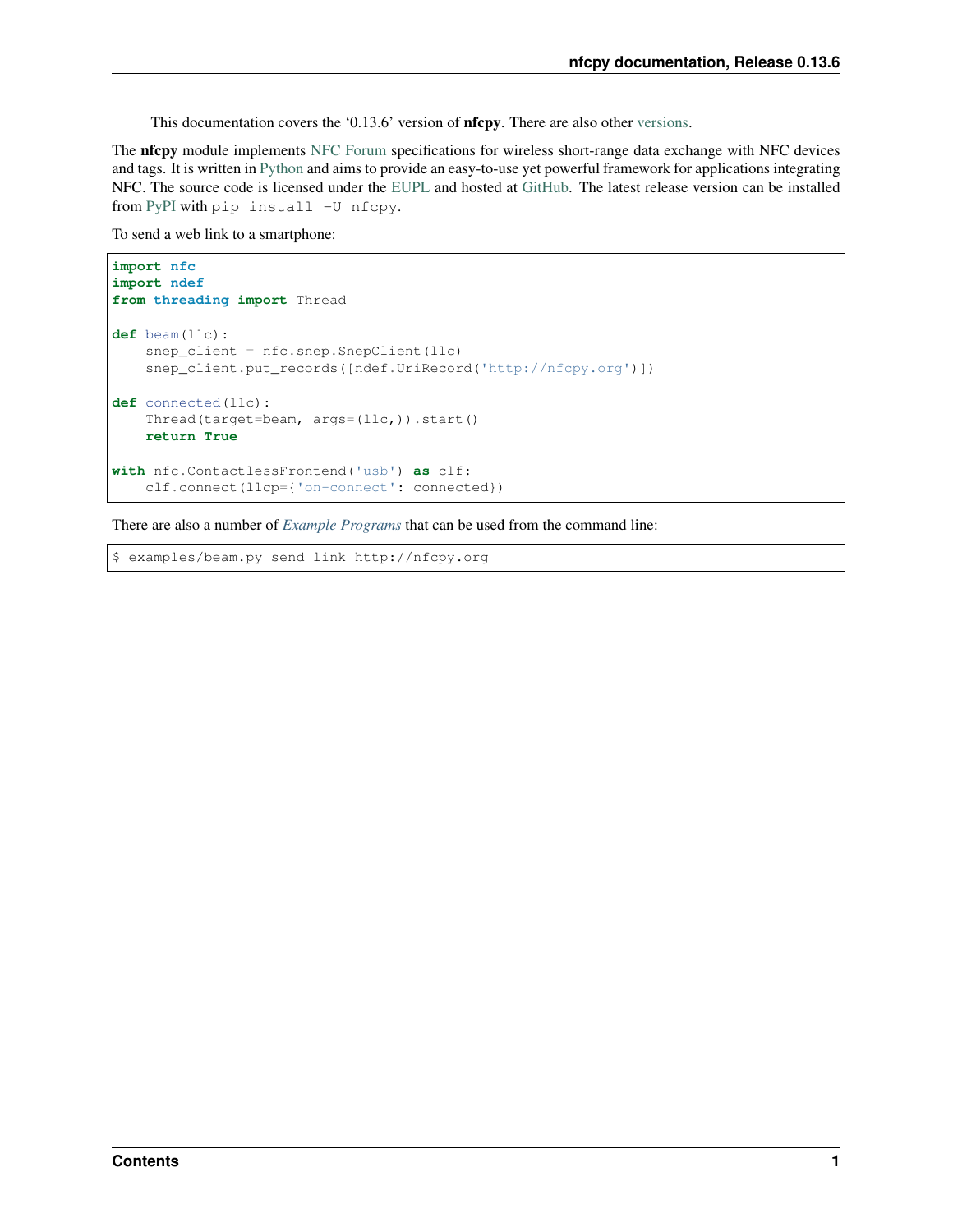This documentation covers the '0.13.6' version of **nfcpy**. There are also other versions.

The **nfcpy** module implements NFC Forum specifications for wireless short-range data exchange with NFC devices and tags. It is written in Python and aims to provide an easy-to-use yet powerful framework for applications integrating NFC. The source code is licensed under the EUPL and hosted at GitHub. The latest release version can be installed from PyPI with `pip install -U nfcpy`.

To send a web link to a smartphone:

```
import nfc
import ndef
from threading import Thread

def beam(llc):
    snep_client = nfc.snep.SnepClient(llc)
    snep_client.put_records([ndef.UriRecord('http://nfcpy.org')])

def connected(llc):
    Thread(target=beam, args=(llc,)).start()
    return True

with nfc.ContactlessFrontend('usb') as clf:
    clf.connect(llcp={'on-connect': connected})
```

There are also a number of *Example Programs* that can be used from the command line:

```
$ examples/beam.py send link http://nfcpy.org
```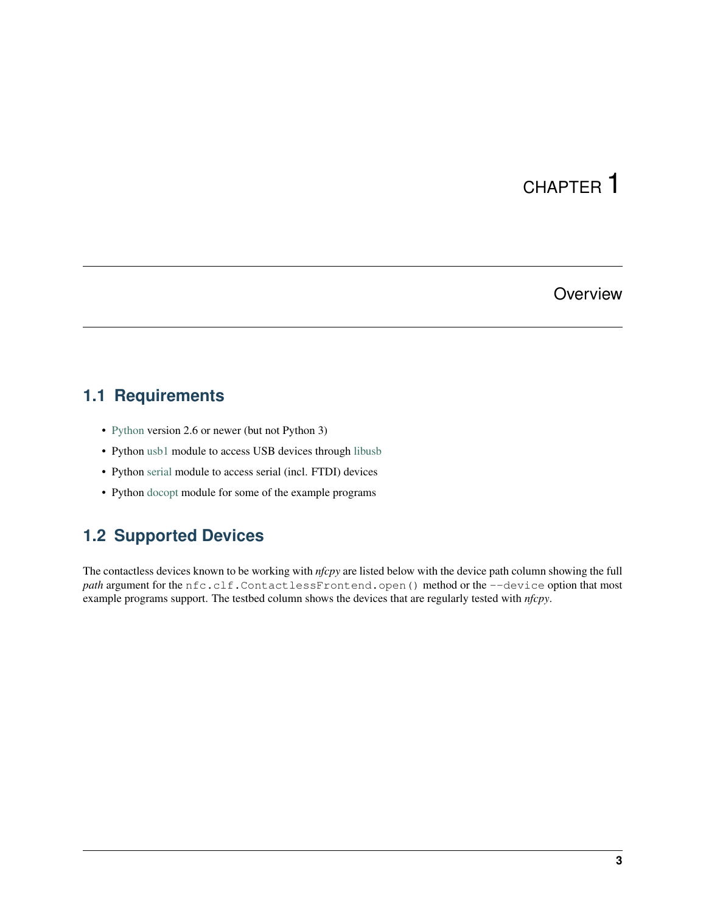# CHAPTER 1

## Overview

### 1.1 Requirements

- Python version 2.6 or newer (but not Python 3)
- Python usb1 module to access USB devices through libusb
- Python serial module to access serial (incl. FTDI) devices
- Python docopt module for some of the example programs

### 1.2 Supported Devices

The contactless devices known to be working with *nfcpy* are listed below with the device path column showing the full *path* argument for the `nfc.clf.ContactlessFrontend.open()` method or the `--device` option that most example programs support. The testbed column shows the devices that are regularly tested with *nfcpy*.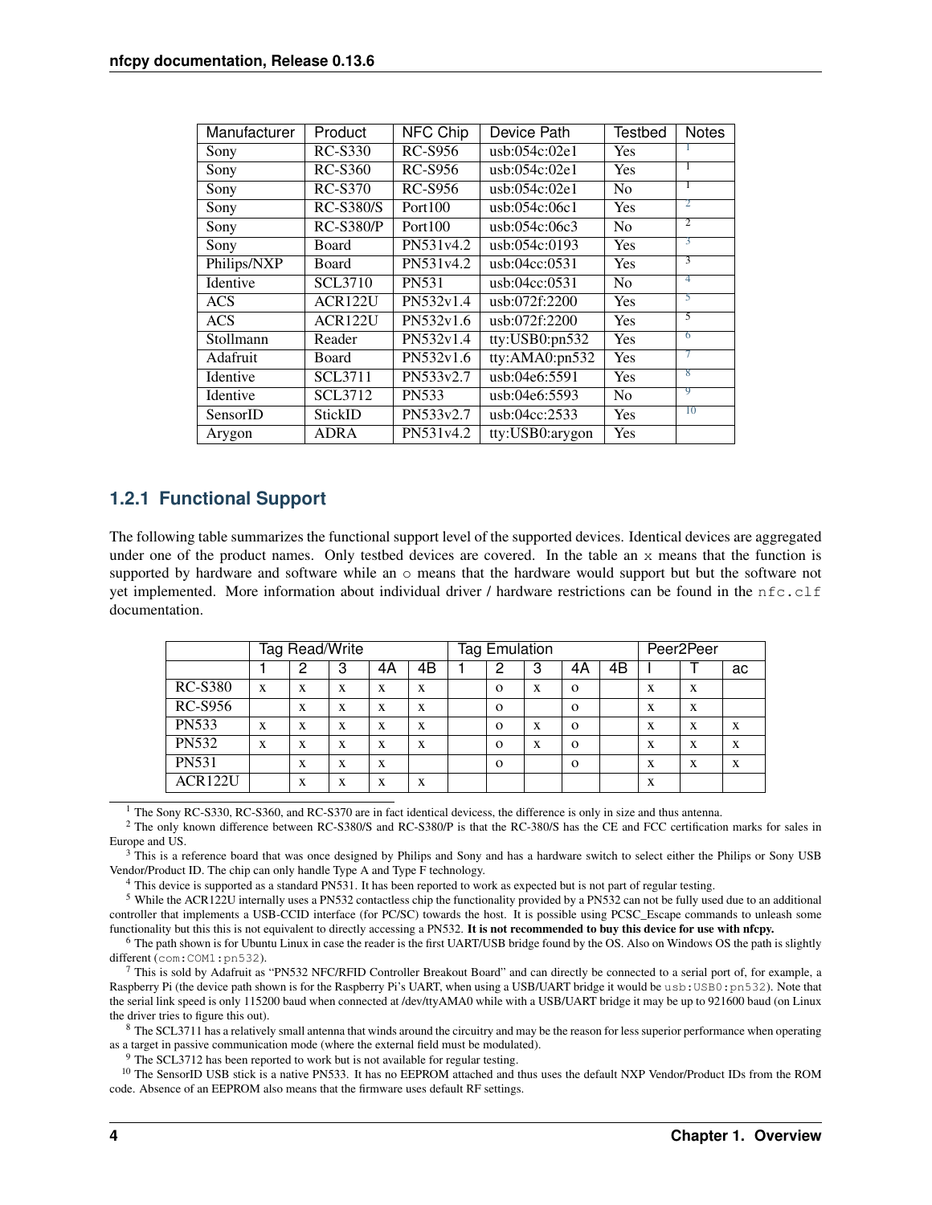| Manufacturer | Product | NFC Chip | Device Path | Testbed | Notes |
|---|---|---|---|---|---|
| Sony | RC-S330 | RC-S956 | usb:054c:02e1 | Yes | [1] |
| Sony | RC-S360 | RC-S956 | usb:054c:02e1 | Yes | [1] |
| Sony | RC-S370 | RC-S956 | usb:054c:02e1 | No | [1] |
| Sony | RC-S380/S | Port100 | usb:054c:06c1 | Yes | [2] |
| Sony | RC-S380/P | Port100 | usb:054c:06c3 | No | [2] |
| Sony | Board | PN531v4.2 | usb:054c:0193 | Yes | [3] |
| Philips/NXP | Board | PN531v4.2 | usb:04cc:0531 | Yes | [3] |
| Identive | SCL3710 | PN531 | usb:04cc:0531 | No | [4] |
| ACS | ACR122U | PN532v1.4 | usb:072f:2200 | Yes | [5] |
| ACS | ACR122U | PN532v1.6 | usb:072f:2200 | Yes | [5] |
| Stollmann | Reader | PN532v1.4 | tty:USB0:pn532 | Yes | [6] |
| Adafruit | Board | PN532v1.6 | tty:AMA0:pn532 | Yes | [7] |
| Identive | SCL3711 | PN533v2.7 | usb:04e6:5591 | Yes | [8] |
| Identive | SCL3712 | PN533 | usb:04e6:5593 | No | [9] |
| SensorID | StickID | PN533v2.7 | usb:04cc:2533 | Yes | [10] |
| Arygon | ADRA | PN531v4.2 | tty:USB0:arygon | Yes | |

### 1.2.1 Functional Support

The following table summarizes the functional support level of the supported devices. Identical devices are aggregated under one of the product names. Only testbed devices are covered. In the table an x means that the function is supported by hardware and software while an o means that the hardware would support but but the software not yet implemented. More information about individual driver / hardware restrictions can be found in the `nfc.clf` documentation.

| | Tag Read/Write | | | | | Tag Emulation | | | | | Peer2Peer | | |
|---|---|---|---|---|---|---|---|---|---|---|---|---|---|
| | 1 | 2 | 3 | 4A | 4B | 1 | 2 | 3 | 4A | 4B | I | T | ac |
| RC-S380 | x | x | x | x | x | | o | x | o | | x | x | |
| RC-S956 | | x | x | x | x | | o | | o | | x | x | |
| PN533 | x | x | x | x | x | | o | x | o | | x | x | x |
| PN532 | x | x | x | x | x | | o | x | o | | x | x | x |
| PN531 | | x | x | x | | | o | | o | | x | x | x |
| ACR122U | | x | x | x | x | | | | | | x | | |

[1] The Sony RC-S330, RC-S360, and RC-S370 are in fact identical devicess, the difference is only in size and thus antenna.

[2] The only known difference between RC-S380/S and RC-S380/P is that the RC-380/S has the CE and FCC certification marks for sales in Europe and US.

[3] This is a reference board that was once designed by Philips and Sony and has a hardware switch to select either the Philips or Sony USB Vendor/Product ID. The chip can only handle Type A and Type F technology.

[4] This device is supported as a standard PN531. It has been reported to work as expected but is not part of regular testing.

[5] While the ACR122U internally uses a PN532 contactless chip the functionality provided by a PN532 can not be fully used due to an additional controller that implements a USB-CCID interface (for PC/SC) towards the host. It is possible using PCSC_Escape commands to unleash some functionality but this this is not equivalent to directly accessing a PN532. **It is not recommended to buy this device for use with nfcpy.**

[6] The path shown is for Ubuntu Linux in case the reader is the first UART/USB bridge found by the OS. Also on Windows OS the path is slightly different (`com:COM1:pn532`).

[7] This is sold by Adafruit as "PN532 NFC/RFID Controller Breakout Board" and can directly be connected to a serial port of, for example, a Raspberry Pi (the device path shown is for the Raspberry Pi's UART, when using a USB/UART bridge it would be `usb:USB0:pn532`). Note that the serial link speed is only 115200 baud when connected at /dev/ttyAMA0 while with a USB/UART bridge it may be up to 921600 baud (on Linux the driver tries to figure this out).

[8] The SCL3711 has a relatively small antenna that winds around the circuitry and may be the reason for less superior performance when operating as a target in passive communication mode (where the external field must be modulated).

[9] The SCL3712 has been reported to work but is not available for regular testing.

[10] The SensorID USB stick is a native PN533. It has no EEPROM attached and thus uses the default NXP Vendor/Product IDs from the ROM code. Absence of an EEPROM also means that the firmware uses default RF settings.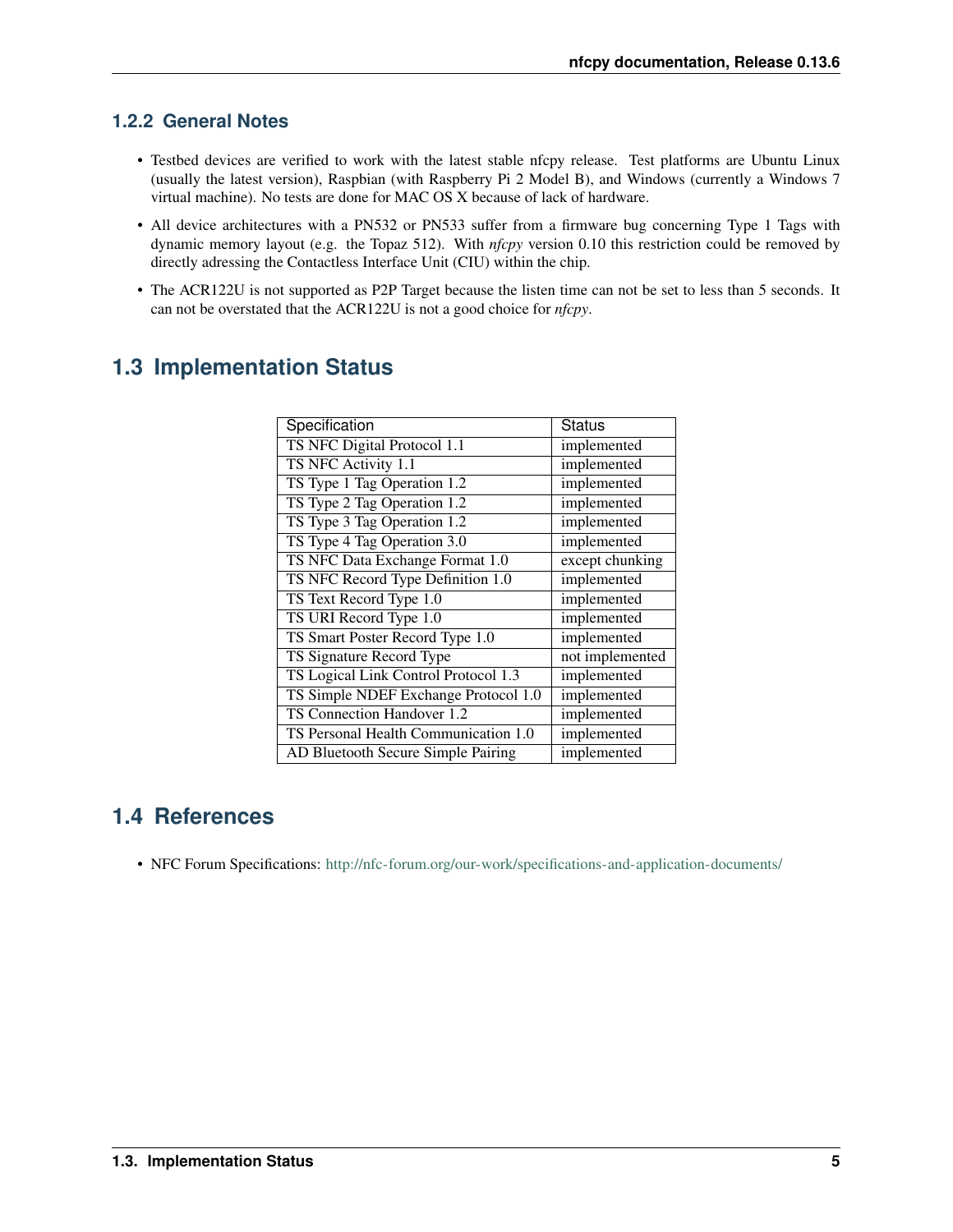### 1.2.2 General Notes

- Testbed devices are verified to work with the latest stable nfcpy release. Test platforms are Ubuntu Linux (usually the latest version), Raspbian (with Raspberry Pi 2 Model B), and Windows (currently a Windows 7 virtual machine). No tests are done for MAC OS X because of lack of hardware.
- All device architectures with a PN532 or PN533 suffer from a firmware bug concerning Type 1 Tags with dynamic memory layout (e.g. the Topaz 512). With *nfcpy* version 0.10 this restriction could be removed by directly adressing the Contactless Interface Unit (CIU) within the chip.
- The ACR122U is not supported as P2P Target because the listen time can not be set to less than 5 seconds. It can not be overstated that the ACR122U is not a good choice for *nfcpy*.

## 1.3 Implementation Status

| Specification | Status |
|---|---|
| TS NFC Digital Protocol 1.1 | implemented |
| TS NFC Activity 1.1 | implemented |
| TS Type 1 Tag Operation 1.2 | implemented |
| TS Type 2 Tag Operation 1.2 | implemented |
| TS Type 3 Tag Operation 1.2 | implemented |
| TS Type 4 Tag Operation 3.0 | implemented |
| TS NFC Data Exchange Format 1.0 | except chunking |
| TS NFC Record Type Definition 1.0 | implemented |
| TS Text Record Type 1.0 | implemented |
| TS URI Record Type 1.0 | implemented |
| TS Smart Poster Record Type 1.0 | implemented |
| TS Signature Record Type | not implemented |
| TS Logical Link Control Protocol 1.3 | implemented |
| TS Simple NDEF Exchange Protocol 1.0 | implemented |
| TS Connection Handover 1.2 | implemented |
| TS Personal Health Communication 1.0 | implemented |
| AD Bluetooth Secure Simple Pairing | implemented |

## 1.4 References

- NFC Forum Specifications: http://nfc-forum.org/our-work/specifications-and-application-documents/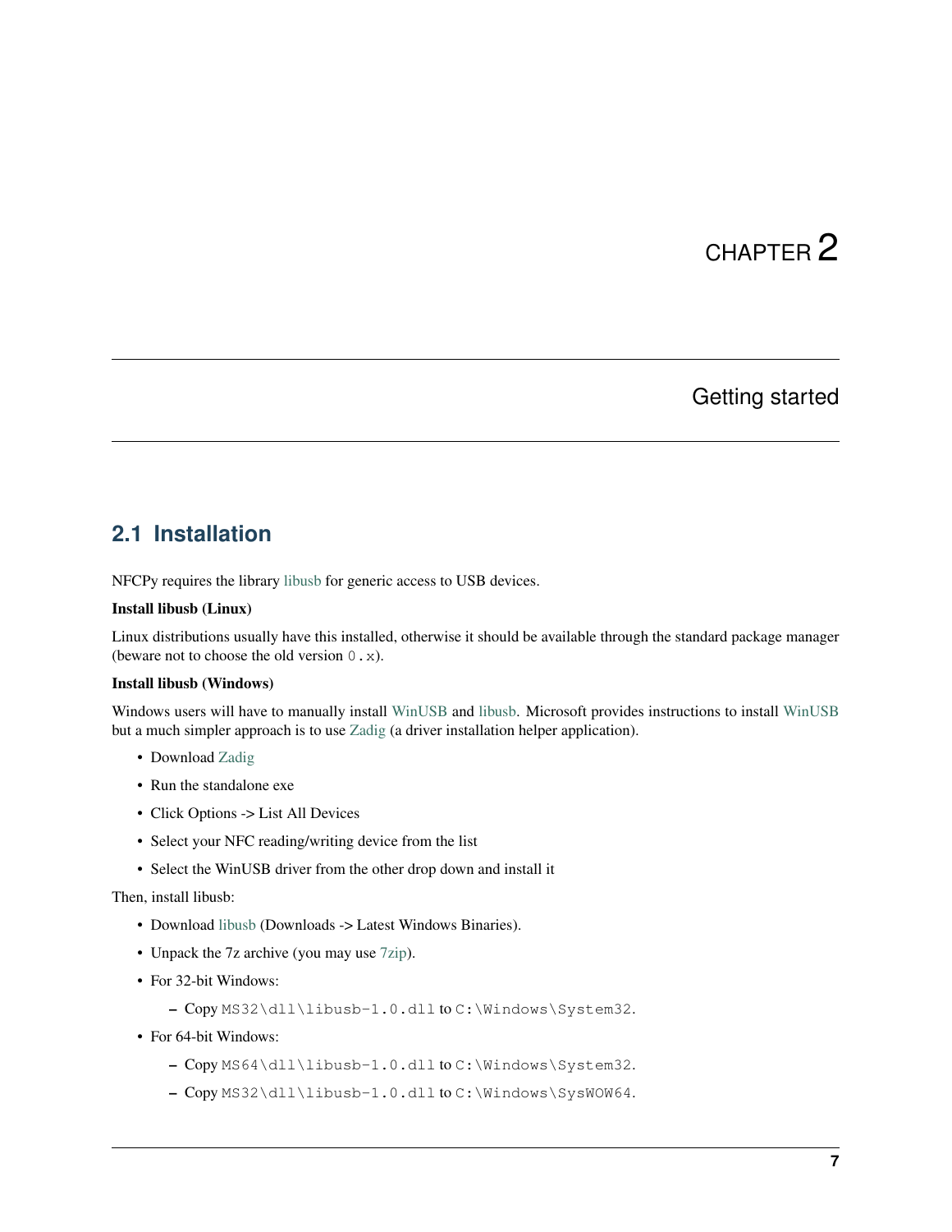# CHAPTER 2

# Getting started

## 2.1 Installation

NFCPy requires the library libusb for generic access to USB devices.

**Install libusb (Linux)**

Linux distributions usually have this installed, otherwise it should be available through the standard package manager (beware not to choose the old version `0.x`).

**Install libusb (Windows)**

Windows users will have to manually install WinUSB and libusb. Microsoft provides instructions to install WinUSB but a much simpler approach is to use Zadig (a driver installation helper application).

- Download Zadig
- Run the standalone exe
- Click Options -> List All Devices
- Select your NFC reading/writing device from the list
- Select the WinUSB driver from the other drop down and install it

Then, install libusb:

- Download libusb (Downloads -> Latest Windows Binaries).
- Unpack the 7z archive (you may use 7zip).
- For 32-bit Windows:
  - Copy `MS32\dll\libusb-1.0.dll` to `C:\Windows\System32`.
- For 64-bit Windows:
  - Copy `MS64\dll\libusb-1.0.dll` to `C:\Windows\System32`.
  - Copy `MS32\dll\libusb-1.0.dll` to `C:\Windows\SysWOW64`.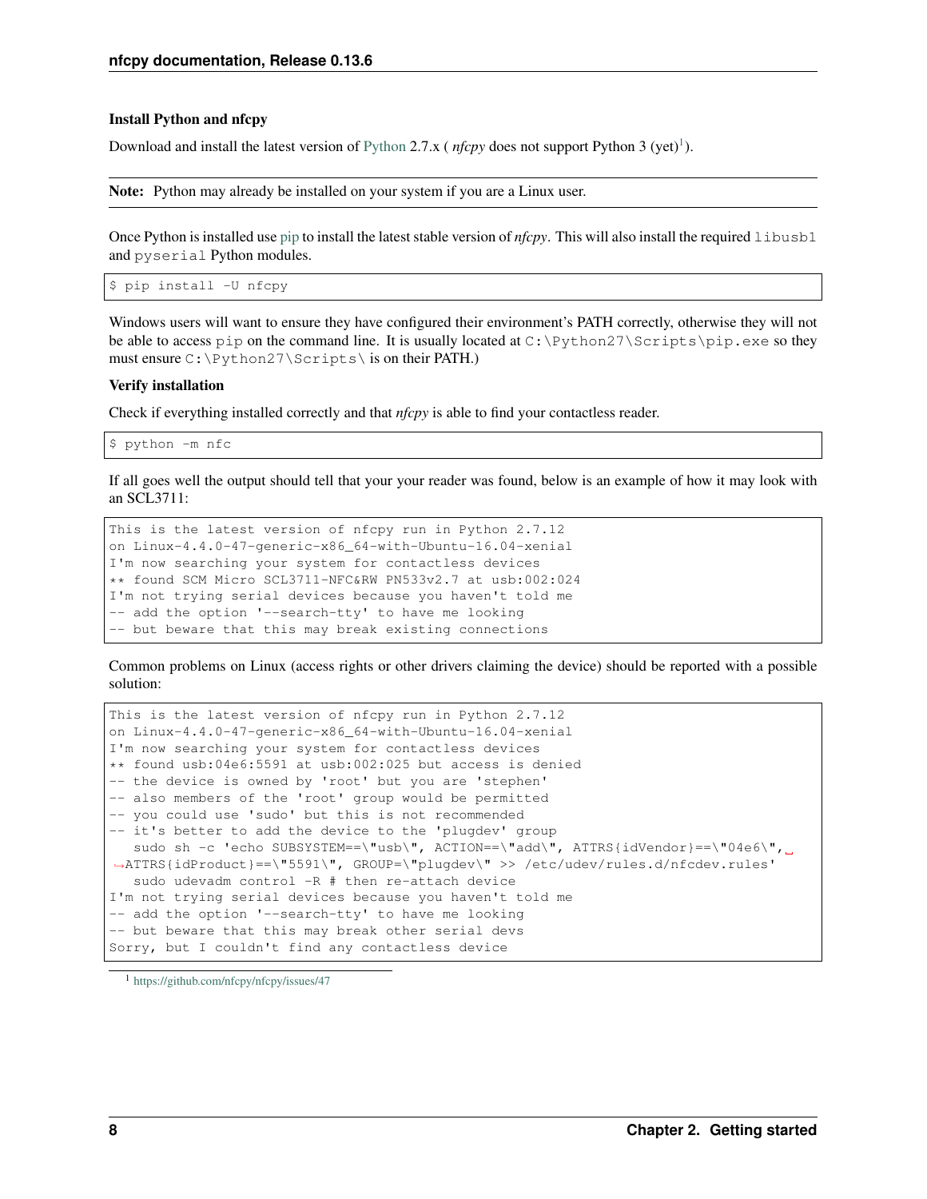### Install Python and nfcpy

Download and install the latest version of Python 2.7.x ( *nfcpy* does not support Python 3 (yet)[1]).

**Note:** Python may already be installed on your system if you are a Linux user.

Once Python is installed use pip to install the latest stable version of *nfcpy*. This will also install the required `libusb1` and `pyserial` Python modules.

```
$ pip install -U nfcpy
```

Windows users will want to ensure they have configured their environment's PATH correctly, otherwise they will not be able to access `pip` on the command line. It is usually located at `C:\Python27\Scripts\pip.exe` so they must ensure `C:\Python27\Scripts\` is on their PATH.)

### Verify installation

Check if everything installed correctly and that *nfcpy* is able to find your contactless reader.

```
$ python -m nfc
```

If all goes well the output should tell that your your reader was found, below is an example of how it may look with an SCL3711:

```
This is the latest version of nfcpy run in Python 2.7.12
on Linux-4.4.0-47-generic-x86_64-with-Ubuntu-16.04-xenial
I'm now searching your system for contactless devices
** found SCM Micro SCL3711-NFC&RW PN533v2.7 at usb:002:024
I'm not trying serial devices because you haven't told me
-- add the option '--search-tty' to have me looking
-- but beware that this may break existing connections
```

Common problems on Linux (access rights or other drivers claiming the device) should be reported with a possible solution:

```
This is the latest version of nfcpy run in Python 2.7.12
on Linux-4.4.0-47-generic-x86_64-with-Ubuntu-16.04-xenial
I'm now searching your system for contactless devices
** found usb:04e6:5591 at usb:002:025 but access is denied
-- the device is owned by 'root' but you are 'stephen'
-- also members of the 'root' group would be permitted
-- you could use 'sudo' but this is not recommended
-- it's better to add the device to the 'plugdev' group
   sudo sh -c 'echo SUBSYSTEM==\"usb\", ACTION==\"add\", ATTRS{idVendor}==\"04e6\",
↪ATTRS{idProduct}==\"5591\", GROUP=\"plugdev\" >> /etc/udev/rules.d/nfcdev.rules'
   sudo udevadm control -R # then re-attach device
I'm not trying serial devices because you haven't told me
-- add the option '--search-tty' to have me looking
-- but beware that this may break other serial devs
Sorry, but I couldn't find any contactless device
```

[1] https://github.com/nfcpy/nfcpy/issues/47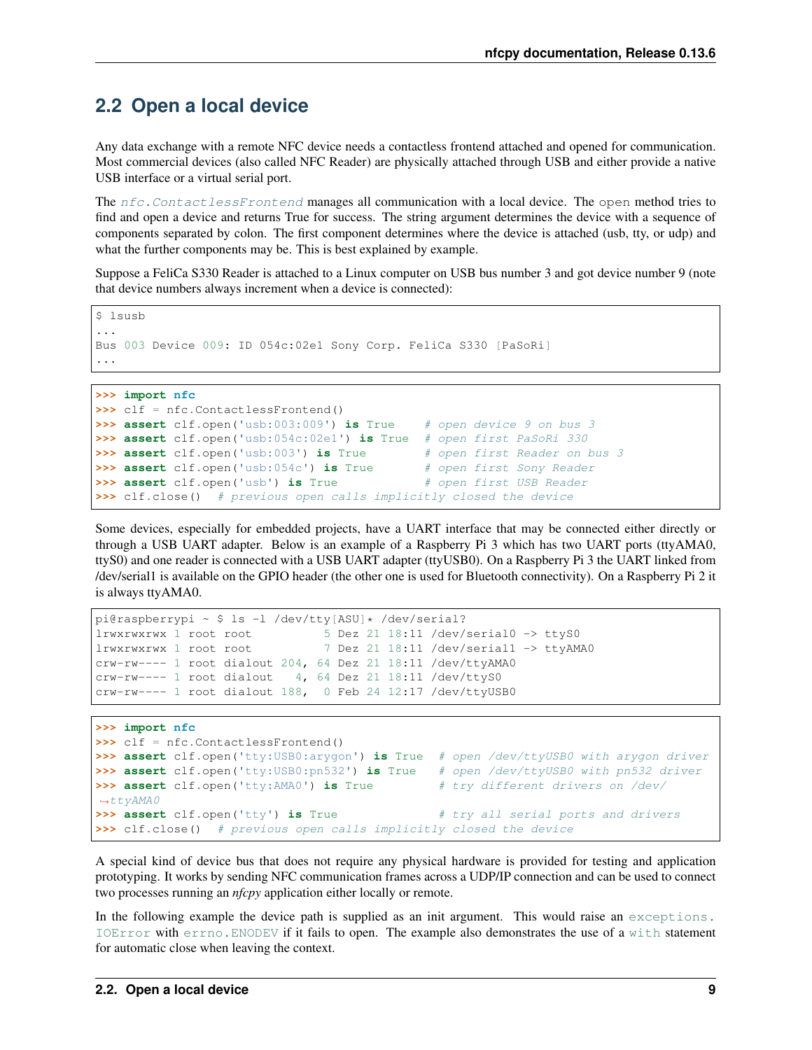## 2.2 Open a local device

Any data exchange with a remote NFC device needs a contactless frontend attached and opened for communication. Most commercial devices (also called NFC Reader) are physically attached through USB and either provide a native USB interface or a virtual serial port.

The `nfc.ContactlessFrontend` manages all communication with a local device. The `open` method tries to find and open a device and returns True for success. The string argument determines the device with a sequence of components separated by colon. The first component determines where the device is attached (usb, tty, or udp) and what the further components may be. This is best explained by example.

Suppose a FeliCa S330 Reader is attached to a Linux computer on USB bus number 3 and got device number 9 (note that device numbers always increment when a device is connected):

```
$ lsusb
...
Bus 003 Device 009: ID 054c:02e1 Sony Corp. FeliCa S330 [PaSoRi]
...
```

```
>>> import nfc
>>> clf = nfc.ContactlessFrontend()
>>> assert clf.open('usb:003:009') is True    # open device 9 on bus 3
>>> assert clf.open('usb:054c:02e1') is True  # open first PaSoRi 330
>>> assert clf.open('usb:003') is True        # open first Reader on bus 3
>>> assert clf.open('usb:054c') is True       # open first Sony Reader
>>> assert clf.open('usb') is True            # open first USB Reader
>>> clf.close()  # previous open calls implicitly closed the device
```

Some devices, especially for embedded projects, have a UART interface that may be connected either directly or through a USB UART adapter. Below is an example of a Raspberry Pi 3 which has two UART ports (ttyAMA0, ttyS0) and one reader is connected with a USB UART adapter (ttyUSB0). On a Raspberry Pi 3 the UART linked from /dev/serial1 is available on the GPIO header (the other one is used for Bluetooth connectivity). On a Raspberry Pi 2 it is always ttyAMA0.

```
pi@raspberrypi ~ $ ls -l /dev/tty[ASU]* /dev/serial?
lrwxrwxrwx 1 root root          5 Dez 21 18:11 /dev/serial0 -> ttyS0
lrwxrwxrwx 1 root root          7 Dez 21 18:11 /dev/serial1 -> ttyAMA0
crw-rw---- 1 root dialout 204, 64 Dez 21 18:11 /dev/ttyAMA0
crw-rw---- 1 root dialout   4, 64 Dez 21 18:11 /dev/ttyS0
crw-rw---- 1 root dialout 188,  0 Feb 24 12:17 /dev/ttyUSB0
```

```
>>> import nfc
>>> clf = nfc.ContactlessFrontend()
>>> assert clf.open('tty:USB0:arygon') is True  # open /dev/ttyUSB0 with arygon driver
>>> assert clf.open('tty:USB0:pn532') is True   # open /dev/ttyUSB0 with pn532 driver
>>> assert clf.open('tty:AMA0') is True         # try different drivers on /dev/ttyAMA0
>>> assert clf.open('tty') is True              # try all serial ports and drivers
>>> clf.close()  # previous open calls implicitly closed the device
```

A special kind of device bus that does not require any physical hardware is provided for testing and application prototyping. It works by sending NFC communication frames across a UDP/IP connection and can be used to connect two processes running an *nfcpy* application either locally or remote.

In the following example the device path is supplied as an init argument. This would raise an `exceptions.IOError` with `errno.ENODEV` if it fails to open. The example also demonstrates the use of a `with` statement for automatic close when leaving the context.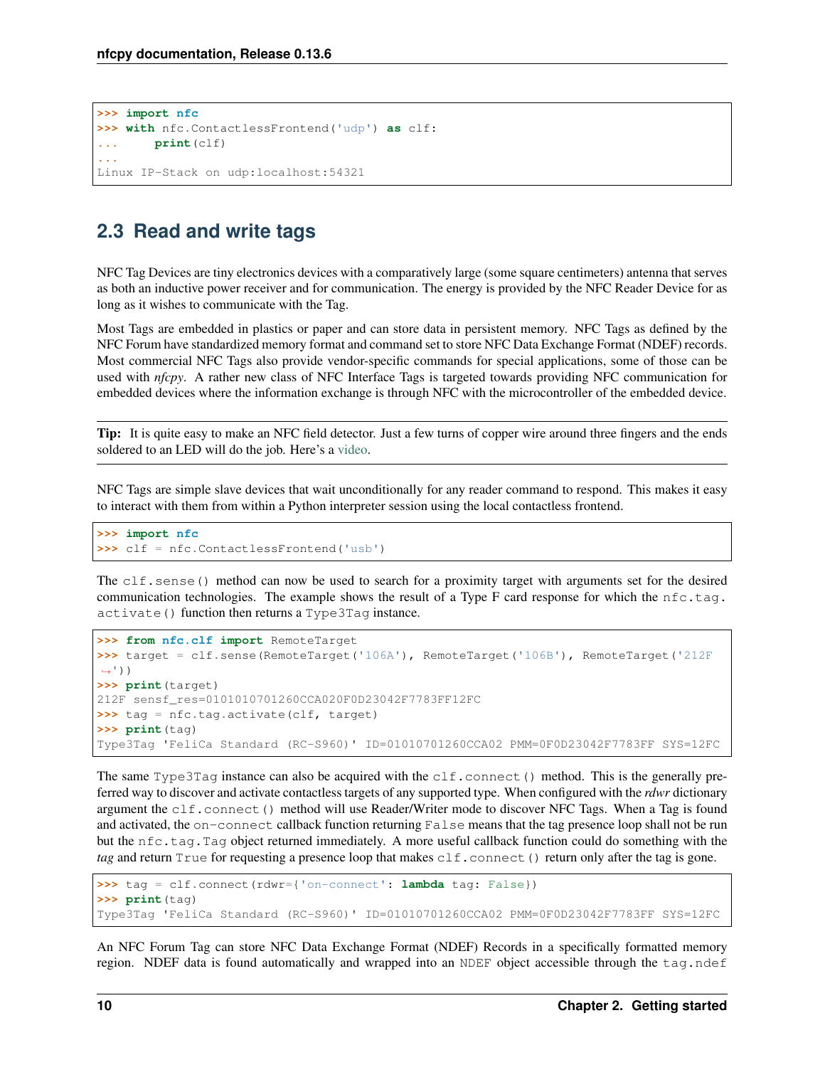```
>>> import nfc
>>> with nfc.ContactlessFrontend('udp') as clf:
...     print(clf)
...
Linux IP-Stack on udp:localhost:54321
```

## 2.3 Read and write tags

NFC Tag Devices are tiny electronics devices with a comparatively large (some square centimeters) antenna that serves as both an inductive power receiver and for communication. The energy is provided by the NFC Reader Device for as long as it wishes to communicate with the Tag.

Most Tags are embedded in plastics or paper and can store data in persistent memory. NFC Tags as defined by the NFC Forum have standardized memory format and command set to store NFC Data Exchange Format (NDEF) records. Most commercial NFC Tags also provide vendor-specific commands for special applications, some of those can be used with *nfcpy*. A rather new class of NFC Interface Tags is targeted towards providing NFC communication for embedded devices where the information exchange is through NFC with the microcontroller of the embedded device.

**Tip:** It is quite easy to make an NFC field detector. Just a few turns of copper wire around three fingers and the ends soldered to an LED will do the job. Here's a video.

NFC Tags are simple slave devices that wait unconditionally for any reader command to respond. This makes it easy to interact with them from within a Python interpreter session using the local contactless frontend.

```
>>> import nfc
>>> clf = nfc.ContactlessFrontend('usb')
```

The `clf.sense()` method can now be used to search for a proximity target with arguments set for the desired communication technologies. The example shows the result of a Type F card response for which the `nfc.tag.activate()` function then returns a `Type3Tag` instance.

```
>>> from nfc.clf import RemoteTarget
>>> target = clf.sense(RemoteTarget('106A'), RemoteTarget('106B'), RemoteTarget('212F'))
>>> print(target)
212F sensf_res=0101010701260CCA020F0D23042F7783FF12FC
>>> tag = nfc.tag.activate(clf, target)
>>> print(tag)
Type3Tag 'FeliCa Standard (RC-S960)' ID=01010701260CCA02 PMM=0F0D23042F7783FF SYS=12FC
```

The same `Type3Tag` instance can also be acquired with the `clf.connect()` method. This is the generally preferred way to discover and activate contactless targets of any supported type. When configured with the *rdwr* dictionary argument the `clf.connect()` method will use Reader/Writer mode to discover NFC Tags. When a Tag is found and activated, the `on-connect` callback function returning `False` means that the tag presence loop shall not be run but the `nfc.tag.Tag` object returned immediately. A more useful callback function could do something with the *tag* and return `True` for requesting a presence loop that makes `clf.connect()` return only after the tag is gone.

```
>>> tag = clf.connect(rdwr={'on-connect': lambda tag: False})
>>> print(tag)
Type3Tag 'FeliCa Standard (RC-S960)' ID=01010701260CCA02 PMM=0F0D23042F7783FF SYS=12FC
```

An NFC Forum Tag can store NFC Data Exchange Format (NDEF) Records in a specifically formatted memory region. NDEF data is found automatically and wrapped into an `NDEF` object accessible through the `tag.ndef`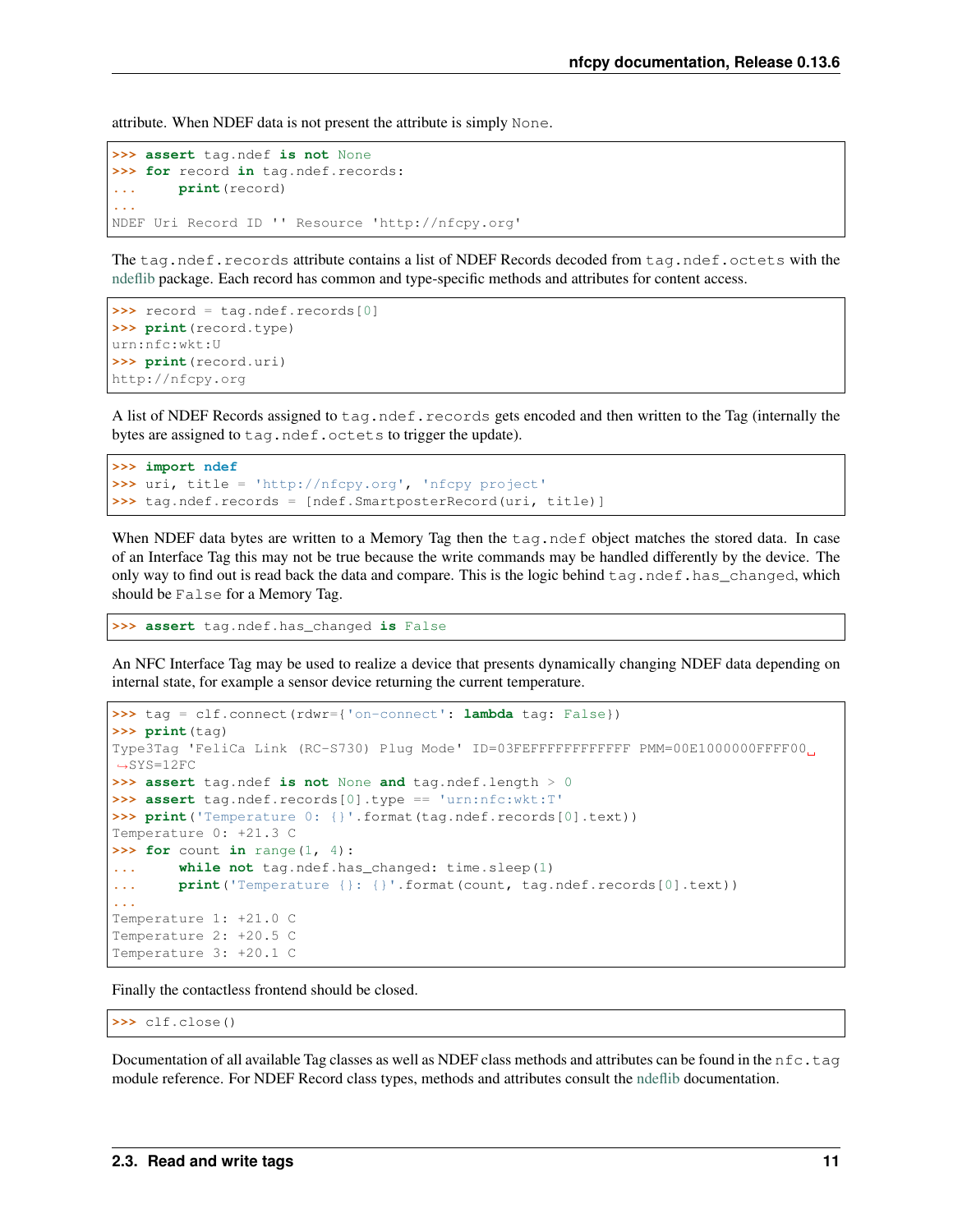attribute. When NDEF data is not present the attribute is simply `None`.

```
>>> assert tag.ndef is not None
>>> for record in tag.ndef.records:
...     print(record)
...
NDEF Uri Record ID '' Resource 'http://nfcpy.org'
```

The `tag.ndef.records` attribute contains a list of NDEF Records decoded from `tag.ndef.octets` with the ndeflib package. Each record has common and type-specific methods and attributes for content access.

```
>>> record = tag.ndef.records[0]
>>> print(record.type)
urn:nfc:wkt:U
>>> print(record.uri)
http://nfcpy.org
```

A list of NDEF Records assigned to `tag.ndef.records` gets encoded and then written to the Tag (internally the bytes are assigned to `tag.ndef.octets` to trigger the update).

```
>>> import ndef
>>> uri, title = 'http://nfcpy.org', 'nfcpy project'
>>> tag.ndef.records = [ndef.SmartposterRecord(uri, title)]
```

When NDEF data bytes are written to a Memory Tag then the `tag.ndef` object matches the stored data. In case of an Interface Tag this may not be true because the write commands may be handled differently by the device. The only way to find out is read back the data and compare. This is the logic behind `tag.ndef.has_changed`, which should be `False` for a Memory Tag.

```
>>> assert tag.ndef.has_changed is False
```

An NFC Interface Tag may be used to realize a device that presents dynamically changing NDEF data depending on internal state, for example a sensor device returning the current temperature.

```
>>> tag = clf.connect(rdwr={'on-connect': lambda tag: False})
>>> print(tag)
Type3Tag 'FeliCa Link (RC-S730) Plug Mode' ID=03FEFFFFFFFFFFFF PMM=00E1000000FFFF00␣
↪SYS=12FC
>>> assert tag.ndef is not None and tag.ndef.length > 0
>>> assert tag.ndef.records[0].type == 'urn:nfc:wkt:T'
>>> print('Temperature 0: {}'.format(tag.ndef.records[0].text))
Temperature 0: +21.3 C
>>> for count in range(1, 4):
...     while not tag.ndef.has_changed: time.sleep(1)
...     print('Temperature {}: {}'.format(count, tag.ndef.records[0].text))
...
Temperature 1: +21.0 C
Temperature 2: +20.5 C
Temperature 3: +20.1 C
```

Finally the contactless frontend should be closed.

```
>>> clf.close()
```

Documentation of all available Tag classes as well as NDEF class methods and attributes can be found in the `nfc.tag` module reference. For NDEF Record class types, methods and attributes consult the ndeflib documentation.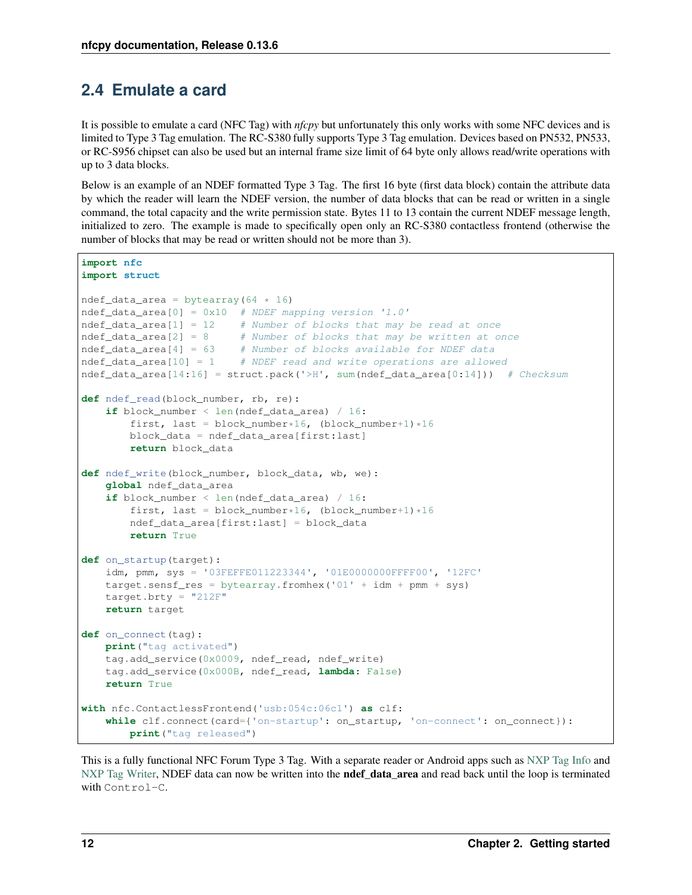## 2.4 Emulate a card

It is possible to emulate a card (NFC Tag) with *nfcpy* but unfortunately this only works with some NFC devices and is limited to Type 3 Tag emulation. The RC-S380 fully supports Type 3 Tag emulation. Devices based on PN532, PN533, or RC-S956 chipset can also be used but an internal frame size limit of 64 byte only allows read/write operations with up to 3 data blocks.

Below is an example of an NDEF formatted Type 3 Tag. The first 16 byte (first data block) contain the attribute data by which the reader will learn the NDEF version, the number of data blocks that can be read or written in a single command, the total capacity and the write permission state. Bytes 11 to 13 contain the current NDEF message length, initialized to zero. The example is made to specifically open only an RC-S380 contactless frontend (otherwise the number of blocks that may be read or written should not be more than 3).

```
import nfc
import struct

ndef_data_area = bytearray(64 * 16)
ndef_data_area[0] = 0x10  # NDEF mapping version '1.0'
ndef_data_area[1] = 12    # Number of blocks that may be read at once
ndef_data_area[2] = 8     # Number of blocks that may be written at once
ndef_data_area[4] = 63    # Number of blocks available for NDEF data
ndef_data_area[10] = 1    # NDEF read and write operations are allowed
ndef_data_area[14:16] = struct.pack('>H', sum(ndef_data_area[0:14]))  # Checksum

def ndef_read(block_number, rb, re):
    if block_number < len(ndef_data_area) / 16:
        first, last = block_number*16, (block_number+1)*16
        block_data = ndef_data_area[first:last]
        return block_data

def ndef_write(block_number, block_data, wb, we):
    global ndef_data_area
    if block_number < len(ndef_data_area) / 16:
        first, last = block_number*16, (block_number+1)*16
        ndef_data_area[first:last] = block_data
        return True

def on_startup(target):
    idm, pmm, sys = '03FEFFE011223344', '01E0000000FFFF00', '12FC'
    target.sensf_res = bytearray.fromhex('01' + idm + pmm + sys)
    target.brty = "212F"
    return target

def on_connect(tag):
    print("tag activated")
    tag.add_service(0x0009, ndef_read, ndef_write)
    tag.add_service(0x000B, ndef_read, lambda: False)
    return True

with nfc.ContactlessFrontend('usb:054c:06c1') as clf:
    while clf.connect(card={'on-startup': on_startup, 'on-connect': on_connect}):
        print("tag released")
```

This is a fully functional NFC Forum Type 3 Tag. With a separate reader or Android apps such as NXP Tag Info and NXP Tag Writer, NDEF data can now be written into the **ndef_data_area** and read back until the loop is terminated with `Control-C`.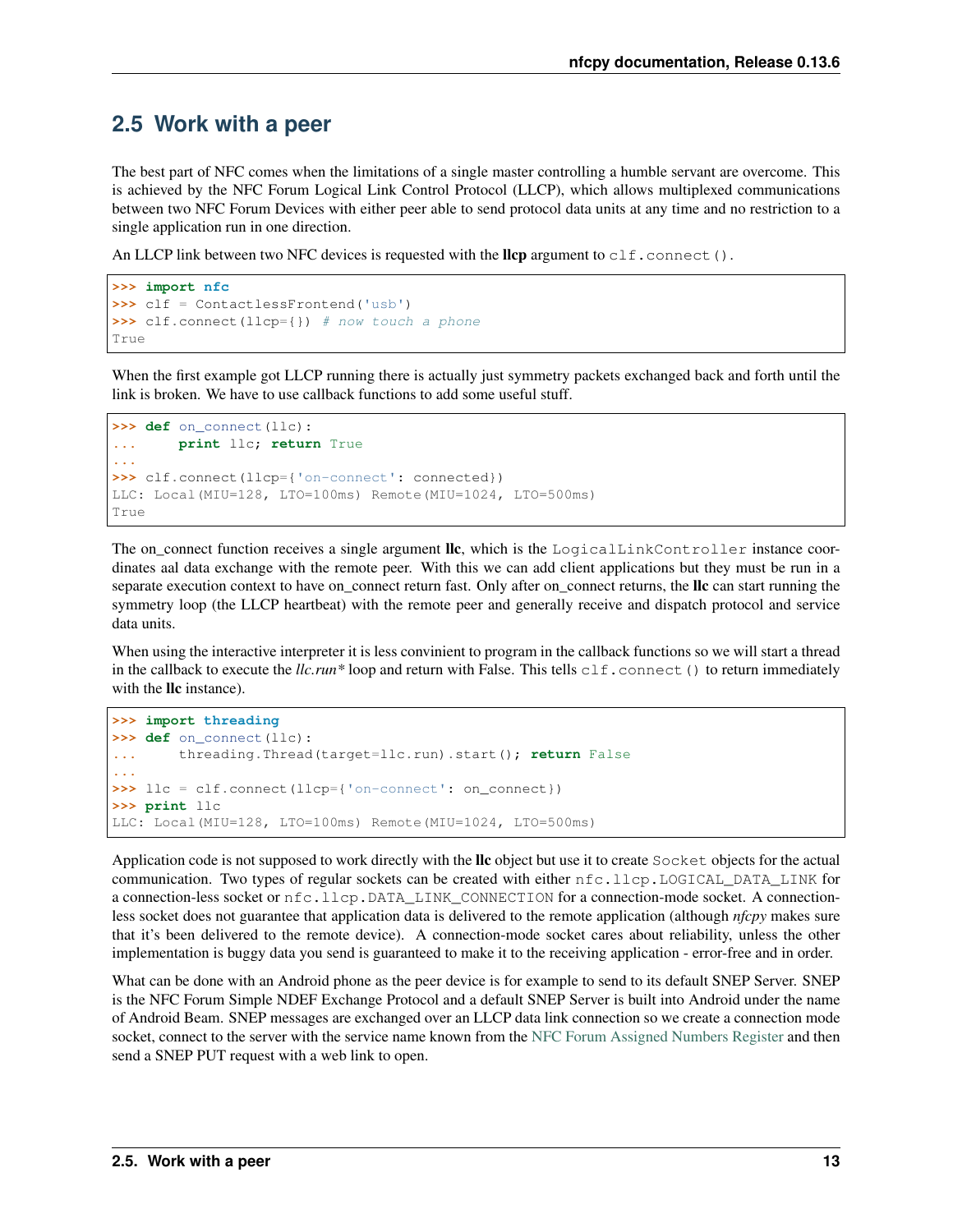## 2.5 Work with a peer

The best part of NFC comes when the limitations of a single master controlling a humble servant are overcome. This is achieved by the NFC Forum Logical Link Control Protocol (LLCP), which allows multiplexed communications between two NFC Forum Devices with either peer able to send protocol data units at any time and no restriction to a single application run in one direction.

An LLCP link between two NFC devices is requested with the **llcp** argument to `clf.connect()`.

```
>>> import nfc
>>> clf = ContactlessFrontend('usb')
>>> clf.connect(llcp={}) # now touch a phone
True
```

When the first example got LLCP running there is actually just symmetry packets exchanged back and forth until the link is broken. We have to use callback functions to add some useful stuff.

```
>>> def on_connect(llc):
...     print llc; return True
...
>>> clf.connect(llcp={'on-connect': connected})
LLC: Local(MIU=128, LTO=100ms) Remote(MIU=1024, LTO=500ms)
True
```

The on_connect function receives a single argument **llc**, which is the `LogicalLinkController` instance coordinates aal data exchange with the remote peer. With this we can add client applications but they must be run in a separate execution context to have on_connect return fast. Only after on_connect returns, the **llc** can start running the symmetry loop (the LLCP heartbeat) with the remote peer and generally receive and dispatch protocol and service data units.

When using the interactive interpreter it is less convinient to program in the callback functions so we will start a thread in the callback to execute the *llc.run** loop and return with False. This tells `clf.connect()` to return immediately with the **llc** instance).

```
>>> import threading
>>> def on_connect(llc):
...     threading.Thread(target=llc.run).start(); return False
...
>>> llc = clf.connect(llcp={'on-connect': on_connect})
>>> print llc
LLC: Local(MIU=128, LTO=100ms) Remote(MIU=1024, LTO=500ms)
```

Application code is not supposed to work directly with the **llc** object but use it to create `Socket` objects for the actual communication. Two types of regular sockets can be created with either `nfc.llcp.LOGICAL_DATA_LINK` for a connection-less socket or `nfc.llcp.DATA_LINK_CONNECTION` for a connection-mode socket. A connection-less socket does not guarantee that application data is delivered to the remote application (although *nfcpy* makes sure that it's been delivered to the remote device). A connection-mode socket cares about reliability, unless the other implementation is buggy data you send is guaranteed to make it to the receiving application - error-free and in order.

What can be done with an Android phone as the peer device is for example to send to its default SNEP Server. SNEP is the NFC Forum Simple NDEF Exchange Protocol and a default SNEP Server is built into Android under the name of Android Beam. SNEP messages are exchanged over an LLCP data link connection so we create a connection mode socket, connect to the server with the service name known from the NFC Forum Assigned Numbers Register and then send a SNEP PUT request with a web link to open.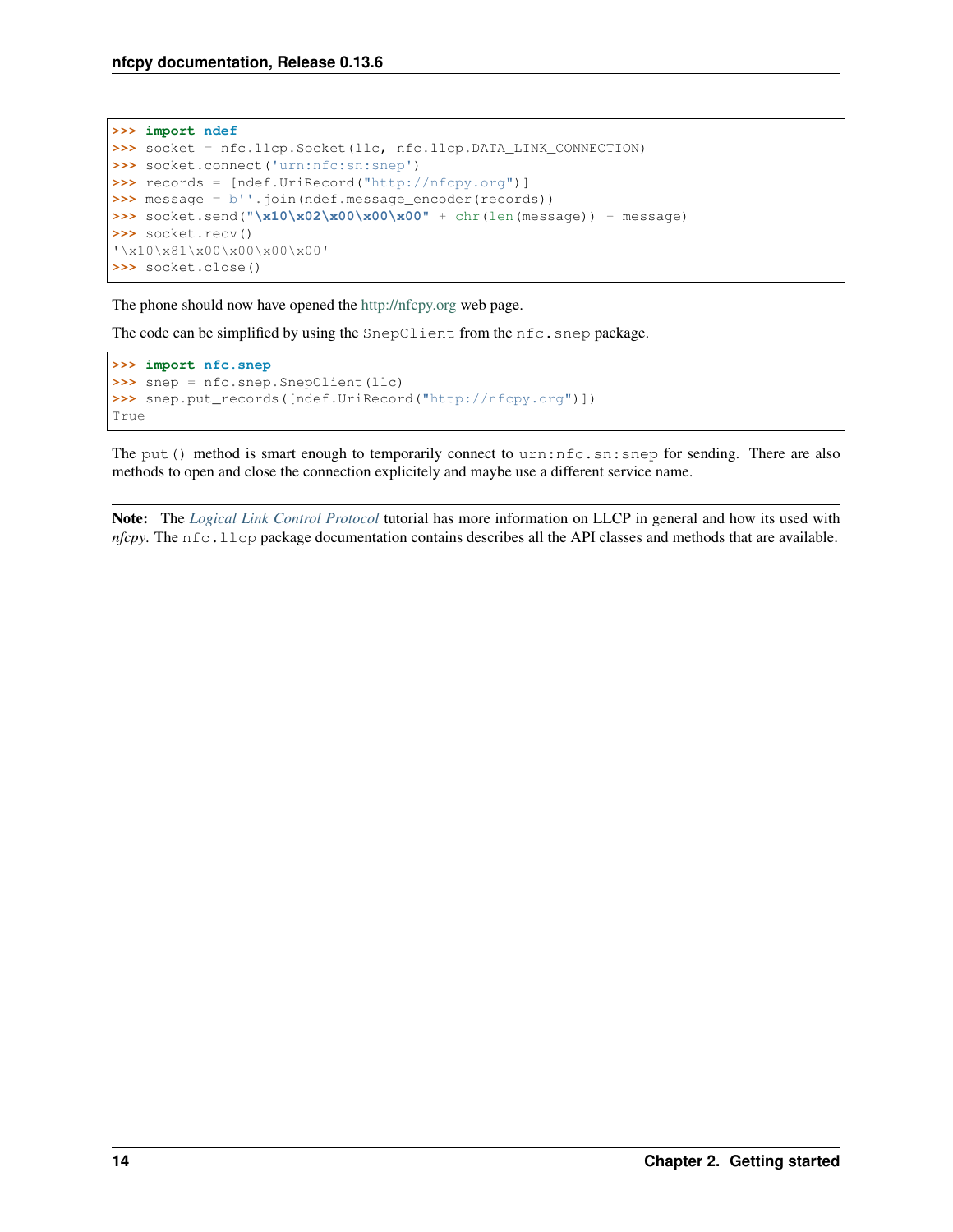```
>>> import ndef
>>> socket = nfc.llcp.Socket(llc, nfc.llcp.DATA_LINK_CONNECTION)
>>> socket.connect('urn:nfc:sn:snep')
>>> records = [ndef.UriRecord("http://nfcpy.org")]
>>> message = b''.join(ndef.message_encoder(records))
>>> socket.send("\x10\x02\x00\x00\x00" + chr(len(message)) + message)
>>> socket.recv()
'\x10\x81\x00\x00\x00\x00'
>>> socket.close()
```

The phone should now have opened the http://nfcpy.org web page.

The code can be simplified by using the `SnepClient` from the `nfc.snep` package.

```
>>> import nfc.snep
>>> snep = nfc.snep.SnepClient(llc)
>>> snep.put_records([ndef.UriRecord("http://nfcpy.org")])
True
```

The `put()` method is smart enough to temporarily connect to `urn:nfc.sn:snep` for sending. There are also methods to open and close the connection explicitely and maybe use a different service name.

---

**Note:** The *Logical Link Control Protocol* tutorial has more information on LLCP in general and how its used with *nfcpy*. The `nfc.llcp` package documentation contains describes all the API classes and methods that are available.

---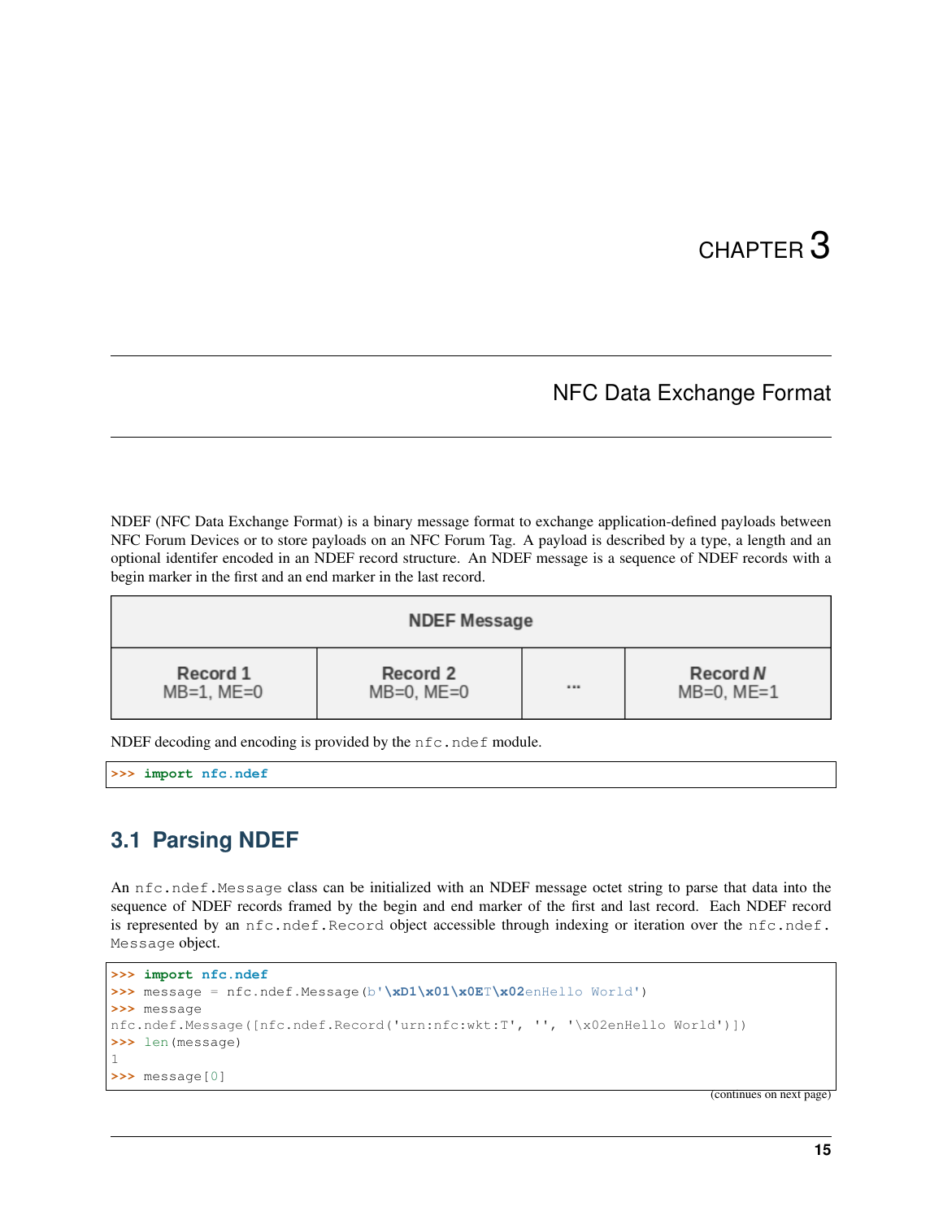# CHAPTER 3

## NFC Data Exchange Format

NDEF (NFC Data Exchange Format) is a binary message format to exchange application-defined payloads between NFC Forum Devices or to store payloads on an NFC Forum Tag. A payload is described by a type, a length and an optional identifer encoded in an NDEF record structure. An NDEF message is a sequence of NDEF records with a begin marker in the first and an end marker in the last record.

| NDEF Message | | | |
|---|---|---|---|
| **Record 1** MB=1, ME=0 | **Record 2** MB=0, ME=0 | ... | **Record *N*** MB=0, ME=1 |

NDEF decoding and encoding is provided by the `nfc.ndef` module.

```
>>> import nfc.ndef
```

### 3.1 Parsing NDEF

An `nfc.ndef.Message` class can be initialized with an NDEF message octet string to parse that data into the sequence of NDEF records framed by the begin and end marker of the first and last record. Each NDEF record is represented by an `nfc.ndef.Record` object accessible through indexing or iteration over the `nfc.ndef.Message` object.

```
>>> import nfc.ndef
>>> message = nfc.ndef.Message(b'\xD1\x01\x0ET\x02enHello World')
>>> message
nfc.ndef.Message([nfc.ndef.Record('urn:nfc:wkt:T', '', '\x02enHello World')])
>>> len(message)
1
>>> message[0]
```

(continues on next page)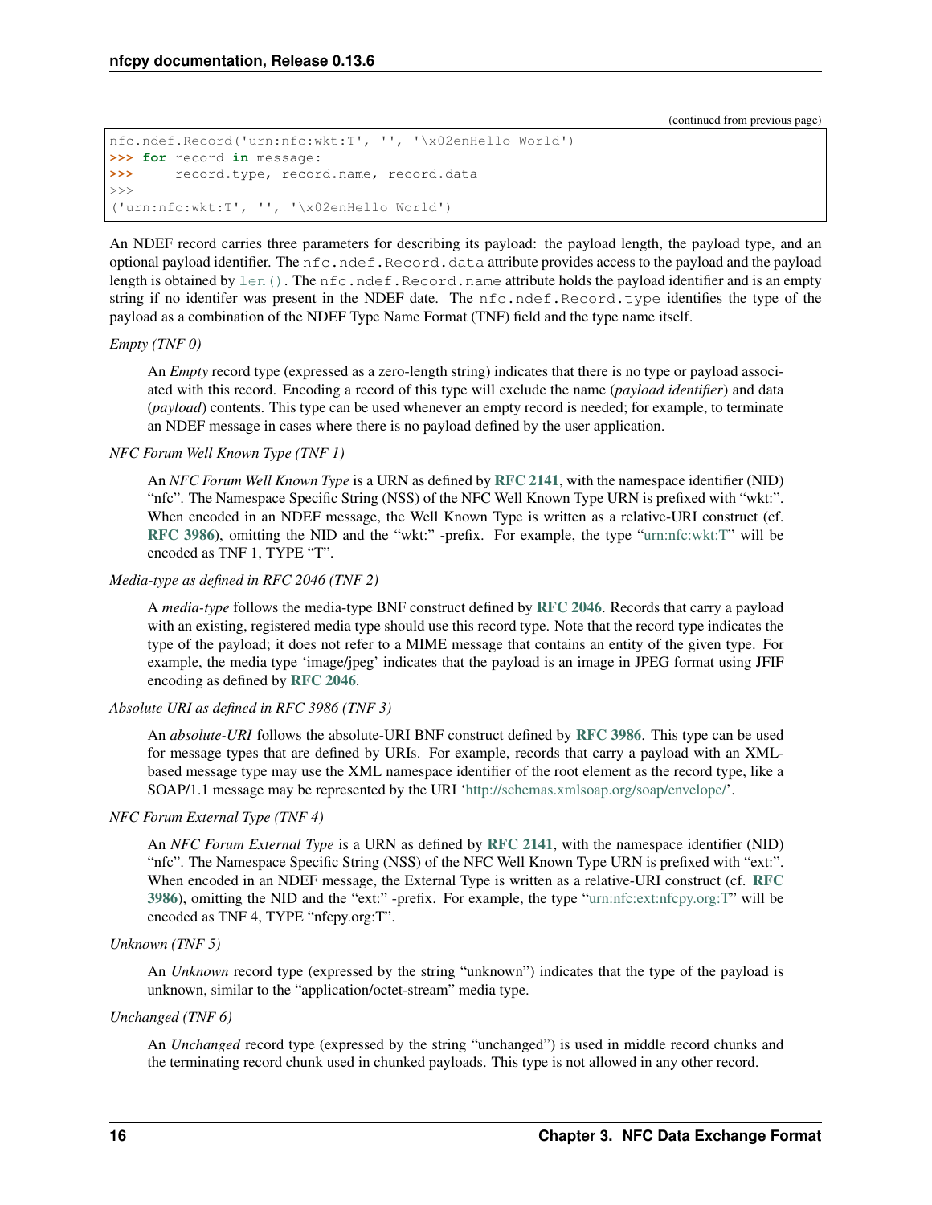(continued from previous page)

```
nfc.ndef.Record('urn:nfc:wkt:T', '', '\x02enHello World')
>>> for record in message:
>>>     record.type, record.name, record.data
>>>
('urn:nfc:wkt:T', '', '\x02enHello World')
```

An NDEF record carries three parameters for describing its payload: the payload length, the payload type, and an optional payload identifier. The `nfc.ndef.Record.data` attribute provides access to the payload and the payload length is obtained by `len()`. The `nfc.ndef.Record.name` attribute holds the payload identifier and is an empty string if no identifer was present in the NDEF date. The `nfc.ndef.Record.type` identifies the type of the payload as a combination of the NDEF Type Name Format (TNF) field and the type name itself.

*Empty (TNF 0)*

An *Empty* record type (expressed as a zero-length string) indicates that there is no type or payload associated with this record. Encoding a record of this type will exclude the name (*payload identifier*) and data (*payload*) contents. This type can be used whenever an empty record is needed; for example, to terminate an NDEF message in cases where there is no payload defined by the user application.

*NFC Forum Well Known Type (TNF 1)*

An *NFC Forum Well Known Type* is a URN as defined by **RFC 2141**, with the namespace identifier (NID) "nfc". The Namespace Specific String (NSS) of the NFC Well Known Type URN is prefixed with "wkt:". When encoded in an NDEF message, the Well Known Type is written as a relative-URI construct (cf. **RFC 3986**), omitting the NID and the "wkt:" -prefix. For example, the type "urn:nfc:wkt:T" will be encoded as TNF 1, TYPE "T".

*Media-type as defined in RFC 2046 (TNF 2)*

A *media-type* follows the media-type BNF construct defined by **RFC 2046**. Records that carry a payload with an existing, registered media type should use this record type. Note that the record type indicates the type of the payload; it does not refer to a MIME message that contains an entity of the given type. For example, the media type 'image/jpeg' indicates that the payload is an image in JPEG format using JFIF encoding as defined by **RFC 2046**.

*Absolute URI as defined in RFC 3986 (TNF 3)*

An *absolute-URI* follows the absolute-URI BNF construct defined by **RFC 3986**. This type can be used for message types that are defined by URIs. For example, records that carry a payload with an XML-based message type may use the XML namespace identifier of the root element as the record type, like a SOAP/1.1 message may be represented by the URI 'http://schemas.xmlsoap.org/soap/envelope/'.

*NFC Forum External Type (TNF 4)*

An *NFC Forum External Type* is a URN as defined by **RFC 2141**, with the namespace identifier (NID) "nfc". The Namespace Specific String (NSS) of the NFC Well Known Type URN is prefixed with "ext:". When encoded in an NDEF message, the External Type is written as a relative-URI construct (cf. **RFC 3986**), omitting the NID and the "ext:" -prefix. For example, the type "urn:nfc:ext:nfcpy.org:T" will be encoded as TNF 4, TYPE "nfcpy.org:T".

*Unknown (TNF 5)*

An *Unknown* record type (expressed by the string "unknown") indicates that the type of the payload is unknown, similar to the "application/octet-stream" media type.

*Unchanged (TNF 6)*

An *Unchanged* record type (expressed by the string "unchanged") is used in middle record chunks and the terminating record chunk used in chunked payloads. This type is not allowed in any other record.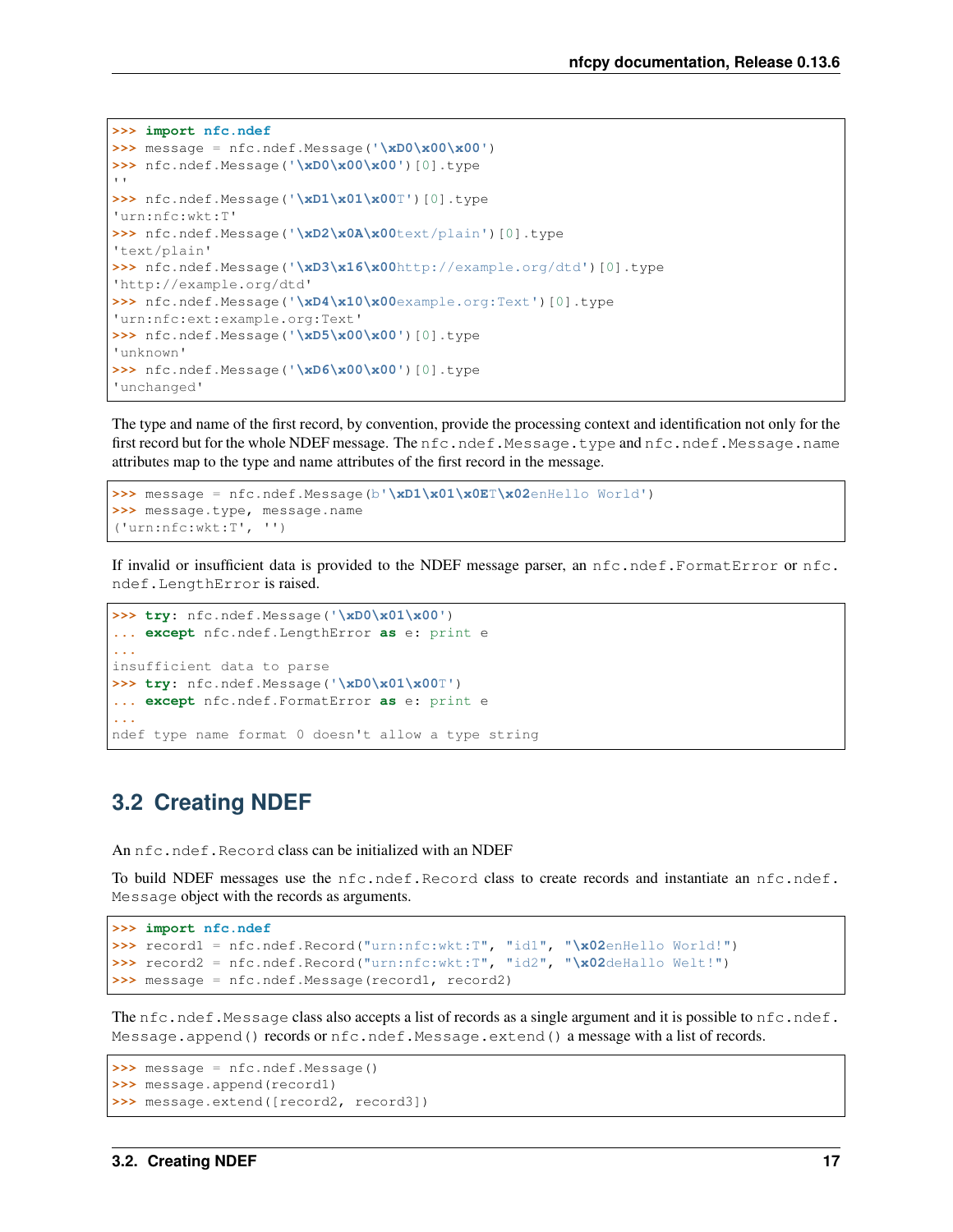```
>>> import nfc.ndef
>>> message = nfc.ndef.Message('\xD0\x00\x00')
>>> nfc.ndef.Message('\xD0\x00\x00')[0].type
''
>>> nfc.ndef.Message('\xD1\x01\x00T')[0].type
'urn:nfc:wkt:T'
>>> nfc.ndef.Message('\xD2\x0A\x00text/plain')[0].type
'text/plain'
>>> nfc.ndef.Message('\xD3\x16\x00http://example.org/dtd')[0].type
'http://example.org/dtd'
>>> nfc.ndef.Message('\xD4\x10\x00example.org:Text')[0].type
'urn:nfc:ext:example.org:Text'
>>> nfc.ndef.Message('\xD5\x00\x00')[0].type
'unknown'
>>> nfc.ndef.Message('\xD6\x00\x00')[0].type
'unchanged'
```

The type and name of the first record, by convention, provide the processing context and identification not only for the first record but for the whole NDEF message. The `nfc.ndef.Message.type` and `nfc.ndef.Message.name` attributes map to the type and name attributes of the first record in the message.

```
>>> message = nfc.ndef.Message(b'\xD1\x01\x0ET\x02enHello World')
>>> message.type, message.name
('urn:nfc:wkt:T', '')
```

If invalid or insufficient data is provided to the NDEF message parser, an `nfc.ndef.FormatError` or `nfc.ndef.LengthError` is raised.

```
>>> try: nfc.ndef.Message('\xD0\x01\x00')
... except nfc.ndef.LengthError as e: print e
...
insufficient data to parse
>>> try: nfc.ndef.Message('\xD0\x01\x00T')
... except nfc.ndef.FormatError as e: print e
...
ndef type name format 0 doesn't allow a type string
```

## 3.2 Creating NDEF

An `nfc.ndef.Record` class can be initialized with an NDEF

To build NDEF messages use the `nfc.ndef.Record` class to create records and instantiate an `nfc.ndef.Message` object with the records as arguments.

```
>>> import nfc.ndef
>>> record1 = nfc.ndef.Record("urn:nfc:wkt:T", "id1", "\x02enHello World!")
>>> record2 = nfc.ndef.Record("urn:nfc:wkt:T", "id2", "\x02deHallo Welt!")
>>> message = nfc.ndef.Message(record1, record2)
```

The `nfc.ndef.Message` class also accepts a list of records as a single argument and it is possible to `nfc.ndef.Message.append()` records or `nfc.ndef.Message.extend()` a message with a list of records.

```
>>> message = nfc.ndef.Message()
>>> message.append(record1)
>>> message.extend([record2, record3])
```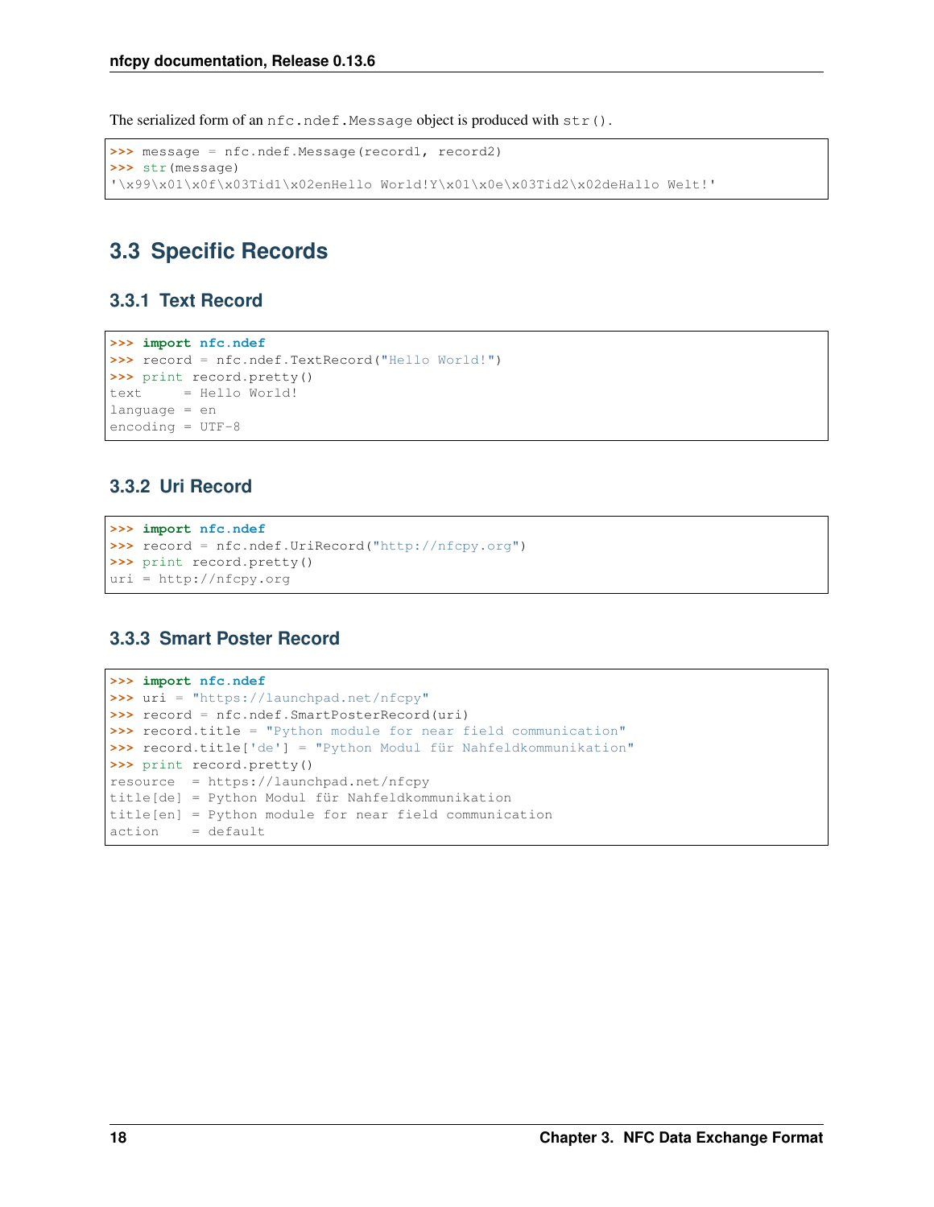The serialized form of an `nfc.ndef.Message` object is produced with `str()`.

```
>>> message = nfc.ndef.Message(record1, record2)
>>> str(message)
'\x99\x01\x0f\x03Tid1\x02enHello World!Y\x01\x0e\x03Tid2\x02deHallo Welt!'
```

## 3.3 Specific Records

### 3.3.1 Text Record

```
>>> import nfc.ndef
>>> record = nfc.ndef.TextRecord("Hello World!")
>>> print record.pretty()
text     = Hello World!
language = en
encoding = UTF-8
```

### 3.3.2 Uri Record

```
>>> import nfc.ndef
>>> record = nfc.ndef.UriRecord("http://nfcpy.org")
>>> print record.pretty()
uri = http://nfcpy.org
```

### 3.3.3 Smart Poster Record

```
>>> import nfc.ndef
>>> uri = "https://launchpad.net/nfcpy"
>>> record = nfc.ndef.SmartPosterRecord(uri)
>>> record.title = "Python module for near field communication"
>>> record.title['de'] = "Python Modul für Nahfeldkommunikation"
>>> print record.pretty()
resource  = https://launchpad.net/nfcpy
title[de] = Python Modul für Nahfeldkommunikation
title[en] = Python module for near field communication
action    = default
```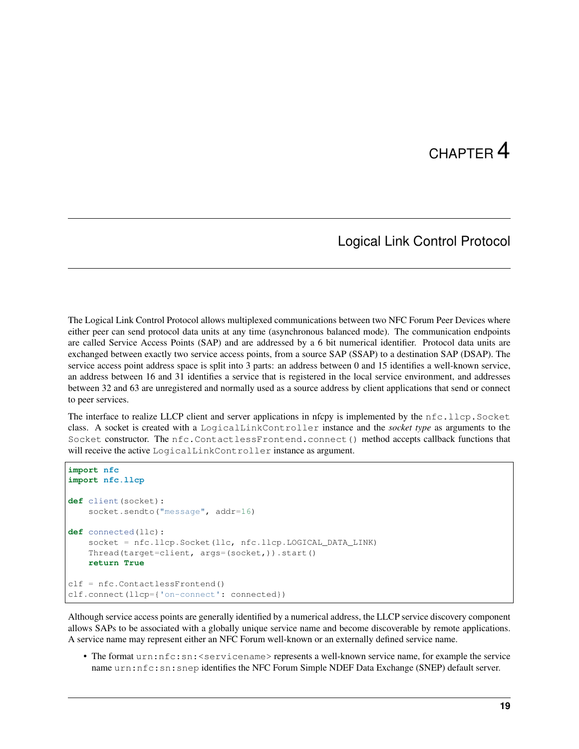# CHAPTER 4

## Logical Link Control Protocol

The Logical Link Control Protocol allows multiplexed communications between two NFC Forum Peer Devices where either peer can send protocol data units at any time (asynchronous balanced mode). The communication endpoints are called Service Access Points (SAP) and are addressed by a 6 bit numerical identifier. Protocol data units are exchanged between exactly two service access points, from a source SAP (SSAP) to a destination SAP (DSAP). The service access point address space is split into 3 parts: an address between 0 and 15 identifies a well-known service, an address between 16 and 31 identifies a service that is registered in the local service environment, and addresses between 32 and 63 are unregistered and normally used as a source address by client applications that send or connect to peer services.

The interface to realize LLCP client and server applications in nfcpy is implemented by the `nfc.llcp.Socket` class. A socket is created with a `LogicalLinkController` instance and the *socket type* as arguments to the `Socket` constructor. The `nfc.ContactlessFrontend.connect()` method accepts callback functions that will receive the active `LogicalLinkController` instance as argument.

```
import nfc
import nfc.llcp

def client(socket):
    socket.sendto("message", addr=16)

def connected(llc):
    socket = nfc.llcp.Socket(llc, nfc.llcp.LOGICAL_DATA_LINK)
    Thread(target=client, args=(socket,)).start()
    return True

clf = nfc.ContactlessFrontend()
clf.connect(llcp={'on-connect': connected})
```

Although service access points are generally identified by a numerical address, the LLCP service discovery component allows SAPs to be associated with a globally unique service name and become discoverable by remote applications. A service name may represent either an NFC Forum well-known or an externally defined service name.

- The format `urn:nfc:sn:<servicename>` represents a well-known service name, for example the service name `urn:nfc:sn:snep` identifies the NFC Forum Simple NDEF Data Exchange (SNEP) default server.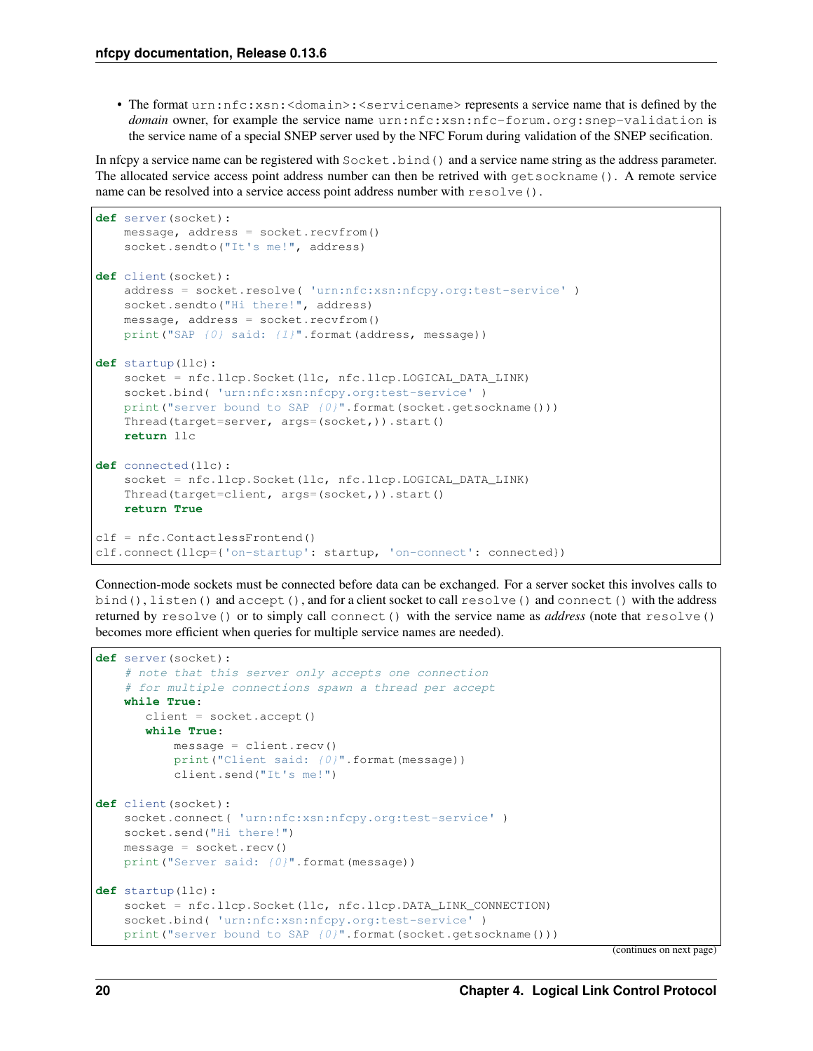- The format `urn:nfc:xsn:<domain>:<servicename>` represents a service name that is defined by the *domain* owner, for example the service name `urn:nfc:xsn:nfc-forum.org:snep-validation` is the service name of a special SNEP server used by the NFC Forum during validation of the SNEP secification.

In nfcpy a service name can be registered with `Socket.bind()` and a service name string as the address parameter. The allocated service access point address number can then be retrived with `getsockname()`. A remote service name can be resolved into a service access point address number with `resolve()`.

```
def server(socket):
    message, address = socket.recvfrom()
    socket.sendto("It's me!", address)

def client(socket):
    address = socket.resolve( 'urn:nfc:xsn:nfcpy.org:test-service' )
    socket.sendto("Hi there!", address)
    message, address = socket.recvfrom()
    print("SAP {0} said: {1}".format(address, message))

def startup(llc):
    socket = nfc.llcp.Socket(llc, nfc.llcp.LOGICAL_DATA_LINK)
    socket.bind( 'urn:nfc:xsn:nfcpy.org:test-service' )
    print("server bound to SAP {0}".format(socket.getsockname()))
    Thread(target=server, args=(socket,)).start()
    return llc

def connected(llc):
    socket = nfc.llcp.Socket(llc, nfc.llcp.LOGICAL_DATA_LINK)
    Thread(target=client, args=(socket,)).start()
    return True

clf = nfc.ContactlessFrontend()
clf.connect(llcp={'on-startup': startup, 'on-connect': connected})
```

Connection-mode sockets must be connected before data can be exchanged. For a server socket this involves calls to `bind()`, `listen()` and `accept()`, and for a client socket to call `resolve()` and `connect()` with the address returned by `resolve()` or to simply call `connect()` with the service name as *address* (note that `resolve()` becomes more efficient when queries for multiple service names are needed).

```
def server(socket):
    # note that this server only accepts one connection
    # for multiple connections spawn a thread per accept
    while True:
       client = socket.accept()
       while True:
           message = client.recv()
           print("Client said: {0}".format(message))
           client.send("It's me!")

def client(socket):
    socket.connect( 'urn:nfc:xsn:nfcpy.org:test-service' )
    socket.send("Hi there!")
    message = socket.recv()
    print("Server said: {0}".format(message))

def startup(llc):
    socket = nfc.llcp.Socket(llc, nfc.llcp.DATA_LINK_CONNECTION)
    socket.bind( 'urn:nfc:xsn:nfcpy.org:test-service' )
    print("server bound to SAP {0}".format(socket.getsockname()))
```

(continues on next page)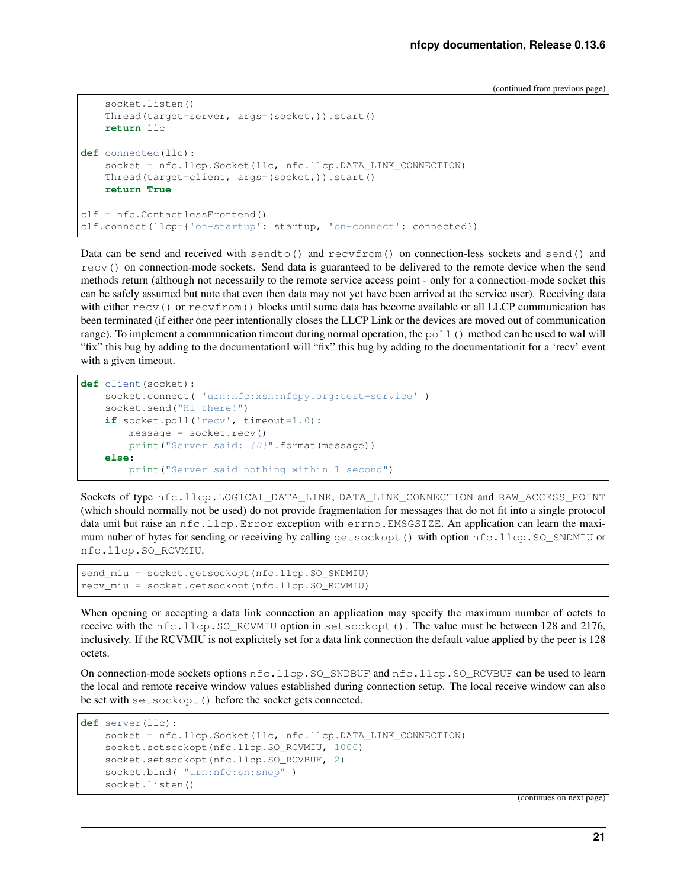(continued from previous page)

```
    socket.listen()
    Thread(target=server, args=(socket,)).start()
    return llc

def connected(llc):
    socket = nfc.llcp.Socket(llc, nfc.llcp.DATA_LINK_CONNECTION)
    Thread(target=client, args=(socket,)).start()
    return True

clf = nfc.ContactlessFrontend()
clf.connect(llcp={'on-startup': startup, 'on-connect': connected})
```

Data can be send and received with `sendto()` and `recvfrom()` on connection-less sockets and `send()` and `recv()` on connection-mode sockets. Send data is guaranteed to be delivered to the remote device when the send methods return (although not necessarily to the remote service access point - only for a connection-mode socket this can be safely assumed but note that even then data may not yet have been arrived at the service user). Receiving data with either `recv()` or `recvfrom()` blocks until some data has become available or all LLCP communication has been terminated (if either one peer intentionally closes the LLCP Link or the devices are moved out of communication range). To implement a communication timeout during normal operation, the `poll()` method can be used to waI will "fix" this bug by adding to the documentationI will "fix" this bug by adding to the documentationit for a 'recv' event with a given timeout.

```
def client(socket):
    socket.connect( 'urn:nfc:xsn:nfcpy.org:test-service' )
    socket.send("Hi there!")
    if socket.poll('recv', timeout=1.0):
        message = socket.recv()
        print("Server said: {0}".format(message))
    else:
        print("Server said nothing within 1 second")
```

Sockets of type `nfc.llcp.LOGICAL_DATA_LINK`, `DATA_LINK_CONNECTION` and `RAW_ACCESS_POINT` (which should normally not be used) do not provide fragmentation for messages that do not fit into a single protocol data unit but raise an `nfc.llcp.Error` exception with `errno.EMSGSIZE`. An application can learn the maximum nuber of bytes for sending or receiving by calling `getsockopt()` with option `nfc.llcp.SO_SNDMIU` or `nfc.llcp.SO_RCVMIU`.

```
send_miu = socket.getsockopt(nfc.llcp.SO_SNDMIU)
recv_miu = socket.getsockopt(nfc.llcp.SO_RCVMIU)
```

When opening or accepting a data link connection an application may specify the maximum number of octets to receive with the `nfc.llcp.SO_RCVMIU` option in `setsockopt()`. The value must be between 128 and 2176, inclusively. If the RCVMIU is not explicitely set for a data link connection the default value applied by the peer is 128 octets.

On connection-mode sockets options `nfc.llcp.SO_SNDBUF` and `nfc.llcp.SO_RCVBUF` can be used to learn the local and remote receive window values established during connection setup. The local receive window can also be set with `setsockopt()` before the socket gets connected.

```
def server(llc):
    socket = nfc.llcp.Socket(llc, nfc.llcp.DATA_LINK_CONNECTION)
    socket.setsockopt(nfc.llcp.SO_RCVMIU, 1000)
    socket.setsockopt(nfc.llcp.SO_RCVBUF, 2)
    socket.bind( "urn:nfc:sn:snep" )
    socket.listen()
```

(continues on next page)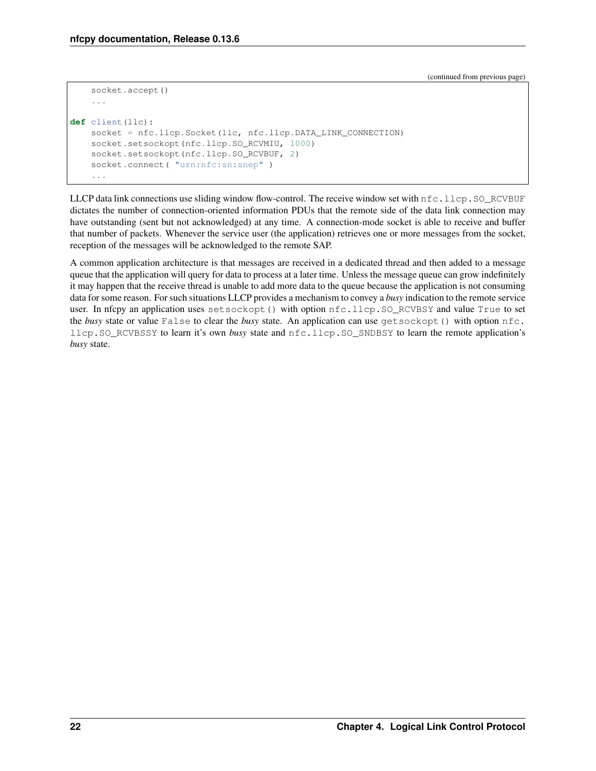```
    socket.accept()
    ...

def client(llc):
    socket = nfc.llcp.Socket(llc, nfc.llcp.DATA_LINK_CONNECTION)
    socket.setsockopt(nfc.llcp.SO_RCVMIU, 1000)
    socket.setsockopt(nfc.llcp.SO_RCVBUF, 2)
    socket.connect( "urn:nfc:sn:snep" )
    ...
```

LLCP data link connections use sliding window flow-control. The receive window set with `nfc.llcp.SO_RCVBUF` dictates the number of connection-oriented information PDUs that the remote side of the data link connection may have outstanding (sent but not acknowledged) at any time. A connection-mode socket is able to receive and buffer that number of packets. Whenever the service user (the application) retrieves one or more messages from the socket, reception of the messages will be acknowledged to the remote SAP.

A common application architecture is that messages are received in a dedicated thread and then added to a message queue that the application will query for data to process at a later time. Unless the message queue can grow indefinitely it may happen that the receive thread is unable to add more data to the queue because the application is not consuming data for some reason. For such situations LLCP provides a mechanism to convey a *busy* indication to the remote service user. In nfcpy an application uses `setsockopt()` with option `nfc.llcp.SO_RCVBSY` and value `True` to set the *busy* state or value `False` to clear the *busy* state. An application can use `getsockopt()` with option `nfc.llcp.SO_RCVBSSY` to learn it's own *busy* state and `nfc.llcp.SO_SNDBSY` to learn the remote application's *busy* state.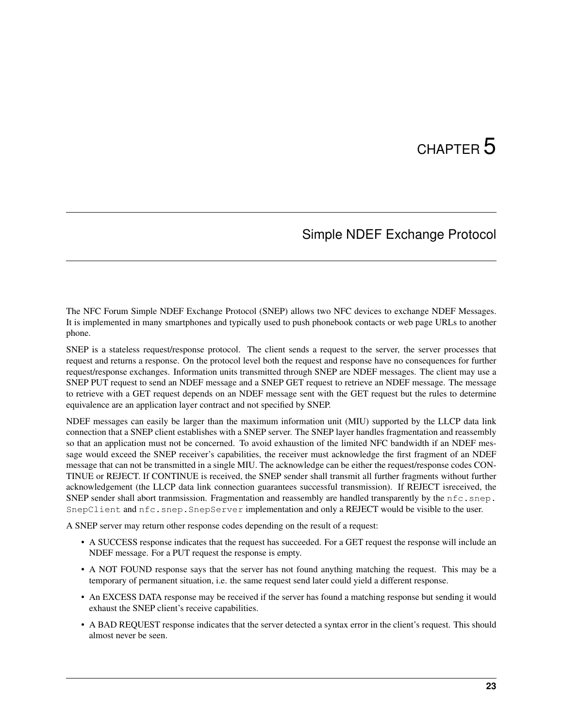# CHAPTER 5

## Simple NDEF Exchange Protocol

The NFC Forum Simple NDEF Exchange Protocol (SNEP) allows two NFC devices to exchange NDEF Messages. It is implemented in many smartphones and typically used to push phonebook contacts or web page URLs to another phone.

SNEP is a stateless request/response protocol. The client sends a request to the server, the server processes that request and returns a response. On the protocol level both the request and response have no consequences for further request/response exchanges. Information units transmitted through SNEP are NDEF messages. The client may use a SNEP PUT request to send an NDEF message and a SNEP GET request to retrieve an NDEF message. The message to retrieve with a GET request depends on an NDEF message sent with the GET request but the rules to determine equivalence are an application layer contract and not specified by SNEP.

NDEF messages can easily be larger than the maximum information unit (MIU) supported by the LLCP data link connection that a SNEP client establishes with a SNEP server. The SNEP layer handles fragmentation and reassembly so that an application must not be concerned. To avoid exhaustion of the limited NFC bandwidth if an NDEF message would exceed the SNEP receiver's capabilities, the receiver must acknowledge the first fragment of an NDEF message that can not be transmitted in a single MIU. The acknowledge can be either the request/response codes CONTINUE or REJECT. If CONTINUE is received, the SNEP sender shall transmit all further fragments without further acknowledgement (the LLCP data link connection guarantees successful transmission). If REJECT isreceived, the SNEP sender shall abort tranmsission. Fragmentation and reassembly are handled transparently by the `nfc.snep.SnepClient` and `nfc.snep.SnepServer` implementation and only a REJECT would be visible to the user.

A SNEP server may return other response codes depending on the result of a request:

- A SUCCESS response indicates that the request has succeeded. For a GET request the response will include an NDEF message. For a PUT request the response is empty.
- A NOT FOUND response says that the server has not found anything matching the request. This may be a temporary of permanent situation, i.e. the same request send later could yield a different response.
- An EXCESS DATA response may be received if the server has found a matching response but sending it would exhaust the SNEP client's receive capabilities.
- A BAD REQUEST response indicates that the server detected a syntax error in the client's request. This should almost never be seen.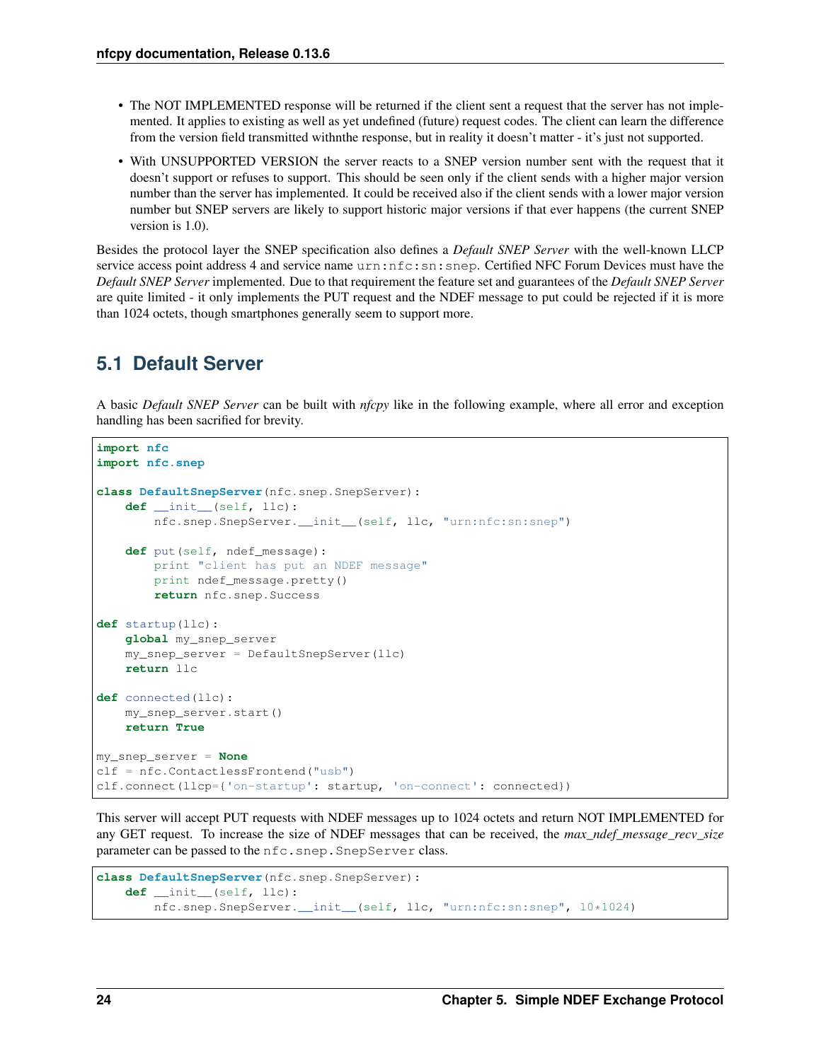- The NOT IMPLEMENTED response will be returned if the client sent a request that the server has not implemented. It applies to existing as well as yet undefined (future) request codes. The client can learn the difference from the version field transmitted withnthe response, but in reality it doesn't matter - it's just not supported.
- With UNSUPPORTED VERSION the server reacts to a SNEP version number sent with the request that it doesn't support or refuses to support. This should be seen only if the client sends with a higher major version number than the server has implemented. It could be received also if the client sends with a lower major version number but SNEP servers are likely to support historic major versions if that ever happens (the current SNEP version is 1.0).

Besides the protocol layer the SNEP specification also defines a *Default SNEP Server* with the well-known LLCP service access point address 4 and service name `urn:nfc:sn:snep`. Certified NFC Forum Devices must have the *Default SNEP Server* implemented. Due to that requirement the feature set and guarantees of the *Default SNEP Server* are quite limited - it only implements the PUT request and the NDEF message to put could be rejected if it is more than 1024 octets, though smartphones generally seem to support more.

## 5.1 Default Server

A basic *Default SNEP Server* can be built with *nfcpy* like in the following example, where all error and exception handling has been sacrified for brevity.

```
import nfc
import nfc.snep

class DefaultSnepServer(nfc.snep.SnepServer):
    def __init__(self, llc):
        nfc.snep.SnepServer.__init__(self, llc, "urn:nfc:sn:snep")

    def put(self, ndef_message):
        print "client has put an NDEF message"
        print ndef_message.pretty()
        return nfc.snep.Success

def startup(llc):
    global my_snep_server
    my_snep_server = DefaultSnepServer(llc)
    return llc

def connected(llc):
    my_snep_server.start()
    return True

my_snep_server = None
clf = nfc.ContactlessFrontend("usb")
clf.connect(llcp={'on-startup': startup, 'on-connect': connected})
```

This server will accept PUT requests with NDEF messages up to 1024 octets and return NOT IMPLEMENTED for any GET request. To increase the size of NDEF messages that can be received, the *max_ndef_message_recv_size* parameter can be passed to the `nfc.snep.SnepServer` class.

```
class DefaultSnepServer(nfc.snep.SnepServer):
    def __init__(self, llc):
        nfc.snep.SnepServer.__init__(self, llc, "urn:nfc:sn:snep", 10*1024)
```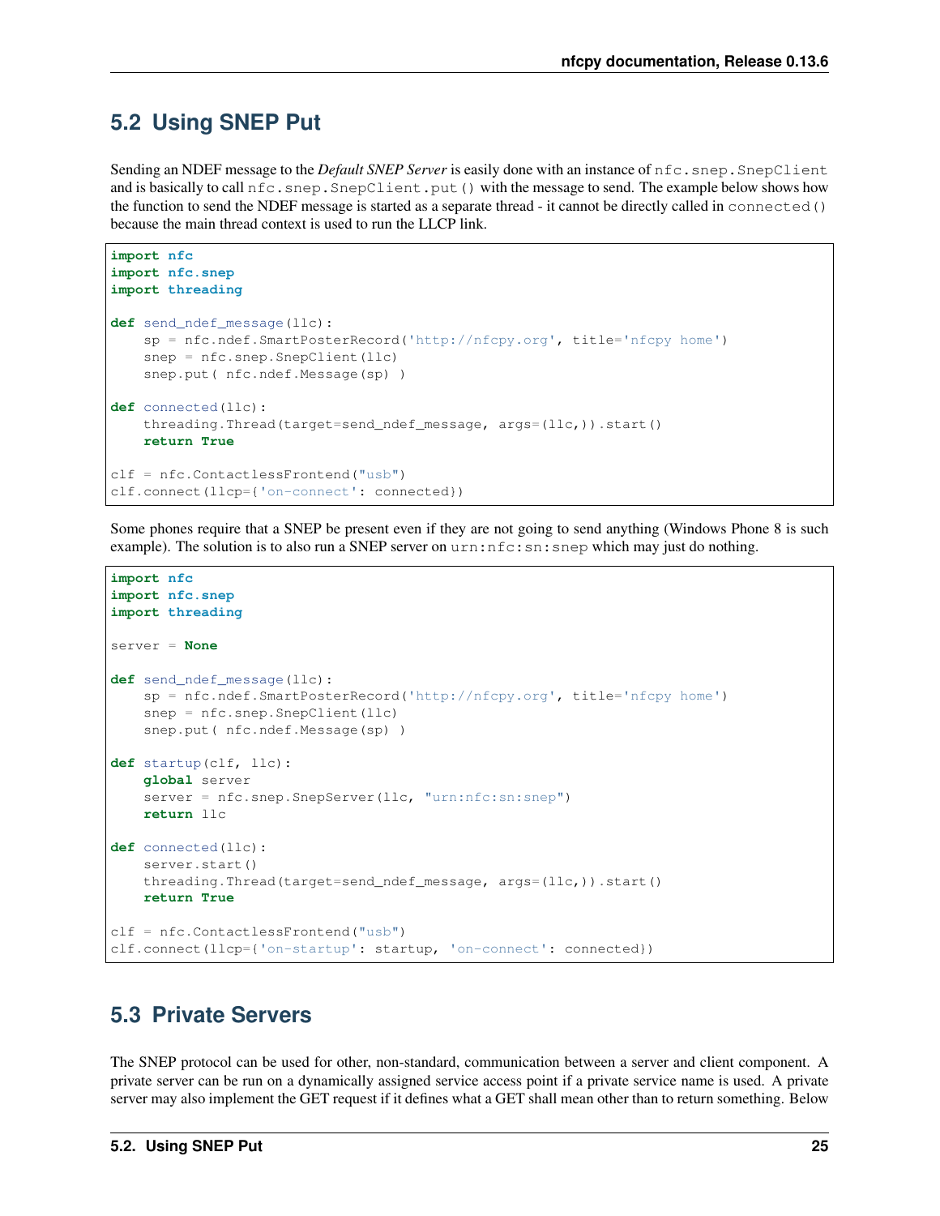## 5.2 Using SNEP Put

Sending an NDEF message to the *Default SNEP Server* is easily done with an instance of `nfc.snep.SnepClient` and is basically to call `nfc.snep.SnepClient.put()` with the message to send. The example below shows how the function to send the NDEF message is started as a separate thread - it cannot be directly called in `connected()` because the main thread context is used to run the LLCP link.

```
import nfc
import nfc.snep
import threading

def send_ndef_message(llc):
    sp = nfc.ndef.SmartPosterRecord('http://nfcpy.org', title='nfcpy home')
    snep = nfc.snep.SnepClient(llc)
    snep.put( nfc.ndef.Message(sp) )

def connected(llc):
    threading.Thread(target=send_ndef_message, args=(llc,)).start()
    return True

clf = nfc.ContactlessFrontend("usb")
clf.connect(llcp={'on-connect': connected})
```

Some phones require that a SNEP be present even if they are not going to send anything (Windows Phone 8 is such example). The solution is to also run a SNEP server on `urn:nfc:sn:snep` which may just do nothing.

```
import nfc
import nfc.snep
import threading

server = None

def send_ndef_message(llc):
    sp = nfc.ndef.SmartPosterRecord('http://nfcpy.org', title='nfcpy home')
    snep = nfc.snep.SnepClient(llc)
    snep.put( nfc.ndef.Message(sp) )

def startup(clf, llc):
    global server
    server = nfc.snep.SnepServer(llc, "urn:nfc:sn:snep")
    return llc

def connected(llc):
    server.start()
    threading.Thread(target=send_ndef_message, args=(llc,)).start()
    return True

clf = nfc.ContactlessFrontend("usb")
clf.connect(llcp={'on-startup': startup, 'on-connect': connected})
```

## 5.3 Private Servers

The SNEP protocol can be used for other, non-standard, communication between a server and client component. A private server can be run on a dynamically assigned service access point if a private service name is used. A private server may also implement the GET request if it defines what a GET shall mean other than to return something. Below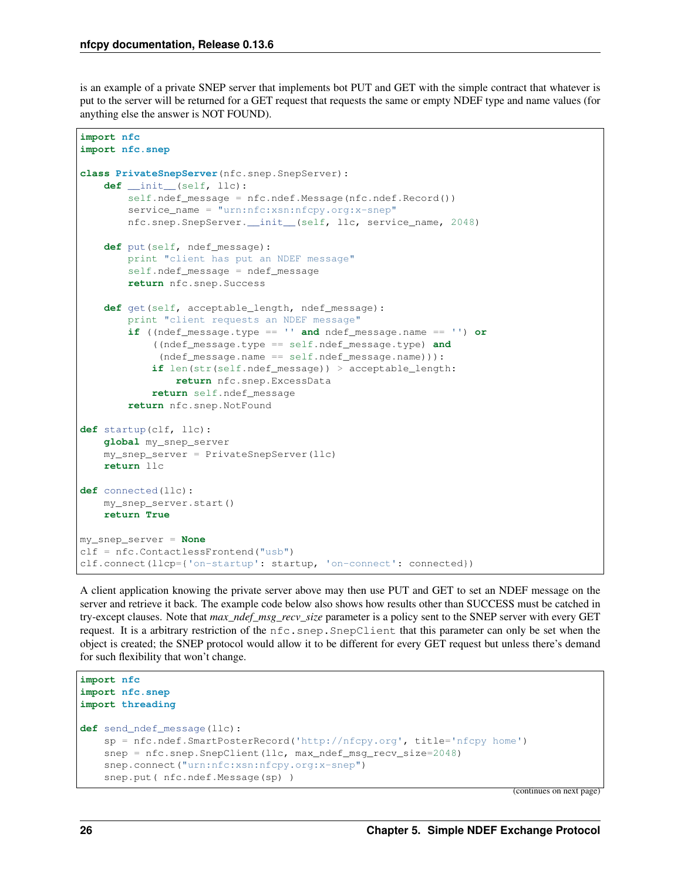is an example of a private SNEP server that implements bot PUT and GET with the simple contract that whatever is put to the server will be returned for a GET request that requests the same or empty NDEF type and name values (for anything else the answer is NOT FOUND).

```
import nfc
import nfc.snep

class PrivateSnepServer(nfc.snep.SnepServer):
    def __init__(self, llc):
        self.ndef_message = nfc.ndef.Message(nfc.ndef.Record())
        service_name = "urn:nfc:xsn:nfcpy.org:x-snep"
        nfc.snep.SnepServer.__init__(self, llc, service_name, 2048)

    def put(self, ndef_message):
        print "client has put an NDEF message"
        self.ndef_message = ndef_message
        return nfc.snep.Success

    def get(self, acceptable_length, ndef_message):
        print "client requests an NDEF message"
        if ((ndef_message.type == '' and ndef_message.name == '') or
            ((ndef_message.type == self.ndef_message.type) and
             (ndef_message.name == self.ndef_message.name))):
            if len(str(self.ndef_message)) > acceptable_length:
                return nfc.snep.ExcessData
            return self.ndef_message
        return nfc.snep.NotFound

def startup(clf, llc):
    global my_snep_server
    my_snep_server = PrivateSnepServer(llc)
    return llc

def connected(llc):
    my_snep_server.start()
    return True

my_snep_server = None
clf = nfc.ContactlessFrontend("usb")
clf.connect(llcp={'on-startup': startup, 'on-connect': connected})
```

A client application knowing the private server above may then use PUT and GET to set an NDEF message on the server and retrieve it back. The example code below also shows how results other than SUCCESS must be catched in try-except clauses. Note that *max_ndef_msg_recv_size* parameter is a policy sent to the SNEP server with every GET request. It is a arbitrary restriction of the `nfc.snep.SnepClient` that this parameter can only be set when the object is created; the SNEP protocol would allow it to be different for every GET request but unless there's demand for such flexibility that won't change.

```
import nfc
import nfc.snep
import threading

def send_ndef_message(llc):
    sp = nfc.ndef.SmartPosterRecord('http://nfcpy.org', title='nfcpy home')
    snep = nfc.snep.SnepClient(llc, max_ndef_msg_recv_size=2048)
    snep.connect("urn:nfc:xsn:nfcpy.org:x-snep")
    snep.put( nfc.ndef.Message(sp) )
```

(continues on next page)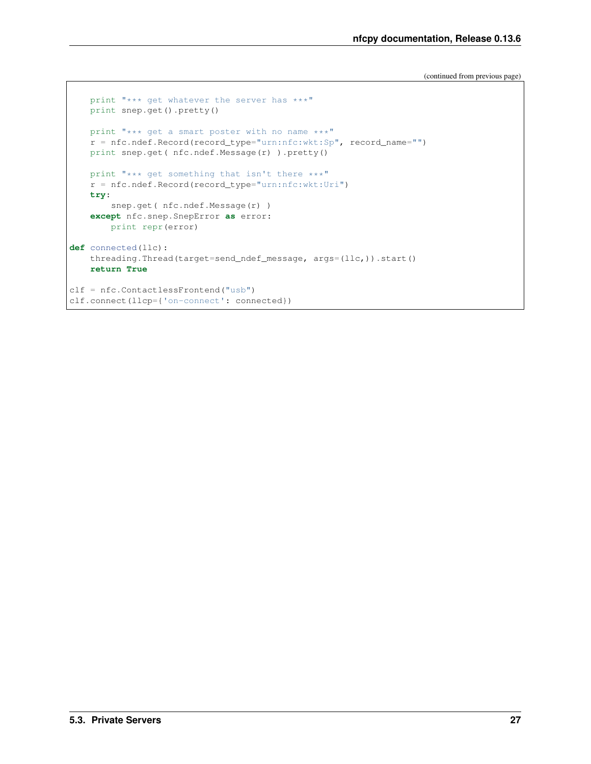(continued from previous page)

```
    print "*** get whatever the server has ***"
    print snep.get().pretty()

    print "*** get a smart poster with no name ***"
    r = nfc.ndef.Record(record_type="urn:nfc:wkt:Sp", record_name="")
    print snep.get( nfc.ndef.Message(r) ).pretty()

    print "*** get something that isn't there ***"
    r = nfc.ndef.Record(record_type="urn:nfc:wkt:Uri")
    try:
        snep.get( nfc.ndef.Message(r) )
    except nfc.snep.SnepError as error:
        print repr(error)

def connected(llc):
    threading.Thread(target=send_ndef_message, args=(llc,)).start()
    return True

clf = nfc.ContactlessFrontend("usb")
clf.connect(llcp={'on-connect': connected})
```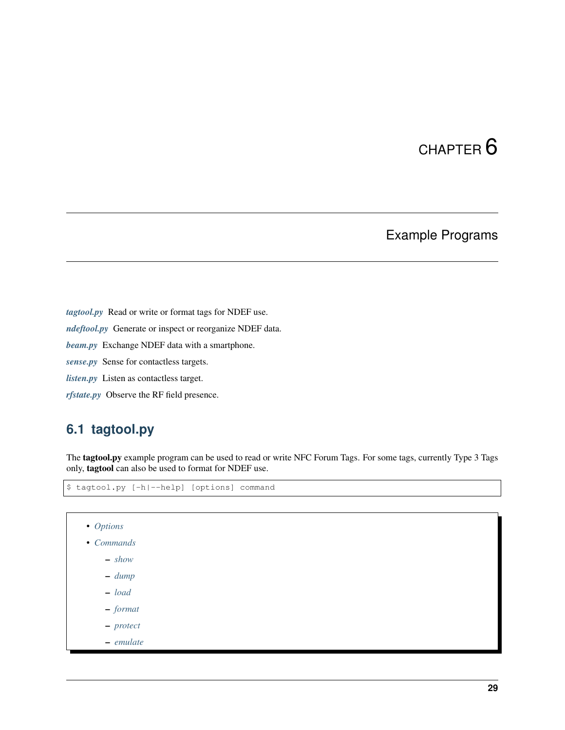# CHAPTER 6

# Example Programs

***tagtool.py*** Read or write or format tags for NDEF use.

***ndeftool.py*** Generate or inspect or reorganize NDEF data.

***beam.py*** Exchange NDEF data with a smartphone.

***sense.py*** Sense for contactless targets.

***listen.py*** Listen as contactless target.

***rfstate.py*** Observe the RF field presence.

## 6.1 tagtool.py

The **tagtool.py** example program can be used to read or write NFC Forum Tags. For some tags, currently Type 3 Tags only, **tagtool** can also be used to format for NDEF use.

```
$ tagtool.py [-h|--help] [options] command
```

- *Options*
- *Commands*
  - *show*
  - *dump*
  - *load*
  - *format*
  - *protect*
  - *emulate*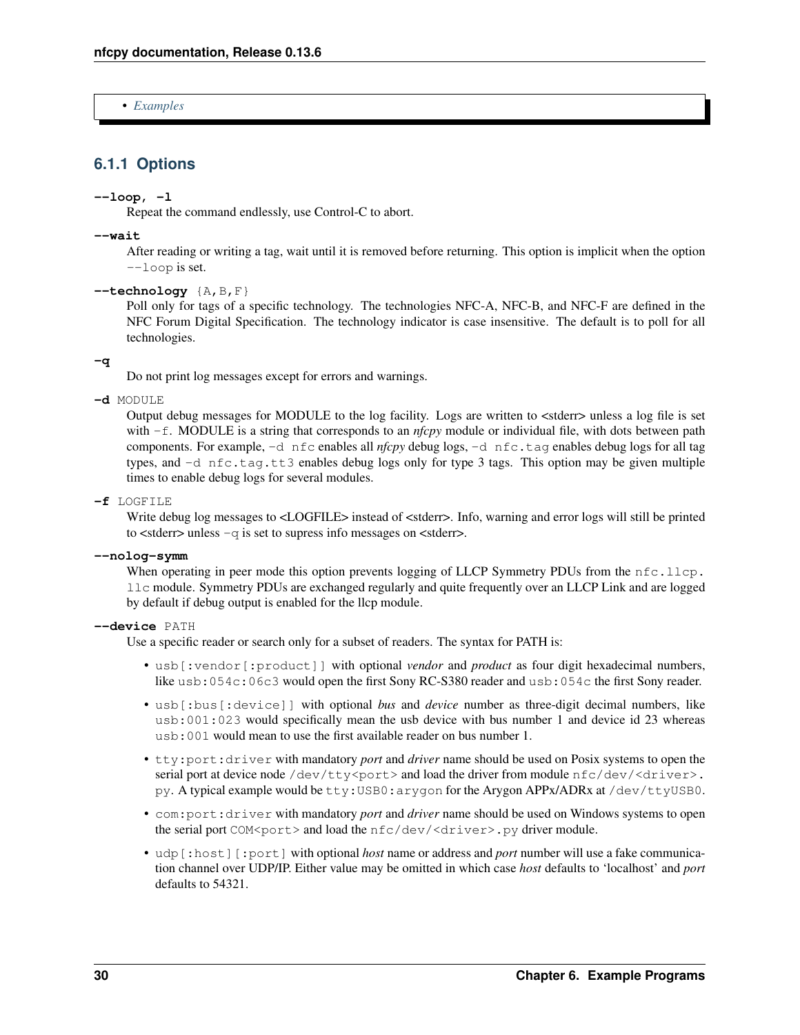- *Examples*

### 6.1.1 Options

**--loop, -l**
Repeat the command endlessly, use Control-C to abort.

**--wait**
After reading or writing a tag, wait until it is removed before returning. This option is implicit when the option `--loop` is set.

**--technology** `{A,B,F}`
Poll only for tags of a specific technology. The technologies NFC-A, NFC-B, and NFC-F are defined in the NFC Forum Digital Specification. The technology indicator is case insensitive. The default is to poll for all technologies.

**-q**
Do not print log messages except for errors and warnings.

**-d** `MODULE`
Output debug messages for MODULE to the log facility. Logs are written to <stderr> unless a log file is set with `-f`. MODULE is a string that corresponds to an *nfcpy* module or individual file, with dots between path components. For example, `-d nfc` enables all *nfcpy* debug logs, `-d nfc.tag` enables debug logs for all tag types, and `-d nfc.tag.tt3` enables debug logs only for type 3 tags. This option may be given multiple times to enable debug logs for several modules.

**-f** `LOGFILE`
Write debug log messages to <LOGFILE> instead of <stderr>. Info, warning and error logs will still be printed to <stderr> unless `-q` is set to supress info messages on <stderr>.

**--nolog-symm**
When operating in peer mode this option prevents logging of LLCP Symmetry PDUs from the `nfc.llcp.llc` module. Symmetry PDUs are exchanged regularly and quite frequently over an LLCP Link and are logged by default if debug output is enabled for the llcp module.

**--device** `PATH`
Use a specific reader or search only for a subset of readers. The syntax for PATH is:

- `usb[:vendor[:product]]` with optional *vendor* and *product* as four digit hexadecimal numbers, like `usb:054c:06c3` would open the first Sony RC-S380 reader and `usb:054c` the first Sony reader.
- `usb[:bus[:device]]` with optional *bus* and *device* number as three-digit decimal numbers, like `usb:001:023` would specifically mean the usb device with bus number 1 and device id 23 whereas `usb:001` would mean to use the first available reader on bus number 1.
- `tty:port:driver` with mandatory *port* and *driver* name should be used on Posix systems to open the serial port at device node `/dev/tty<port>` and load the driver from module `nfc/dev/<driver>.py`. A typical example would be `tty:USB0:arygon` for the Arygon APPx/ADRx at `/dev/ttyUSB0`.
- `com:port:driver` with mandatory *port* and *driver* name should be used on Windows systems to open the serial port `COM<port>` and load the `nfc/dev/<driver>.py` driver module.
- `udp[:host][:port]` with optional *host* name or address and *port* number will use a fake communication channel over UDP/IP. Either value may be omitted in which case *host* defaults to 'localhost' and *port* defaults to 54321.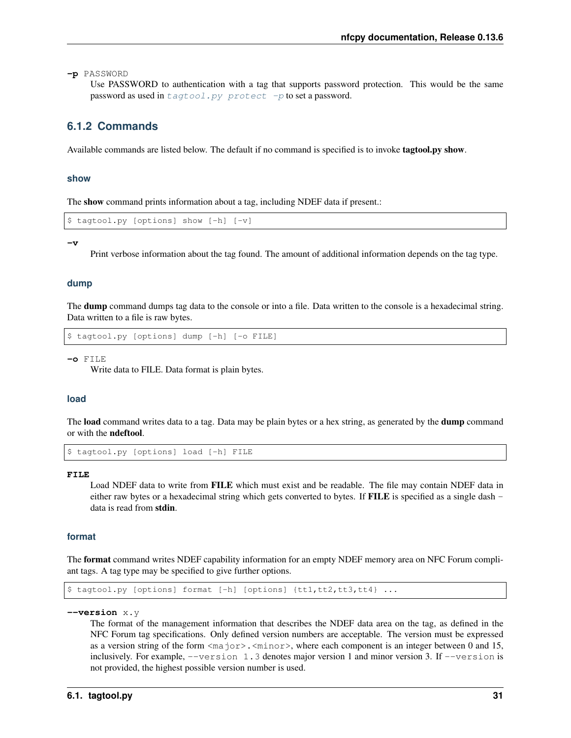**-p** PASSWORD
Use PASSWORD to authentication with a tag that supports password protection. This would be the same password as used in *tagtool.py protect -p* to set a password.

### 6.1.2 Commands

Available commands are listed below. The default if no command is specified is to invoke **tagtool.py show**.

#### show

The **show** command prints information about a tag, including NDEF data if present.:

```
$ tagtool.py [options] show [-h] [-v]
```

**-v**
Print verbose information about the tag found. The amount of additional information depends on the tag type.

#### dump

The **dump** command dumps tag data to the console or into a file. Data written to the console is a hexadecimal string. Data written to a file is raw bytes.

```
$ tagtool.py [options] dump [-h] [-o FILE]
```

**-o** FILE
Write data to FILE. Data format is plain bytes.

#### load

The **load** command writes data to a tag. Data may be plain bytes or a hex string, as generated by the **dump** command or with the **ndeftool**.

```
$ tagtool.py [options] load [-h] FILE
```

**FILE**
Load NDEF data to write from **FILE** which must exist and be readable. The file may contain NDEF data in either raw bytes or a hexadecimal string which gets converted to bytes. If **FILE** is specified as a single dash - data is read from **stdin**.

#### format

The **format** command writes NDEF capability information for an empty NDEF memory area on NFC Forum compliant tags. A tag type may be specified to give further options.

```
$ tagtool.py [options] format [-h] [options] {tt1,tt2,tt3,tt4} ...
```

**--version** x.y
The format of the management information that describes the NDEF data area on the tag, as defined in the NFC Forum tag specifications. Only defined version numbers are acceptable. The version must be expressed as a version string of the form `<major>.<minor>`, where each component is an integer between 0 and 15, inclusively. For example, `--version 1.3` denotes major version 1 and minor version 3. If `--version` is not provided, the highest possible version number is used.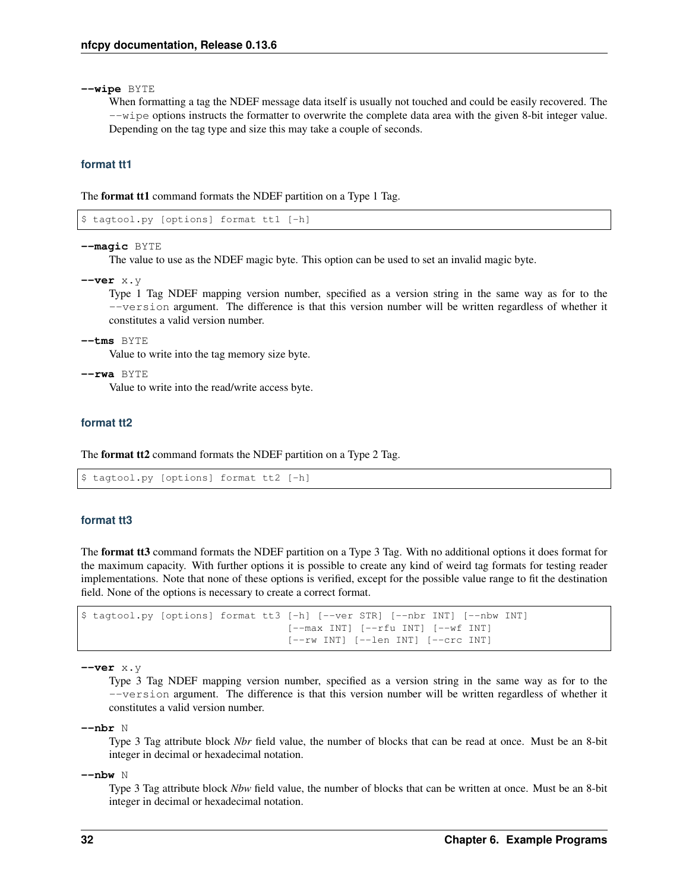**--wipe** BYTE

When formatting a tag the NDEF message data itself is usually not touched and could be easily recovered. The `--wipe` options instructs the formatter to overwrite the complete data area with the given 8-bit integer value. Depending on the tag type and size this may take a couple of seconds.

### format tt1

The **format tt1** command formats the NDEF partition on a Type 1 Tag.

```
$ tagtool.py [options] format tt1 [-h]
```

**--magic** BYTE

The value to use as the NDEF magic byte. This option can be used to set an invalid magic byte.

**--ver** x.y

Type 1 Tag NDEF mapping version number, specified as a version string in the same way as for to the `--version` argument. The difference is that this version number will be written regardless of whether it constitutes a valid version number.

**--tms** BYTE

Value to write into the tag memory size byte.

**--rwa** BYTE

Value to write into the read/write access byte.

### format tt2

The **format tt2** command formats the NDEF partition on a Type 2 Tag.

```
$ tagtool.py [options] format tt2 [-h]
```

### format tt3

The **format tt3** command formats the NDEF partition on a Type 3 Tag. With no additional options it does format for the maximum capacity. With further options it is possible to create any kind of weird tag formats for testing reader implementations. Note that none of these options is verified, except for the possible value range to fit the destination field. None of the options is necessary to create a correct format.

```
$ tagtool.py [options] format tt3 [-h] [--ver STR] [--nbr INT] [--nbw INT]
                                  [--max INT] [--rfu INT] [--wf INT]
                                  [--rw INT] [--len INT] [--crc INT]
```

**--ver** x.y

Type 3 Tag NDEF mapping version number, specified as a version string in the same way as for to the `--version` argument. The difference is that this version number will be written regardless of whether it constitutes a valid version number.

**--nbr** N

Type 3 Tag attribute block *Nbr* field value, the number of blocks that can be read at once. Must be an 8-bit integer in decimal or hexadecimal notation.

**--nbw** N

Type 3 Tag attribute block *Nbw* field value, the number of blocks that can be written at once. Must be an 8-bit integer in decimal or hexadecimal notation.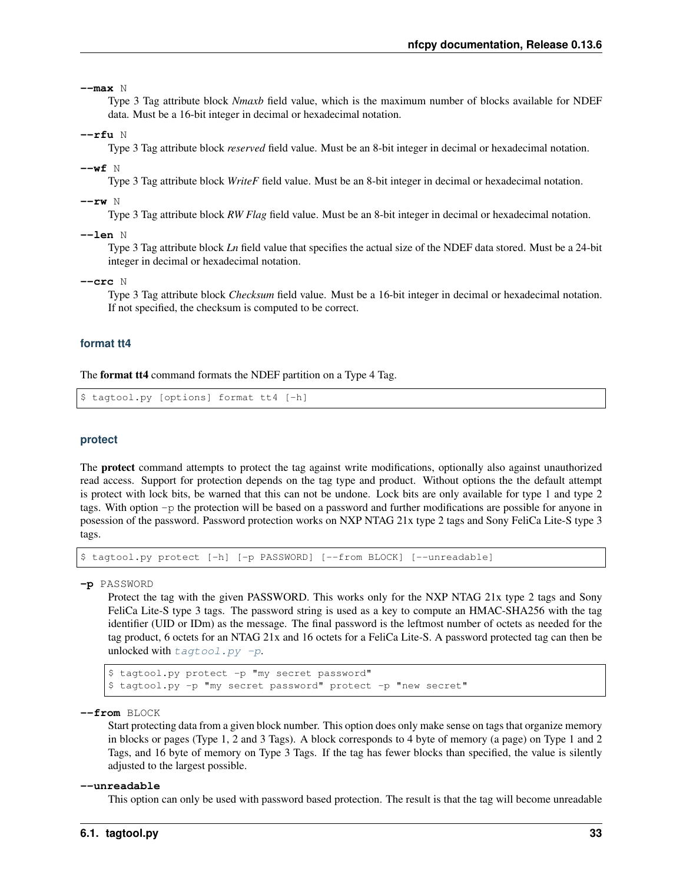**--max** N

Type 3 Tag attribute block *Nmaxb* field value, which is the maximum number of blocks available for NDEF data. Must be a 16-bit integer in decimal or hexadecimal notation.

**--rfu** N

Type 3 Tag attribute block *reserved* field value. Must be an 8-bit integer in decimal or hexadecimal notation.

**--wf** N

Type 3 Tag attribute block *WriteF* field value. Must be an 8-bit integer in decimal or hexadecimal notation.

**--rw** N

Type 3 Tag attribute block *RW Flag* field value. Must be an 8-bit integer in decimal or hexadecimal notation.

**--len** N

Type 3 Tag attribute block *Ln* field value that specifies the actual size of the NDEF data stored. Must be a 24-bit integer in decimal or hexadecimal notation.

**--crc** N

Type 3 Tag attribute block *Checksum* field value. Must be a 16-bit integer in decimal or hexadecimal notation. If not specified, the checksum is computed to be correct.

### format tt4

The **format tt4** command formats the NDEF partition on a Type 4 Tag.

```
$ tagtool.py [options] format tt4 [-h]
```

### protect

The **protect** command attempts to protect the tag against write modifications, optionally also against unauthorized read access. Support for protection depends on the tag type and product. Without options the the default attempt is protect with lock bits, be warned that this can not be undone. Lock bits are only available for type 1 and type 2 tags. With option -p the protection will be based on a password and further modifications are possible for anyone in posession of the password. Password protection works on NXP NTAG 21x type 2 tags and Sony FeliCa Lite-S type 3 tags.

```
$ tagtool.py protect [-h] [-p PASSWORD] [--from BLOCK] [--unreadable]
```

**-p** PASSWORD

Protect the tag with the given PASSWORD. This works only for the NXP NTAG 21x type 2 tags and Sony FeliCa Lite-S type 3 tags. The password string is used as a key to compute an HMAC-SHA256 with the tag identifier (UID or IDm) as the message. The final password is the leftmost number of octets as needed for the tag product, 6 octets for an NTAG 21x and 16 octets for a FeliCa Lite-S. A password protected tag can then be unlocked with `tagtool.py -p`.

```
$ tagtool.py protect -p "my secret password"
$ tagtool.py -p "my secret password" protect -p "new secret"
```

**--from** BLOCK

Start protecting data from a given block number. This option does only make sense on tags that organize memory in blocks or pages (Type 1, 2 and 3 Tags). A block corresponds to 4 byte of memory (a page) on Type 1 and 2 Tags, and 16 byte of memory on Type 3 Tags. If the tag has fewer blocks than specified, the value is silently adjusted to the largest possible.

**--unreadable**

This option can only be used with password based protection. The result is that the tag will become unreadable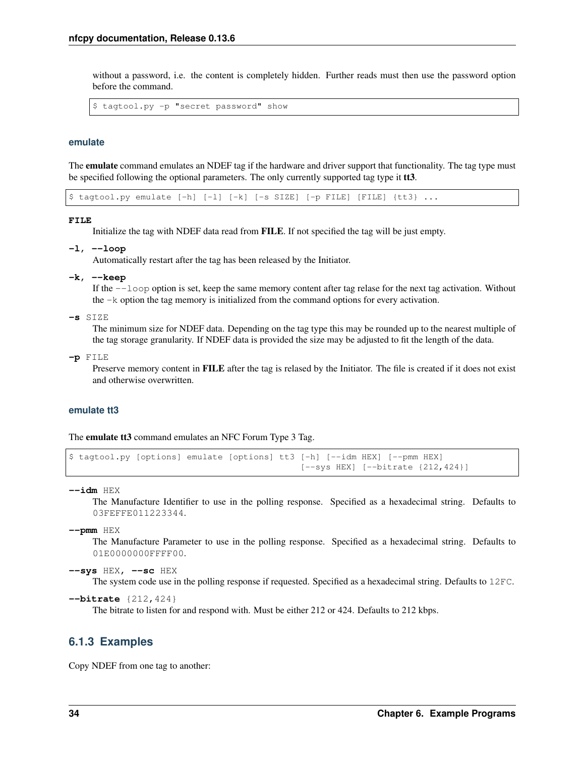without a password, i.e. the content is completely hidden. Further reads must then use the password option before the command.

```
$ tagtool.py -p "secret password" show
```

#### emulate

The **emulate** command emulates an NDEF tag if the hardware and driver support that functionality. The tag type must be specified following the optional parameters. The only currently supported tag type it **tt3**.

```
$ tagtool.py emulate [-h] [-l] [-k] [-s SIZE] [-p FILE] [FILE] {tt3} ...
```

**FILE**
Initialize the tag with NDEF data read from **FILE**. If not specified the tag will be just empty.

**-l, --loop**
Automatically restart after the tag has been released by the Initiator.

**-k, --keep**
If the `--loop` option is set, keep the same memory content after tag relase for the next tag activation. Without the `-k` option the tag memory is initialized from the command options for every activation.

**-s** SIZE
The minimum size for NDEF data. Depending on the tag type this may be rounded up to the nearest multiple of the tag storage granularity. If NDEF data is provided the size may be adjusted to fit the length of the data.

**-p** FILE
Preserve memory content in **FILE** after the tag is relased by the Initiator. The file is created if it does not exist and otherwise overwritten.

#### emulate tt3

The **emulate tt3** command emulates an NFC Forum Type 3 Tag.

```
$ tagtool.py [options] emulate [options] tt3 [-h] [--idm HEX] [--pmm HEX]
                                              [--sys HEX] [--bitrate {212,424}]
```

**--idm** HEX
The Manufacture Identifier to use in the polling response. Specified as a hexadecimal string. Defaults to `03FEFFE011223344`.

**--pmm** HEX
The Manufacture Parameter to use in the polling response. Specified as a hexadecimal string. Defaults to `01E0000000FFFF00`.

**--sys** HEX, **--sc** HEX
The system code use in the polling response if requested. Specified as a hexadecimal string. Defaults to `12FC`.

**--bitrate** {212,424}
The bitrate to listen for and respond with. Must be either 212 or 424. Defaults to 212 kbps.

### 6.1.3 Examples

Copy NDEF from one tag to another: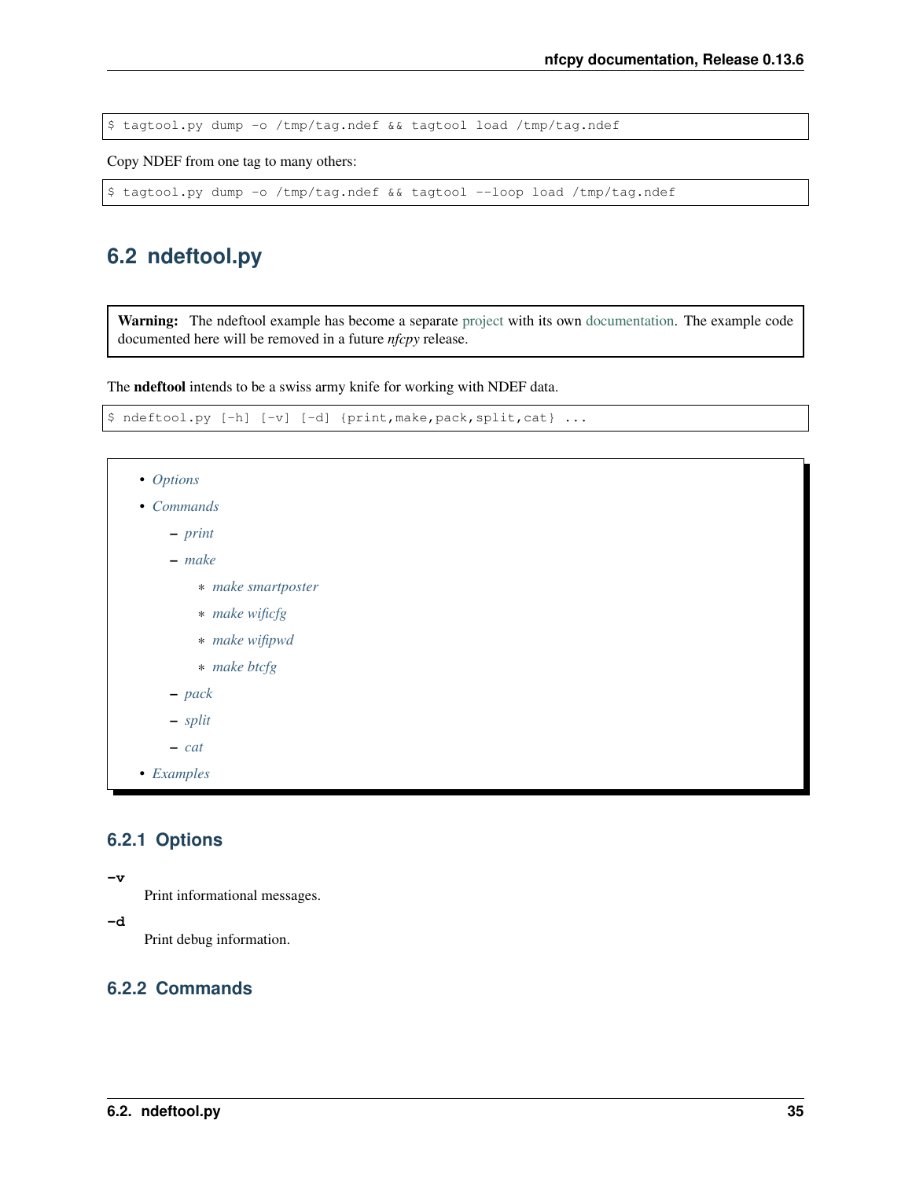```
$ tagtool.py dump -o /tmp/tag.ndef && tagtool load /tmp/tag.ndef
```

Copy NDEF from one tag to many others:

```
$ tagtool.py dump -o /tmp/tag.ndef && tagtool --loop load /tmp/tag.ndef
```

## 6.2 ndeftool.py

> **Warning:** The ndeftool example has become a separate project with its own documentation. The example code documented here will be removed in a future *nfcpy* release.

The **ndeftool** intends to be a swiss army knife for working with NDEF data.

```
$ ndeftool.py [-h] [-v] [-d] {print,make,pack,split,cat} ...
```

- *Options*
- *Commands*
  - *print*
  - *make*
    - *make smartposter*
    - *make wificfg*
    - *make wifipwd*
    - *make btcfg*
  - *pack*
  - *split*
  - *cat*
- *Examples*

### 6.2.1 Options

**-v**

Print informational messages.

**-d**

Print debug information.

### 6.2.2 Commands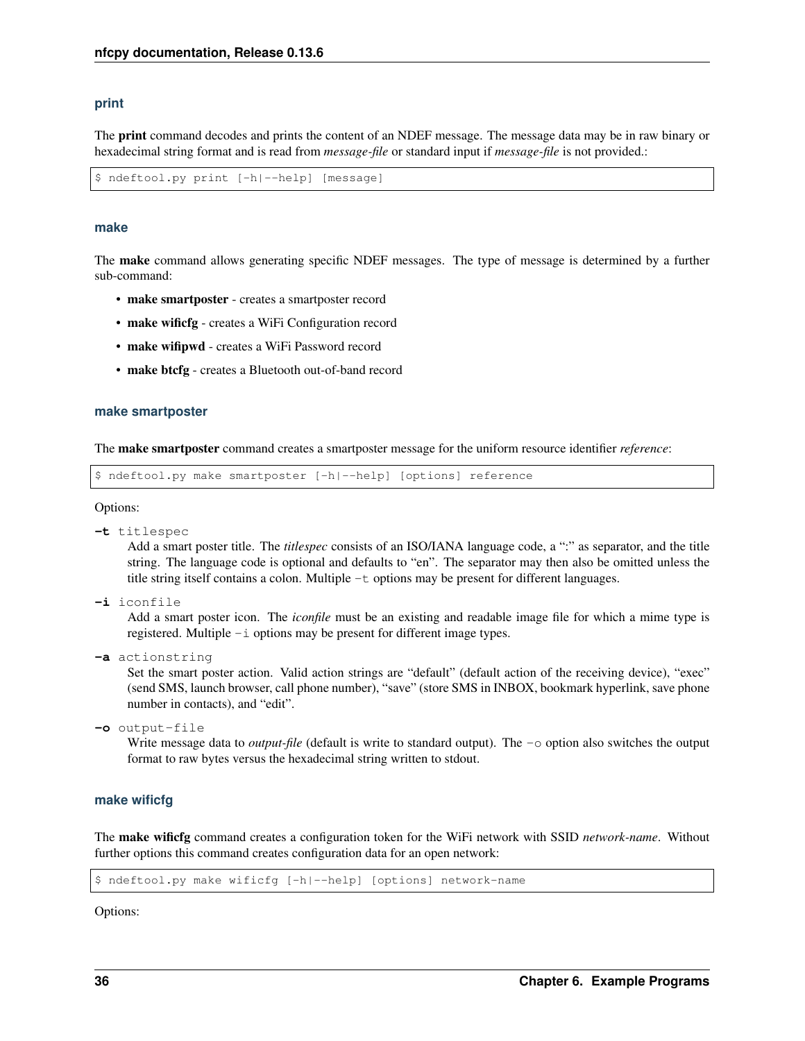### print

The **print** command decodes and prints the content of an NDEF message. The message data may be in raw binary or hexadecimal string format and is read from *message-file* or standard input if *message-file* is not provided.:

```
$ ndeftool.py print [-h|--help] [message]
```

### make

The **make** command allows generating specific NDEF messages. The type of message is determined by a further sub-command:

- **make smartposter** - creates a smartposter record
- **make wificfg** - creates a WiFi Configuration record
- **make wifipwd** - creates a WiFi Password record
- **make btcfg** - creates a Bluetooth out-of-band record

### make smartposter

The **make smartposter** command creates a smartposter message for the uniform resource identifier *reference*:

```
$ ndeftool.py make smartposter [-h|--help] [options] reference
```

Options:

**-t** `titlespec`
: Add a smart poster title. The *titlespec* consists of an ISO/IANA language code, a ":" as separator, and the title string. The language code is optional and defaults to "en". The separator may then also be omitted unless the title string itself contains a colon. Multiple `-t` options may be present for different languages.

**-i** `iconfile`
: Add a smart poster icon. The *iconfile* must be an existing and readable image file for which a mime type is registered. Multiple `-i` options may be present for different image types.

**-a** `actionstring`
: Set the smart poster action. Valid action strings are "default" (default action of the receiving device), "exec" (send SMS, launch browser, call phone number), "save" (store SMS in INBOX, bookmark hyperlink, save phone number in contacts), and "edit".

**-o** `output-file`
: Write message data to *output-file* (default is write to standard output). The `-o` option also switches the output format to raw bytes versus the hexadecimal string written to stdout.

### make wificfg

The **make wificfg** command creates a configuration token for the WiFi network with SSID *network-name*. Without further options this command creates configuration data for an open network:

```
$ ndeftool.py make wificfg [-h|--help] [options] network-name
```

Options: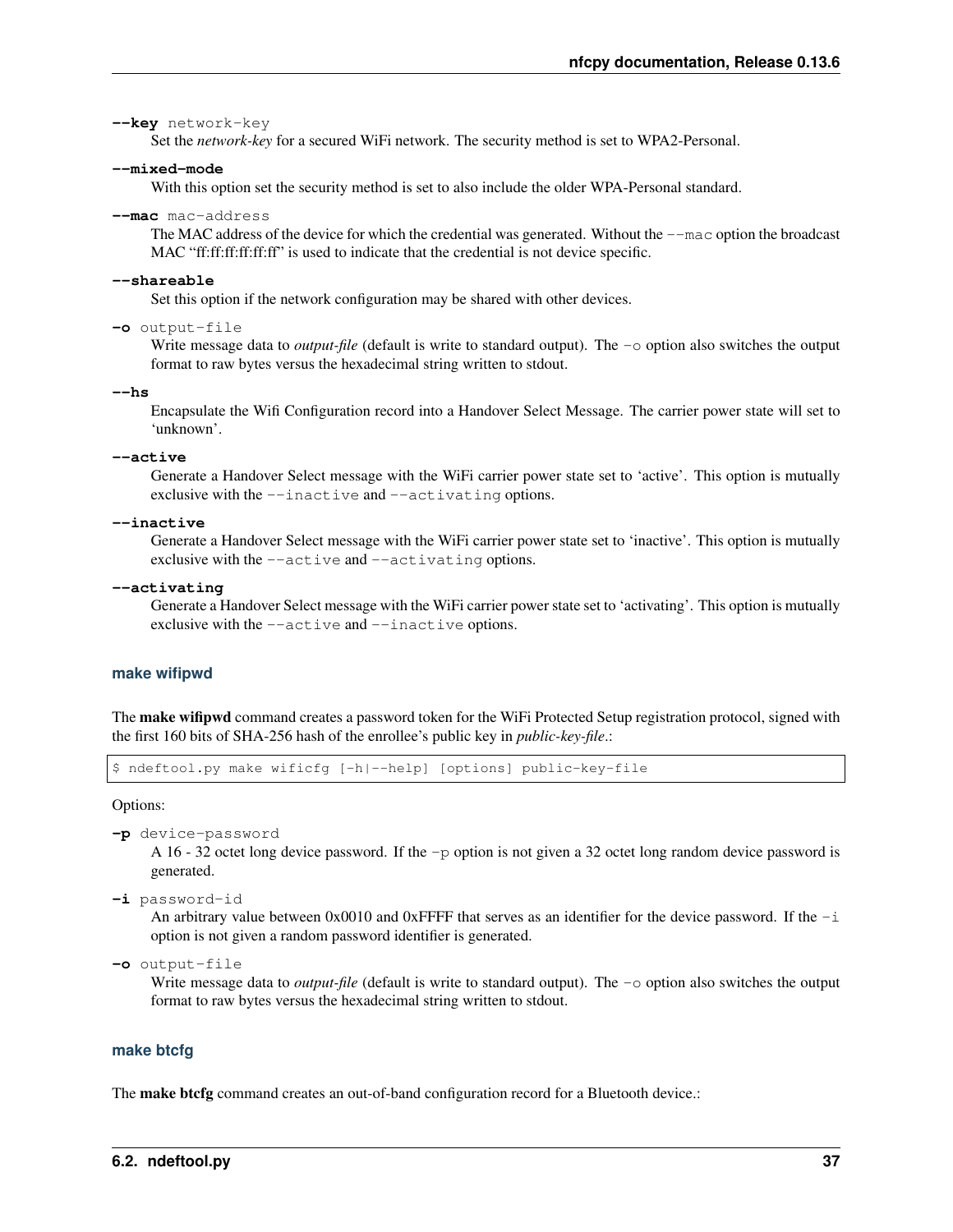**--key** network-key
: Set the *network-key* for a secured WiFi network. The security method is set to WPA2-Personal.

**--mixed-mode**
: With this option set the security method is set to also include the older WPA-Personal standard.

**--mac** mac-address
: The MAC address of the device for which the credential was generated. Without the `--mac` option the broadcast MAC "ff:ff:ff:ff:ff:ff" is used to indicate that the credential is not device specific.

**--shareable**
: Set this option if the network configuration may be shared with other devices.

**-o** output-file
: Write message data to *output-file* (default is write to standard output). The `-o` option also switches the output format to raw bytes versus the hexadecimal string written to stdout.

**--hs**
: Encapsulate the Wifi Configuration record into a Handover Select Message. The carrier power state will set to 'unknown'.

**--active**
: Generate a Handover Select message with the WiFi carrier power state set to 'active'. This option is mutually exclusive with the `--inactive` and `--activating` options.

**--inactive**
: Generate a Handover Select message with the WiFi carrier power state set to 'inactive'. This option is mutually exclusive with the `--active` and `--activating` options.

**--activating**
: Generate a Handover Select message with the WiFi carrier power state set to 'activating'. This option is mutually exclusive with the `--active` and `--inactive` options.

#### make wifipwd

The **make wifipwd** command creates a password token for the WiFi Protected Setup registration protocol, signed with the first 160 bits of SHA-256 hash of the enrollee's public key in *public-key-file*.:

```
$ ndeftool.py make wificfg [-h|--help] [options] public-key-file
```

Options:

**-p** device-password
: A 16 - 32 octet long device password. If the `-p` option is not given a 32 octet long random device password is generated.

**-i** password-id
: An arbitrary value between 0x0010 and 0xFFFF that serves as an identifier for the device password. If the `-i` option is not given a random password identifier is generated.

**-o** output-file
: Write message data to *output-file* (default is write to standard output). The `-o` option also switches the output format to raw bytes versus the hexadecimal string written to stdout.

#### make btcfg

The **make btcfg** command creates an out-of-band configuration record for a Bluetooth device.: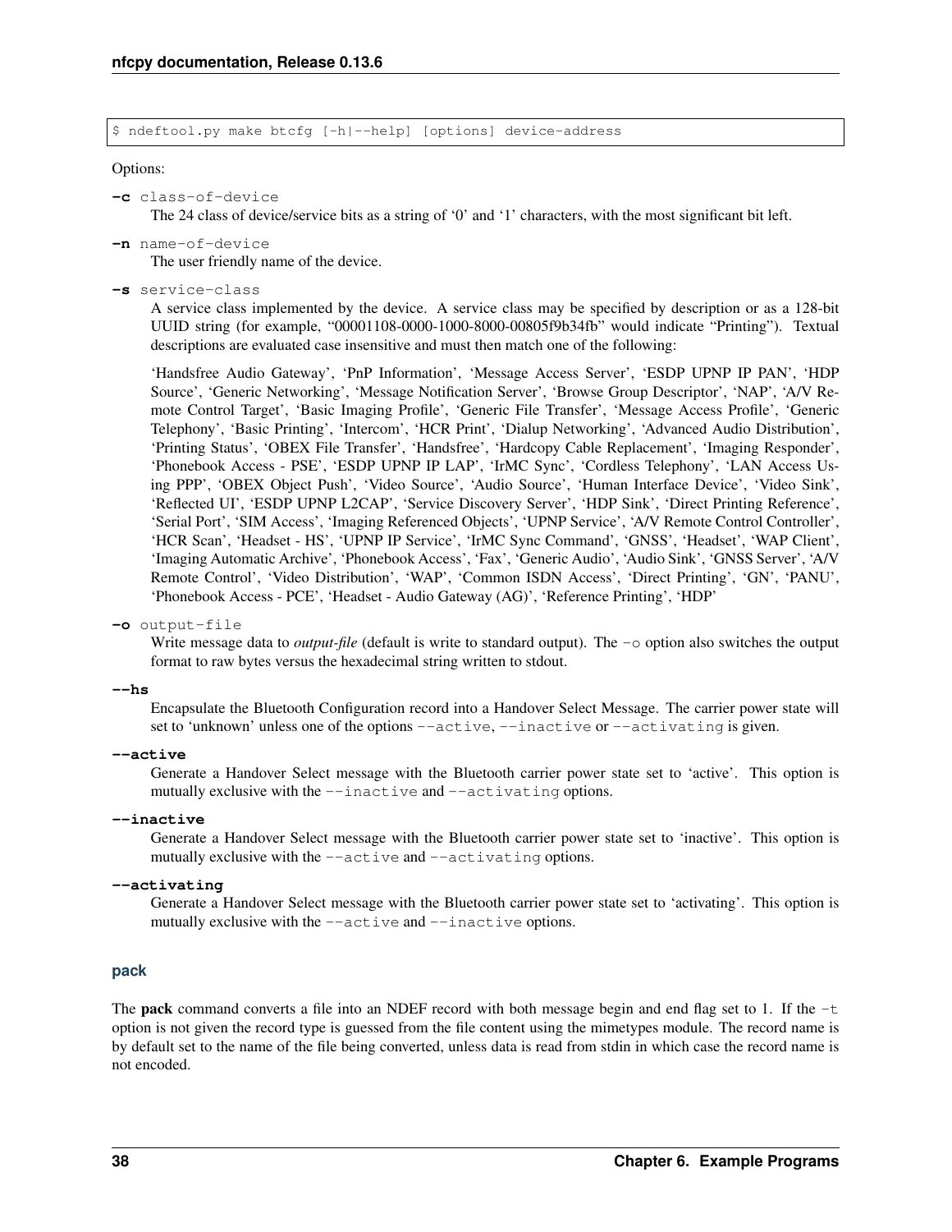```
$ ndeftool.py make btcfg [-h|--help] [options] device-address
```

Options:

**-c** `class-of-device`
: The 24 class of device/service bits as a string of '0' and '1' characters, with the most significant bit left.

**-n** `name-of-device`
: The user friendly name of the device.

**-s** `service-class`
: A service class implemented by the device. A service class may be specified by description or as a 128-bit UUID string (for example, "00001108-0000-1000-8000-00805f9b34fb" would indicate "Printing"). Textual descriptions are evaluated case insensitive and must then match one of the following:

  'Handsfree Audio Gateway', 'PnP Information', 'Message Access Server', 'ESDP UPNP IP PAN', 'HDP Source', 'Generic Networking', 'Message Notification Server', 'Browse Group Descriptor', 'NAP', 'A/V Remote Control Target', 'Basic Imaging Profile', 'Generic File Transfer', 'Message Access Profile', 'Generic Telephony', 'Basic Printing', 'Intercom', 'HCR Print', 'Dialup Networking', 'Advanced Audio Distribution', 'Printing Status', 'OBEX File Transfer', 'Handsfree', 'Hardcopy Cable Replacement', 'Imaging Responder', 'Phonebook Access - PSE', 'ESDP UPNP IP LAP', 'IrMC Sync', 'Cordless Telephony', 'LAN Access Using PPP', 'OBEX Object Push', 'Video Source', 'Audio Source', 'Human Interface Device', 'Video Sink', 'Reflected UI', 'ESDP UPNP L2CAP', 'Service Discovery Server', 'HDP Sink', 'Direct Printing Reference', 'Serial Port', 'SIM Access', 'Imaging Referenced Objects', 'UPNP Service', 'A/V Remote Control Controller', 'HCR Scan', 'Headset - HS', 'UPNP IP Service', 'IrMC Sync Command', 'GNSS', 'Headset', 'WAP Client', 'Imaging Automatic Archive', 'Phonebook Access', 'Fax', 'Generic Audio', 'Audio Sink', 'GNSS Server', 'A/V Remote Control', 'Video Distribution', 'WAP', 'Common ISDN Access', 'Direct Printing', 'GN', 'PANU', 'Phonebook Access - PCE', 'Headset - Audio Gateway (AG)', 'Reference Printing', 'HDP'

**-o** `output-file`
: Write message data to *output-file* (default is write to standard output). The `-o` option also switches the output format to raw bytes versus the hexadecimal string written to stdout.

**--hs**
: Encapsulate the Bluetooth Configuration record into a Handover Select Message. The carrier power state will set to 'unknown' unless one of the options `--active`, `--inactive` or `--activating` is given.

**--active**
: Generate a Handover Select message with the Bluetooth carrier power state set to 'active'. This option is mutually exclusive with the `--inactive` and `--activating` options.

**--inactive**
: Generate a Handover Select message with the Bluetooth carrier power state set to 'inactive'. This option is mutually exclusive with the `--active` and `--activating` options.

**--activating**
: Generate a Handover Select message with the Bluetooth carrier power state set to 'activating'. This option is mutually exclusive with the `--active` and `--inactive` options.

#### pack

The **pack** command converts a file into an NDEF record with both message begin and end flag set to 1. If the `-t` option is not given the record type is guessed from the file content using the mimetypes module. The record name is by default set to the name of the file being converted, unless data is read from stdin in which case the record name is not encoded.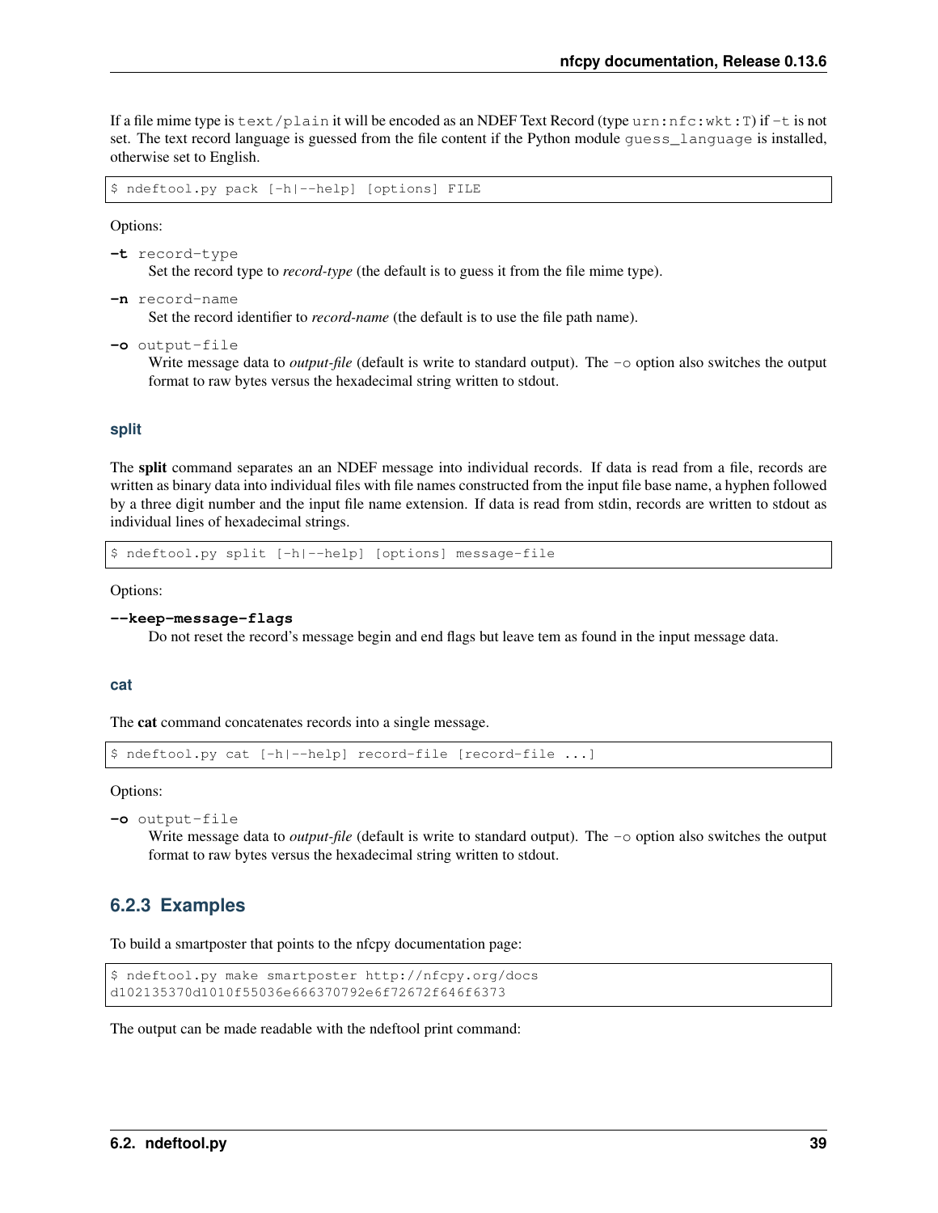If a file mime type is `text/plain` it will be encoded as an NDEF Text Record (type `urn:nfc:wkt:T`) if `-t` is not set. The text record language is guessed from the file content if the Python module `guess_language` is installed, otherwise set to English.

```
$ ndeftool.py pack [-h|--help] [options] FILE
```

Options:

**-t** `record-type`
: Set the record type to *record-type* (the default is to guess it from the file mime type).

**-n** `record-name`
: Set the record identifier to *record-name* (the default is to use the file path name).

**-o** `output-file`
: Write message data to *output-file* (default is write to standard output). The `-o` option also switches the output format to raw bytes versus the hexadecimal string written to stdout.

#### split

The **split** command separates an an NDEF message into individual records. If data is read from a file, records are written as binary data into individual files with file names constructed from the input file base name, a hyphen followed by a three digit number and the input file name extension. If data is read from stdin, records are written to stdout as individual lines of hexadecimal strings.

```
$ ndeftool.py split [-h|--help] [options] message-file
```

Options:

**--keep-message-flags**
: Do not reset the record's message begin and end flags but leave tem as found in the input message data.

#### cat

The **cat** command concatenates records into a single message.

```
$ ndeftool.py cat [-h|--help] record-file [record-file ...]
```

Options:

**-o** `output-file`
: Write message data to *output-file* (default is write to standard output). The `-o` option also switches the output format to raw bytes versus the hexadecimal string written to stdout.

### 6.2.3 Examples

To build a smartposter that points to the nfcpy documentation page:

```
$ ndeftool.py make smartposter http://nfcpy.org/docs
d102135370d1010f55036e666370792e6f72672f646f6373
```

The output can be made readable with the ndeftool print command: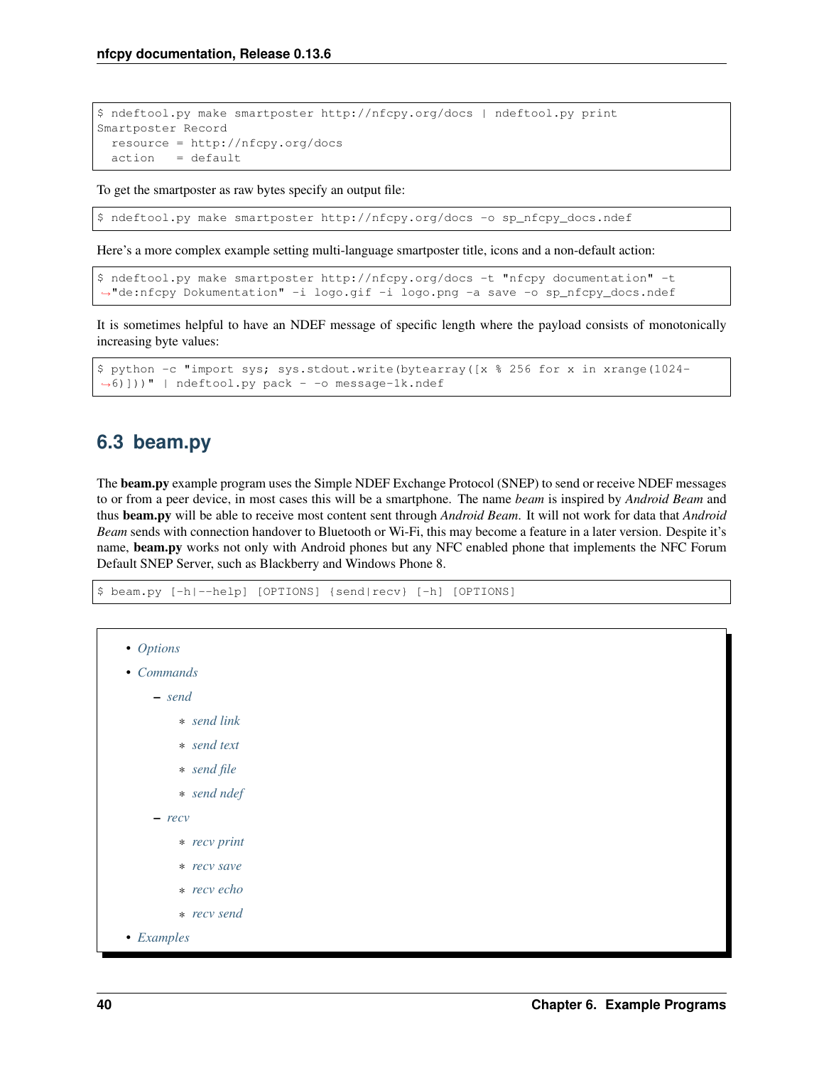```
$ ndeftool.py make smartposter http://nfcpy.org/docs | ndeftool.py print
Smartposter Record
  resource = http://nfcpy.org/docs
  action   = default
```

To get the smartposter as raw bytes specify an output file:

```
$ ndeftool.py make smartposter http://nfcpy.org/docs -o sp_nfcpy_docs.ndef
```

Here's a more complex example setting multi-language smartposter title, icons and a non-default action:

```
$ ndeftool.py make smartposter http://nfcpy.org/docs -t "nfcpy documentation" -t
↪"de:nfcpy Dokumentation" -i logo.gif -i logo.png -a save -o sp_nfcpy_docs.ndef
```

It is sometimes helpful to have an NDEF message of specific length where the payload consists of monotonically increasing byte values:

```
$ python -c "import sys; sys.stdout.write(bytearray([x % 256 for x in xrange(1024-
↪6)]))" | ndeftool.py pack - -o message-1k.ndef
```

## 6.3 beam.py

The **beam.py** example program uses the Simple NDEF Exchange Protocol (SNEP) to send or receive NDEF messages to or from a peer device, in most cases this will be a smartphone. The name *beam* is inspired by *Android Beam* and thus **beam.py** will be able to receive most content sent through *Android Beam*. It will not work for data that *Android Beam* sends with connection handover to Bluetooth or Wi-Fi, this may become a feature in a later version. Despite it's name, **beam.py** works not only with Android phones but any NFC enabled phone that implements the NFC Forum Default SNEP Server, such as Blackberry and Windows Phone 8.

```
$ beam.py [-h|--help] [OPTIONS] {send|recv} [-h] [OPTIONS]
```

- *Options*
- *Commands*
  - *send*
    - *send link*
    - *send text*
    - *send file*
    - *send ndef*
  - *recv*
    - *recv print*
    - *recv save*
    - *recv echo*
    - *recv send*
- *Examples*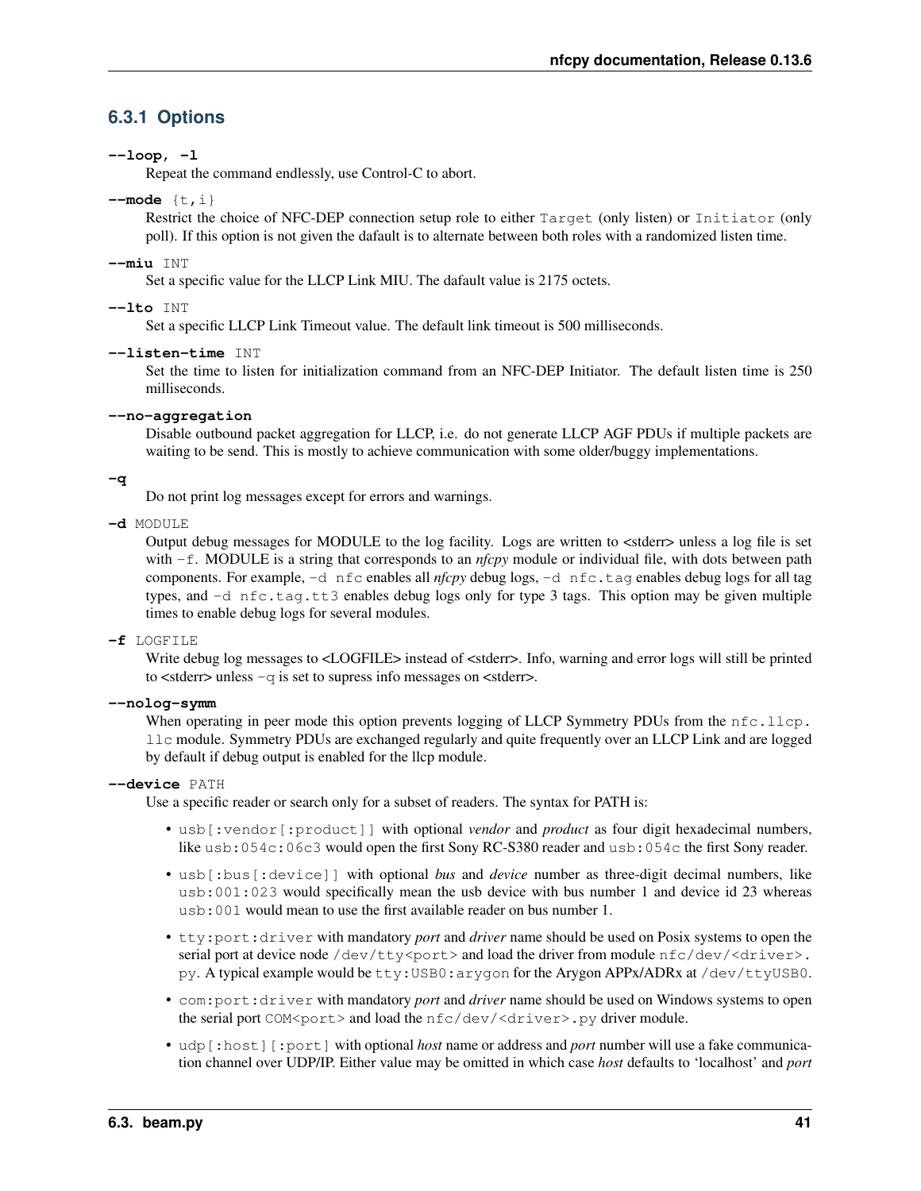### 6.3.1 Options

**--loop, -l**
Repeat the command endlessly, use Control-C to abort.

**--mode** {t,i}
Restrict the choice of NFC-DEP connection setup role to either `Target` (only listen) or `Initiator` (only poll). If this option is not given the dafault is to alternate between both roles with a randomized listen time.

**--miu** INT
Set a specific value for the LLCP Link MIU. The dafault value is 2175 octets.

**--lto** INT
Set a specific LLCP Link Timeout value. The default link timeout is 500 milliseconds.

**--listen-time** INT
Set the time to listen for initialization command from an NFC-DEP Initiator. The default listen time is 250 milliseconds.

**--no-aggregation**
Disable outbound packet aggregation for LLCP, i.e. do not generate LLCP AGF PDUs if multiple packets are waiting to be send. This is mostly to achieve communication with some older/buggy implementations.

**-q**
Do not print log messages except for errors and warnings.

**-d** MODULE
Output debug messages for MODULE to the log facility. Logs are written to <stderr> unless a log file is set with `-f`. MODULE is a string that corresponds to an *nfcpy* module or individual file, with dots between path components. For example, `-d nfc` enables all *nfcpy* debug logs, `-d nfc.tag` enables debug logs for all tag types, and `-d nfc.tag.tt3` enables debug logs only for type 3 tags. This option may be given multiple times to enable debug logs for several modules.

**-f** LOGFILE
Write debug log messages to <LOGFILE> instead of <stderr>. Info, warning and error logs will still be printed to <stderr> unless `-q` is set to supress info messages on <stderr>.

**--nolog-symm**
When operating in peer mode this option prevents logging of LLCP Symmetry PDUs from the `nfc.llcp.llc` module. Symmetry PDUs are exchanged regularly and quite frequently over an LLCP Link and are logged by default if debug output is enabled for the llcp module.

**--device** PATH
Use a specific reader or search only for a subset of readers. The syntax for PATH is:

- `usb[:vendor[:product]]` with optional *vendor* and *product* as four digit hexadecimal numbers, like `usb:054c:06c3` would open the first Sony RC-S380 reader and `usb:054c` the first Sony reader.
- `usb[:bus[:device]]` with optional *bus* and *device* number as three-digit decimal numbers, like `usb:001:023` would specifically mean the usb device with bus number 1 and device id 23 whereas `usb:001` would mean to use the first available reader on bus number 1.
- `tty:port:driver` with mandatory *port* and *driver* name should be used on Posix systems to open the serial port at device node `/dev/tty<port>` and load the driver from module `nfc/dev/<driver>.py`. A typical example would be `tty:USB0:arygon` for the Arygon APPx/ADRx at `/dev/ttyUSB0`.
- `com:port:driver` with mandatory *port* and *driver* name should be used on Windows systems to open the serial port `COM<port>` and load the `nfc/dev/<driver>.py` driver module.
- `udp[:host][:port]` with optional *host* name or address and *port* number will use a fake communication channel over UDP/IP. Either value may be omitted in which case *host* defaults to 'localhost' and *port*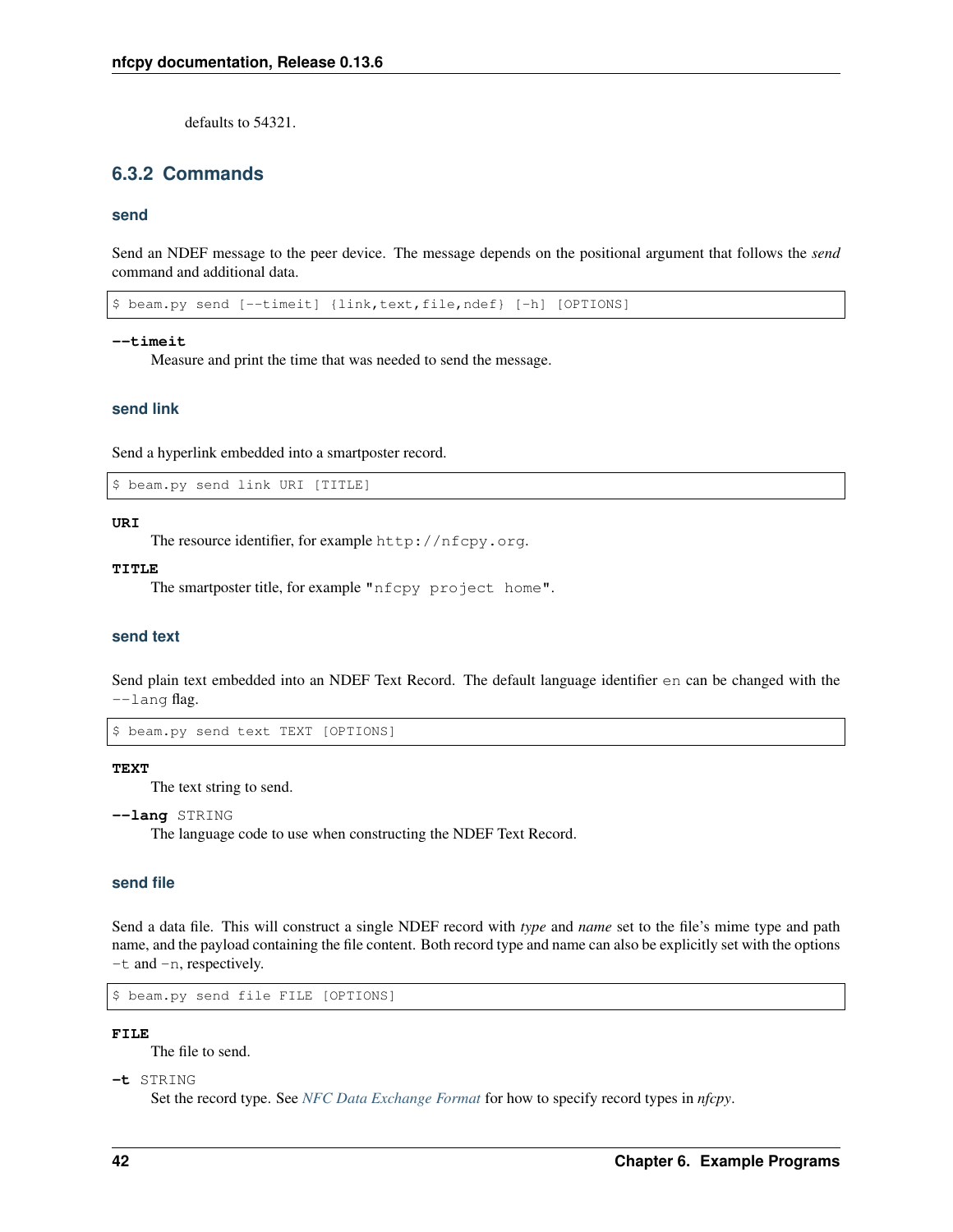defaults to 54321.

### 6.3.2 Commands

#### send

Send an NDEF message to the peer device. The message depends on the positional argument that follows the *send* command and additional data.

```
$ beam.py send [--timeit] {link,text,file,ndef} [-h] [OPTIONS]
```

**--timeit**
Measure and print the time that was needed to send the message.

#### send link

Send a hyperlink embedded into a smartposter record.

```
$ beam.py send link URI [TITLE]
```

**URI**
The resource identifier, for example `http://nfcpy.org`.

**TITLE**
The smartposter title, for example "`nfcpy project home`".

#### send text

Send plain text embedded into an NDEF Text Record. The default language identifier `en` can be changed with the `--lang` flag.

```
$ beam.py send text TEXT [OPTIONS]
```

**TEXT**
The text string to send.

**--lang** STRING
The language code to use when constructing the NDEF Text Record.

#### send file

Send a data file. This will construct a single NDEF record with *type* and *name* set to the file's mime type and path name, and the payload containing the file content. Both record type and name can also be explicitly set with the options `-t` and `-n`, respectively.

```
$ beam.py send file FILE [OPTIONS]
```

**FILE**
The file to send.

**-t** STRING
Set the record type. See *NFC Data Exchange Format* for how to specify record types in *nfcpy*.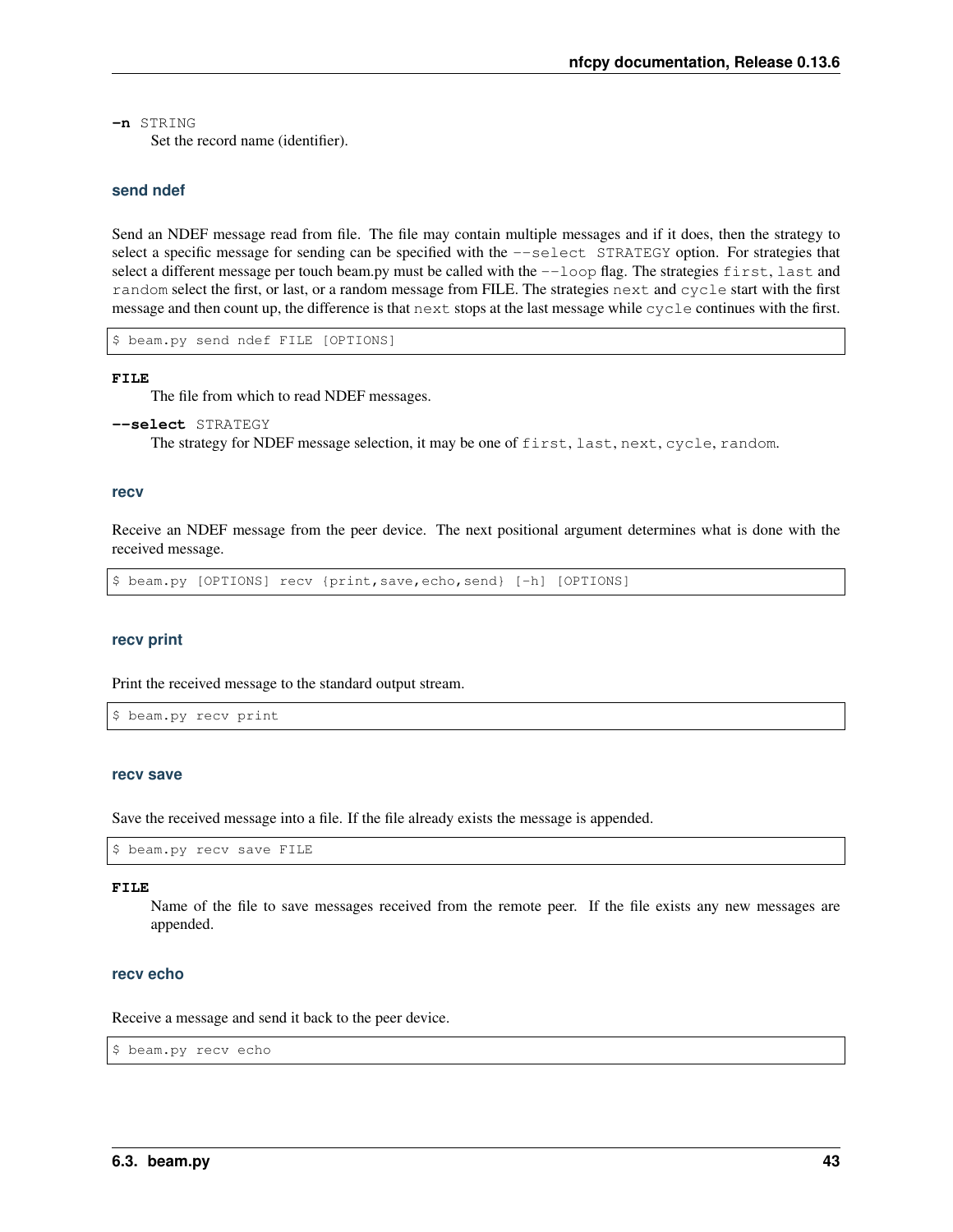**-n** STRING
: Set the record name (identifier).

#### send ndef

Send an NDEF message read from file. The file may contain multiple messages and if it does, then the strategy to select a specific message for sending can be specified with the `--select STRATEGY` option. For strategies that select a different message per touch beam.py must be called with the `--loop` flag. The strategies `first`, `last` and `random` select the first, or last, or a random message from FILE. The strategies `next` and `cycle` start with the first message and then count up, the difference is that `next` stops at the last message while `cycle` continues with the first.

```
$ beam.py send ndef FILE [OPTIONS]
```

**FILE**
: The file from which to read NDEF messages.

**--select** STRATEGY
: The strategy for NDEF message selection, it may be one of `first`, `last`, `next`, `cycle`, `random`.

#### recv

Receive an NDEF message from the peer device. The next positional argument determines what is done with the received message.

```
$ beam.py [OPTIONS] recv {print,save,echo,send} [-h] [OPTIONS]
```

#### recv print

Print the received message to the standard output stream.

```
$ beam.py recv print
```

#### recv save

Save the received message into a file. If the file already exists the message is appended.

```
$ beam.py recv save FILE
```

**FILE**
: Name of the file to save messages received from the remote peer. If the file exists any new messages are appended.

#### recv echo

Receive a message and send it back to the peer device.

```
$ beam.py recv echo
```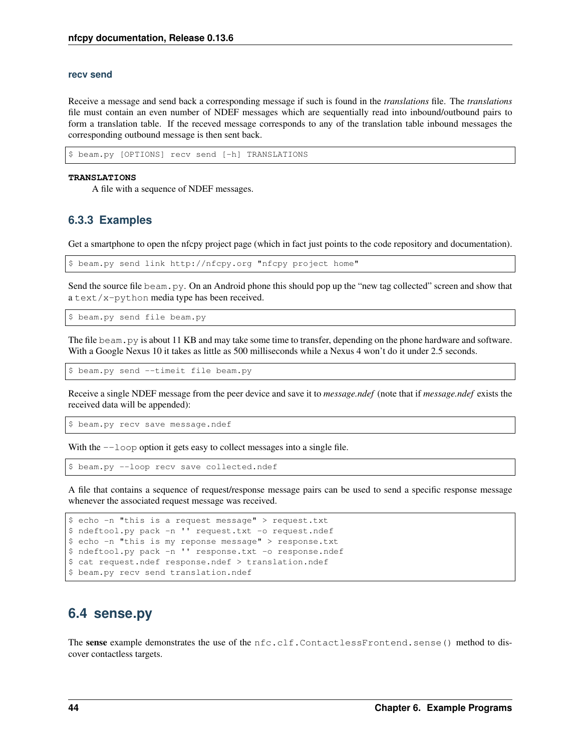#### recv send

Receive a message and send back a corresponding message if such is found in the *translations* file. The *translations* file must contain an even number of NDEF messages which are sequentially read into inbound/outbound pairs to form a translation table. If the receved message corresponds to any of the translation table inbound messages the corresponding outbound message is then sent back.

```
$ beam.py [OPTIONS] recv send [-h] TRANSLATIONS
```

**TRANSLATIONS**
A file with a sequence of NDEF messages.

### 6.3.3 Examples

Get a smartphone to open the nfcpy project page (which in fact just points to the code repository and documentation).

```
$ beam.py send link http://nfcpy.org "nfcpy project home"
```

Send the source file `beam.py`. On an Android phone this should pop up the "new tag collected" screen and show that a `text/x-python` media type has been received.

```
$ beam.py send file beam.py
```

The file `beam.py` is about 11 KB and may take some time to transfer, depending on the phone hardware and software. With a Google Nexus 10 it takes as little as 500 milliseconds while a Nexus 4 won't do it under 2.5 seconds.

```
$ beam.py send --timeit file beam.py
```

Receive a single NDEF message from the peer device and save it to *message.ndef* (note that if *message.ndef* exists the received data will be appended):

```
$ beam.py recv save message.ndef
```

With the `--loop` option it gets easy to collect messages into a single file.

```
$ beam.py --loop recv save collected.ndef
```

A file that contains a sequence of request/response message pairs can be used to send a specific response message whenever the associated request message was received.

```
$ echo -n "this is a request message" > request.txt
$ ndeftool.py pack -n '' request.txt -o request.ndef
$ echo -n "this is my reponse message" > response.txt
$ ndeftool.py pack -n '' response.txt -o response.ndef
$ cat request.ndef response.ndef > translation.ndef
$ beam.py recv send translation.ndef
```

## 6.4 sense.py

The **sense** example demonstrates the use of the `nfc.clf.ContactlessFrontend.sense()` method to discover contactless targets.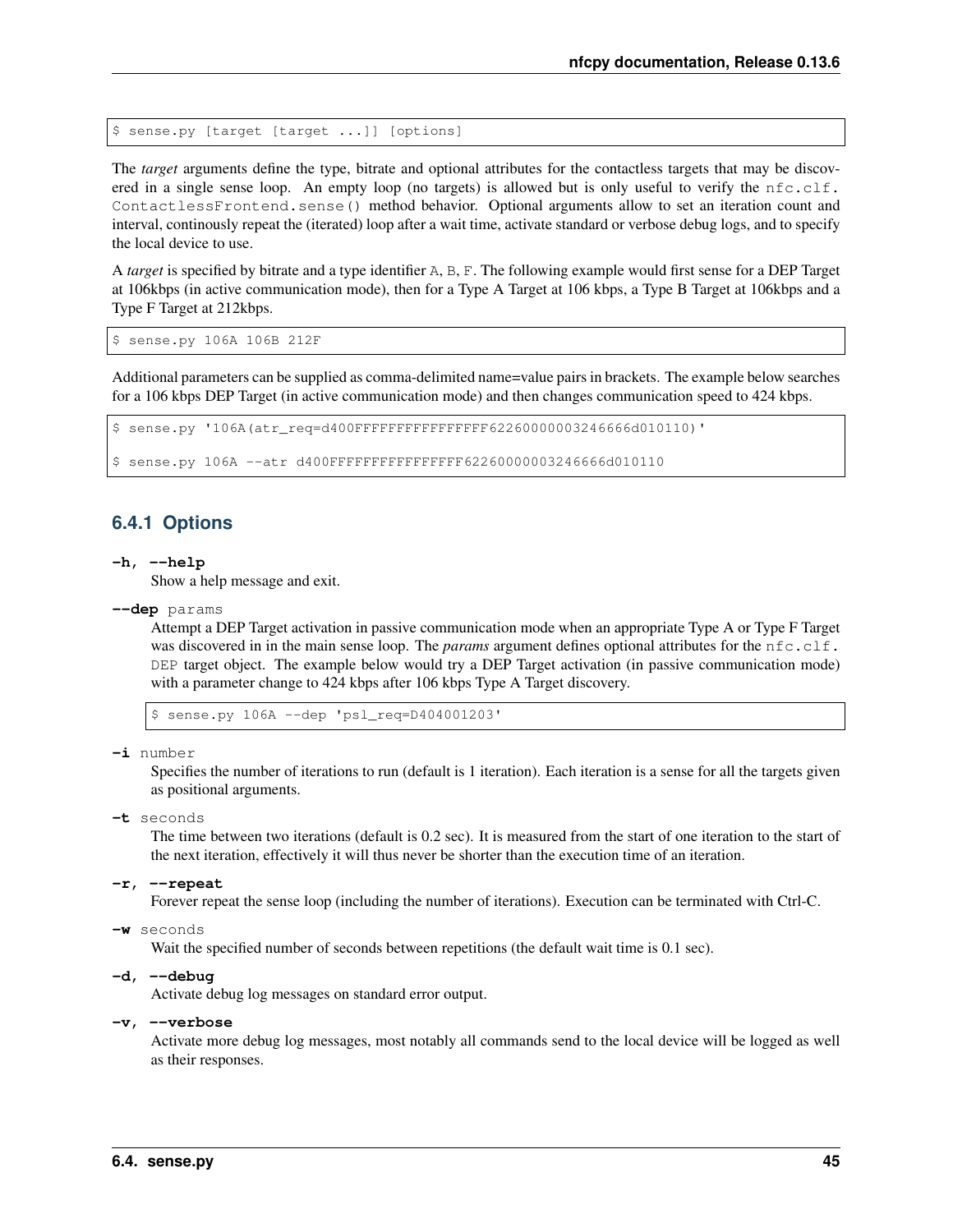```
$ sense.py [target [target ...]] [options]
```

The *target* arguments define the type, bitrate and optional attributes for the contactless targets that may be discovered in a single sense loop. An empty loop (no targets) is allowed but is only useful to verify the `nfc.clf.ContactlessFrontend.sense()` method behavior. Optional arguments allow to set an iteration count and interval, continously repeat the (iterated) loop after a wait time, activate standard or verbose debug logs, and to specify the local device to use.

A *target* is specified by bitrate and a type identifier `A`, `B`, `F`. The following example would first sense for a DEP Target at 106kbps (in active communication mode), then for a Type A Target at 106 kbps, a Type B Target at 106kbps and a Type F Target at 212kbps.

```
$ sense.py 106A 106B 212F
```

Additional parameters can be supplied as comma-delimited name=value pairs in brackets. The example below searches for a 106 kbps DEP Target (in active communication mode) and then changes communication speed to 424 kbps.

```
$ sense.py '106A(atr_req=d400FFFFFFFFFFFFFFFF62260000003246666d010110)'

$ sense.py 106A --atr d400FFFFFFFFFFFFFFFF62260000003246666d010110
```

### 6.4.1 Options

**-h, --help**
Show a help message and exit.

**--dep** params
Attempt a DEP Target activation in passive communication mode when an appropriate Type A or Type F Target was discovered in in the main sense loop. The *params* argument defines optional attributes for the `nfc.clf.DEP` target object. The example below would try a DEP Target activation (in passive communication mode) with a parameter change to 424 kbps after 106 kbps Type A Target discovery.

```
$ sense.py 106A --dep 'psl_req=D404001203'
```

**-i** number
Specifies the number of iterations to run (default is 1 iteration). Each iteration is a sense for all the targets given as positional arguments.

**-t** seconds
The time between two iterations (default is 0.2 sec). It is measured from the start of one iteration to the start of the next iteration, effectively it will thus never be shorter than the execution time of an iteration.

**-r, --repeat**
Forever repeat the sense loop (including the number of iterations). Execution can be terminated with Ctrl-C.

**-w** seconds
Wait the specified number of seconds between repetitions (the default wait time is 0.1 sec).

**-d, --debug**
Activate debug log messages on standard error output.

**-v, --verbose**
Activate more debug log messages, most notably all commands send to the local device will be logged as well as their responses.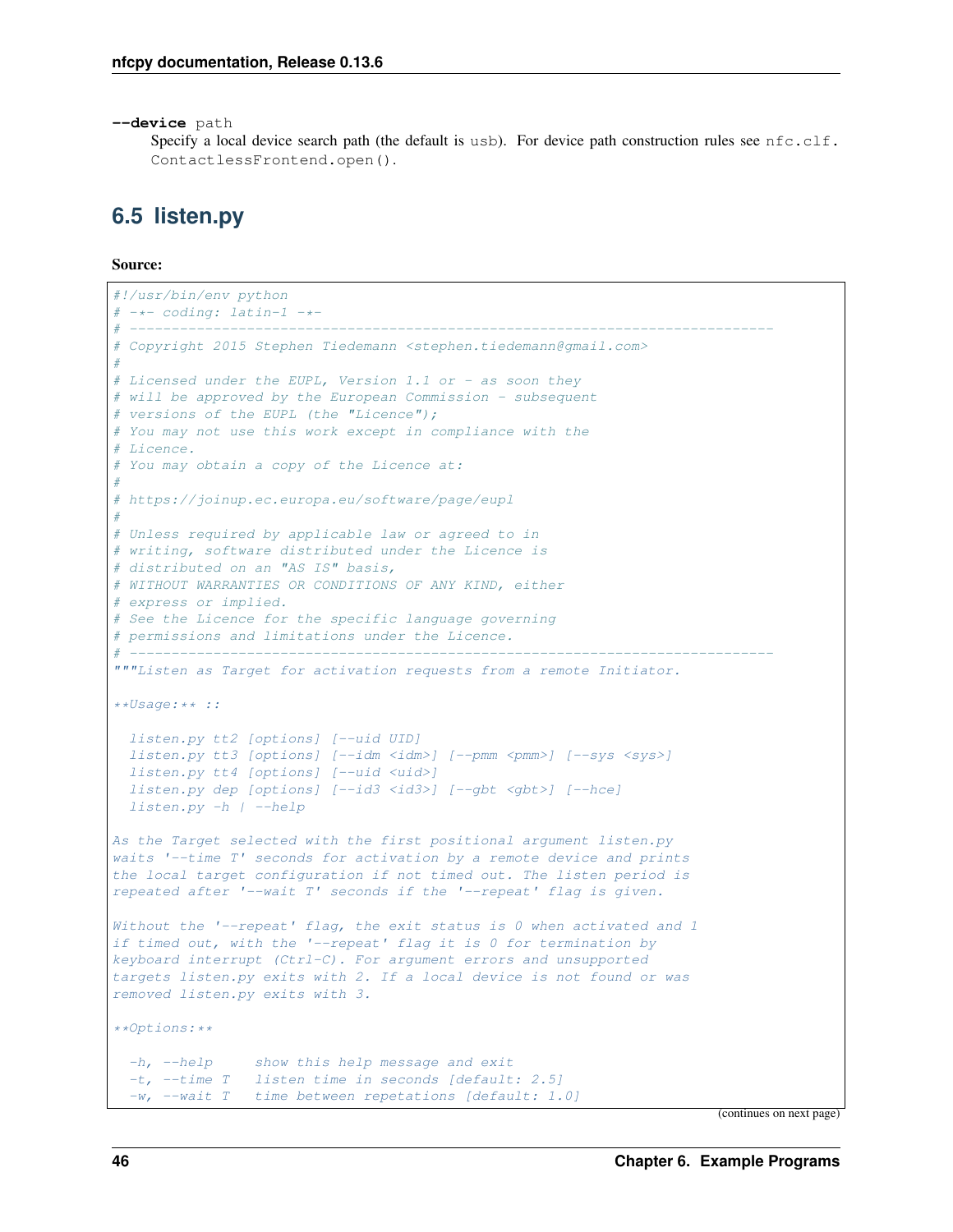**--device** path

Specify a local device search path (the default is `usb`). For device path construction rules see `nfc.clf.ContactlessFrontend.open()`.

## 6.5 listen.py

**Source:**

```
#!/usr/bin/env python
# -*- coding: latin-1 -*-
# -----------------------------------------------------------------------------
# Copyright 2015 Stephen Tiedemann <stephen.tiedemann@gmail.com>
#
# Licensed under the EUPL, Version 1.1 or - as soon they
# will be approved by the European Commission - subsequent
# versions of the EUPL (the "Licence");
# You may not use this work except in compliance with the
# Licence.
# You may obtain a copy of the Licence at:
#
# https://joinup.ec.europa.eu/software/page/eupl
#
# Unless required by applicable law or agreed to in
# writing, software distributed under the Licence is
# distributed on an "AS IS" basis,
# WITHOUT WARRANTIES OR CONDITIONS OF ANY KIND, either
# express or implied.
# See the Licence for the specific language governing
# permissions and limitations under the Licence.
# -----------------------------------------------------------------------------
"""Listen as Target for activation requests from a remote Initiator.

**Usage:** ::

  listen.py tt2 [options] [--uid UID]
  listen.py tt3 [options] [--idm <idm>] [--pmm <pmm>] [--sys <sys>]
  listen.py tt4 [options] [--uid <uid>]
  listen.py dep [options] [--id3 <id3>] [--gbt <gbt>] [--hce]
  listen.py -h | --help

As the Target selected with the first positional argument listen.py
waits '--time T' seconds for activation by a remote device and prints
the local target configuration if not timed out. The listen period is
repeated after '--wait T' seconds if the '--repeat' flag is given.

Without the '--repeat' flag, the exit status is 0 when activated and 1
if timed out, with the '--repeat' flag it is 0 for termination by
keyboard interrupt (Ctrl-C). For argument errors and unsupported
targets listen.py exits with 2. If a local device is not found or was
removed listen.py exits with 3.

**Options:**

  -h, --help      show this help message and exit
  -t, --time T    listen time in seconds [default: 2.5]
  -w, --wait T    time between repetitions [default: 1.0]
```

(continues on next page)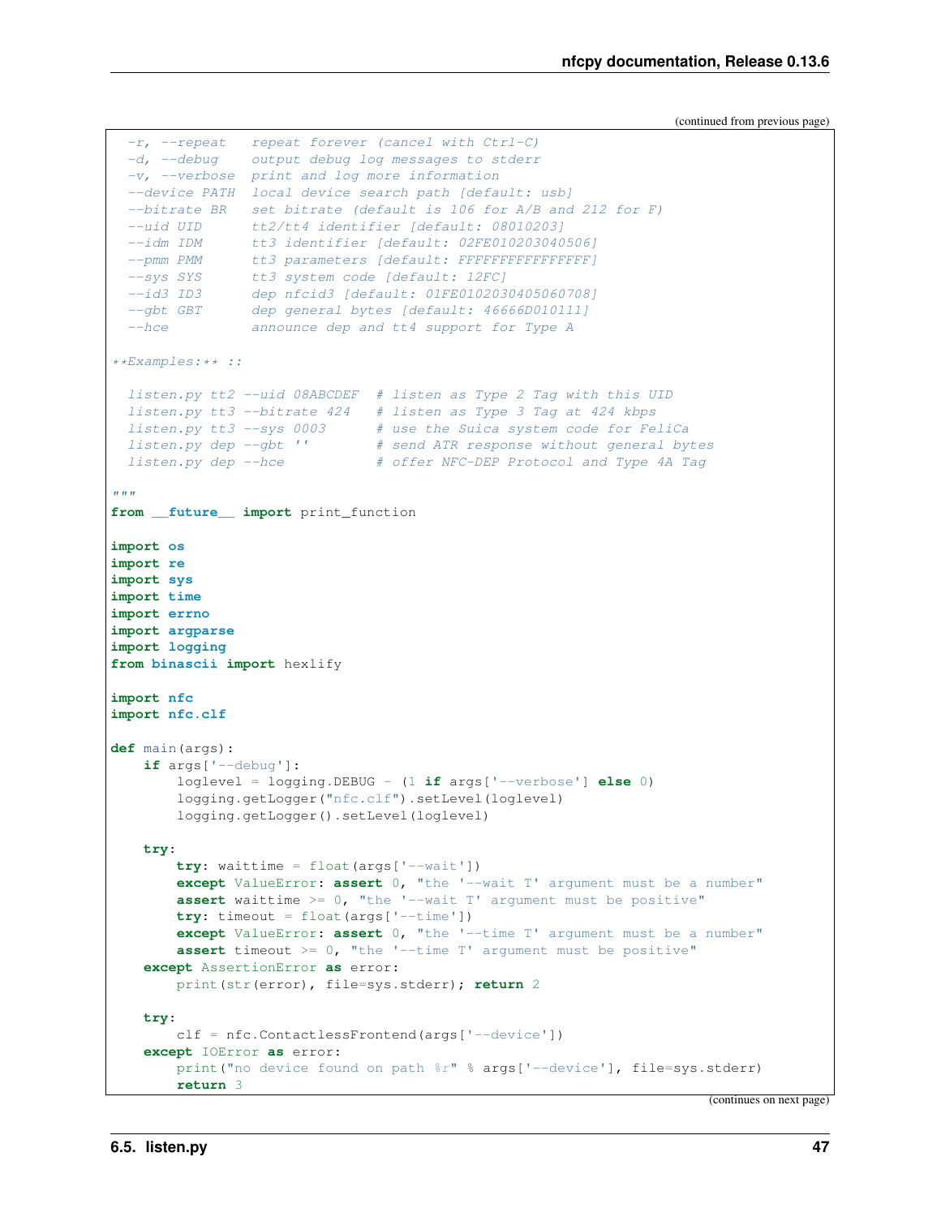(continued from previous page)

```
  -r, --repeat   repeat forever (cancel with Ctrl-C)
  -d, --debug    output debug log messages to stderr
  -v, --verbose  print and log more information
  --device PATH  local device search path [default: usb]
  --bitrate BR   set bitrate (default is 106 for A/B and 212 for F)
  --uid UID      tt2/tt4 identifier [default: 08010203]
  --idm IDM      tt3 identifier [default: 02FE010203040506]
  --pmm PMM      tt3 parameters [default: FFFFFFFFFFFFFFFF]
  --sys SYS      tt3 system code [default: 12FC]
  --id3 ID3      dep nfcid3 [default: 01FE0102030405060708]
  --gbt GBT      dep general bytes [default: 46666D010111]
  --hce          announce dep and tt4 support for Type A

**Examples:** ::

  listen.py tt2 --uid 08ABCDEF  # listen as Type 2 Tag with this UID
  listen.py tt3 --bitrate 424   # listen as Type 3 Tag at 424 kbps
  listen.py tt3 --sys 0003      # use the Suica system code for FeliCa
  listen.py dep --gbt ''        # send ATR response without general bytes
  listen.py dep --hce           # offer NFC-DEP Protocol and Type 4A Tag

"""
from __future__ import print_function

import os
import re
import sys
import time
import errno
import argparse
import logging
from binascii import hexlify

import nfc
import nfc.clf

def main(args):
    if args['--debug']:
        loglevel = logging.DEBUG - (1 if args['--verbose'] else 0)
        logging.getLogger("nfc.clf").setLevel(loglevel)
        logging.getLogger().setLevel(loglevel)

    try:
        try: waittime = float(args['--wait'])
        except ValueError: assert 0, "the '--wait T' argument must be a number"
        assert waittime >= 0, "the '--wait T' argument must be positive"
        try: timeout = float(args['--time'])
        except ValueError: assert 0, "the '--time T' argument must be a number"
        assert timeout >= 0, "the '--time T' argument must be positive"
    except AssertionError as error:
        print(str(error), file=sys.stderr); return 2

    try:
        clf = nfc.ContactlessFrontend(args['--device'])
    except IOError as error:
        print("no device found on path %r" % args['--device'], file=sys.stderr)
        return 3
```

(continues on next page)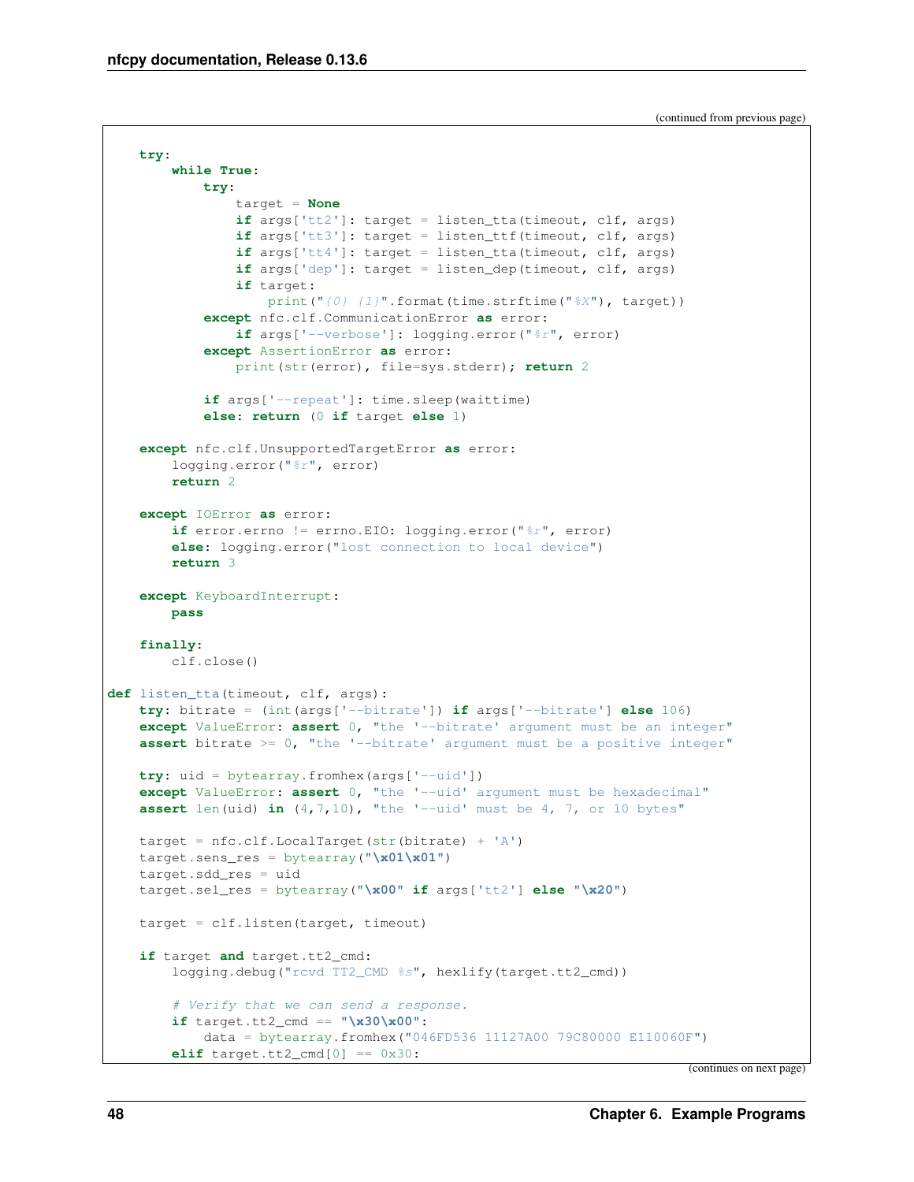(continued from previous page)

```
    try:
        while True:
            try:
                target = None
                if args['tt2']: target = listen_tta(timeout, clf, args)
                if args['tt3']: target = listen_ttf(timeout, clf, args)
                if args['tt4']: target = listen_tta(timeout, clf, args)
                if args['dep']: target = listen_dep(timeout, clf, args)
                if target:
                    print("{0} {1}".format(time.strftime("%X"), target))
            except nfc.clf.CommunicationError as error:
                if args['--verbose']: logging.error("%r", error)
            except AssertionError as error:
                print(str(error), file=sys.stderr); return 2

            if args['--repeat']: time.sleep(waittime)
            else: return (0 if target else 1)

    except nfc.clf.UnsupportedTargetError as error:
        logging.error("%r", error)
        return 2

    except IOError as error:
        if error.errno != errno.EIO: logging.error("%r", error)
        else: logging.error("lost connection to local device")
        return 3

    except KeyboardInterrupt:
        pass

    finally:
        clf.close()

def listen_tta(timeout, clf, args):
    try: bitrate = (int(args['--bitrate']) if args['--bitrate'] else 106)
    except ValueError: assert 0, "the '--bitrate' argument must be an integer"
    assert bitrate >= 0, "the '--bitrate' argument must be a positive integer"

    try: uid = bytearray.fromhex(args['--uid'])
    except ValueError: assert 0, "the '--uid' argument must be hexadecimal"
    assert len(uid) in (4,7,10), "the '--uid' must be 4, 7, or 10 bytes"

    target = nfc.clf.LocalTarget(str(bitrate) + 'A')
    target.sens_res = bytearray("\x01\x01")
    target.sdd_res = uid
    target.sel_res = bytearray("\x00" if args['tt2'] else "\x20")

    target = clf.listen(target, timeout)

    if target and target.tt2_cmd:
        logging.debug("rcvd TT2_CMD %s", hexlify(target.tt2_cmd))

        # Verify that we can send a response.
        if target.tt2_cmd == "\x30\x00":
            data = bytearray.fromhex("046FD536 11127A00 79C80000 E110060F")
        elif target.tt2_cmd[0] == 0x30:
```

(continues on next page)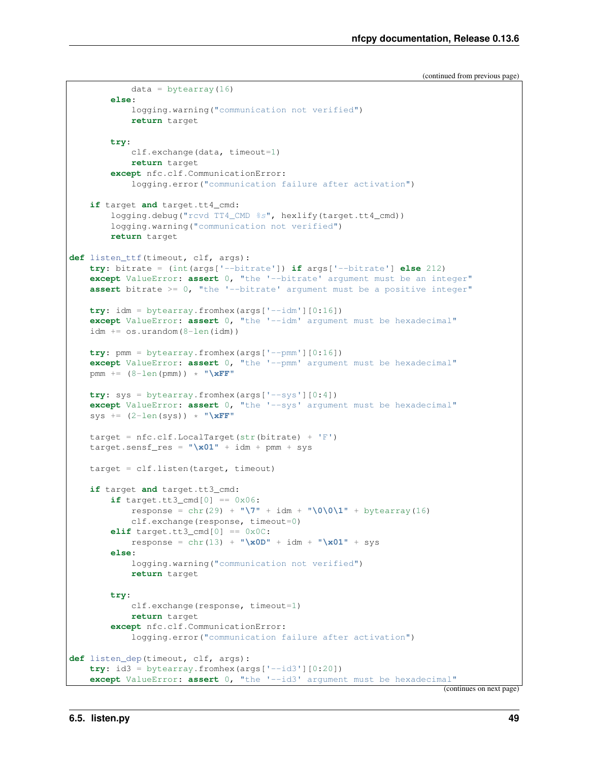(continued from previous page)

```
            data = bytearray(16)
        else:
            logging.warning("communication not verified")
            return target

        try:
            clf.exchange(data, timeout=1)
            return target
        except nfc.clf.CommunicationError:
            logging.error("communication failure after activation")

    if target and target.tt4_cmd:
        logging.debug("rcvd TT4_CMD %s", hexlify(target.tt4_cmd))
        logging.warning("communication not verified")
        return target

def listen_ttf(timeout, clf, args):
    try: bitrate = (int(args['--bitrate']) if args['--bitrate'] else 212)
    except ValueError: assert 0, "the '--bitrate' argument must be an integer"
    assert bitrate >= 0, "the '--bitrate' argument must be a positive integer"

    try: idm = bytearray.fromhex(args['--idm'][0:16])
    except ValueError: assert 0, "the '--idm' argument must be hexadecimal"
    idm += os.urandom(8-len(idm))

    try: pmm = bytearray.fromhex(args['--pmm'][0:16])
    except ValueError: assert 0, "the '--pmm' argument must be hexadecimal"
    pmm += (8-len(pmm)) * "\xFF"

    try: sys = bytearray.fromhex(args['--sys'][0:4])
    except ValueError: assert 0, "the '--sys' argument must be hexadecimal"
    sys += (2-len(sys)) * "\xFF"

    target = nfc.clf.LocalTarget(str(bitrate) + 'F')
    target.sensf_res = "\x01" + idm + pmm + sys

    target = clf.listen(target, timeout)

    if target and target.tt3_cmd:
        if target.tt3_cmd[0] == 0x06:
            response = chr(29) + "\7" + idm + "\0\0\1" + bytearray(16)
            clf.exchange(response, timeout=0)
        elif target.tt3_cmd[0] == 0x0C:
            response = chr(13) + "\x0D" + idm + "\x01" + sys
        else:
            logging.warning("communication not verified")
            return target

        try:
            clf.exchange(response, timeout=1)
            return target
        except nfc.clf.CommunicationError:
            logging.error("communication failure after activation")

def listen_dep(timeout, clf, args):
    try: id3 = bytearray.fromhex(args['--id3'][0:20])
    except ValueError: assert 0, "the '--id3' argument must be hexadecimal"
```

(continues on next page)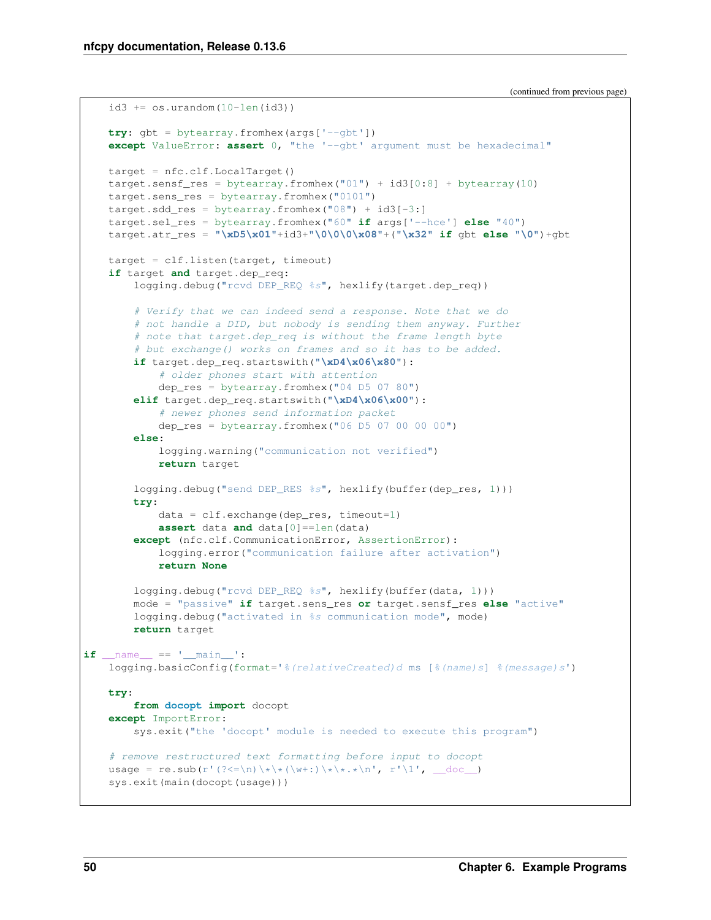(continued from previous page)

```
    id3 += os.urandom(10-len(id3))

    try: gbt = bytearray.fromhex(args['--gbt'])
    except ValueError: assert 0, "the '--gbt' argument must be hexadecimal"

    target = nfc.clf.LocalTarget()
    target.sensf_res = bytearray.fromhex("01") + id3[0:8] + bytearray(10)
    target.sens_res = bytearray.fromhex("0101")
    target.sdd_res = bytearray.fromhex("08") + id3[-3:]
    target.sel_res = bytearray.fromhex("60" if args['--hce'] else "40")
    target.atr_res = "\xD5\x01"+id3+"\0\0\0\x08"+("\x32" if gbt else "\0")+gbt

    target = clf.listen(target, timeout)
    if target and target.dep_req:
        logging.debug("rcvd DEP_REQ %s", hexlify(target.dep_req))

        # Verify that we can indeed send a response. Note that we do
        # not handle a DID, but nobody is sending them anyway. Further
        # note that target.dep_req is without the frame length byte
        # but exchange() works on frames and so it has to be added.
        if target.dep_req.startswith("\xD4\x06\x80"):
            # older phones start with attention
            dep_res = bytearray.fromhex("04 D5 07 80")
        elif target.dep_req.startswith("\xD4\x06\x00"):
            # newer phones send information packet
            dep_res = bytearray.fromhex("06 D5 07 00 00 00")
        else:
            logging.warning("communication not verified")
            return target

        logging.debug("send DEP_RES %s", hexlify(buffer(dep_res, 1)))
        try:
            data = clf.exchange(dep_res, timeout=1)
            assert data and data[0]==len(data)
        except (nfc.clf.CommunicationError, AssertionError):
            logging.error("communication failure after activation")
            return None

        logging.debug("rcvd DEP_REQ %s", hexlify(buffer(data, 1)))
        mode = "passive" if target.sens_res or target.sensf_res else "active"
        logging.debug("activated in %s communication mode", mode)
        return target

if __name__ == '__main__':
    logging.basicConfig(format='%(relativeCreated)d ms [%(name)s] %(message)s')

    try:
        from docopt import docopt
    except ImportError:
        sys.exit("the 'docopt' module is needed to execute this program")

    # remove restructured text formatting before input to docopt
    usage = re.sub(r'(?<=\n)\*\*(\w+:)\*\*.*\n', r'\1', __doc__)
    sys.exit(main(docopt(usage)))
```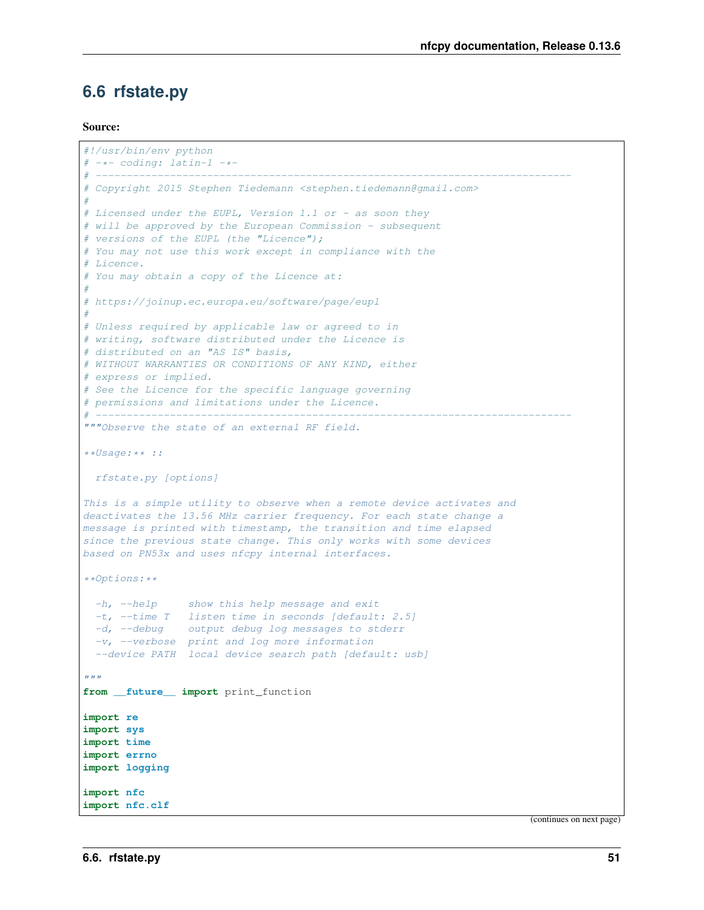## 6.6 rfstate.py

**Source:**

```
#!/usr/bin/env python
# -*- coding: latin-1 -*-
# -----------------------------------------------------------------------------
# Copyright 2015 Stephen Tiedemann <stephen.tiedemann@gmail.com>
#
# Licensed under the EUPL, Version 1.1 or - as soon they
# will be approved by the European Commission - subsequent
# versions of the EUPL (the "Licence");
# You may not use this work except in compliance with the
# Licence.
# You may obtain a copy of the Licence at:
#
# https://joinup.ec.europa.eu/software/page/eupl
#
# Unless required by applicable law or agreed to in
# writing, software distributed under the Licence is
# distributed on an "AS IS" basis,
# WITHOUT WARRANTIES OR CONDITIONS OF ANY KIND, either
# express or implied.
# See the Licence for the specific language governing
# permissions and limitations under the Licence.
# -----------------------------------------------------------------------------
"""Observe the state of an external RF field.

**Usage:** ::

  rfstate.py [options]

This is a simple utility to observe when a remote device activates and
deactivates the 13.56 MHz carrier frequency. For each state change a
message is printed with timestamp, the transition and time elapsed
since the previous state change. This only works with some devices
based on PN53x and uses nfcpy internal interfaces.

**Options:**

  -h, --help      show this help message and exit
  -t, --time T    listen time in seconds [default: 2.5]
  -d, --debug     output debug log messages to stderr
  -v, --verbose   print and log more information
  --device PATH   local device search path [default: usb]

"""
from __future__ import print_function

import re
import sys
import time
import errno
import logging

import nfc
import nfc.clf
```

(continues on next page)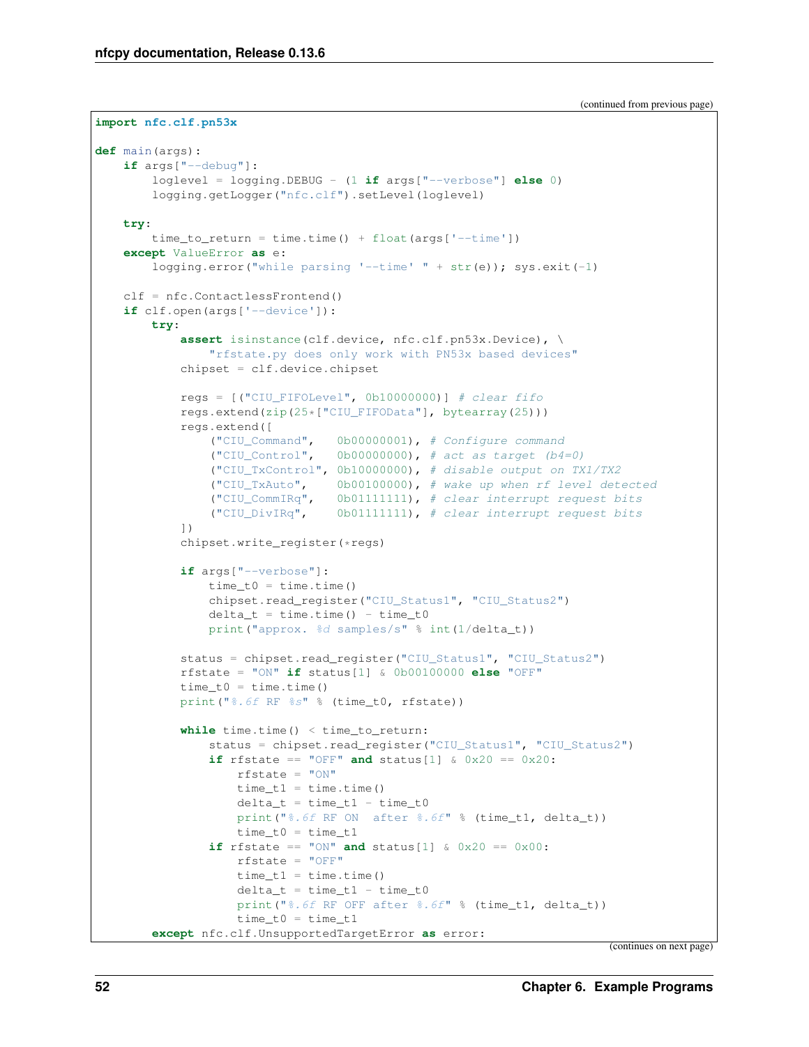(continued from previous page)

```python
import nfc.clf.pn53x

def main(args):
    if args["--debug"]:
        loglevel = logging.DEBUG - (1 if args["--verbose"] else 0)
        logging.getLogger("nfc.clf").setLevel(loglevel)

    try:
        time_to_return = time.time() + float(args['--time'])
    except ValueError as e:
        logging.error("while parsing '--time' " + str(e)); sys.exit(-1)

    clf = nfc.ContactlessFrontend()
    if clf.open(args['--device']):
        try:
            assert isinstance(clf.device, nfc.clf.pn53x.Device), \
                "rfstate.py does only work with PN53x based devices"
            chipset = clf.device.chipset

            regs = [("CIU_FIFOLevel", 0b10000000)] # clear fifo
            regs.extend(zip(25*["CIU_FIFOData"], bytearray(25)))
            regs.extend([
                ("CIU_Command",   0b00000001), # Configure command
                ("CIU_Control",   0b00000000), # act as target (b4=0)
                ("CIU_TxControl", 0b10000000), # disable output on TX1/TX2
                ("CIU_TxAuto",    0b00100000), # wake up when rf level detected
                ("CIU_CommIRq",   0b01111111), # clear interrupt request bits
                ("CIU_DivIRq",    0b01111111), # clear interrupt request bits
            ])
            chipset.write_register(*regs)

            if args["--verbose"]:
                time_t0 = time.time()
                chipset.read_register("CIU_Status1", "CIU_Status2")
                delta_t = time.time() - time_t0
                print("approx. %d samples/s" % int(1/delta_t))

            status = chipset.read_register("CIU_Status1", "CIU_Status2")
            rfstate = "ON" if status[1] & 0b00100000 else "OFF"
            time_t0 = time.time()
            print("%.6f RF %s" % (time_t0, rfstate))

            while time.time() < time_to_return:
                status = chipset.read_register("CIU_Status1", "CIU_Status2")
                if rfstate == "OFF" and status[1] & 0x20 == 0x20:
                    rfstate = "ON"
                    time_t1 = time.time()
                    delta_t = time_t1 - time_t0
                    print("%.6f RF ON  after %.6f" % (time_t1, delta_t))
                    time_t0 = time_t1
                if rfstate == "ON" and status[1] & 0x20 == 0x00:
                    rfstate = "OFF"
                    time_t1 = time.time()
                    delta_t = time_t1 - time_t0
                    print("%.6f RF OFF after %.6f" % (time_t1, delta_t))
                    time_t0 = time_t1
        except nfc.clf.UnsupportedTargetError as error:
```

(continues on next page)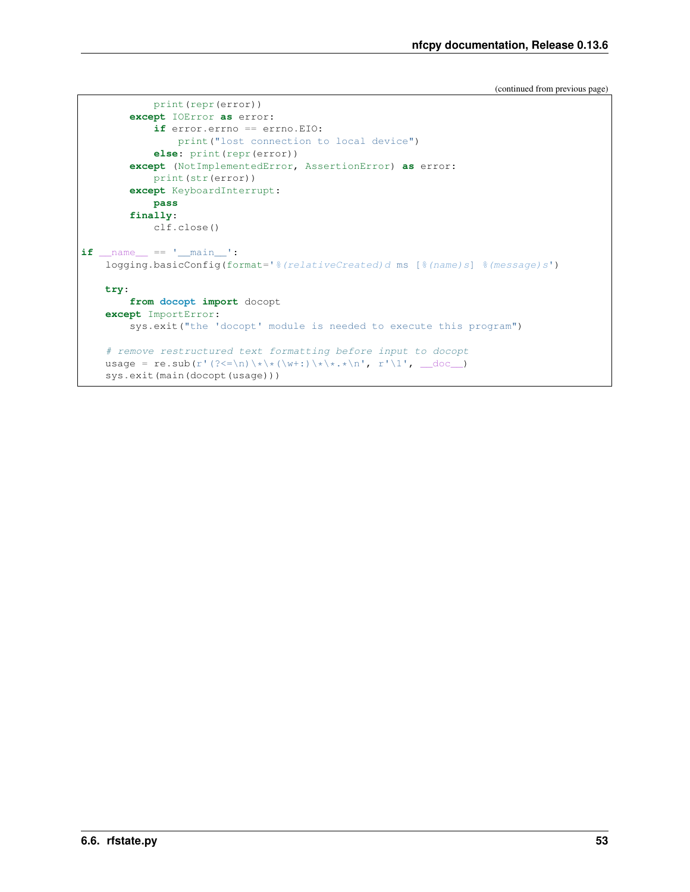(continued from previous page)

```
            print(repr(error))
        except IOError as error:
            if error.errno == errno.EIO:
                print("lost connection to local device")
            else: print(repr(error))
        except (NotImplementedError, AssertionError) as error:
            print(str(error))
        except KeyboardInterrupt:
            pass
        finally:
            clf.close()

if __name__ == '__main__':
    logging.basicConfig(format='%(relativeCreated)d ms [%(name)s] %(message)s')

    try:
        from docopt import docopt
    except ImportError:
        sys.exit("the 'docopt' module is needed to execute this program")

    # remove restructured text formatting before input to docopt
    usage = re.sub(r'(?<=\n)\*\*(\w+:)\*\*.*\n', r'\1', __doc__)
    sys.exit(main(docopt(usage)))
```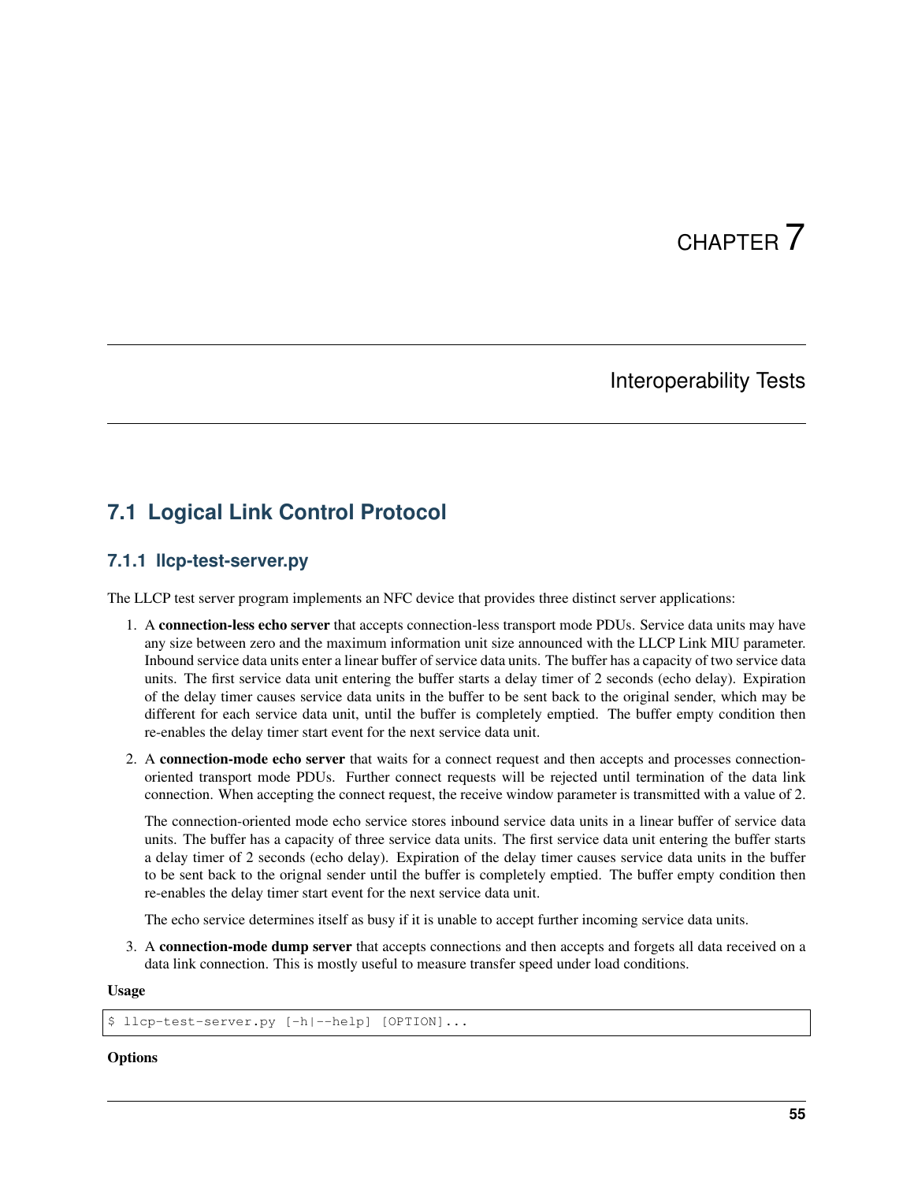# CHAPTER 7

# Interoperability Tests

## 7.1 Logical Link Control Protocol

### 7.1.1 llcp-test-server.py

The LLCP test server program implements an NFC device that provides three distinct server applications:

1. A **connection-less echo server** that accepts connection-less transport mode PDUs. Service data units may have any size between zero and the maximum information unit size announced with the LLCP Link MIU parameter. Inbound service data units enter a linear buffer of service data units. The buffer has a capacity of two service data units. The first service data unit entering the buffer starts a delay timer of 2 seconds (echo delay). Expiration of the delay timer causes service data units in the buffer to be sent back to the original sender, which may be different for each service data unit, until the buffer is completely emptied. The buffer empty condition then re-enables the delay timer start event for the next service data unit.

2. A **connection-mode echo server** that waits for a connect request and then accepts and processes connection-oriented transport mode PDUs. Further connect requests will be rejected until termination of the data link connection. When accepting the connect request, the receive window parameter is transmitted with a value of 2.

   The connection-oriented mode echo service stores inbound service data units in a linear buffer of service data units. The buffer has a capacity of three service data units. The first service data unit entering the buffer starts a delay timer of 2 seconds (echo delay). Expiration of the delay timer causes service data units in the buffer to be sent back to the orignal sender until the buffer is completely emptied. The buffer empty condition then re-enables the delay timer start event for the next service data unit.

   The echo service determines itself as busy if it is unable to accept further incoming service data units.

3. A **connection-mode dump server** that accepts connections and then accepts and forgets all data received on a data link connection. This is mostly useful to measure transfer speed under load conditions.

**Usage**

```
$ llcp-test-server.py [-h|--help] [OPTION]...
```

**Options**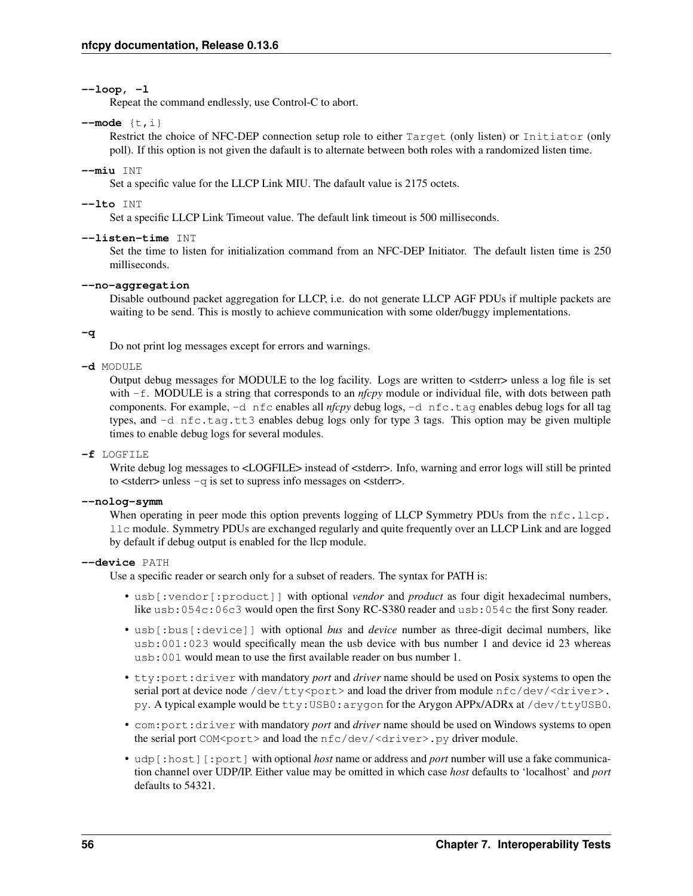**--loop, -l**
Repeat the command endlessly, use Control-C to abort.

**--mode** {t,i}
Restrict the choice of NFC-DEP connection setup role to either `Target` (only listen) or `Initiator` (only poll). If this option is not given the dafault is to alternate between both roles with a randomized listen time.

**--miu** INT
Set a specific value for the LLCP Link MIU. The dafault value is 2175 octets.

**--lto** INT
Set a specific LLCP Link Timeout value. The default link timeout is 500 milliseconds.

**--listen-time** INT
Set the time to listen for initialization command from an NFC-DEP Initiator. The default listen time is 250 milliseconds.

**--no-aggregation**
Disable outbound packet aggregation for LLCP, i.e. do not generate LLCP AGF PDUs if multiple packets are waiting to be send. This is mostly to achieve communication with some older/buggy implementations.

**-q**
Do not print log messages except for errors and warnings.

**-d** MODULE
Output debug messages for MODULE to the log facility. Logs are written to <stderr> unless a log file is set with `-f`. MODULE is a string that corresponds to an *nfcpy* module or individual file, with dots between path components. For example, `-d nfc` enables all *nfcpy* debug logs, `-d nfc.tag` enables debug logs for all tag types, and `-d nfc.tag.tt3` enables debug logs only for type 3 tags. This option may be given multiple times to enable debug logs for several modules.

**-f** LOGFILE
Write debug log messages to <LOGFILE> instead of <stderr>. Info, warning and error logs will still be printed to <stderr> unless `-q` is set to supress info messages on <stderr>.

**--nolog-symm**
When operating in peer mode this option prevents logging of LLCP Symmetry PDUs from the `nfc.llcp.llc` module. Symmetry PDUs are exchanged regularly and quite frequently over an LLCP Link and are logged by default if debug output is enabled for the llcp module.

**--device** PATH
Use a specific reader or search only for a subset of readers. The syntax for PATH is:

- `usb[:vendor[:product]]` with optional *vendor* and *product* as four digit hexadecimal numbers, like `usb:054c:06c3` would open the first Sony RC-S380 reader and `usb:054c` the first Sony reader.
- `usb[:bus[:device]]` with optional *bus* and *device* number as three-digit decimal numbers, like `usb:001:023` would specifically mean the usb device with bus number 1 and device id 23 whereas `usb:001` would mean to use the first available reader on bus number 1.
- `tty:port:driver` with mandatory *port* and *driver* name should be used on Posix systems to open the serial port at device node `/dev/tty<port>` and load the driver from module `nfc/dev/<driver>.py`. A typical example would be `tty:USB0:arygon` for the Arygon APPx/ADRx at `/dev/ttyUSB0`.
- `com:port:driver` with mandatory *port* and *driver* name should be used on Windows systems to open the serial port `COM<port>` and load the `nfc/dev/<driver>.py` driver module.
- `udp[:host][:port]` with optional *host* name or address and *port* number will use a fake communication channel over UDP/IP. Either value may be omitted in which case *host* defaults to 'localhost' and *port* defaults to 54321.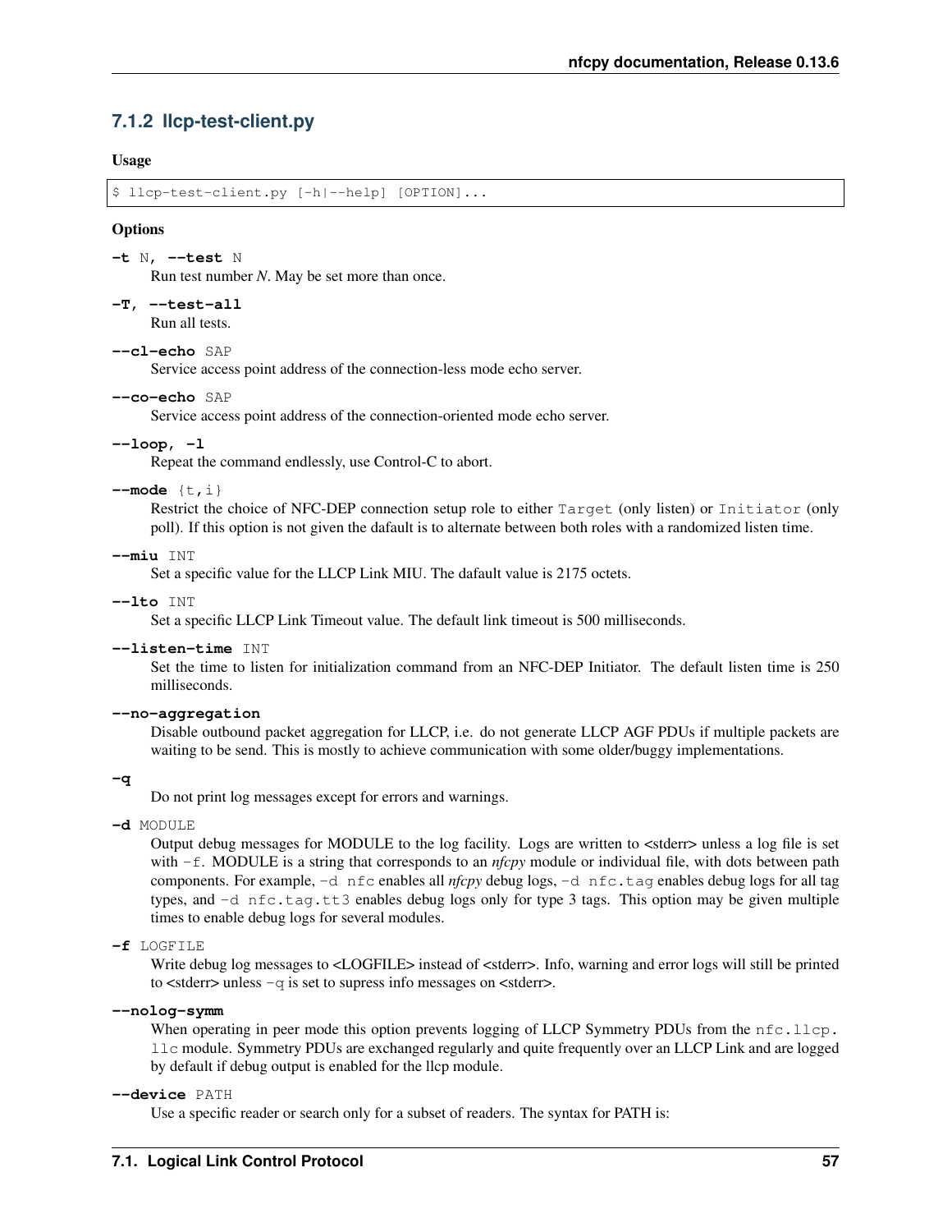### 7.1.2 llcp-test-client.py

**Usage**

```
$ llcp-test-client.py [-h|--help] [OPTION]...
```

**Options**

**-t** N, **--test** N
: Run test number *N*. May be set more than once.

**-T, --test-all**
: Run all tests.

**--cl-echo** SAP
: Service access point address of the connection-less mode echo server.

**--co-echo** SAP
: Service access point address of the connection-oriented mode echo server.

**--loop, -l**
: Repeat the command endlessly, use Control-C to abort.

**--mode** {t,i}
: Restrict the choice of NFC-DEP connection setup role to either `Target` (only listen) or `Initiator` (only poll). If this option is not given the dafault is to alternate between both roles with a randomized listen time.

**--miu** INT
: Set a specific value for the LLCP Link MIU. The dafault value is 2175 octets.

**--lto** INT
: Set a specific LLCP Link Timeout value. The default link timeout is 500 milliseconds.

**--listen-time** INT
: Set the time to listen for initialization command from an NFC-DEP Initiator. The default listen time is 250 milliseconds.

**--no-aggregation**
: Disable outbound packet aggregation for LLCP, i.e. do not generate LLCP AGF PDUs if multiple packets are waiting to be send. This is mostly to achieve communication with some older/buggy implementations.

**-q**
: Do not print log messages except for errors and warnings.

**-d** MODULE
: Output debug messages for MODULE to the log facility. Logs are written to <stderr> unless a log file is set with `-f`. MODULE is a string that corresponds to an *nfcpy* module or individual file, with dots between path components. For example, `-d nfc` enables all *nfcpy* debug logs, `-d nfc.tag` enables debug logs for all tag types, and `-d nfc.tag.tt3` enables debug logs only for type 3 tags. This option may be given multiple times to enable debug logs for several modules.

**-f** LOGFILE
: Write debug log messages to <LOGFILE> instead of <stderr>. Info, warning and error logs will still be printed to <stderr> unless `-q` is set to supress info messages on <stderr>.

**--nolog-symm**
: When operating in peer mode this option prevents logging of LLCP Symmetry PDUs from the `nfc.llcp.llc` module. Symmetry PDUs are exchanged regularly and quite frequently over an LLCP Link and are logged by default if debug output is enabled for the llcp module.

**--device** PATH
: Use a specific reader or search only for a subset of readers. The syntax for PATH is: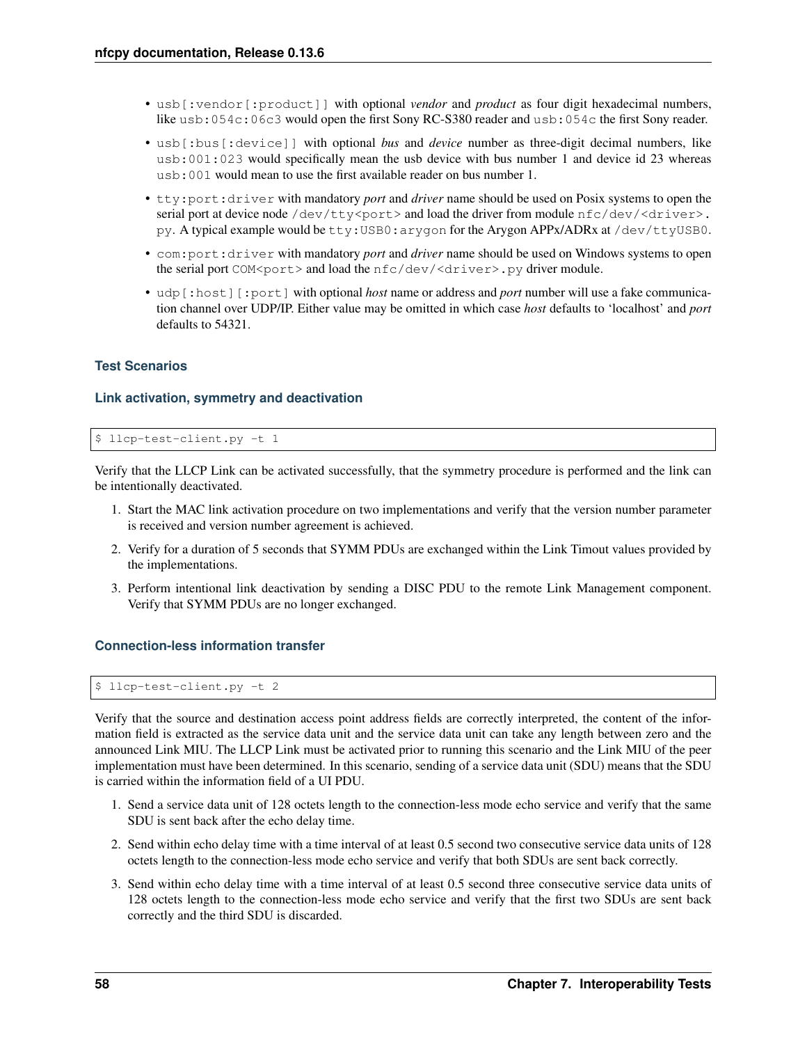- `usb[:vendor[:product]]` with optional *vendor* and *product* as four digit hexadecimal numbers, like `usb:054c:06c3` would open the first Sony RC-S380 reader and `usb:054c` the first Sony reader.
- `usb[:bus[:device]]` with optional *bus* and *device* number as three-digit decimal numbers, like `usb:001:023` would specifically mean the usb device with bus number 1 and device id 23 whereas `usb:001` would mean to use the first available reader on bus number 1.
- `tty:port:driver` with mandatory *port* and *driver* name should be used on Posix systems to open the serial port at device node `/dev/tty<port>` and load the driver from module `nfc/dev/<driver>.py`. A typical example would be `tty:USB0:arygon` for the Arygon APPx/ADRx at `/dev/ttyUSB0`.
- `com:port:driver` with mandatory *port* and *driver* name should be used on Windows systems to open the serial port `COM<port>` and load the `nfc/dev/<driver>.py` driver module.
- `udp[:host][:port]` with optional *host* name or address and *port* number will use a fake communication channel over UDP/IP. Either value may be omitted in which case *host* defaults to 'localhost' and *port* defaults to 54321.

### Test Scenarios

#### Link activation, symmetry and deactivation

```
$ llcp-test-client.py -t 1
```

Verify that the LLCP Link can be activated successfully, that the symmetry procedure is performed and the link can be intentionally deactivated.

1. Start the MAC link activation procedure on two implementations and verify that the version number parameter is received and version number agreement is achieved.
2. Verify for a duration of 5 seconds that SYMM PDUs are exchanged within the Link Timout values provided by the implementations.
3. Perform intentional link deactivation by sending a DISC PDU to the remote Link Management component. Verify that SYMM PDUs are no longer exchanged.

#### Connection-less information transfer

```
$ llcp-test-client.py -t 2
```

Verify that the source and destination access point address fields are correctly interpreted, the content of the information field is extracted as the service data unit and the service data unit can take any length between zero and the announced Link MIU. The LLCP Link must be activated prior to running this scenario and the Link MIU of the peer implementation must have been determined. In this scenario, sending of a service data unit (SDU) means that the SDU is carried within the information field of a UI PDU.

1. Send a service data unit of 128 octets length to the connection-less mode echo service and verify that the same SDU is sent back after the echo delay time.
2. Send within echo delay time with a time interval of at least 0.5 second two consecutive service data units of 128 octets length to the connection-less mode echo service and verify that both SDUs are sent back correctly.
3. Send within echo delay time with a time interval of at least 0.5 second three consecutive service data units of 128 octets length to the connection-less mode echo service and verify that the first two SDUs are sent back correctly and the third SDU is discarded.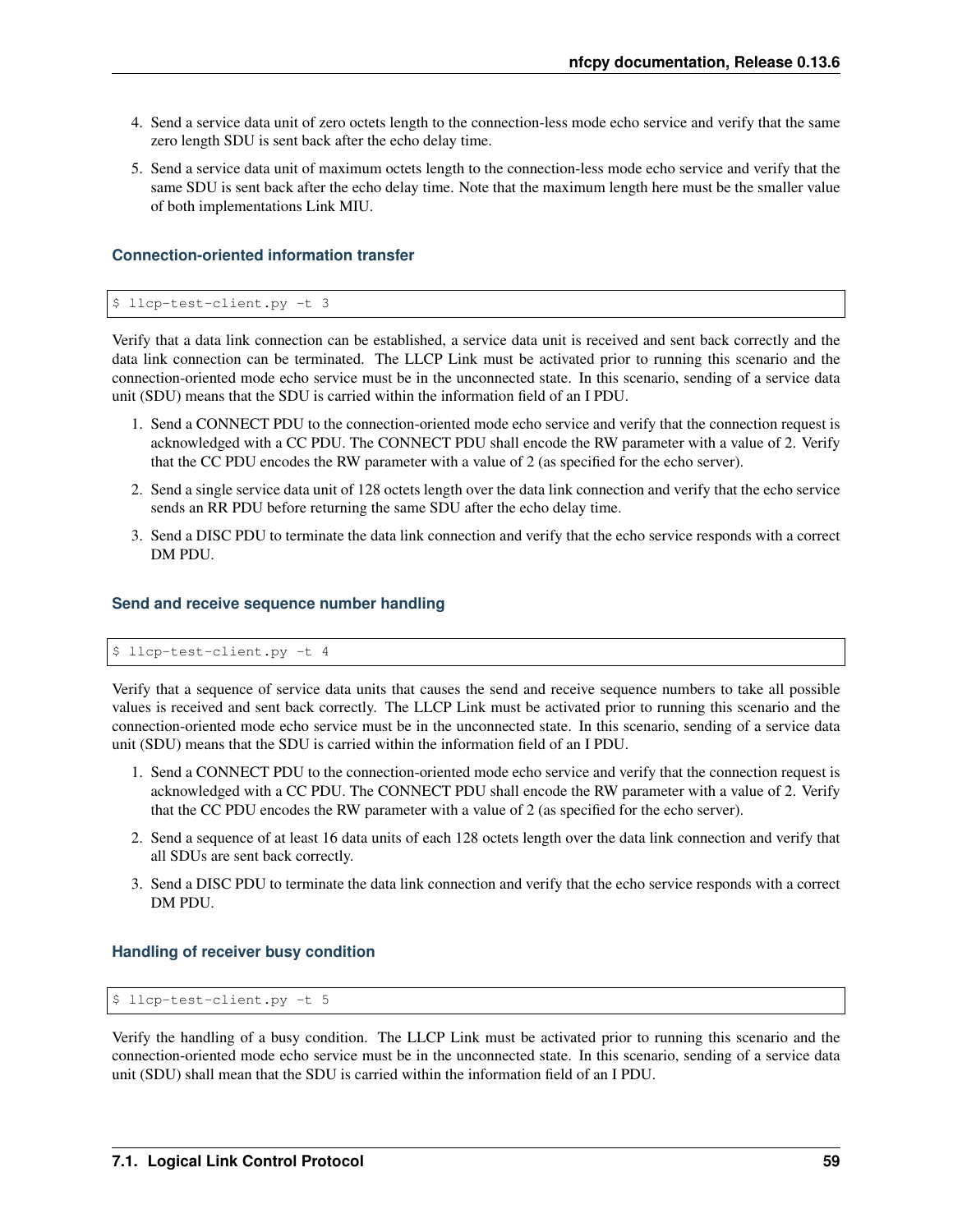4. Send a service data unit of zero octets length to the connection-less mode echo service and verify that the same zero length SDU is sent back after the echo delay time.
5. Send a service data unit of maximum octets length to the connection-less mode echo service and verify that the same SDU is sent back after the echo delay time. Note that the maximum length here must be the smaller value of both implementations Link MIU.

#### Connection-oriented information transfer

```
$ llcp-test-client.py -t 3
```

Verify that a data link connection can be established, a service data unit is received and sent back correctly and the data link connection can be terminated. The LLCP Link must be activated prior to running this scenario and the connection-oriented mode echo service must be in the unconnected state. In this scenario, sending of a service data unit (SDU) means that the SDU is carried within the information field of an I PDU.

1. Send a CONNECT PDU to the connection-oriented mode echo service and verify that the connection request is acknowledged with a CC PDU. The CONNECT PDU shall encode the RW parameter with a value of 2. Verify that the CC PDU encodes the RW parameter with a value of 2 (as specified for the echo server).
2. Send a single service data unit of 128 octets length over the data link connection and verify that the echo service sends an RR PDU before returning the same SDU after the echo delay time.
3. Send a DISC PDU to terminate the data link connection and verify that the echo service responds with a correct DM PDU.

#### Send and receive sequence number handling

```
$ llcp-test-client.py -t 4
```

Verify that a sequence of service data units that causes the send and receive sequence numbers to take all possible values is received and sent back correctly. The LLCP Link must be activated prior to running this scenario and the connection-oriented mode echo service must be in the unconnected state. In this scenario, sending of a service data unit (SDU) means that the SDU is carried within the information field of an I PDU.

1. Send a CONNECT PDU to the connection-oriented mode echo service and verify that the connection request is acknowledged with a CC PDU. The CONNECT PDU shall encode the RW parameter with a value of 2. Verify that the CC PDU encodes the RW parameter with a value of 2 (as specified for the echo server).
2. Send a sequence of at least 16 data units of each 128 octets length over the data link connection and verify that all SDUs are sent back correctly.
3. Send a DISC PDU to terminate the data link connection and verify that the echo service responds with a correct DM PDU.

#### Handling of receiver busy condition

```
$ llcp-test-client.py -t 5
```

Verify the handling of a busy condition. The LLCP Link must be activated prior to running this scenario and the connection-oriented mode echo service must be in the unconnected state. In this scenario, sending of a service data unit (SDU) shall mean that the SDU is carried within the information field of an I PDU.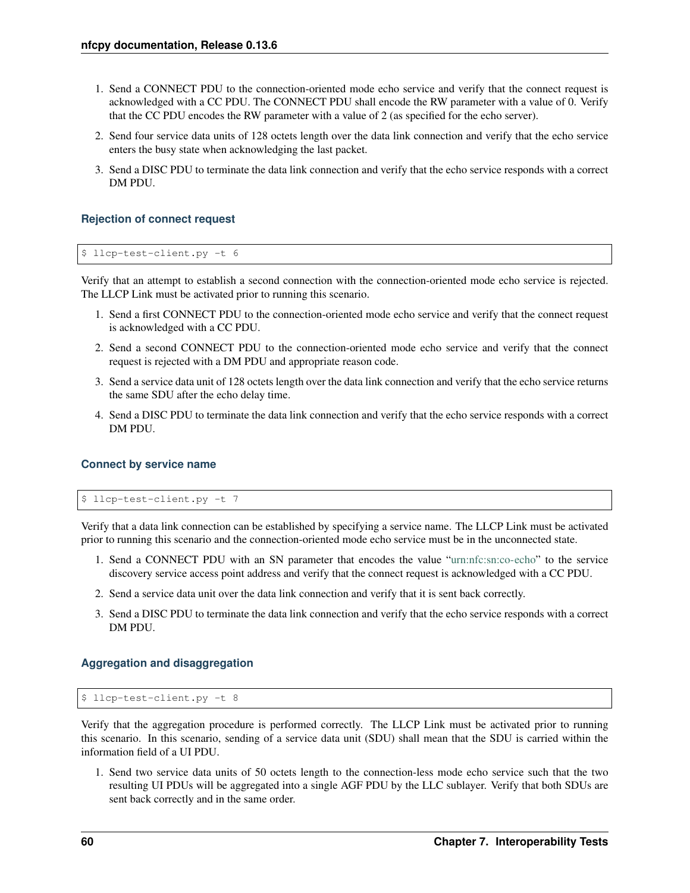1. Send a CONNECT PDU to the connection-oriented mode echo service and verify that the connect request is acknowledged with a CC PDU. The CONNECT PDU shall encode the RW parameter with a value of 0. Verify that the CC PDU encodes the RW parameter with a value of 2 (as specified for the echo server).
2. Send four service data units of 128 octets length over the data link connection and verify that the echo service enters the busy state when acknowledging the last packet.
3. Send a DISC PDU to terminate the data link connection and verify that the echo service responds with a correct DM PDU.

#### Rejection of connect request

```
$ llcp-test-client.py -t 6
```

Verify that an attempt to establish a second connection with the connection-oriented mode echo service is rejected. The LLCP Link must be activated prior to running this scenario.

1. Send a first CONNECT PDU to the connection-oriented mode echo service and verify that the connect request is acknowledged with a CC PDU.
2. Send a second CONNECT PDU to the connection-oriented mode echo service and verify that the connect request is rejected with a DM PDU and appropriate reason code.
3. Send a service data unit of 128 octets length over the data link connection and verify that the echo service returns the same SDU after the echo delay time.
4. Send a DISC PDU to terminate the data link connection and verify that the echo service responds with a correct DM PDU.

#### Connect by service name

```
$ llcp-test-client.py -t 7
```

Verify that a data link connection can be established by specifying a service name. The LLCP Link must be activated prior to running this scenario and the connection-oriented mode echo service must be in the unconnected state.

1. Send a CONNECT PDU with an SN parameter that encodes the value "urn:nfc:sn:co-echo" to the service discovery service access point address and verify that the connect request is acknowledged with a CC PDU.
2. Send a service data unit over the data link connection and verify that it is sent back correctly.
3. Send a DISC PDU to terminate the data link connection and verify that the echo service responds with a correct DM PDU.

#### Aggregation and disaggregation

```
$ llcp-test-client.py -t 8
```

Verify that the aggregation procedure is performed correctly. The LLCP Link must be activated prior to running this scenario. In this scenario, sending of a service data unit (SDU) shall mean that the SDU is carried within the information field of a UI PDU.

1. Send two service data units of 50 octets length to the connection-less mode echo service such that the two resulting UI PDUs will be aggregated into a single AGF PDU by the LLC sublayer. Verify that both SDUs are sent back correctly and in the same order.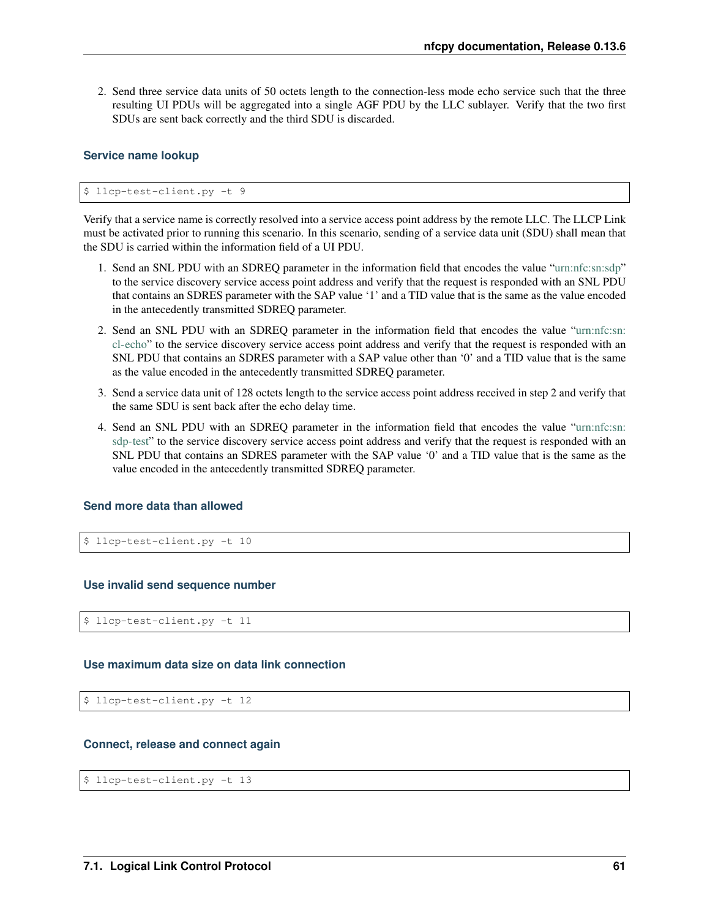2. Send three service data units of 50 octets length to the connection-less mode echo service such that the three resulting UI PDUs will be aggregated into a single AGF PDU by the LLC sublayer. Verify that the two first SDUs are sent back correctly and the third SDU is discarded.

#### Service name lookup

```
$ llcp-test-client.py -t 9
```

Verify that a service name is correctly resolved into a service access point address by the remote LLC. The LLCP Link must be activated prior to running this scenario. In this scenario, sending of a service data unit (SDU) shall mean that the SDU is carried within the information field of a UI PDU.

1. Send an SNL PDU with an SDREQ parameter in the information field that encodes the value "urn:nfc:sn:sdp" to the service discovery service access point address and verify that the request is responded with an SNL PDU that contains an SDRES parameter with the SAP value '1' and a TID value that is the same as the value encoded in the antecedently transmitted SDREQ parameter.
2. Send an SNL PDU with an SDREQ parameter in the information field that encodes the value "urn:nfc:sn:cl-echo" to the service discovery service access point address and verify that the request is responded with an SNL PDU that contains an SDRES parameter with a SAP value other than '0' and a TID value that is the same as the value encoded in the antecedently transmitted SDREQ parameter.
3. Send a service data unit of 128 octets length to the service access point address received in step 2 and verify that the same SDU is sent back after the echo delay time.
4. Send an SNL PDU with an SDREQ parameter in the information field that encodes the value "urn:nfc:sn:sdp-test" to the service discovery service access point address and verify that the request is responded with an SNL PDU that contains an SDRES parameter with the SAP value '0' and a TID value that is the same as the value encoded in the antecedently transmitted SDREQ parameter.

#### Send more data than allowed

```
$ llcp-test-client.py -t 10
```

#### Use invalid send sequence number

```
$ llcp-test-client.py -t 11
```

#### Use maximum data size on data link connection

```
$ llcp-test-client.py -t 12
```

#### Connect, release and connect again

```
$ llcp-test-client.py -t 13
```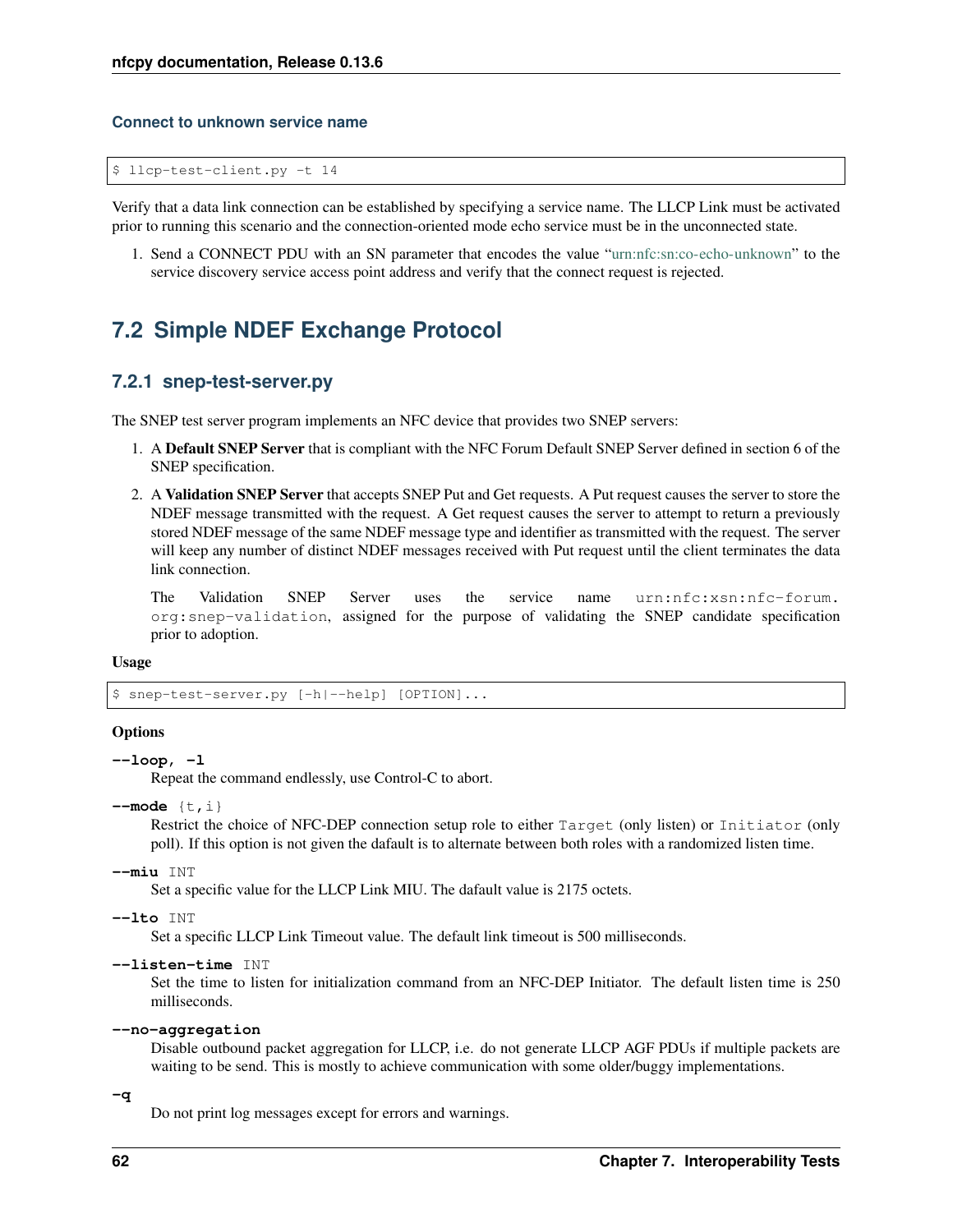#### Connect to unknown service name

```
$ llcp-test-client.py -t 14
```

Verify that a data link connection can be established by specifying a service name. The LLCP Link must be activated prior to running this scenario and the connection-oriented mode echo service must be in the unconnected state.

1. Send a CONNECT PDU with an SN parameter that encodes the value "urn:nfc:sn:co-echo-unknown" to the service discovery service access point address and verify that the connect request is rejected.

## 7.2 Simple NDEF Exchange Protocol

### 7.2.1 snep-test-server.py

The SNEP test server program implements an NFC device that provides two SNEP servers:

1. A **Default SNEP Server** that is compliant with the NFC Forum Default SNEP Server defined in section 6 of the SNEP specification.
2. A **Validation SNEP Server** that accepts SNEP Put and Get requests. A Put request causes the server to store the NDEF message transmitted with the request. A Get request causes the server to attempt to return a previously stored NDEF message of the same NDEF message type and identifier as transmitted with the request. The server will keep any number of distinct NDEF messages received with Put request until the client terminates the data link connection.

   The Validation SNEP Server uses the service name `urn:nfc:xsn:nfc-forum.org:snep-validation`, assigned for the purpose of validating the SNEP candidate specification prior to adoption.

**Usage**

```
$ snep-test-server.py [-h|--help] [OPTION]...
```

**Options**

**--loop, -l**
Repeat the command endlessly, use Control-C to abort.

**--mode** `{t,i}`
Restrict the choice of NFC-DEP connection setup role to either `Target` (only listen) or `Initiator` (only poll). If this option is not given the dafault is to alternate between both roles with a randomized listen time.

**--miu** `INT`
Set a specific value for the LLCP Link MIU. The dafault value is 2175 octets.

**--lto** `INT`
Set a specific LLCP Link Timeout value. The default link timeout is 500 milliseconds.

**--listen-time** `INT`
Set the time to listen for initialization command from an NFC-DEP Initiator. The default listen time is 250 milliseconds.

**--no-aggregation**
Disable outbound packet aggregation for LLCP, i.e. do not generate LLCP AGF PDUs if multiple packets are waiting to be send. This is mostly to achieve communication with some older/buggy implementations.

**-q**
Do not print log messages except for errors and warnings.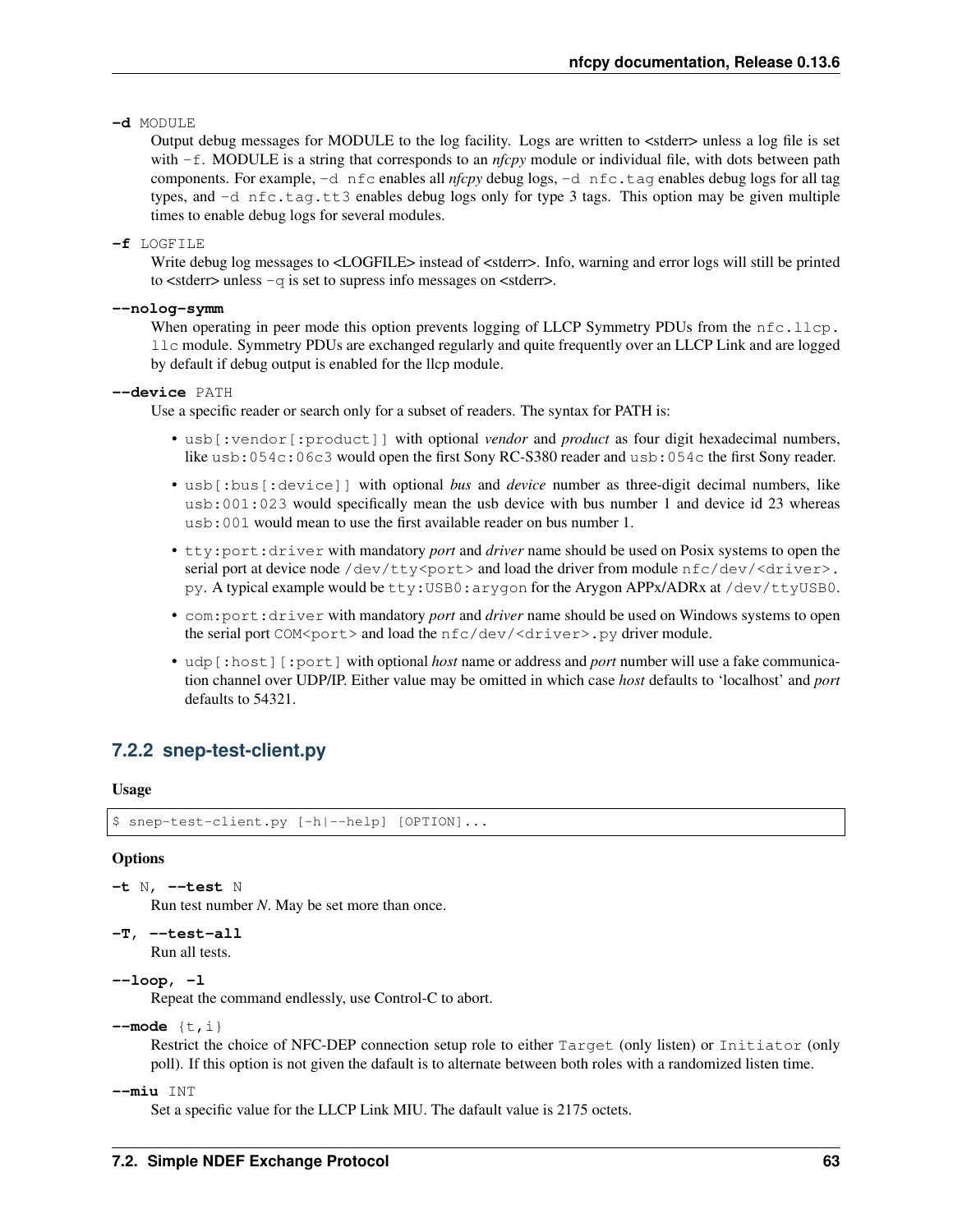**-d** MODULE

Output debug messages for MODULE to the log facility. Logs are written to <stderr> unless a log file is set with `-f`. MODULE is a string that corresponds to an *nfcpy* module or individual file, with dots between path components. For example, `-d nfc` enables all *nfcpy* debug logs, `-d nfc.tag` enables debug logs for all tag types, and `-d nfc.tag.tt3` enables debug logs only for type 3 tags. This option may be given multiple times to enable debug logs for several modules.

**-f** LOGFILE

Write debug log messages to <LOGFILE> instead of <stderr>. Info, warning and error logs will still be printed to <stderr> unless `-q` is set to supress info messages on <stderr>.

**--nolog-symm**

When operating in peer mode this option prevents logging of LLCP Symmetry PDUs from the `nfc.llcp.llc` module. Symmetry PDUs are exchanged regularly and quite frequently over an LLCP Link and are logged by default if debug output is enabled for the llcp module.

**--device** PATH

Use a specific reader or search only for a subset of readers. The syntax for PATH is:

- `usb[:vendor[:product]]` with optional *vendor* and *product* as four digit hexadecimal numbers, like `usb:054c:06c3` would open the first Sony RC-S380 reader and `usb:054c` the first Sony reader.
- `usb[:bus[:device]]` with optional *bus* and *device* number as three-digit decimal numbers, like `usb:001:023` would specifically mean the usb device with bus number 1 and device id 23 whereas `usb:001` would mean to use the first available reader on bus number 1.
- `tty:port:driver` with mandatory *port* and *driver* name should be used on Posix systems to open the serial port at device node `/dev/tty<port>` and load the driver from module `nfc/dev/<driver>.py`. A typical example would be `tty:USB0:arygon` for the Arygon APPx/ADRx at `/dev/ttyUSB0`.
- `com:port:driver` with mandatory *port* and *driver* name should be used on Windows systems to open the serial port `COM<port>` and load the `nfc/dev/<driver>.py` driver module.
- `udp[:host][:port]` with optional *host* name or address and *port* number will use a fake communication channel over UDP/IP. Either value may be omitted in which case *host* defaults to 'localhost' and *port* defaults to 54321.

### 7.2.2 snep-test-client.py

**Usage**

```
$ snep-test-client.py [-h|--help] [OPTION]...
```

**Options**

**-t** N, **--test** N

Run test number *N*. May be set more than once.

**-T, --test-all**

Run all tests.

**--loop, -l**

Repeat the command endlessly, use Control-C to abort.

**--mode** {t,i}

Restrict the choice of NFC-DEP connection setup role to either `Target` (only listen) or `Initiator` (only poll). If this option is not given the dafault is to alternate between both roles with a randomized listen time.

**--miu** INT

Set a specific value for the LLCP Link MIU. The dafault value is 2175 octets.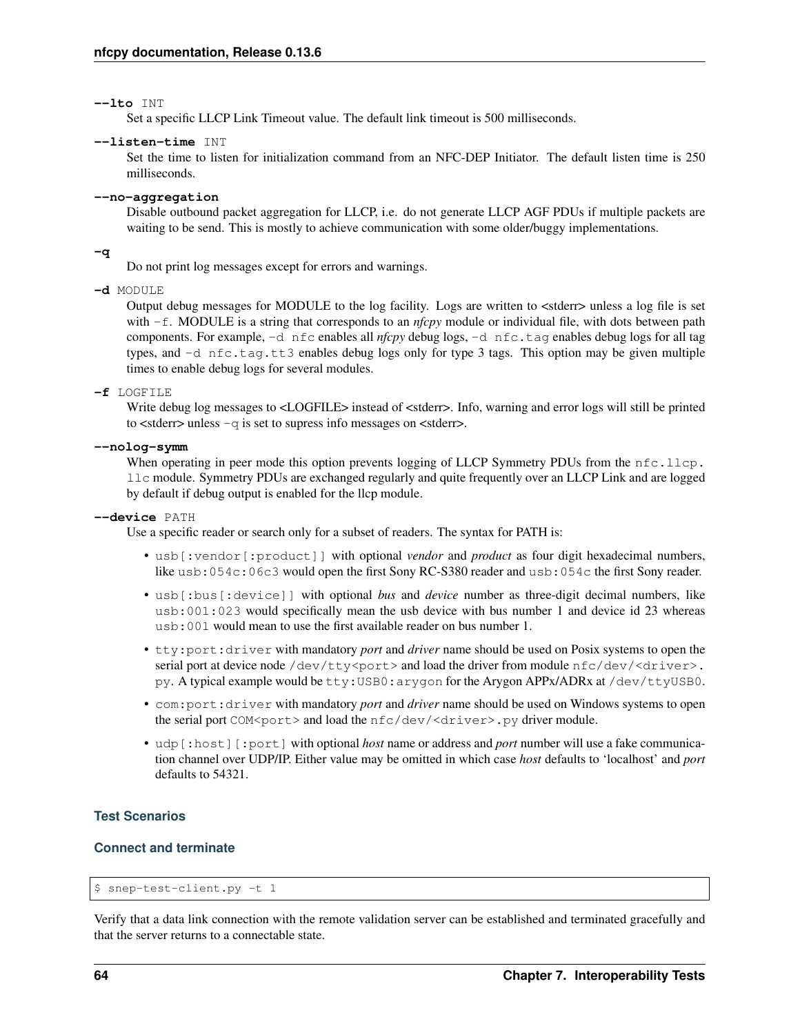**--lto** INT

Set a specific LLCP Link Timeout value. The default link timeout is 500 milliseconds.

**--listen-time** INT

Set the time to listen for initialization command from an NFC-DEP Initiator. The default listen time is 250 milliseconds.

**--no-aggregation**

Disable outbound packet aggregation for LLCP, i.e. do not generate LLCP AGF PDUs if multiple packets are waiting to be send. This is mostly to achieve communication with some older/buggy implementations.

**-q**

Do not print log messages except for errors and warnings.

**-d** MODULE

Output debug messages for MODULE to the log facility. Logs are written to <stderr> unless a log file is set with `-f`. MODULE is a string that corresponds to an *nfcpy* module or individual file, with dots between path components. For example, `-d nfc` enables all *nfcpy* debug logs, `-d nfc.tag` enables debug logs for all tag types, and `-d nfc.tag.tt3` enables debug logs only for type 3 tags. This option may be given multiple times to enable debug logs for several modules.

**-f** LOGFILE

Write debug log messages to <LOGFILE> instead of <stderr>. Info, warning and error logs will still be printed to <stderr> unless `-q` is set to supress info messages on <stderr>.

**--nolog-symm**

When operating in peer mode this option prevents logging of LLCP Symmetry PDUs from the `nfc.llcp.llc` module. Symmetry PDUs are exchanged regularly and quite frequently over an LLCP Link and are logged by default if debug output is enabled for the llcp module.

**--device** PATH

Use a specific reader or search only for a subset of readers. The syntax for PATH is:

- `usb[:vendor[:product]]` with optional *vendor* and *product* as four digit hexadecimal numbers, like `usb:054c:06c3` would open the first Sony RC-S380 reader and `usb:054c` the first Sony reader.
- `usb[:bus[:device]]` with optional *bus* and *device* number as three-digit decimal numbers, like `usb:001:023` would specifically mean the usb device with bus number 1 and device id 23 whereas `usb:001` would mean to use the first available reader on bus number 1.
- `tty:port:driver` with mandatory *port* and *driver* name should be used on Posix systems to open the serial port at device node `/dev/tty<port>` and load the driver from module `nfc/dev/<driver>.py`. A typical example would be `tty:USB0:arygon` for the Arygon APPx/ADRx at `/dev/ttyUSB0`.
- `com:port:driver` with mandatory *port* and *driver* name should be used on Windows systems to open the serial port `COM<port>` and load the `nfc/dev/<driver>.py` driver module.
- `udp[:host][:port]` with optional *host* name or address and *port* number will use a fake communication channel over UDP/IP. Either value may be omitted in which case *host* defaults to 'localhost' and *port* defaults to 54321.

### Test Scenarios

#### Connect and terminate

```
$ snep-test-client.py -t 1
```

Verify that a data link connection with the remote validation server can be established and terminated gracefully and that the server returns to a connectable state.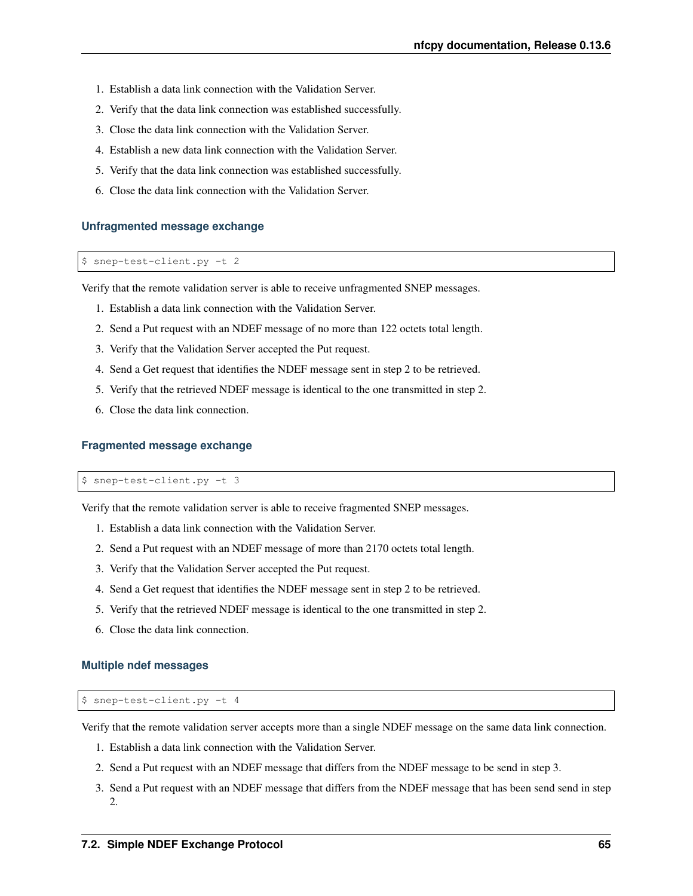1. Establish a data link connection with the Validation Server.
2. Verify that the data link connection was established successfully.
3. Close the data link connection with the Validation Server.
4. Establish a new data link connection with the Validation Server.
5. Verify that the data link connection was established successfully.
6. Close the data link connection with the Validation Server.

#### Unfragmented message exchange

```
$ snep-test-client.py -t 2
```

Verify that the remote validation server is able to receive unfragmented SNEP messages.

1. Establish a data link connection with the Validation Server.
2. Send a Put request with an NDEF message of no more than 122 octets total length.
3. Verify that the Validation Server accepted the Put request.
4. Send a Get request that identifies the NDEF message sent in step 2 to be retrieved.
5. Verify that the retrieved NDEF message is identical to the one transmitted in step 2.
6. Close the data link connection.

#### Fragmented message exchange

```
$ snep-test-client.py -t 3
```

Verify that the remote validation server is able to receive fragmented SNEP messages.

1. Establish a data link connection with the Validation Server.
2. Send a Put request with an NDEF message of more than 2170 octets total length.
3. Verify that the Validation Server accepted the Put request.
4. Send a Get request that identifies the NDEF message sent in step 2 to be retrieved.
5. Verify that the retrieved NDEF message is identical to the one transmitted in step 2.
6. Close the data link connection.

#### Multiple ndef messages

```
$ snep-test-client.py -t 4
```

Verify that the remote validation server accepts more than a single NDEF message on the same data link connection.

1. Establish a data link connection with the Validation Server.
2. Send a Put request with an NDEF message that differs from the NDEF message to be send in step 3.
3. Send a Put request with an NDEF message that differs from the NDEF message that has been send send in step 2.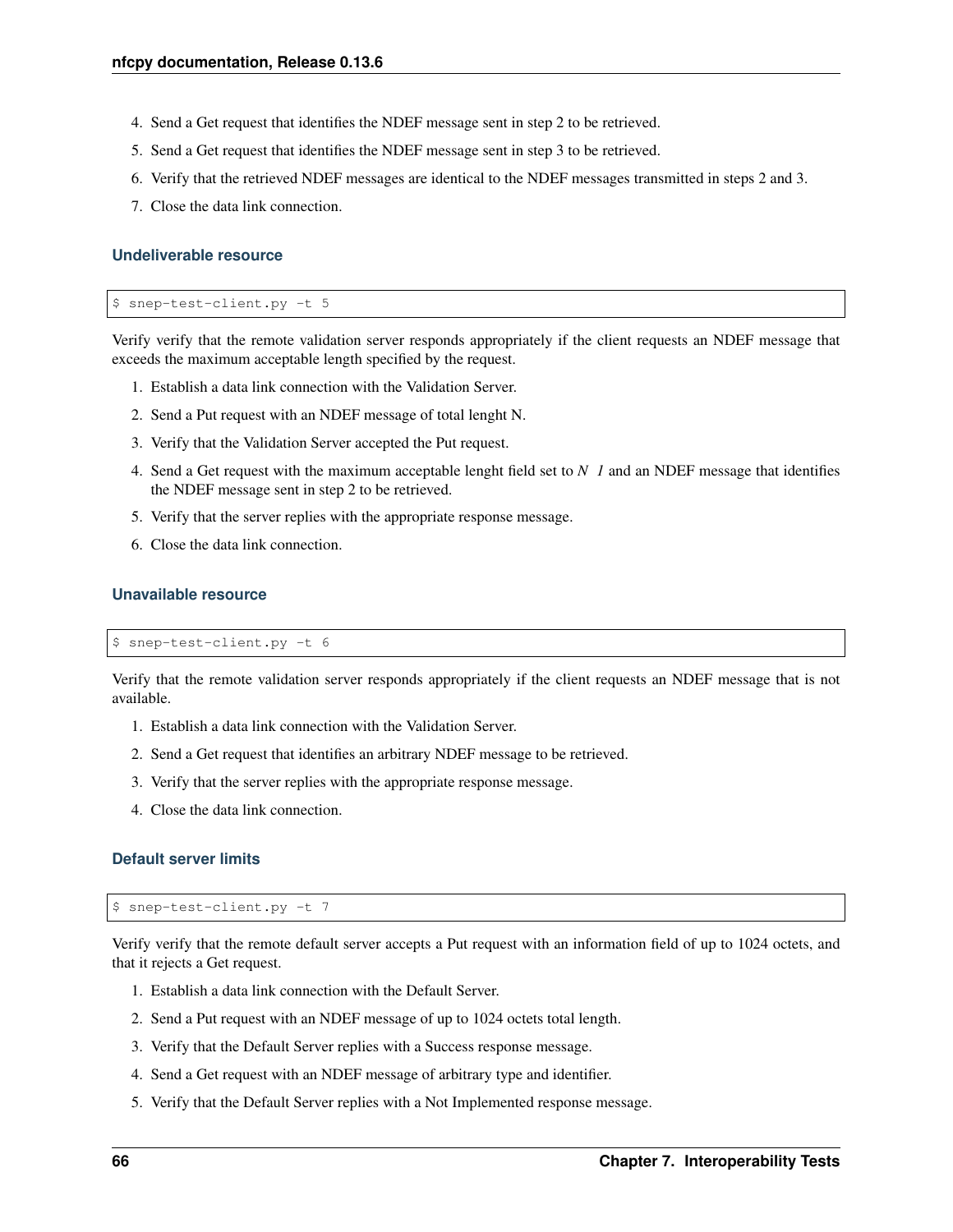4. Send a Get request that identifies the NDEF message sent in step 2 to be retrieved.
5. Send a Get request that identifies the NDEF message sent in step 3 to be retrieved.
6. Verify that the retrieved NDEF messages are identical to the NDEF messages transmitted in steps 2 and 3.
7. Close the data link connection.

### Undeliverable resource

```
$ snep-test-client.py -t 5
```

Verify verify that the remote validation server responds appropriately if the client requests an NDEF message that exceeds the maximum acceptable length specified by the request.

1. Establish a data link connection with the Validation Server.
2. Send a Put request with an NDEF message of total lenght N.
3. Verify that the Validation Server accepted the Put request.
4. Send a Get request with the maximum acceptable lenght field set to $N$ *1* and an NDEF message that identifies the NDEF message sent in step 2 to be retrieved.
5. Verify that the server replies with the appropriate response message.
6. Close the data link connection.

### Unavailable resource

```
$ snep-test-client.py -t 6
```

Verify that the remote validation server responds appropriately if the client requests an NDEF message that is not available.

1. Establish a data link connection with the Validation Server.
2. Send a Get request that identifies an arbitrary NDEF message to be retrieved.
3. Verify that the server replies with the appropriate response message.
4. Close the data link connection.

### Default server limits

```
$ snep-test-client.py -t 7
```

Verify verify that the remote default server accepts a Put request with an information field of up to 1024 octets, and that it rejects a Get request.

1. Establish a data link connection with the Default Server.
2. Send a Put request with an NDEF message of up to 1024 octets total length.
3. Verify that the Default Server replies with a Success response message.
4. Send a Get request with an NDEF message of arbitrary type and identifier.
5. Verify that the Default Server replies with a Not Implemented response message.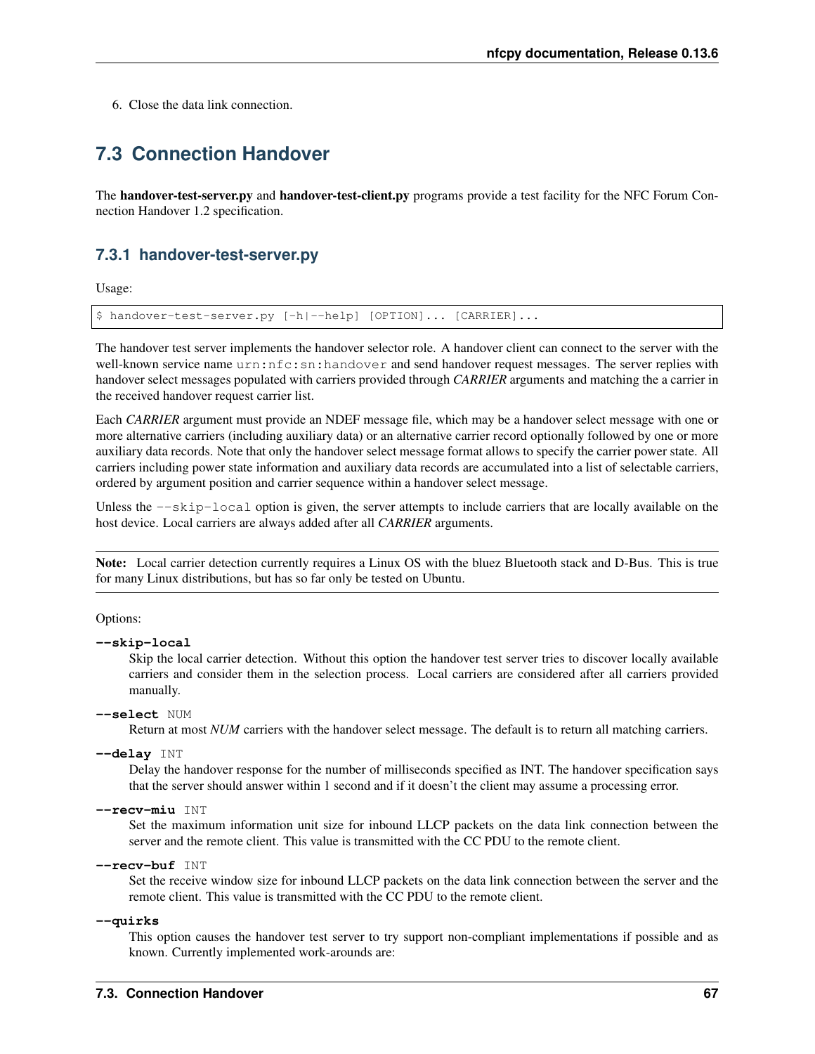6. Close the data link connection.

## 7.3 Connection Handover

The **handover-test-server.py** and **handover-test-client.py** programs provide a test facility for the NFC Forum Connection Handover 1.2 specification.

### 7.3.1 handover-test-server.py

Usage:

```
$ handover-test-server.py [-h|--help] [OPTION]... [CARRIER]...
```

The handover test server implements the handover selector role. A handover client can connect to the server with the well-known service name `urn:nfc:sn:handover` and send handover request messages. The server replies with handover select messages populated with carriers provided through *CARRIER* arguments and matching the a carrier in the received handover request carrier list.

Each *CARRIER* argument must provide an NDEF message file, which may be a handover select message with one or more alternative carriers (including auxiliary data) or an alternative carrier record optionally followed by one or more auxiliary data records. Note that only the handover select message format allows to specify the carrier power state. All carriers including power state information and auxiliary data records are accumulated into a list of selectable carriers, ordered by argument position and carrier sequence within a handover select message.

Unless the `--skip-local` option is given, the server attempts to include carriers that are locally available on the host device. Local carriers are always added after all *CARRIER* arguments.

**Note:** Local carrier detection currently requires a Linux OS with the bluez Bluetooth stack and D-Bus. This is true for many Linux distributions, but has so far only be tested on Ubuntu.

Options:

**--skip-local**
: Skip the local carrier detection. Without this option the handover test server tries to discover locally available carriers and consider them in the selection process. Local carriers are considered after all carriers provided manually.

**--select** NUM
: Return at most *NUM* carriers with the handover select message. The default is to return all matching carriers.

**--delay** INT
: Delay the handover response for the number of milliseconds specified as INT. The handover specification says that the server should answer within 1 second and if it doesn't the client may assume a processing error.

**--recv-miu** INT
: Set the maximum information unit size for inbound LLCP packets on the data link connection between the server and the remote client. This value is transmitted with the CC PDU to the remote client.

**--recv-buf** INT
: Set the receive window size for inbound LLCP packets on the data link connection between the server and the remote client. This value is transmitted with the CC PDU to the remote client.

**--quirks**
: This option causes the handover test server to try support non-compliant implementations if possible and as known. Currently implemented work-arounds are: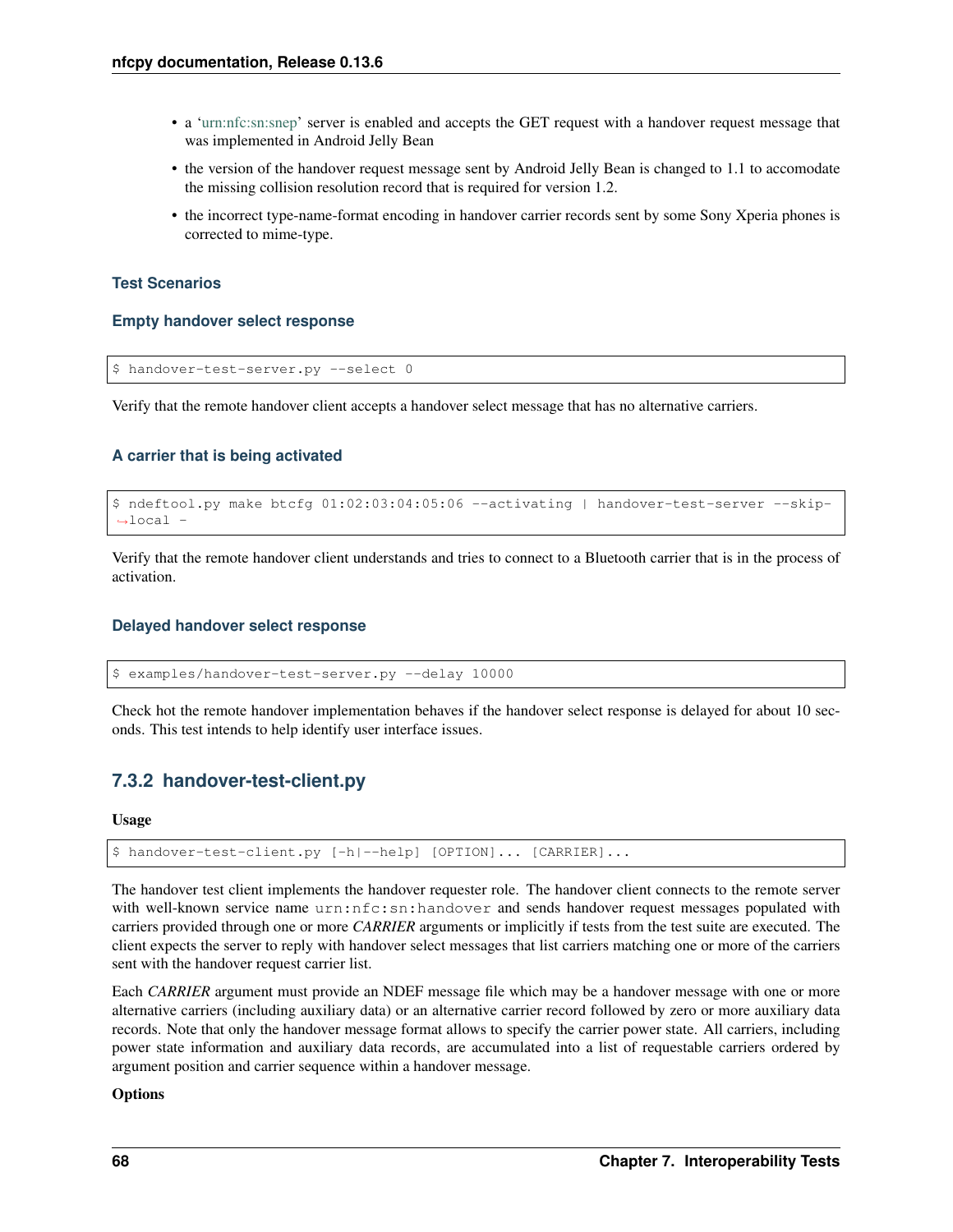- a 'urn:nfc:sn:snep' server is enabled and accepts the GET request with a handover request message that was implemented in Android Jelly Bean
- the version of the handover request message sent by Android Jelly Bean is changed to 1.1 to accomodate the missing collision resolution record that is required for version 1.2.
- the incorrect type-name-format encoding in handover carrier records sent by some Sony Xperia phones is corrected to mime-type.

#### Test Scenarios

##### Empty handover select response

```
$ handover-test-server.py --select 0
```

Verify that the remote handover client accepts a handover select message that has no alternative carriers.

##### A carrier that is being activated

```
$ ndeftool.py make btcfg 01:02:03:04:05:06 --activating | handover-test-server --skip-local -
```

Verify that the remote handover client understands and tries to connect to a Bluetooth carrier that is in the process of activation.

##### Delayed handover select response

```
$ examples/handover-test-server.py --delay 10000
```

Check hot the remote handover implementation behaves if the handover select response is delayed for about 10 seconds. This test intends to help identify user interface issues.

### 7.3.2 handover-test-client.py

**Usage**

```
$ handover-test-client.py [-h|--help] [OPTION]... [CARRIER]...
```

The handover test client implements the handover requester role. The handover client connects to the remote server with well-known service name `urn:nfc:sn:handover` and sends handover request messages populated with carriers provided through one or more *CARRIER* arguments or implicitly if tests from the test suite are executed. The client expects the server to reply with handover select messages that list carriers matching one or more of the carriers sent with the handover request carrier list.

Each *CARRIER* argument must provide an NDEF message file which may be a handover message with one or more alternative carriers (including auxiliary data) or an alternative carrier record followed by zero or more auxiliary data records. Note that only the handover message format allows to specify the carrier power state. All carriers, including power state information and auxiliary data records, are accumulated into a list of requestable carriers ordered by argument position and carrier sequence within a handover message.

**Options**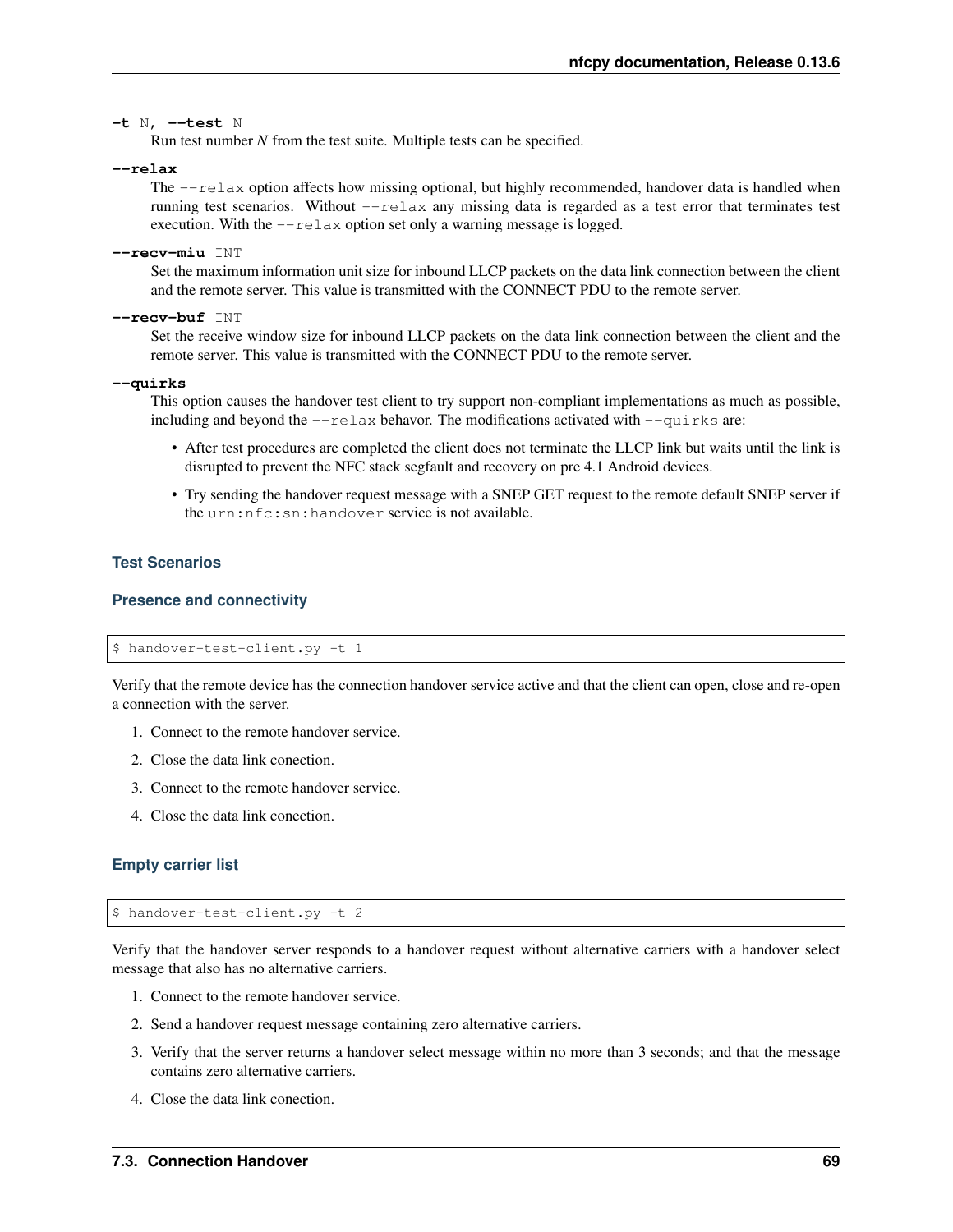**-t N, --test N**
: Run test number *N* from the test suite. Multiple tests can be specified.

**--relax**
: The `--relax` option affects how missing optional, but highly recommended, handover data is handled when running test scenarios. Without `--relax` any missing data is regarded as a test error that terminates test execution. With the `--relax` option set only a warning message is logged.

**--recv-miu INT**
: Set the maximum information unit size for inbound LLCP packets on the data link connection between the client and the remote server. This value is transmitted with the CONNECT PDU to the remote server.

**--recv-buf INT**
: Set the receive window size for inbound LLCP packets on the data link connection between the client and the remote server. This value is transmitted with the CONNECT PDU to the remote server.

**--quirks**
: This option causes the handover test client to try support non-compliant implementations as much as possible, including and beyond the `--relax` behavor. The modifications activated with `--quirks` are:

- After test procedures are completed the client does not terminate the LLCP link but waits until the link is disrupted to prevent the NFC stack segfault and recovery on pre 4.1 Android devices.
- Try sending the handover request message with a SNEP GET request to the remote default SNEP server if the `urn:nfc:sn:handover` service is not available.

### Test Scenarios

#### Presence and connectivity

```
$ handover-test-client.py -t 1
```

Verify that the remote device has the connection handover service active and that the client can open, close and re-open a connection with the server.

1. Connect to the remote handover service.
2. Close the data link conection.
3. Connect to the remote handover service.
4. Close the data link conection.

#### Empty carrier list

```
$ handover-test-client.py -t 2
```

Verify that the handover server responds to a handover request without alternative carriers with a handover select message that also has no alternative carriers.

1. Connect to the remote handover service.
2. Send a handover request message containing zero alternative carriers.
3. Verify that the server returns a handover select message within no more than 3 seconds; and that the message contains zero alternative carriers.
4. Close the data link conection.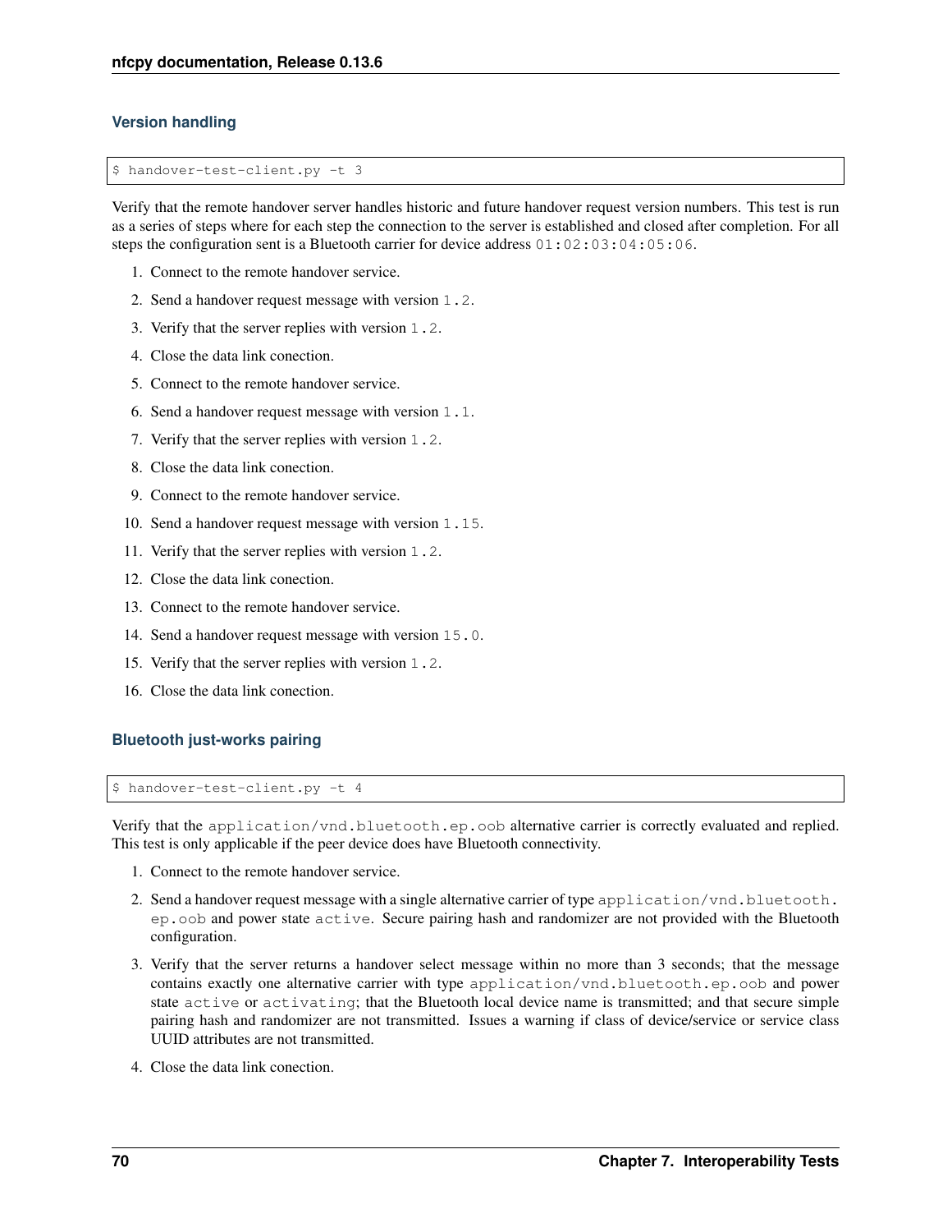### Version handling

```
$ handover-test-client.py -t 3
```

Verify that the remote handover server handles historic and future handover request version numbers. This test is run as a series of steps where for each step the connection to the server is established and closed after completion. For all steps the configuration sent is a Bluetooth carrier for device address `01:02:03:04:05:06`.

1. Connect to the remote handover service.
2. Send a handover request message with version `1.2`.
3. Verify that the server replies with version `1.2`.
4. Close the data link conection.
5. Connect to the remote handover service.
6. Send a handover request message with version `1.1`.
7. Verify that the server replies with version `1.2`.
8. Close the data link conection.
9. Connect to the remote handover service.
10. Send a handover request message with version `1.15`.
11. Verify that the server replies with version `1.2`.
12. Close the data link conection.
13. Connect to the remote handover service.
14. Send a handover request message with version `15.0`.
15. Verify that the server replies with version `1.2`.
16. Close the data link conection.

### Bluetooth just-works pairing

```
$ handover-test-client.py -t 4
```

Verify that the `application/vnd.bluetooth.ep.oob` alternative carrier is correctly evaluated and replied. This test is only applicable if the peer device does have Bluetooth connectivity.

1. Connect to the remote handover service.
2. Send a handover request message with a single alternative carrier of type `application/vnd.bluetooth.ep.oob` and power state `active`. Secure pairing hash and randomizer are not provided with the Bluetooth configuration.
3. Verify that the server returns a handover select message within no more than 3 seconds; that the message contains exactly one alternative carrier with type `application/vnd.bluetooth.ep.oob` and power state `active` or `activating`; that the Bluetooth local device name is transmitted; and that secure simple pairing hash and randomizer are not transmitted. Issues a warning if class of device/service or service class UUID attributes are not transmitted.
4. Close the data link conection.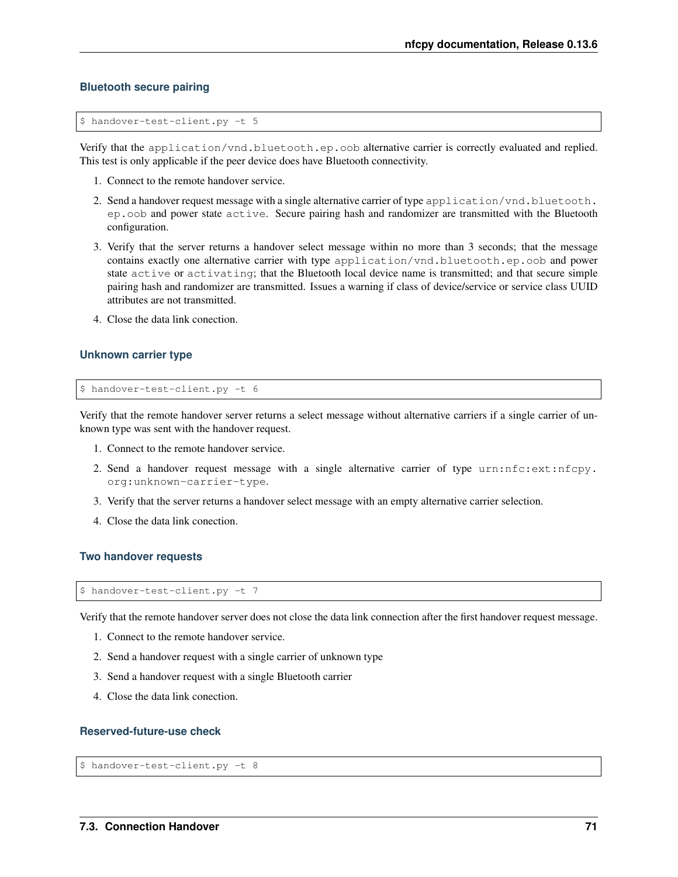#### Bluetooth secure pairing

```
$ handover-test-client.py -t 5
```

Verify that the `application/vnd.bluetooth.ep.oob` alternative carrier is correctly evaluated and replied. This test is only applicable if the peer device does have Bluetooth connectivity.

1. Connect to the remote handover service.
2. Send a handover request message with a single alternative carrier of type `application/vnd.bluetooth.ep.oob` and power state `active`. Secure pairing hash and randomizer are transmitted with the Bluetooth configuration.
3. Verify that the server returns a handover select message within no more than 3 seconds; that the message contains exactly one alternative carrier with type `application/vnd.bluetooth.ep.oob` and power state `active` or `activating`; that the Bluetooth local device name is transmitted; and that secure simple pairing hash and randomizer are transmitted. Issues a warning if class of device/service or service class UUID attributes are not transmitted.
4. Close the data link conection.

#### Unknown carrier type

```
$ handover-test-client.py -t 6
```

Verify that the remote handover server returns a select message without alternative carriers if a single carrier of unknown type was sent with the handover request.

1. Connect to the remote handover service.
2. Send a handover request message with a single alternative carrier of type `urn:nfc:ext:nfcpy.org:unknown-carrier-type`.
3. Verify that the server returns a handover select message with an empty alternative carrier selection.
4. Close the data link conection.

#### Two handover requests

```
$ handover-test-client.py -t 7
```

Verify that the remote handover server does not close the data link connection after the first handover request message.

1. Connect to the remote handover service.
2. Send a handover request with a single carrier of unknown type
3. Send a handover request with a single Bluetooth carrier
4. Close the data link conection.

#### Reserved-future-use check

```
$ handover-test-client.py -t 8
```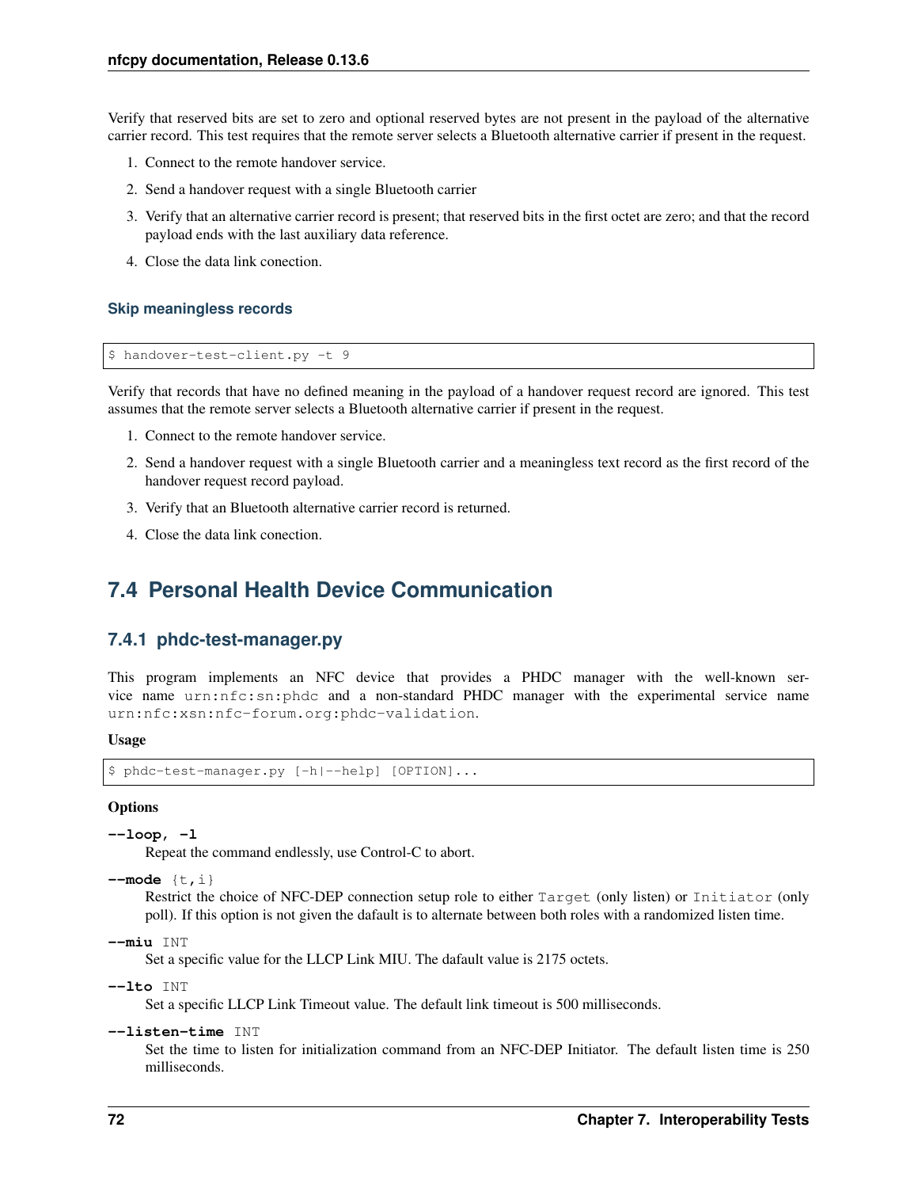Verify that reserved bits are set to zero and optional reserved bytes are not present in the payload of the alternative carrier record. This test requires that the remote server selects a Bluetooth alternative carrier if present in the request.

1. Connect to the remote handover service.
2. Send a handover request with a single Bluetooth carrier
3. Verify that an alternative carrier record is present; that reserved bits in the first octet are zero; and that the record payload ends with the last auxiliary data reference.
4. Close the data link conection.

#### Skip meaningless records

```
$ handover-test-client.py -t 9
```

Verify that records that have no defined meaning in the payload of a handover request record are ignored. This test assumes that the remote server selects a Bluetooth alternative carrier if present in the request.

1. Connect to the remote handover service.
2. Send a handover request with a single Bluetooth carrier and a meaningless text record as the first record of the handover request record payload.
3. Verify that an Bluetooth alternative carrier record is returned.
4. Close the data link conection.

## 7.4 Personal Health Device Communication

### 7.4.1 phdc-test-manager.py

This program implements an NFC device that provides a PHDC manager with the well-known service name `urn:nfc:sn:phdc` and a non-standard PHDC manager with the experimental service name `urn:nfc:xsn:nfc-forum.org:phdc-validation`.

**Usage**

```
$ phdc-test-manager.py [-h|--help] [OPTION]...
```

**Options**

**--loop, -l**
Repeat the command endlessly, use Control-C to abort.

**--mode** {t,i}
Restrict the choice of NFC-DEP connection setup role to either `Target` (only listen) or `Initiator` (only poll). If this option is not given the dafault is to alternate between both roles with a randomized listen time.

**--miu** INT
Set a specific value for the LLCP Link MIU. The dafault value is 2175 octets.

**--lto** INT
Set a specific LLCP Link Timeout value. The default link timeout is 500 milliseconds.

**--listen-time** INT
Set the time to listen for initialization command from an NFC-DEP Initiator. The default listen time is 250 milliseconds.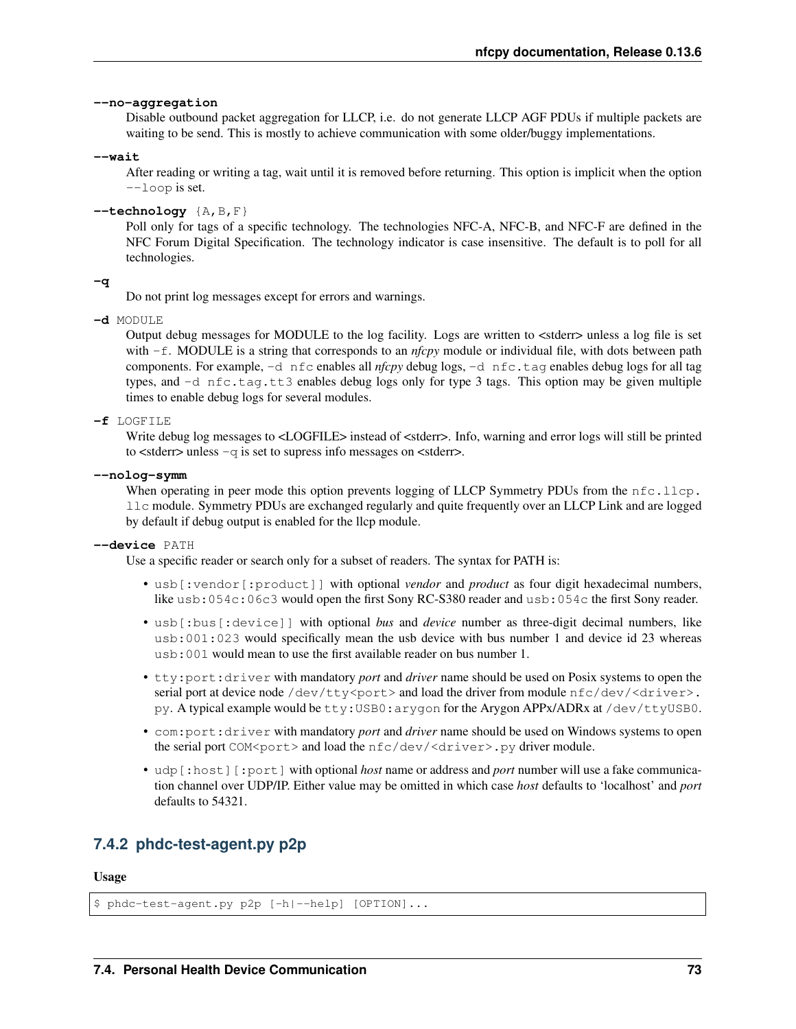**--no-aggregation**
: Disable outbound packet aggregation for LLCP, i.e. do not generate LLCP AGF PDUs if multiple packets are waiting to be send. This is mostly to achieve communication with some older/buggy implementations.

**--wait**
: After reading or writing a tag, wait until it is removed before returning. This option is implicit when the option `--loop` is set.

**--technology** `{A,B,F}`
: Poll only for tags of a specific technology. The technologies NFC-A, NFC-B, and NFC-F are defined in the NFC Forum Digital Specification. The technology indicator is case insensitive. The default is to poll for all technologies.

**-q**
: Do not print log messages except for errors and warnings.

**-d** `MODULE`
: Output debug messages for MODULE to the log facility. Logs are written to <stderr> unless a log file is set with `-f`. MODULE is a string that corresponds to an *nfcpy* module or individual file, with dots between path components. For example, `-d nfc` enables all *nfcpy* debug logs, `-d nfc.tag` enables debug logs for all tag types, and `-d nfc.tag.tt3` enables debug logs only for type 3 tags. This option may be given multiple times to enable debug logs for several modules.

**-f** `LOGFILE`
: Write debug log messages to <LOGFILE> instead of <stderr>. Info, warning and error logs will still be printed to <stderr> unless `-q` is set to supress info messages on <stderr>.

**--nolog-symm**
: When operating in peer mode this option prevents logging of LLCP Symmetry PDUs from the `nfc.llcp.llc` module. Symmetry PDUs are exchanged regularly and quite frequently over an LLCP Link and are logged by default if debug output is enabled for the llcp module.

**--device** `PATH`
: Use a specific reader or search only for a subset of readers. The syntax for PATH is:

- `usb[:vendor[:product]]` with optional *vendor* and *product* as four digit hexadecimal numbers, like `usb:054c:06c3` would open the first Sony RC-S380 reader and `usb:054c` the first Sony reader.
- `usb[:bus[:device]]` with optional *bus* and *device* number as three-digit decimal numbers, like `usb:001:023` would specifically mean the usb device with bus number 1 and device id 23 whereas `usb:001` would mean to use the first available reader on bus number 1.
- `tty:port:driver` with mandatory *port* and *driver* name should be used on Posix systems to open the serial port at device node `/dev/tty<port>` and load the driver from module `nfc/dev/<driver>.py`. A typical example would be `tty:USB0:arygon` for the Arygon APPx/ADRx at `/dev/ttyUSB0`.
- `com:port:driver` with mandatory *port* and *driver* name should be used on Windows systems to open the serial port `COM<port>` and load the `nfc/dev/<driver>.py` driver module.
- `udp[:host][:port]` with optional *host* name or address and *port* number will use a fake communication channel over UDP/IP. Either value may be omitted in which case *host* defaults to 'localhost' and *port* defaults to 54321.

### 7.4.2 phdc-test-agent.py p2p

**Usage**

```
$ phdc-test-agent.py p2p [-h|--help] [OPTION]...
```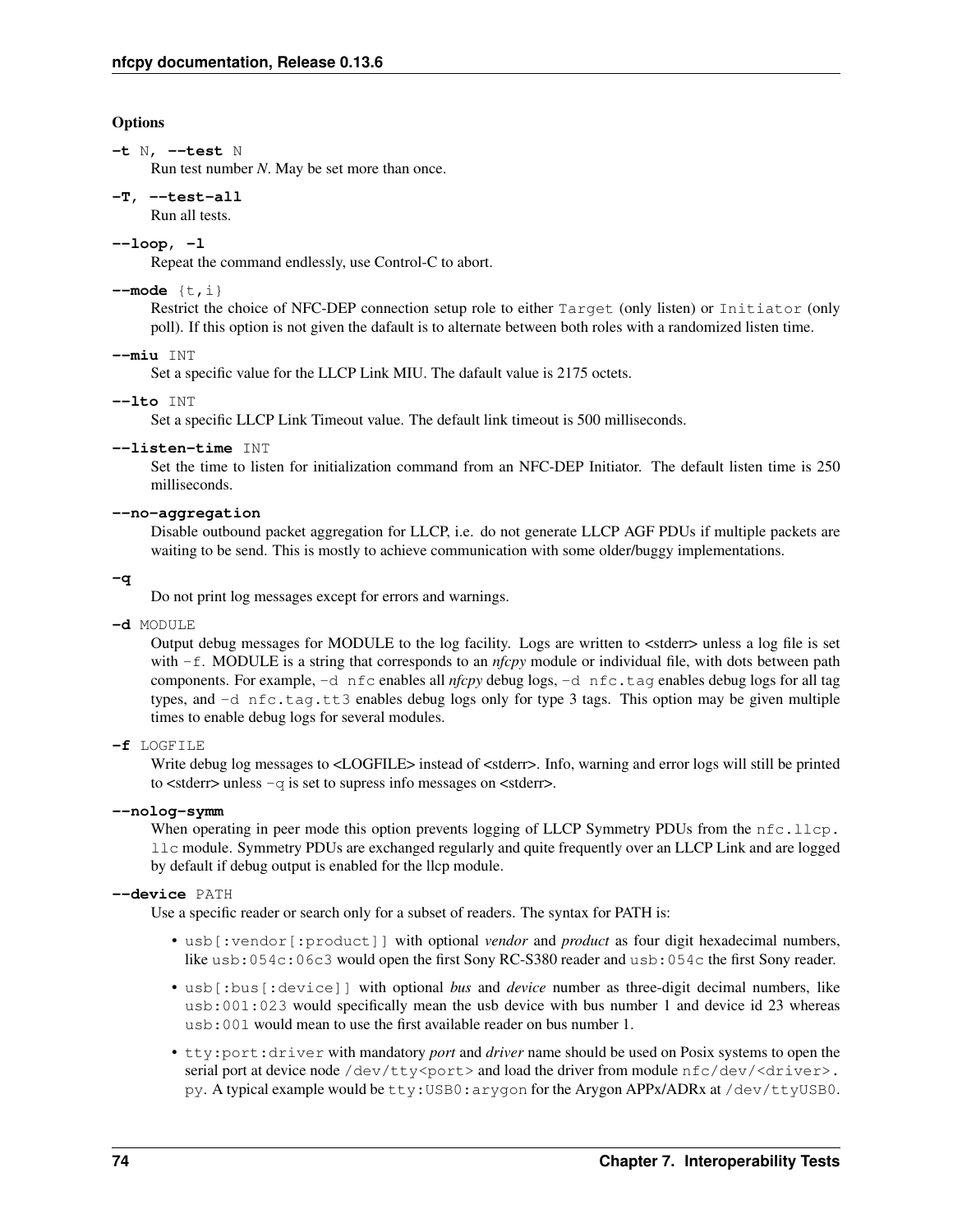#### Options

**-t** N, **--test** N
: Run test number *N*. May be set more than once.

**-T, --test-all**
: Run all tests.

**--loop, -l**
: Repeat the command endlessly, use Control-C to abort.

**--mode** {t,i}
: Restrict the choice of NFC-DEP connection setup role to either `Target` (only listen) or `Initiator` (only poll). If this option is not given the dafault is to alternate between both roles with a randomized listen time.

**--miu** INT
: Set a specific value for the LLCP Link MIU. The dafault value is 2175 octets.

**--lto** INT
: Set a specific LLCP Link Timeout value. The default link timeout is 500 milliseconds.

**--listen-time** INT
: Set the time to listen for initialization command from an NFC-DEP Initiator. The default listen time is 250 milliseconds.

**--no-aggregation**
: Disable outbound packet aggregation for LLCP, i.e. do not generate LLCP AGF PDUs if multiple packets are waiting to be send. This is mostly to achieve communication with some older/buggy implementations.

**-q**
: Do not print log messages except for errors and warnings.

**-d** MODULE
: Output debug messages for MODULE to the log facility. Logs are written to <stderr> unless a log file is set with `-f`. MODULE is a string that corresponds to an *nfcpy* module or individual file, with dots between path components. For example, `-d nfc` enables all *nfcpy* debug logs, `-d nfc.tag` enables debug logs for all tag types, and `-d nfc.tag.tt3` enables debug logs only for type 3 tags. This option may be given multiple times to enable debug logs for several modules.

**-f** LOGFILE
: Write debug log messages to <LOGFILE> instead of <stderr>. Info, warning and error logs will still be printed to <stderr> unless `-q` is set to supress info messages on <stderr>.

**--nolog-symm**
: When operating in peer mode this option prevents logging of LLCP Symmetry PDUs from the `nfc.llcp.llc` module. Symmetry PDUs are exchanged regularly and quite frequently over an LLCP Link and are logged by default if debug output is enabled for the llcp module.

**--device** PATH
: Use a specific reader or search only for a subset of readers. The syntax for PATH is:

  - `usb[:vendor[:product]]` with optional *vendor* and *product* as four digit hexadecimal numbers, like `usb:054c:06c3` would open the first Sony RC-S380 reader and `usb:054c` the first Sony reader.
  - `usb[:bus[:device]]` with optional *bus* and *device* number as three-digit decimal numbers, like `usb:001:023` would specifically mean the usb device with bus number 1 and device id 23 whereas `usb:001` would mean to use the first available reader on bus number 1.
  - `tty:port:driver` with mandatory *port* and *driver* name should be used on Posix systems to open the serial port at device node `/dev/tty<port>` and load the driver from module `nfc/dev/<driver>.py`. A typical example would be `tty:USB0:arygon` for the Arygon APPx/ADRx at `/dev/ttyUSB0`.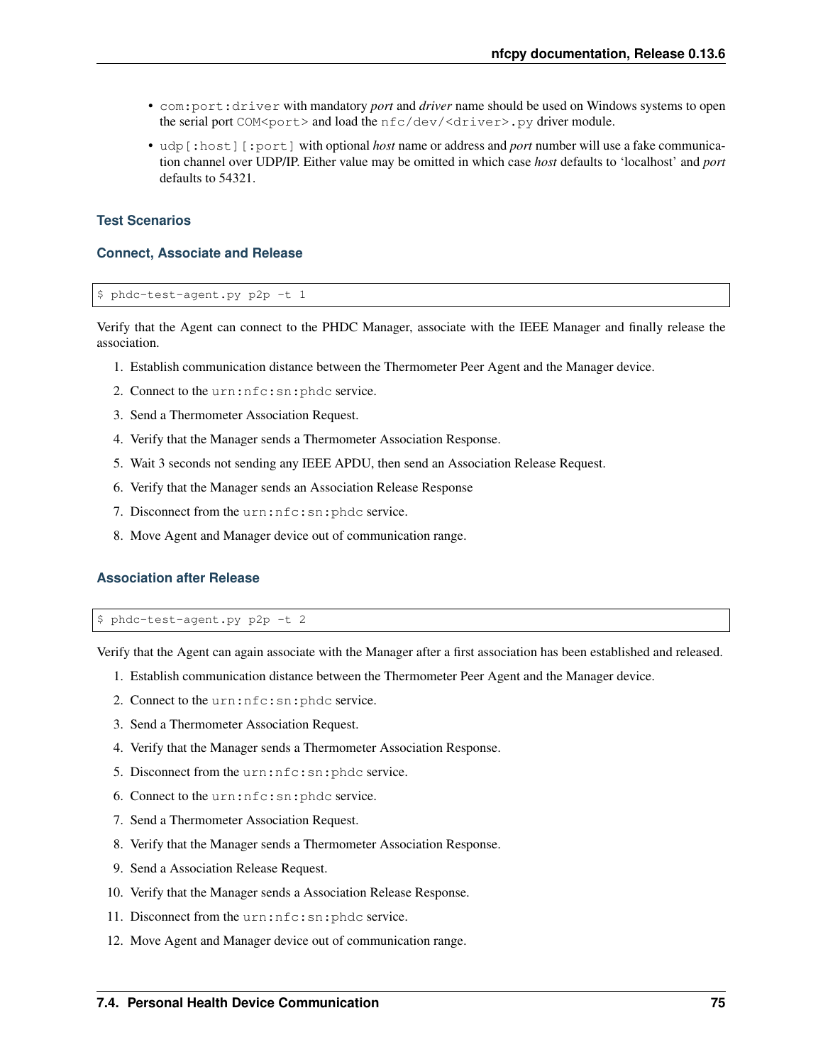- `com:port:driver` with mandatory *port* and *driver* name should be used on Windows systems to open the serial port `COM<port>` and load the `nfc/dev/<driver>.py` driver module.
- `udp[:host][:port]` with optional *host* name or address and *port* number will use a fake communication channel over UDP/IP. Either value may be omitted in which case *host* defaults to 'localhost' and *port* defaults to 54321.

### Test Scenarios

#### Connect, Associate and Release

```
$ phdc-test-agent.py p2p -t 1
```

Verify that the Agent can connect to the PHDC Manager, associate with the IEEE Manager and finally release the association.

1. Establish communication distance between the Thermometer Peer Agent and the Manager device.
2. Connect to the `urn:nfc:sn:phdc` service.
3. Send a Thermometer Association Request.
4. Verify that the Manager sends a Thermometer Association Response.
5. Wait 3 seconds not sending any IEEE APDU, then send an Association Release Request.
6. Verify that the Manager sends an Association Release Response
7. Disconnect from the `urn:nfc:sn:phdc` service.
8. Move Agent and Manager device out of communication range.

#### Association after Release

```
$ phdc-test-agent.py p2p -t 2
```

Verify that the Agent can again associate with the Manager after a first association has been established and released.

1. Establish communication distance between the Thermometer Peer Agent and the Manager device.
2. Connect to the `urn:nfc:sn:phdc` service.
3. Send a Thermometer Association Request.
4. Verify that the Manager sends a Thermometer Association Response.
5. Disconnect from the `urn:nfc:sn:phdc` service.
6. Connect to the `urn:nfc:sn:phdc` service.
7. Send a Thermometer Association Request.
8. Verify that the Manager sends a Thermometer Association Response.
9. Send a Association Release Request.
10. Verify that the Manager sends a Association Release Response.
11. Disconnect from the `urn:nfc:sn:phdc` service.
12. Move Agent and Manager device out of communication range.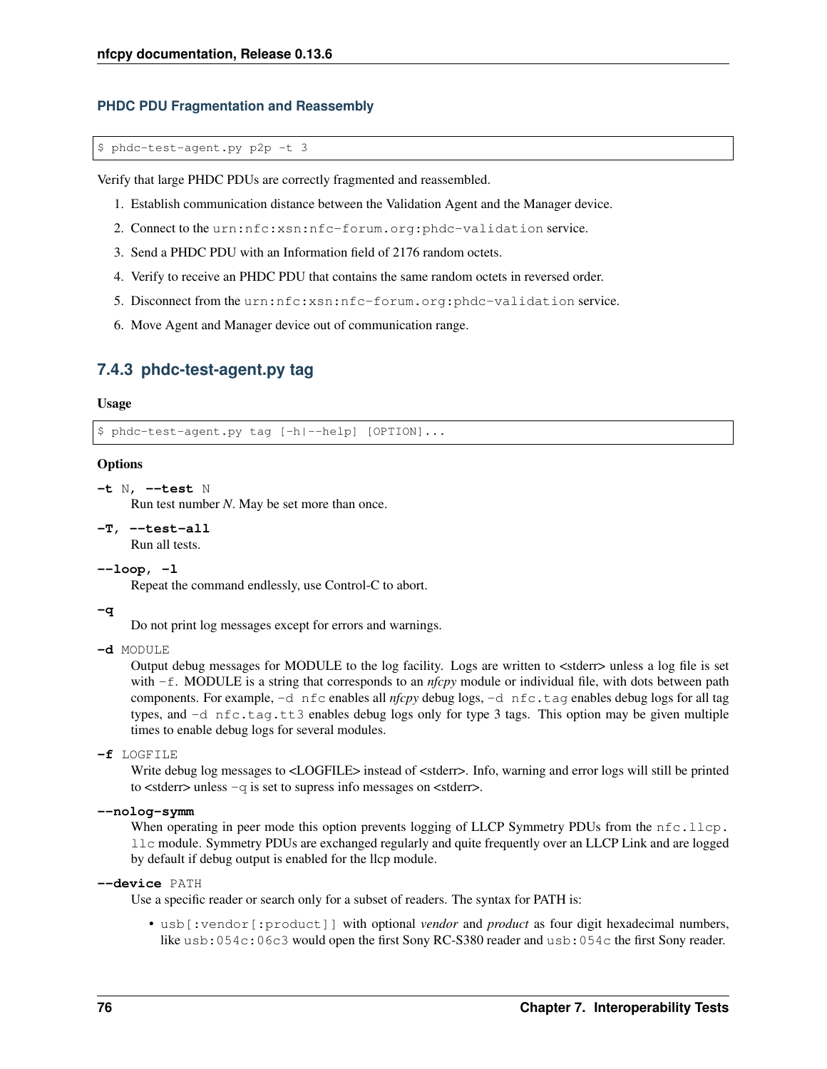#### PHDC PDU Fragmentation and Reassembly

```
$ phdc-test-agent.py p2p -t 3
```

Verify that large PHDC PDUs are correctly fragmented and reassembled.

1. Establish communication distance between the Validation Agent and the Manager device.
2. Connect to the `urn:nfc:xsn:nfc-forum.org:phdc-validation` service.
3. Send a PHDC PDU with an Information field of 2176 random octets.
4. Verify to receive an PHDC PDU that contains the same random octets in reversed order.
5. Disconnect from the `urn:nfc:xsn:nfc-forum.org:phdc-validation` service.
6. Move Agent and Manager device out of communication range.

### 7.4.3 phdc-test-agent.py tag

**Usage**

```
$ phdc-test-agent.py tag [-h|--help] [OPTION]...
```

**Options**

**-t** N, **--test** N
Run test number *N*. May be set more than once.

**-T, --test-all**
Run all tests.

**--loop, -l**
Repeat the command endlessly, use Control-C to abort.

**-q**
Do not print log messages except for errors and warnings.

**-d** MODULE
Output debug messages for MODULE to the log facility. Logs are written to <stderr> unless a log file is set with `-f`. MODULE is a string that corresponds to an *nfcpy* module or individual file, with dots between path components. For example, `-d nfc` enables all *nfcpy* debug logs, `-d nfc.tag` enables debug logs for all tag types, and `-d nfc.tag.tt3` enables debug logs only for type 3 tags. This option may be given multiple times to enable debug logs for several modules.

**-f** LOGFILE
Write debug log messages to <LOGFILE> instead of <stderr>. Info, warning and error logs will still be printed to <stderr> unless `-q` is set to supress info messages on <stderr>.

**--nolog-symm**
When operating in peer mode this option prevents logging of LLCP Symmetry PDUs from the `nfc.llcp.llc` module. Symmetry PDUs are exchanged regularly and quite frequently over an LLCP Link and are logged by default if debug output is enabled for the llcp module.

**--device** PATH
Use a specific reader or search only for a subset of readers. The syntax for PATH is:

- `usb[:vendor[:product]]` with optional *vendor* and *product* as four digit hexadecimal numbers, like `usb:054c:06c3` would open the first Sony RC-S380 reader and `usb:054c` the first Sony reader.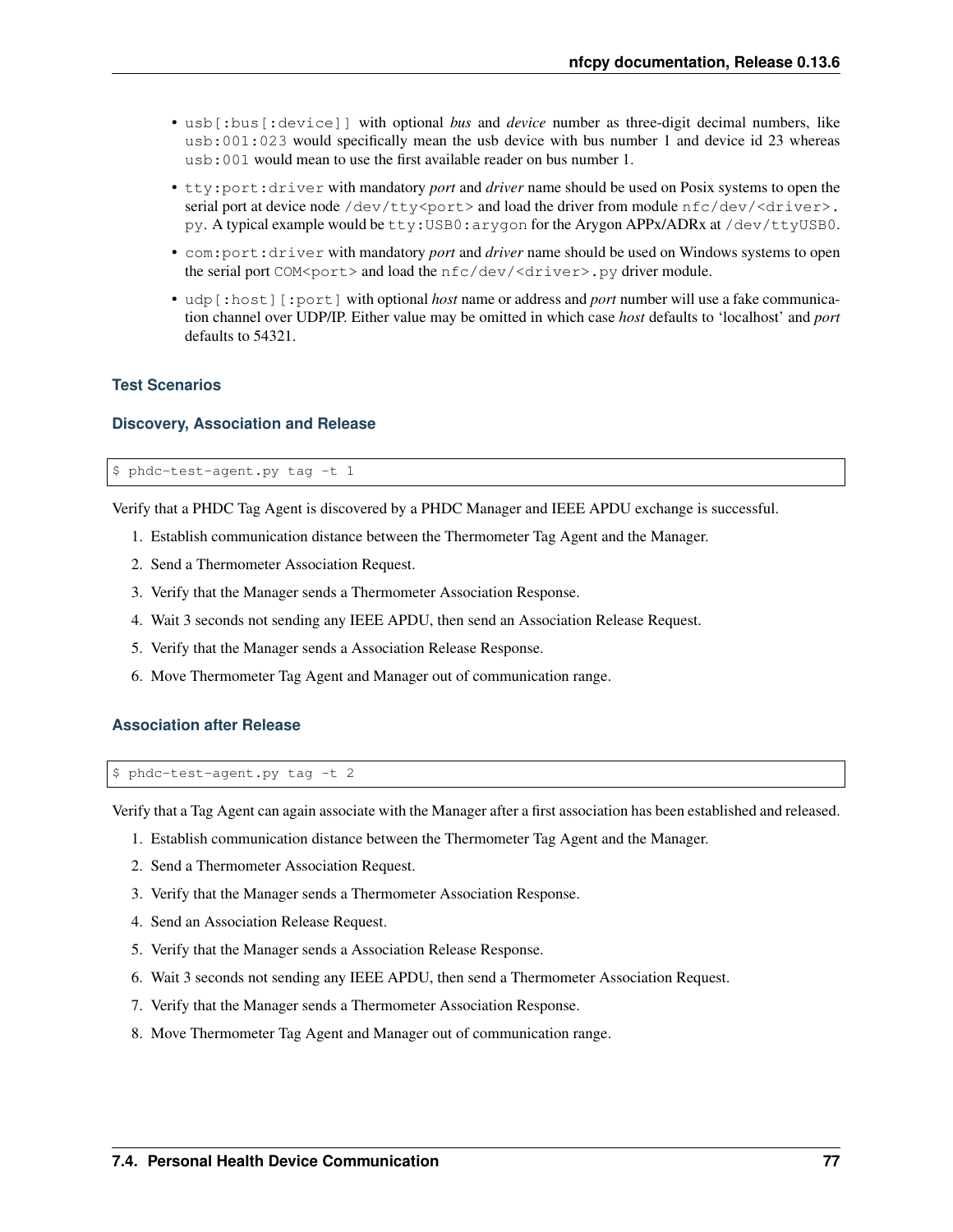- `usb[:bus[:device]]` with optional *bus* and *device* number as three-digit decimal numbers, like `usb:001:023` would specifically mean the usb device with bus number 1 and device id 23 whereas `usb:001` would mean to use the first available reader on bus number 1.
- `tty:port:driver` with mandatory *port* and *driver* name should be used on Posix systems to open the serial port at device node `/dev/tty<port>` and load the driver from module `nfc/dev/<driver>.py`. A typical example would be `tty:USB0:arygon` for the Arygon APPx/ADRx at `/dev/ttyUSB0`.
- `com:port:driver` with mandatory *port* and *driver* name should be used on Windows systems to open the serial port `COM<port>` and load the `nfc/dev/<driver>.py` driver module.
- `udp[:host][:port]` with optional *host* name or address and *port* number will use a fake communication channel over UDP/IP. Either value may be omitted in which case *host* defaults to 'localhost' and *port* defaults to 54321.

### Test Scenarios

#### Discovery, Association and Release

```
$ phdc-test-agent.py tag -t 1
```

Verify that a PHDC Tag Agent is discovered by a PHDC Manager and IEEE APDU exchange is successful.

1. Establish communication distance between the Thermometer Tag Agent and the Manager.
2. Send a Thermometer Association Request.
3. Verify that the Manager sends a Thermometer Association Response.
4. Wait 3 seconds not sending any IEEE APDU, then send an Association Release Request.
5. Verify that the Manager sends a Association Release Response.
6. Move Thermometer Tag Agent and Manager out of communication range.

#### Association after Release

```
$ phdc-test-agent.py tag -t 2
```

Verify that a Tag Agent can again associate with the Manager after a first association has been established and released.

1. Establish communication distance between the Thermometer Tag Agent and the Manager.
2. Send a Thermometer Association Request.
3. Verify that the Manager sends a Thermometer Association Response.
4. Send an Association Release Request.
5. Verify that the Manager sends a Association Release Response.
6. Wait 3 seconds not sending any IEEE APDU, then send a Thermometer Association Request.
7. Verify that the Manager sends a Thermometer Association Response.
8. Move Thermometer Tag Agent and Manager out of communication range.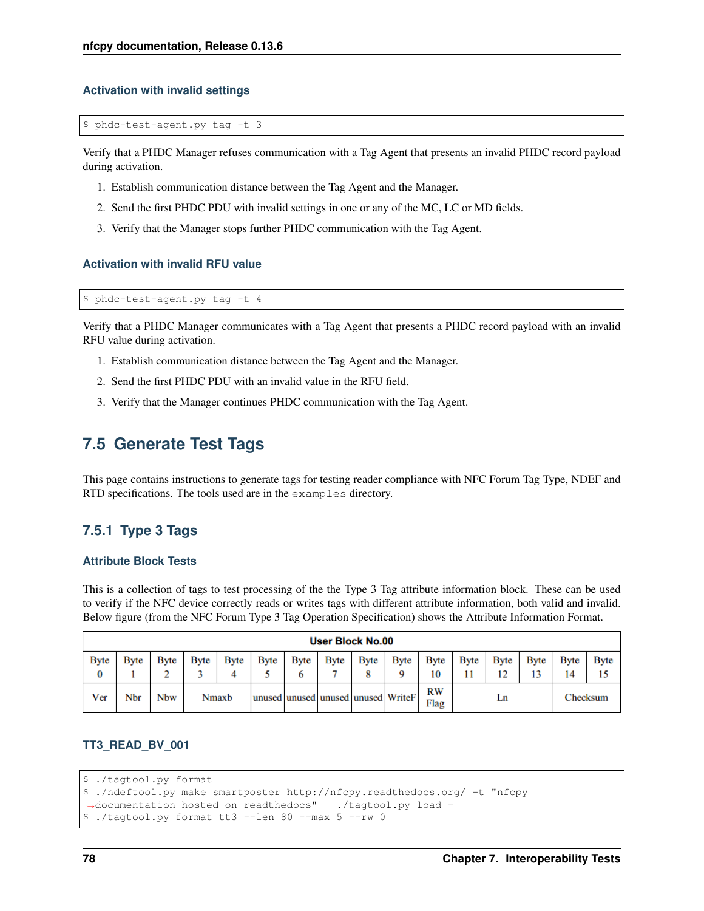#### Activation with invalid settings

```
$ phdc-test-agent.py tag -t 3
```

Verify that a PHDC Manager refuses communication with a Tag Agent that presents an invalid PHDC record payload during activation.

1. Establish communication distance between the Tag Agent and the Manager.
2. Send the first PHDC PDU with invalid settings in one or any of the MC, LC or MD fields.
3. Verify that the Manager stops further PHDC communication with the Tag Agent.

#### Activation with invalid RFU value

```
$ phdc-test-agent.py tag -t 4
```

Verify that a PHDC Manager communicates with a Tag Agent that presents a PHDC record payload with an invalid RFU value during activation.

1. Establish communication distance between the Tag Agent and the Manager.
2. Send the first PHDC PDU with an invalid value in the RFU field.
3. Verify that the Manager continues PHDC communication with the Tag Agent.

## 7.5 Generate Test Tags

This page contains instructions to generate tags for testing reader compliance with NFC Forum Tag Type, NDEF and RTD specifications. The tools used are in the `examples` directory.

### 7.5.1 Type 3 Tags

#### Attribute Block Tests

This is a collection of tags to test processing of the the Type 3 Tag attribute information block. These can be used to verify if the NFC device correctly reads or writes tags with different attribute information, both valid and invalid. Below figure (from the NFC Forum Type 3 Tag Operation Specification) shows the Attribute Information Format.

| User Block No.00 | | | | | | | | | | | | | | | |
|---|---|---|---|---|---|---|---|---|---|---|---|---|---|---|---|
| Byte 0 | Byte 1 | Byte 2 | Byte 3 | Byte 4 | Byte 5 | Byte 6 | Byte 7 | Byte 8 | Byte 9 | Byte 10 | Byte 11 | Byte 12 | Byte 13 | Byte 14 | Byte 15 |
| Ver | Nbr | Nbw | Nmaxb | | unused | unused | unused | unused | WriteF | RW Flag | Ln | | | Checksum | |

#### TT3_READ_BV_001

```
$ ./tagtool.py format
$ ./ndeftool.py make smartposter http://nfcpy.readthedocs.org/ -t "nfcpy documentation hosted on readthedocs" | ./tagtool.py load -
$ ./tagtool.py format tt3 --len 80 --max 5 --rw 0
```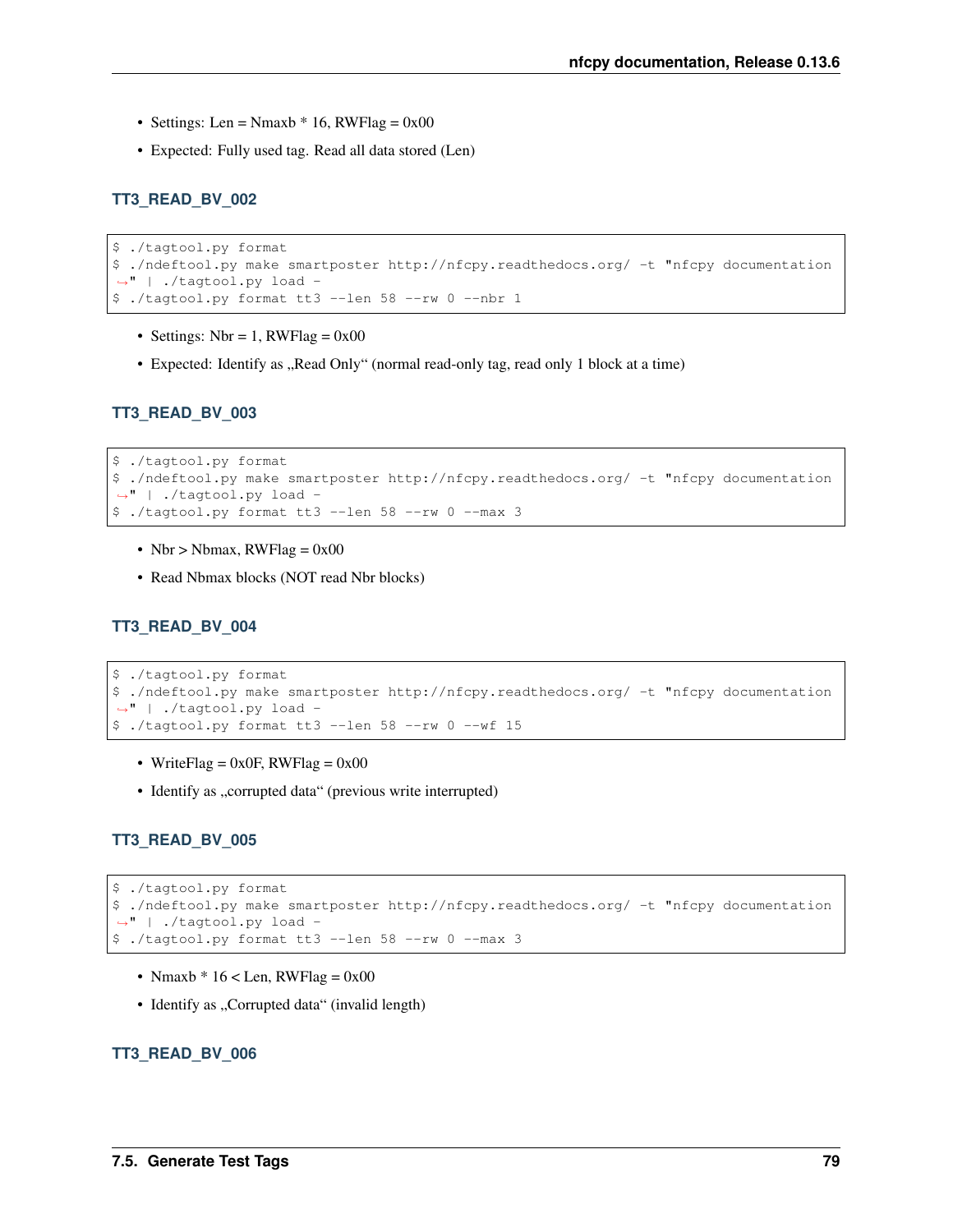- Settings: Len = Nmaxb * 16, RWFlag = 0x00
- Expected: Fully used tag. Read all data stored (Len)

### TT3_READ_BV_002

```
$ ./tagtool.py format
$ ./ndeftool.py make smartposter http://nfcpy.readthedocs.org/ -t "nfcpy documentation
↪" | ./tagtool.py load -
$ ./tagtool.py format tt3 --len 58 --rw 0 --nbr 1
```

- Settings: Nbr = 1, RWFlag = 0x00
- Expected: Identify as „Read Only“ (normal read-only tag, read only 1 block at a time)

### TT3_READ_BV_003

```
$ ./tagtool.py format
$ ./ndeftool.py make smartposter http://nfcpy.readthedocs.org/ -t "nfcpy documentation
↪" | ./tagtool.py load -
$ ./tagtool.py format tt3 --len 58 --rw 0 --max 3
```

- Nbr > Nbmax, RWFlag = 0x00
- Read Nbmax blocks (NOT read Nbr blocks)

### TT3_READ_BV_004

```
$ ./tagtool.py format
$ ./ndeftool.py make smartposter http://nfcpy.readthedocs.org/ -t "nfcpy documentation
↪" | ./tagtool.py load -
$ ./tagtool.py format tt3 --len 58 --rw 0 --wf 15
```

- WriteFlag = 0x0F, RWFlag = 0x00
- Identify as „corrupted data“ (previous write interrupted)

### TT3_READ_BV_005

```
$ ./tagtool.py format
$ ./ndeftool.py make smartposter http://nfcpy.readthedocs.org/ -t "nfcpy documentation
↪" | ./tagtool.py load -
$ ./tagtool.py format tt3 --len 58 --rw 0 --max 3
```

- Nmaxb * 16 < Len, RWFlag = 0x00
- Identify as „Corrupted data“ (invalid length)

### TT3_READ_BV_006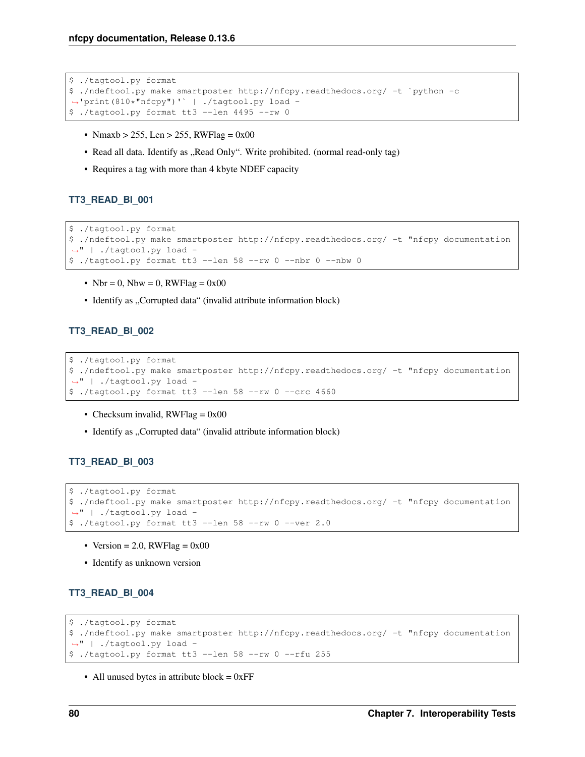```
$ ./tagtool.py format
$ ./ndeftool.py make smartposter http://nfcpy.readthedocs.org/ -t `python -c
↪'print(810*"nfcpy")'` | ./tagtool.py load -
$ ./tagtool.py format tt3 --len 4495 --rw 0
```

- Nmaxb > 255, Len > 255, RWFlag = 0x00
- Read all data. Identify as „Read Only". Write prohibited. (normal read-only tag)
- Requires a tag with more than 4 kbyte NDEF capacity

### TT3_READ_BI_001

```
$ ./tagtool.py format
$ ./ndeftool.py make smartposter http://nfcpy.readthedocs.org/ -t "nfcpy documentation
↪" | ./tagtool.py load -
$ ./tagtool.py format tt3 --len 58 --rw 0 --nbr 0 --nbw 0
```

- Nbr = 0, Nbw = 0, RWFlag = 0x00
- Identify as „Corrupted data" (invalid attribute information block)

### TT3_READ_BI_002

```
$ ./tagtool.py format
$ ./ndeftool.py make smartposter http://nfcpy.readthedocs.org/ -t "nfcpy documentation
↪" | ./tagtool.py load -
$ ./tagtool.py format tt3 --len 58 --rw 0 --crc 4660
```

- Checksum invalid, RWFlag = 0x00
- Identify as „Corrupted data" (invalid attribute information block)

### TT3_READ_BI_003

```
$ ./tagtool.py format
$ ./ndeftool.py make smartposter http://nfcpy.readthedocs.org/ -t "nfcpy documentation
↪" | ./tagtool.py load -
$ ./tagtool.py format tt3 --len 58 --rw 0 --ver 2.0
```

- Version = 2.0, RWFlag = 0x00
- Identify as unknown version

### TT3_READ_BI_004

```
$ ./tagtool.py format
$ ./ndeftool.py make smartposter http://nfcpy.readthedocs.org/ -t "nfcpy documentation
↪" | ./tagtool.py load -
$ ./tagtool.py format tt3 --len 58 --rw 0 --rfu 255
```

- All unused bytes in attribute block = 0xFF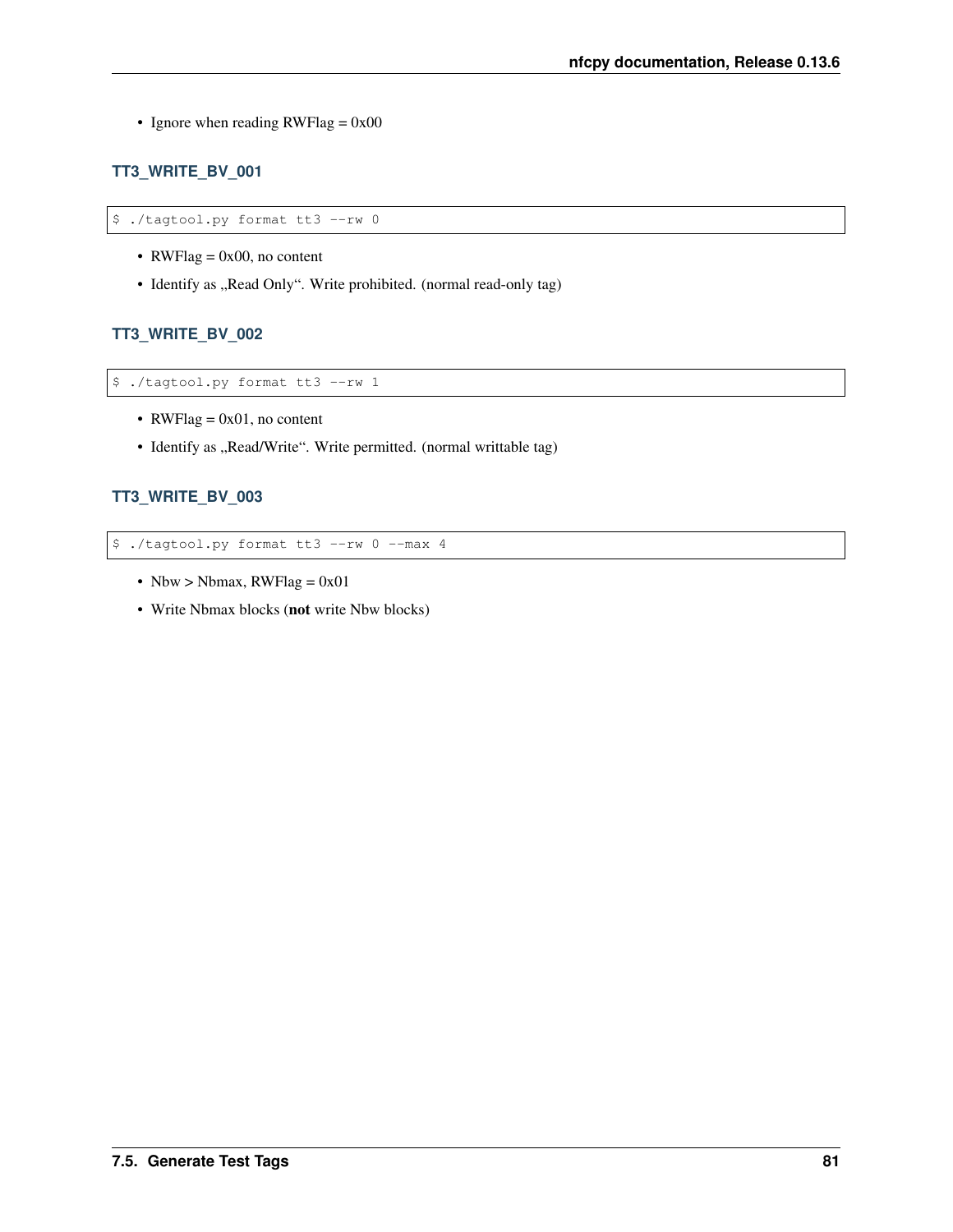- Ignore when reading RWFlag = 0x00

#### TT3_WRITE_BV_001

```
$ ./tagtool.py format tt3 --rw 0
```

- RWFlag = 0x00, no content
- Identify as „Read Only“. Write prohibited. (normal read-only tag)

#### TT3_WRITE_BV_002

```
$ ./tagtool.py format tt3 --rw 1
```

- RWFlag = 0x01, no content
- Identify as „Read/Write“. Write permitted. (normal writtable tag)

#### TT3_WRITE_BV_003

```
$ ./tagtool.py format tt3 --rw 0 --max 4
```

- Nbw > Nbmax, RWFlag = 0x01
- Write Nbmax blocks (**not** write Nbw blocks)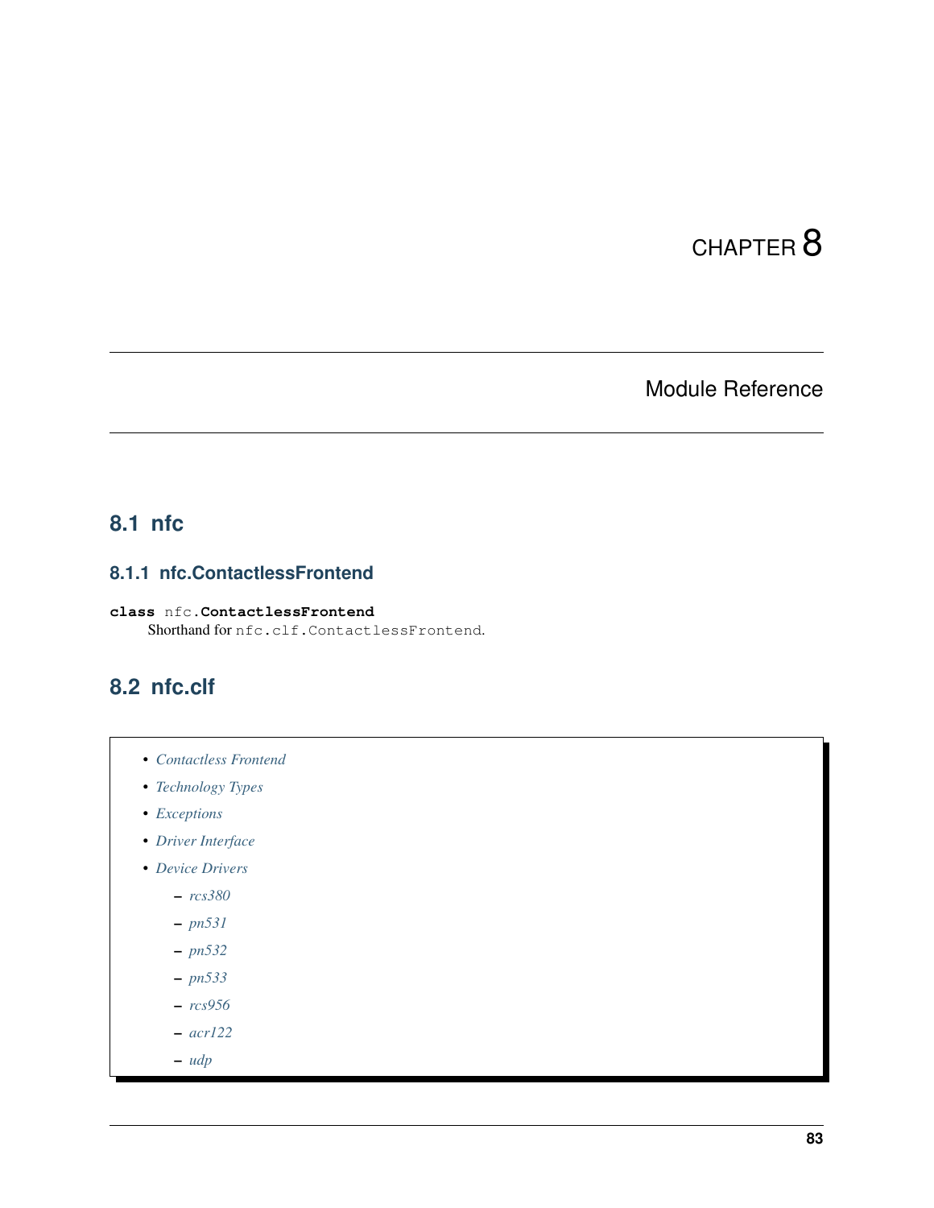# CHAPTER 8

## Module Reference

## 8.1 nfc

### 8.1.1 nfc.ContactlessFrontend

**class** nfc.**ContactlessFrontend**

Shorthand for `nfc.clf.ContactlessFrontend`.

## 8.2 nfc.clf

- *Contactless Frontend*
- *Technology Types*
- *Exceptions*
- *Driver Interface*
- *Device Drivers*
  - *rcs380*
  - *pn531*
  - *pn532*
  - *pn533*
  - *rcs956*
  - *acr122*
  - *udp*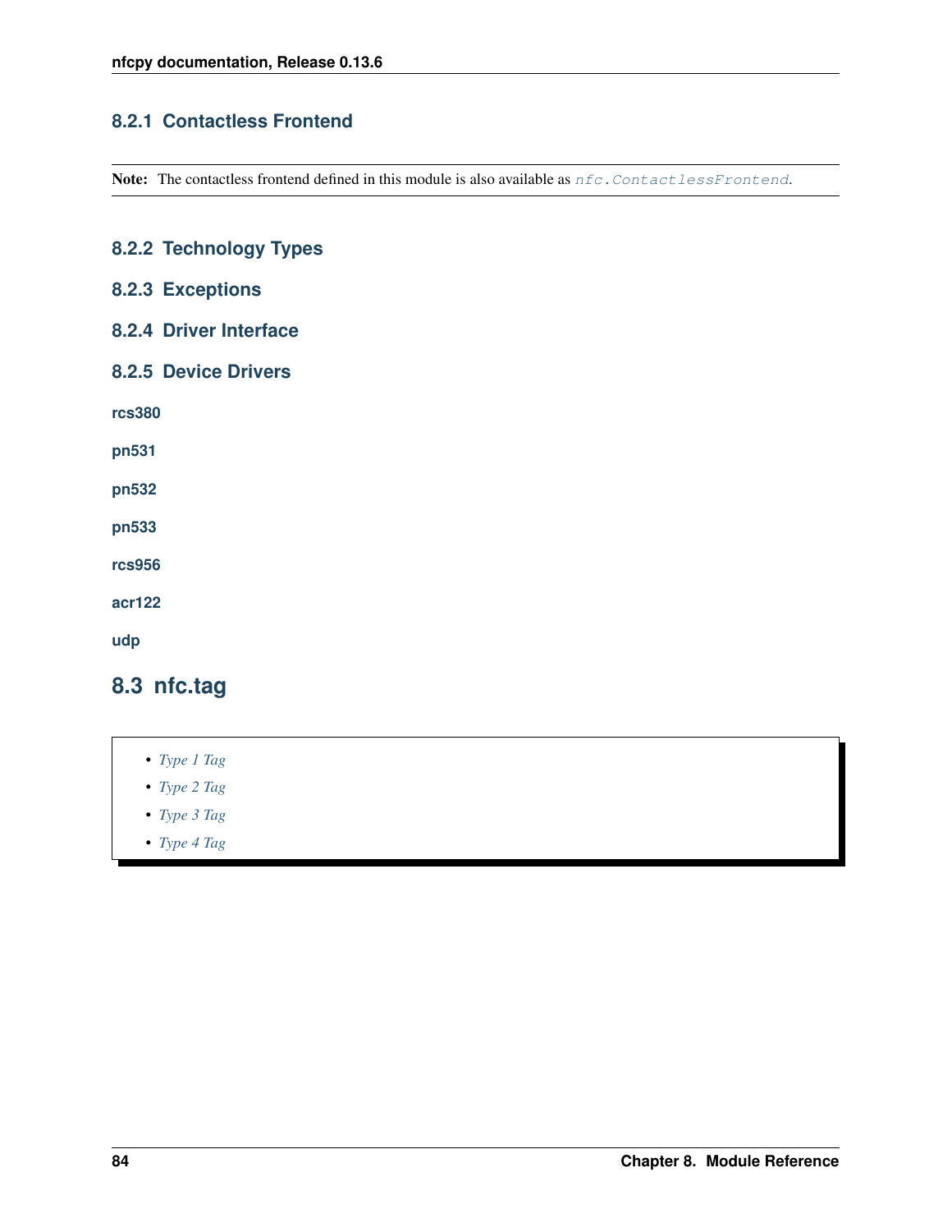### 8.2.1 Contactless Frontend

**Note:** The contactless frontend defined in this module is also available as *nfc.ContactlessFrontend*.

### 8.2.2 Technology Types

### 8.2.3 Exceptions

### 8.2.4 Driver Interface

### 8.2.5 Device Drivers

#### rcs380

#### pn531

#### pn532

#### pn533

#### rcs956

#### acr122

#### udp

## 8.3 nfc.tag

- *Type 1 Tag*
- *Type 2 Tag*
- *Type 3 Tag*
- *Type 4 Tag*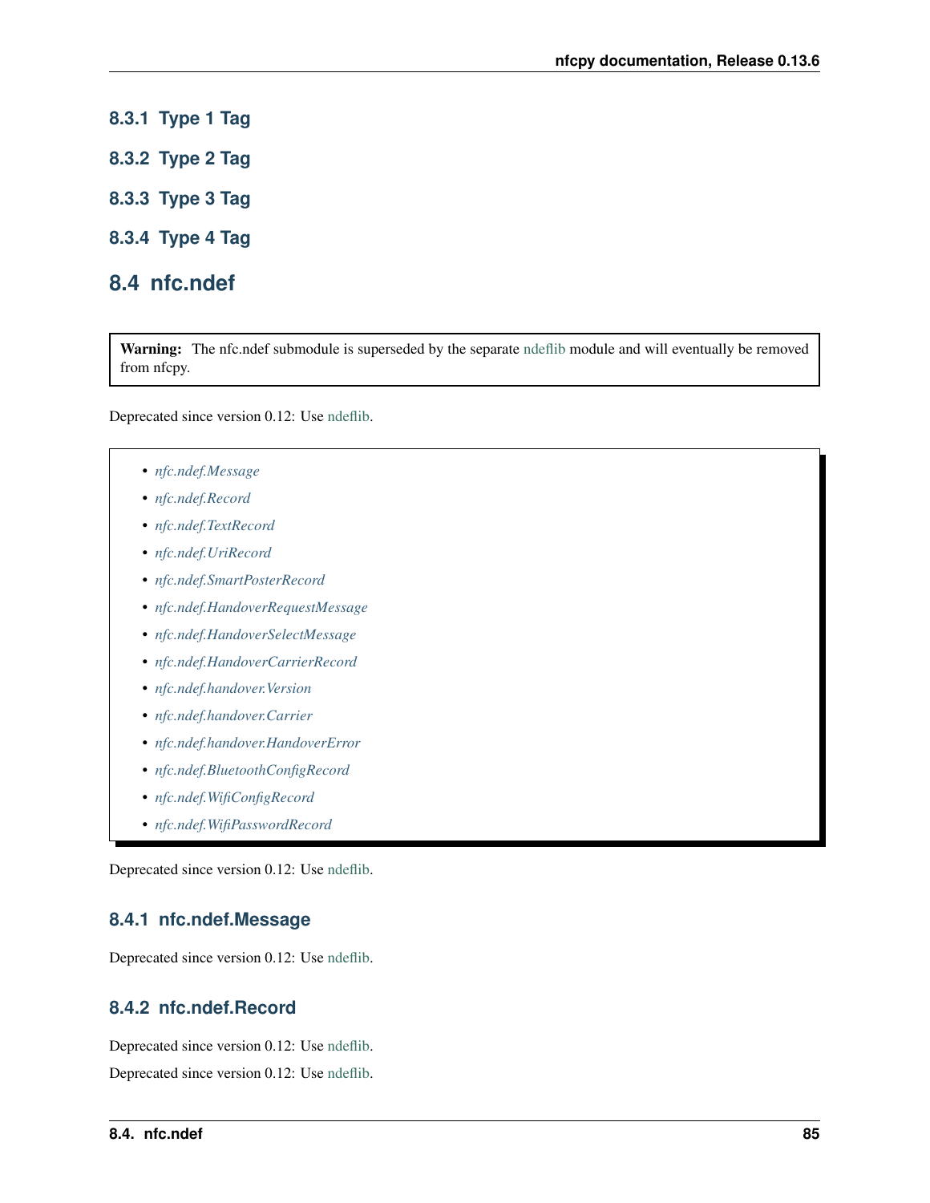### 8.3.1 Type 1 Tag

### 8.3.2 Type 2 Tag

### 8.3.3 Type 3 Tag

### 8.3.4 Type 4 Tag

## 8.4 nfc.ndef

> **Warning:** The nfc.ndef submodule is superseded by the separate ndeflib module and will eventually be removed from nfcpy.

Deprecated since version 0.12: Use ndeflib.

- *nfc.ndef.Message*
- *nfc.ndef.Record*
- *nfc.ndef.TextRecord*
- *nfc.ndef.UriRecord*
- *nfc.ndef.SmartPosterRecord*
- *nfc.ndef.HandoverRequestMessage*
- *nfc.ndef.HandoverSelectMessage*
- *nfc.ndef.HandoverCarrierRecord*
- *nfc.ndef.handover.Version*
- *nfc.ndef.handover.Carrier*
- *nfc.ndef.handover.HandoverError*
- *nfc.ndef.BluetoothConfigRecord*
- *nfc.ndef.WifiConfigRecord*
- *nfc.ndef.WifiPasswordRecord*

Deprecated since version 0.12: Use ndeflib.

### 8.4.1 nfc.ndef.Message

Deprecated since version 0.12: Use ndeflib.

### 8.4.2 nfc.ndef.Record

Deprecated since version 0.12: Use ndeflib.

Deprecated since version 0.12: Use ndeflib.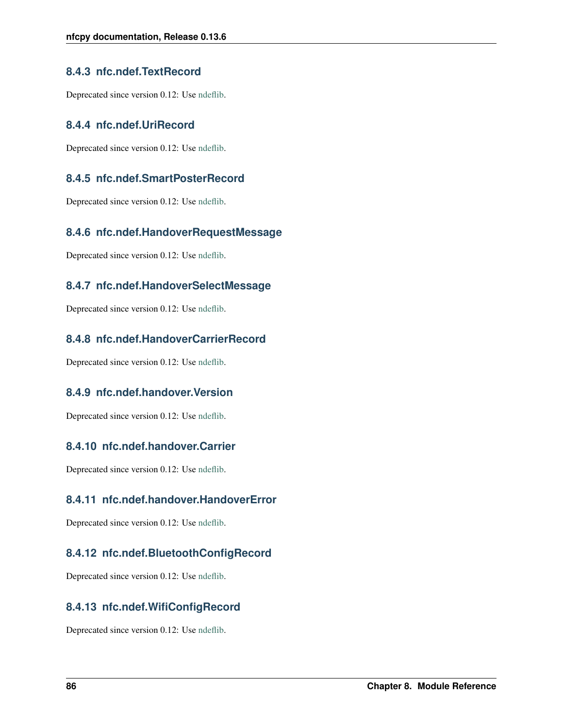### 8.4.3 nfc.ndef.TextRecord

Deprecated since version 0.12: Use ndeflib.

### 8.4.4 nfc.ndef.UriRecord

Deprecated since version 0.12: Use ndeflib.

### 8.4.5 nfc.ndef.SmartPosterRecord

Deprecated since version 0.12: Use ndeflib.

### 8.4.6 nfc.ndef.HandoverRequestMessage

Deprecated since version 0.12: Use ndeflib.

### 8.4.7 nfc.ndef.HandoverSelectMessage

Deprecated since version 0.12: Use ndeflib.

### 8.4.8 nfc.ndef.HandoverCarrierRecord

Deprecated since version 0.12: Use ndeflib.

### 8.4.9 nfc.ndef.handover.Version

Deprecated since version 0.12: Use ndeflib.

### 8.4.10 nfc.ndef.handover.Carrier

Deprecated since version 0.12: Use ndeflib.

### 8.4.11 nfc.ndef.handover.HandoverError

Deprecated since version 0.12: Use ndeflib.

### 8.4.12 nfc.ndef.BluetoothConfigRecord

Deprecated since version 0.12: Use ndeflib.

### 8.4.13 nfc.ndef.WifiConfigRecord

Deprecated since version 0.12: Use ndeflib.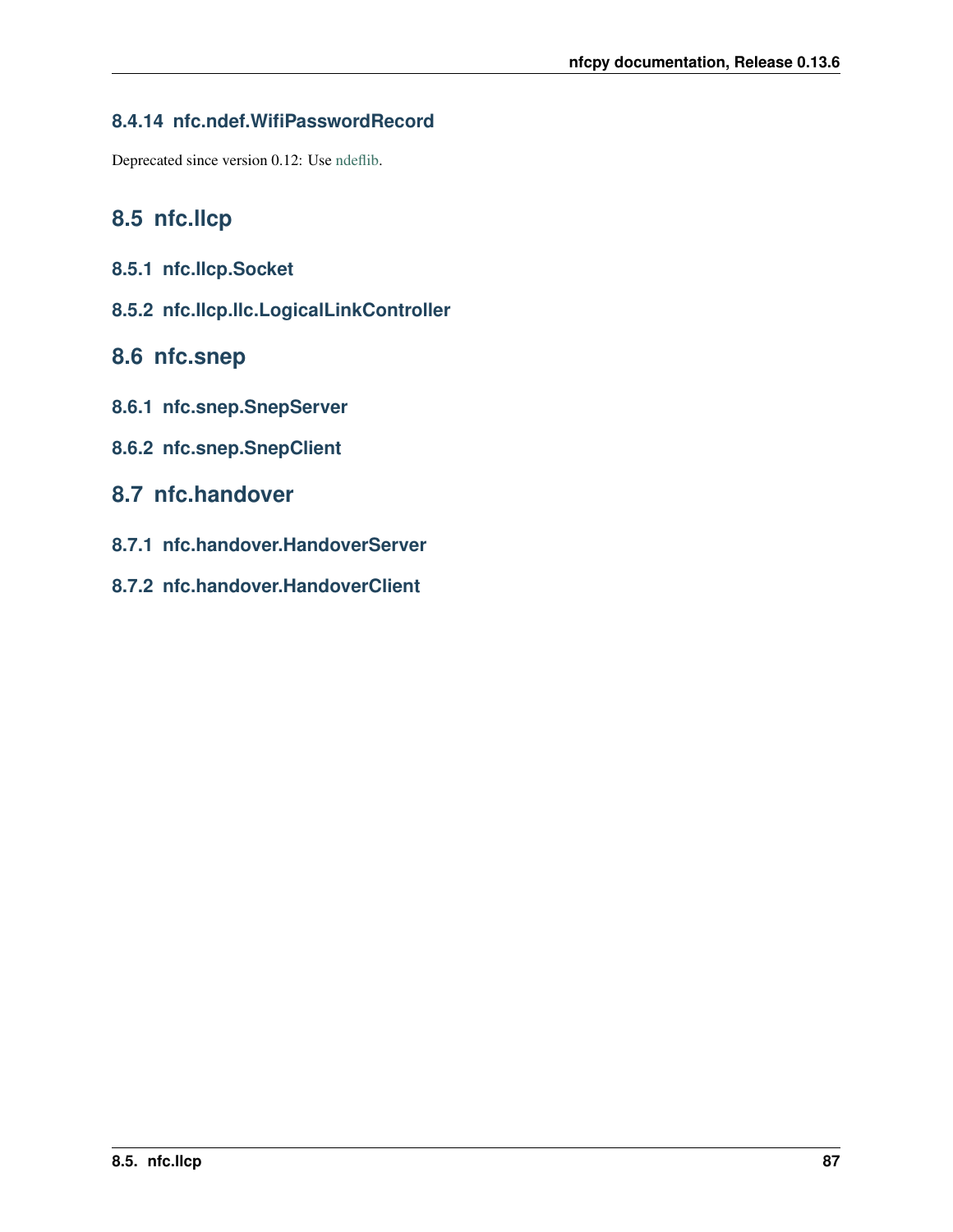### 8.4.14 nfc.ndef.WifiPasswordRecord

Deprecated since version 0.12: Use ndeflib.

## 8.5 nfc.llcp

### 8.5.1 nfc.llcp.Socket

### 8.5.2 nfc.llcp.llc.LogicalLinkController

## 8.6 nfc.snep

### 8.6.1 nfc.snep.SnepServer

### 8.6.2 nfc.snep.SnepClient

## 8.7 nfc.handover

### 8.7.1 nfc.handover.HandoverServer

### 8.7.2 nfc.handover.HandoverClient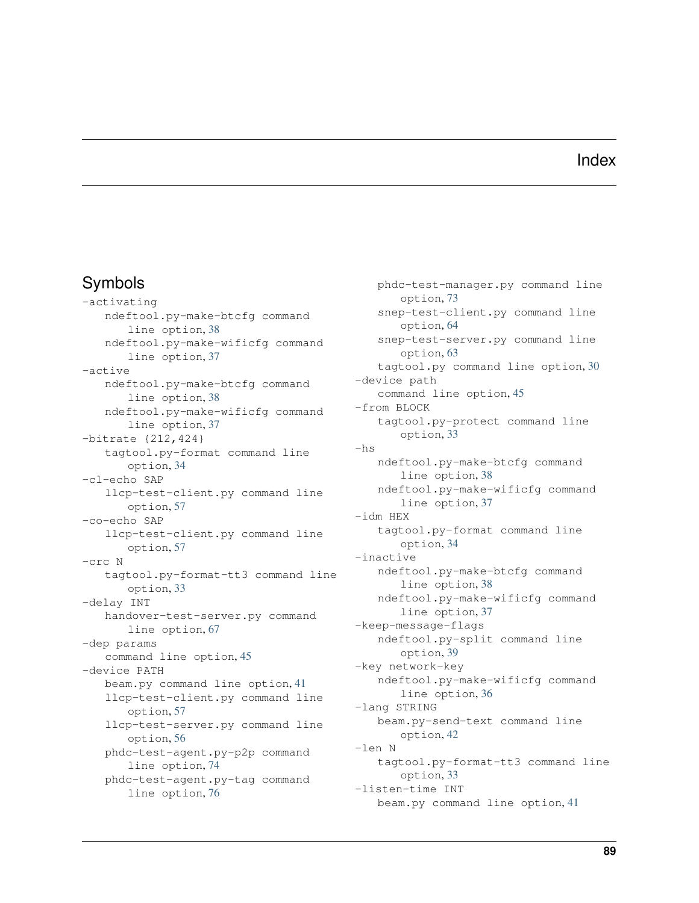# Index

## Symbols

-activating
  - ndeftool.py-make-btcfg command line option, 38
  - ndeftool.py-make-wificfg command line option, 37

-active
  - ndeftool.py-make-btcfg command line option, 38
  - ndeftool.py-make-wificfg command line option, 37

-bitrate {212,424}
  - tagtool.py-format command line option, 34

-cl-echo SAP
  - llcp-test-client.py command line option, 57

-co-echo SAP
  - llcp-test-client.py command line option, 57

-crc N
  - tagtool.py-format-tt3 command line option, 33

-delay INT
  - handover-test-server.py command line option, 67

-dep params
  - command line option, 45

-device PATH
  - beam.py command line option, 41
  - llcp-test-client.py command line option, 57
  - llcp-test-server.py command line option, 56
  - phdc-test-agent.py-p2p command line option, 74
  - phdc-test-agent.py-tag command line option, 76
  - phdc-test-manager.py command line option, 73
  - snep-test-client.py command line option, 64
  - snep-test-server.py command line option, 63
  - tagtool.py command line option, 30

-device path
  - command line option, 45

-from BLOCK
  - tagtool.py-protect command line option, 33

-hs
  - ndeftool.py-make-btcfg command line option, 38
  - ndeftool.py-make-wificfg command line option, 37

-idm HEX
  - tagtool.py-format command line option, 34

-inactive
  - ndeftool.py-make-btcfg command line option, 38
  - ndeftool.py-make-wificfg command line option, 37

-keep-message-flags
  - ndeftool.py-split command line option, 39

-key network-key
  - ndeftool.py-make-wificfg command line option, 36

-lang STRING
  - beam.py-send-text command line option, 42

-len N
  - tagtool.py-format-tt3 command line option, 33

-listen-time INT
  - beam.py command line option, 41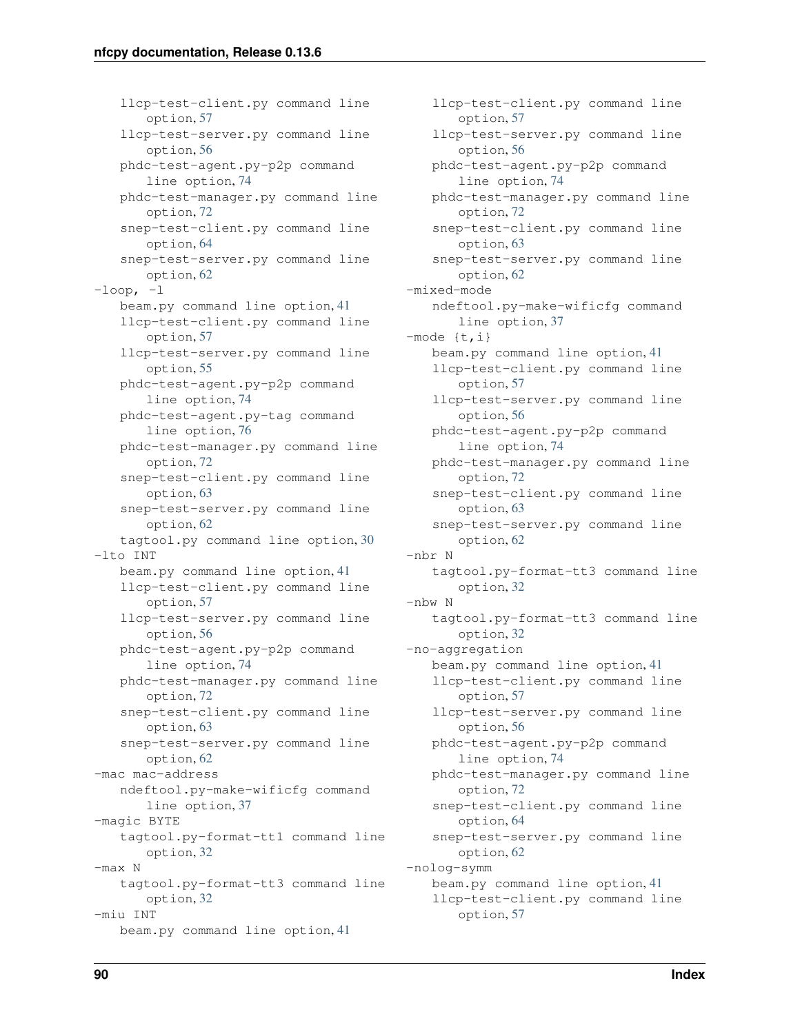llcp-test-client.py command line option, 57
llcp-test-server.py command line option, 56
phdc-test-agent.py-p2p command line option, 74
phdc-test-manager.py command line option, 72
snep-test-client.py command line option, 64
snep-test-server.py command line option, 62

-loop, -l
- beam.py command line option, 41
- llcp-test-client.py command line option, 57
- llcp-test-server.py command line option, 55
- phdc-test-agent.py-p2p command line option, 74
- phdc-test-agent.py-tag command line option, 76
- phdc-test-manager.py command line option, 72
- snep-test-client.py command line option, 63
- snep-test-server.py command line option, 62
- tagtool.py command line option, 30

-lto INT
- beam.py command line option, 41
- llcp-test-client.py command line option, 57
- llcp-test-server.py command line option, 56
- phdc-test-agent.py-p2p command line option, 74
- phdc-test-manager.py command line option, 72
- snep-test-client.py command line option, 63
- snep-test-server.py command line option, 62

-mac mac-address
- ndeftool.py-make-wificfg command line option, 37

-magic BYTE
- tagtool.py-format-tt1 command line option, 32

-max N
- tagtool.py-format-tt3 command line option, 32

-miu INT
- beam.py command line option, 41
- llcp-test-client.py command line option, 57
- llcp-test-server.py command line option, 56
- phdc-test-agent.py-p2p command line option, 74
- phdc-test-manager.py command line option, 72
- snep-test-client.py command line option, 63
- snep-test-server.py command line option, 62

-mixed-mode
- ndeftool.py-make-wificfg command line option, 37

-mode {t,i}
- beam.py command line option, 41
- llcp-test-client.py command line option, 57
- llcp-test-server.py command line option, 56
- phdc-test-agent.py-p2p command line option, 74
- phdc-test-manager.py command line option, 72
- snep-test-client.py command line option, 63
- snep-test-server.py command line option, 62

-nbr N
- tagtool.py-format-tt3 command line option, 32

-nbw N
- tagtool.py-format-tt3 command line option, 32

-no-aggregation
- beam.py command line option, 41
- llcp-test-client.py command line option, 57
- llcp-test-server.py command line option, 56
- phdc-test-agent.py-p2p command line option, 74
- phdc-test-manager.py command line option, 72
- snep-test-client.py command line option, 64
- snep-test-server.py command line option, 62

-nolog-symm
- beam.py command line option, 41
- llcp-test-client.py command line option, 57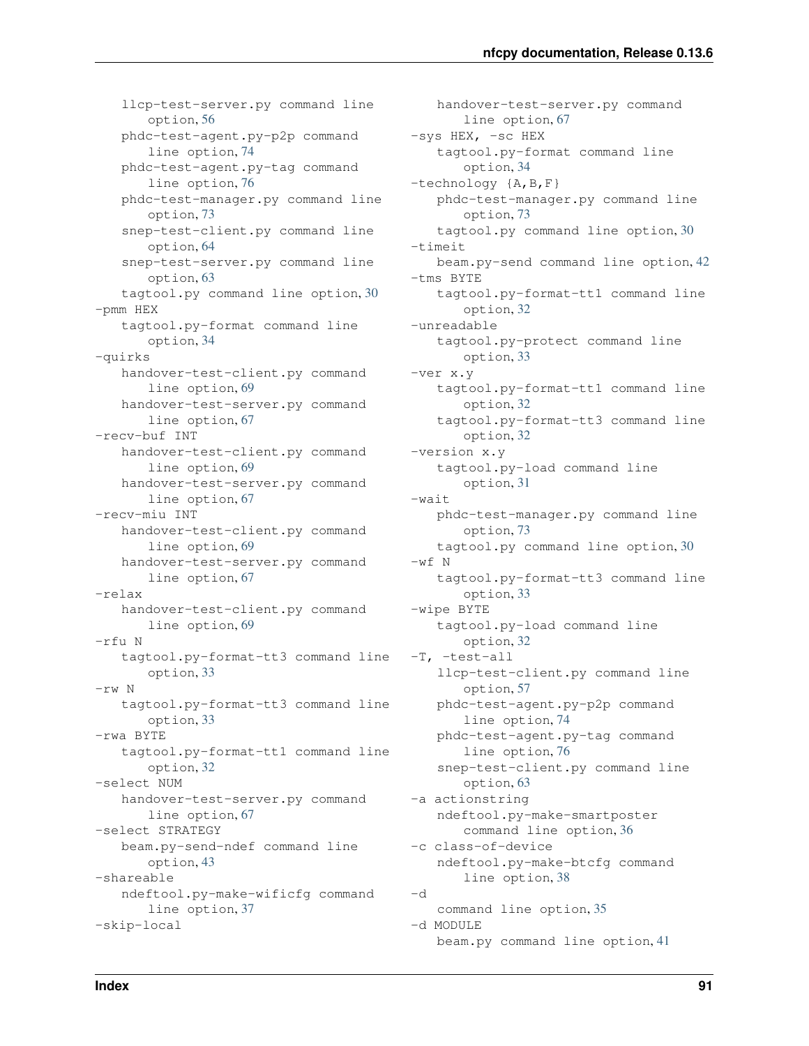llcp-test-server.py command line option, 56
phdc-test-agent.py-p2p command line option, 74
phdc-test-agent.py-tag command line option, 76
phdc-test-manager.py command line option, 73
snep-test-client.py command line option, 64
snep-test-server.py command line option, 63
tagtool.py command line option, 30

-pmm HEX
tagtool.py-format command line option, 34

-quirks
handover-test-client.py command line option, 69
handover-test-server.py command line option, 67

-recv-buf INT
handover-test-client.py command line option, 69
handover-test-server.py command line option, 67

-recv-miu INT
handover-test-client.py command line option, 69
handover-test-server.py command line option, 67

-relax
handover-test-client.py command line option, 69

-rfu N
tagtool.py-format-tt3 command line option, 33

-rw N
tagtool.py-format-tt3 command line option, 33

-rwa BYTE
tagtool.py-format-tt1 command line option, 32

-select NUM
handover-test-server.py command line option, 67

-select STRATEGY
beam.py-send-ndef command line option, 43

-shareable
ndeftool.py-make-wificfg command line option, 37

-skip-local
handover-test-server.py command line option, 67

-sys HEX, -sc HEX
tagtool.py-format command line option, 34

-technology {A,B,F}
phdc-test-manager.py command line option, 73
tagtool.py command line option, 30

-timeit
beam.py-send command line option, 42

-tms BYTE
tagtool.py-format-tt1 command line option, 32

-unreadable
tagtool.py-protect command line option, 33

-ver x.y
tagtool.py-format-tt1 command line option, 32
tagtool.py-format-tt3 command line option, 32

-version x.y
tagtool.py-load command line option, 31

-wait
phdc-test-manager.py command line option, 73
tagtool.py command line option, 30

-wf N
tagtool.py-format-tt3 command line option, 33

-wipe BYTE
tagtool.py-load command line option, 32

-T, -test-all
llcp-test-client.py command line option, 57
phdc-test-agent.py-p2p command line option, 74
phdc-test-agent.py-tag command line option, 76
snep-test-client.py command line option, 63

-a actionstring
ndeftool.py-make-smartposter command line option, 36

-c class-of-device
ndeftool.py-make-btcfg command line option, 38

-d
command line option, 35

-d MODULE
beam.py command line option, 41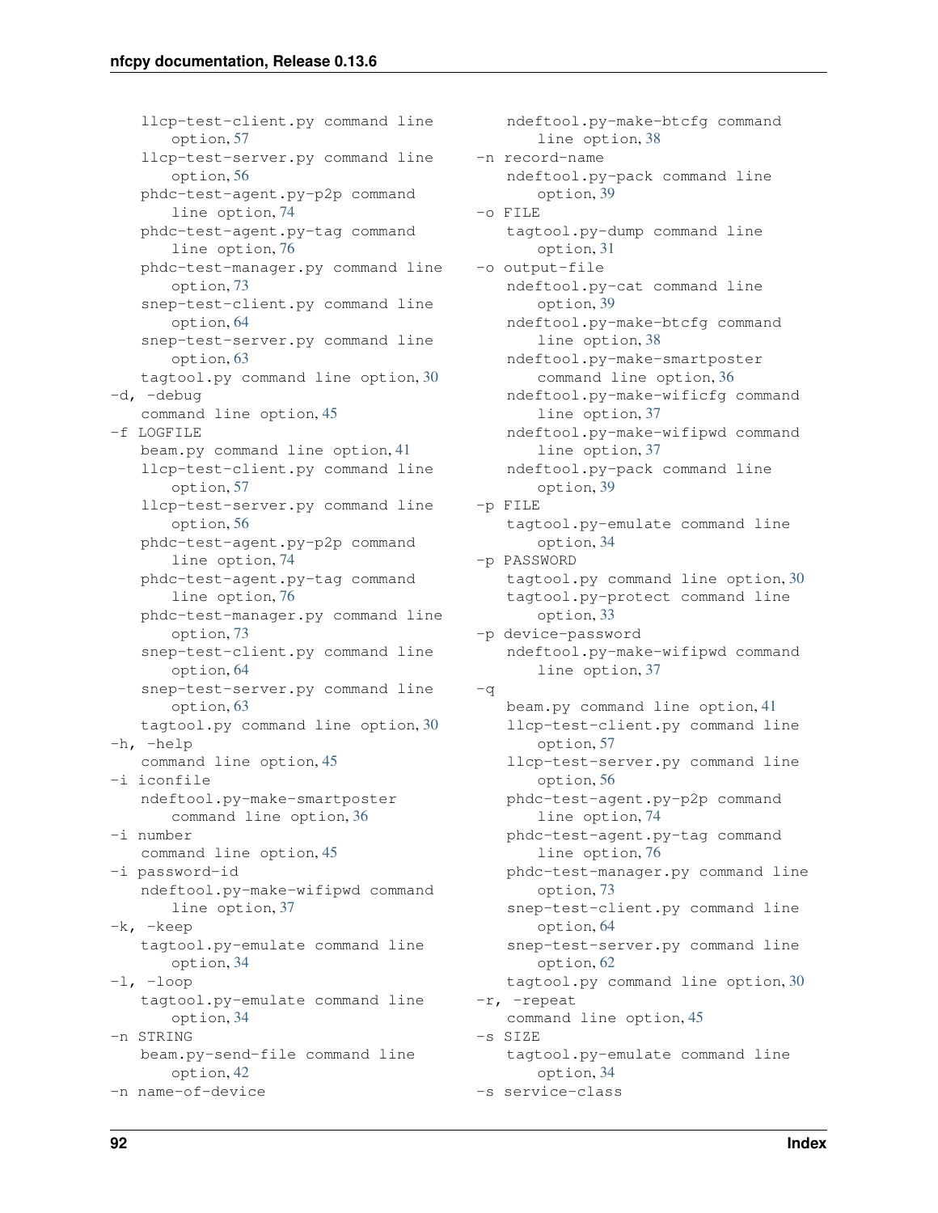llcp-test-client.py command line option, 57
llcp-test-server.py command line option, 56
phdc-test-agent.py-p2p command line option, 74
phdc-test-agent.py-tag command line option, 76
phdc-test-manager.py command line option, 73
snep-test-client.py command line option, 64
snep-test-server.py command line option, 63
tagtool.py command line option, 30

-d, -debug
command line option, 45

-f LOGFILE
beam.py command line option, 41
llcp-test-client.py command line option, 57
llcp-test-server.py command line option, 56
phdc-test-agent.py-p2p command line option, 74
phdc-test-agent.py-tag command line option, 76
phdc-test-manager.py command line option, 73
snep-test-client.py command line option, 64
snep-test-server.py command line option, 63
tagtool.py command line option, 30

-h, -help
command line option, 45

-i iconfile
ndeftool.py-make-smartposter command line option, 36

-i number
command line option, 45

-i password-id
ndeftool.py-make-wifipwd command line option, 37

-k, -keep
tagtool.py-emulate command line option, 34

-l, -loop
tagtool.py-emulate command line option, 34

-n STRING
beam.py-send-file command line option, 42

-n name-of-device
ndeftool.py-make-btcfg command line option, 38

-n record-name
ndeftool.py-pack command line option, 39

-o FILE
tagtool.py-dump command line option, 31

-o output-file
ndeftool.py-cat command line option, 39
ndeftool.py-make-btcfg command line option, 38
ndeftool.py-make-smartposter command line option, 36
ndeftool.py-make-wificfg command line option, 37
ndeftool.py-make-wifipwd command line option, 37
ndeftool.py-pack command line option, 39

-p FILE
tagtool.py-emulate command line option, 34

-p PASSWORD
tagtool.py command line option, 30
tagtool.py-protect command line option, 33

-p device-password
ndeftool.py-make-wifipwd command line option, 37

-q
beam.py command line option, 41
llcp-test-client.py command line option, 57
llcp-test-server.py command line option, 56
phdc-test-agent.py-p2p command line option, 74
phdc-test-agent.py-tag command line option, 76
phdc-test-manager.py command line option, 73
snep-test-client.py command line option, 64
snep-test-server.py command line option, 62
tagtool.py command line option, 30

-r, -repeat
command line option, 45

-s SIZE
tagtool.py-emulate command line option, 34

-s service-class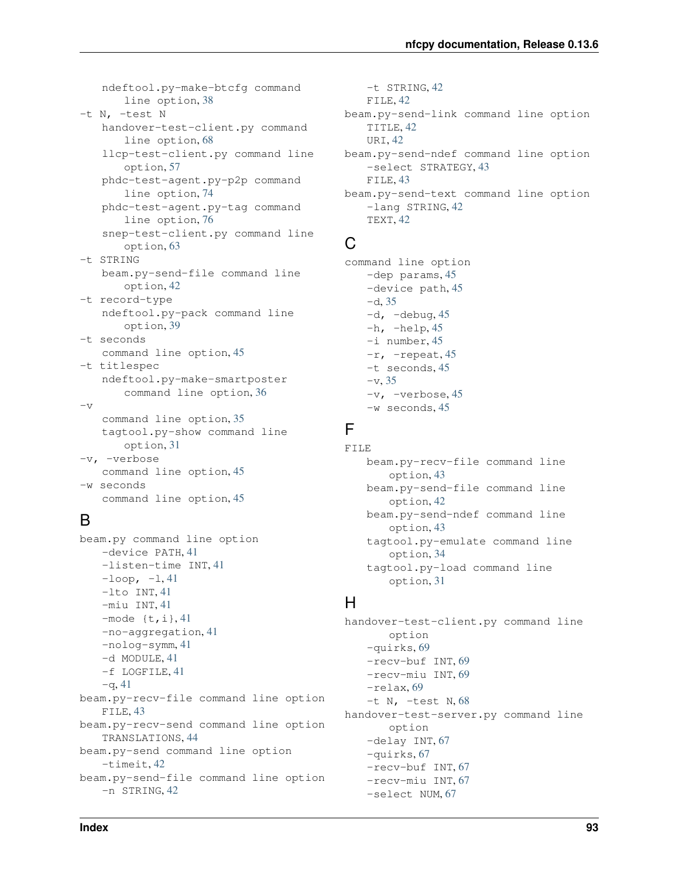ndeftool.py-make-btcfg command line option, 38

-t N, -test N
- handover-test-client.py command line option, 68
- llcp-test-client.py command line option, 57
- phdc-test-agent.py-p2p command line option, 74
- phdc-test-agent.py-tag command line option, 76
- snep-test-client.py command line option, 63

-t STRING
- beam.py-send-file command line option, 42

-t record-type
- ndeftool.py-pack command line option, 39

-t seconds
- command line option, 45

-t titlespec
- ndeftool.py-make-smartposter command line option, 36

-v
- command line option, 35
- tagtool.py-show command line option, 31

-v, -verbose
- command line option, 45

-w seconds
- command line option, 45

## B

beam.py command line option
- -device PATH, 41
- -listen-time INT, 41
- -loop, -l, 41
- -lto INT, 41
- -miu INT, 41
- -mode {t,i}, 41
- -no-aggregation, 41
- -nolog-symm, 41
- -d MODULE, 41
- -f LOGFILE, 41
- -q, 41

beam.py-recv-file command line option
- FILE, 43

beam.py-recv-send command line option
- TRANSLATIONS, 44

beam.py-send command line option
- -timeit, 42

beam.py-send-file command line option
- -n STRING, 42
- -t STRING, 42
- FILE, 42

beam.py-send-link command line option
- TITLE, 42
- URI, 42

beam.py-send-ndef command line option
- -select STRATEGY, 43
- FILE, 43

beam.py-send-text command line option
- -lang STRING, 42
- TEXT, 42

## C

command line option
- -dep params, 45
- -device path, 45
- -d, 35
- -d, -debug, 45
- -h, -help, 45
- -i number, 45
- -r, -repeat, 45
- -t seconds, 45
- -v, 35
- -v, -verbose, 45
- -w seconds, 45

## F

FILE
- beam.py-recv-file command line option, 43
- beam.py-send-file command line option, 42
- beam.py-send-ndef command line option, 43
- tagtool.py-emulate command line option, 34
- tagtool.py-load command line option, 31

## H

handover-test-client.py command line option
- -quirks, 69
- -recv-buf INT, 69
- -recv-miu INT, 69
- -relax, 69
- -t N, -test N, 68

handover-test-server.py command line option
- -delay INT, 67
- -quirks, 67
- -recv-buf INT, 67
- -recv-miu INT, 67
- -select NUM, 67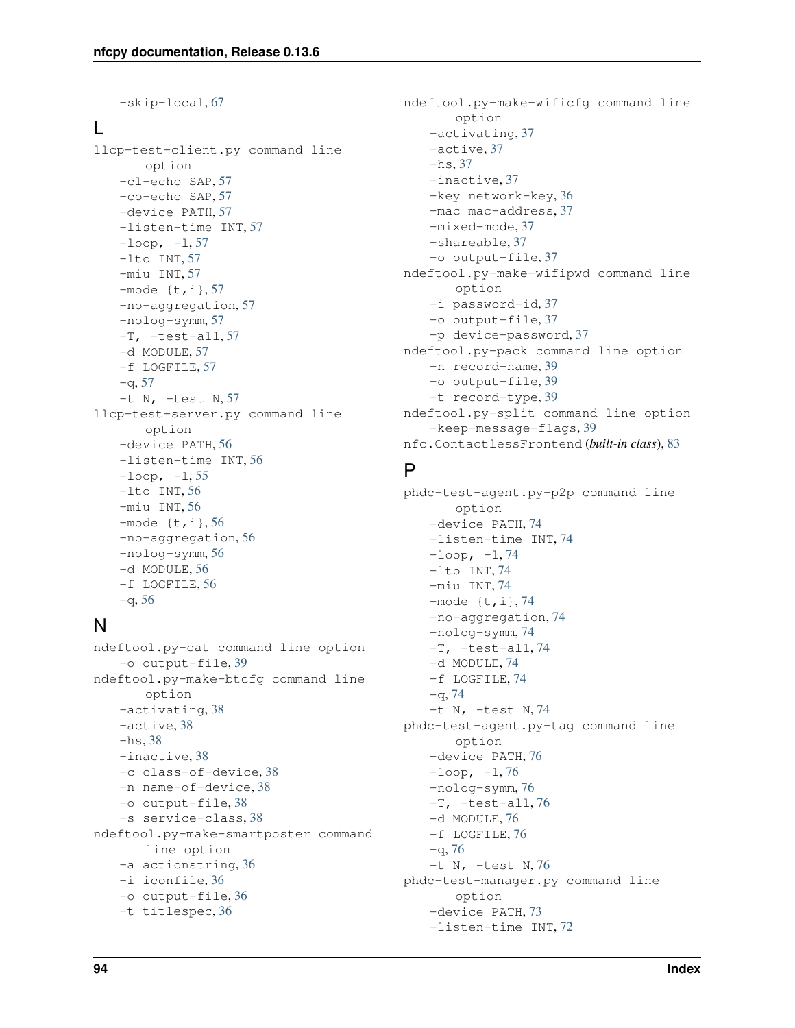-skip-local, 67

## L

llcp-test-client.py command line option
- -cl-echo SAP, 57
- -co-echo SAP, 57
- -device PATH, 57
- -listen-time INT, 57
- -loop, -l, 57
- -lto INT, 57
- -miu INT, 57
- -mode {t,i}, 57
- -no-aggregation, 57
- -nolog-symm, 57
- -T, -test-all, 57
- -d MODULE, 57
- -f LOGFILE, 57
- -q, 57
- -t N, -test N, 57

llcp-test-server.py command line option
- -device PATH, 56
- -listen-time INT, 56
- -loop, -l, 55
- -lto INT, 56
- -miu INT, 56
- -mode {t,i}, 56
- -no-aggregation, 56
- -nolog-symm, 56
- -d MODULE, 56
- -f LOGFILE, 56
- -q, 56

## N

ndeftool.py-cat command line option
- -o output-file, 39

ndeftool.py-make-btcfg command line option
- -activating, 38
- -active, 38
- -hs, 38
- -inactive, 38
- -c class-of-device, 38
- -n name-of-device, 38
- -o output-file, 38
- -s service-class, 38

ndeftool.py-make-smartposter command line option
- -a actionstring, 36
- -i iconfile, 36
- -o output-file, 36
- -t titlespec, 36

ndeftool.py-make-wificfg command line option
- -activating, 37
- -active, 37
- -hs, 37
- -inactive, 37
- -key network-key, 36
- -mac mac-address, 37
- -mixed-mode, 37
- -shareable, 37
- -o output-file, 37

ndeftool.py-make-wifipwd command line option
- -i password-id, 37
- -o output-file, 37
- -p device-password, 37

ndeftool.py-pack command line option
- -n record-name, 39
- -o output-file, 39
- -t record-type, 39

ndeftool.py-split command line option
- -keep-message-flags, 39

nfc.ContactlessFrontend (*built-in class*), 83

## P

phdc-test-agent.py-p2p command line option
- -device PATH, 74
- -listen-time INT, 74
- -loop, -l, 74
- -lto INT, 74
- -miu INT, 74
- -mode {t,i}, 74
- -no-aggregation, 74
- -nolog-symm, 74
- -T, -test-all, 74
- -d MODULE, 74
- -f LOGFILE, 74
- -q, 74
- -t N, -test N, 74

phdc-test-agent.py-tag command line option
- -device PATH, 76
- -loop, -l, 76
- -nolog-symm, 76
- -T, -test-all, 76
- -d MODULE, 76
- -f LOGFILE, 76
- -q, 76
- -t N, -test N, 76

phdc-test-manager.py command line option
- -device PATH, 73
- -listen-time INT, 72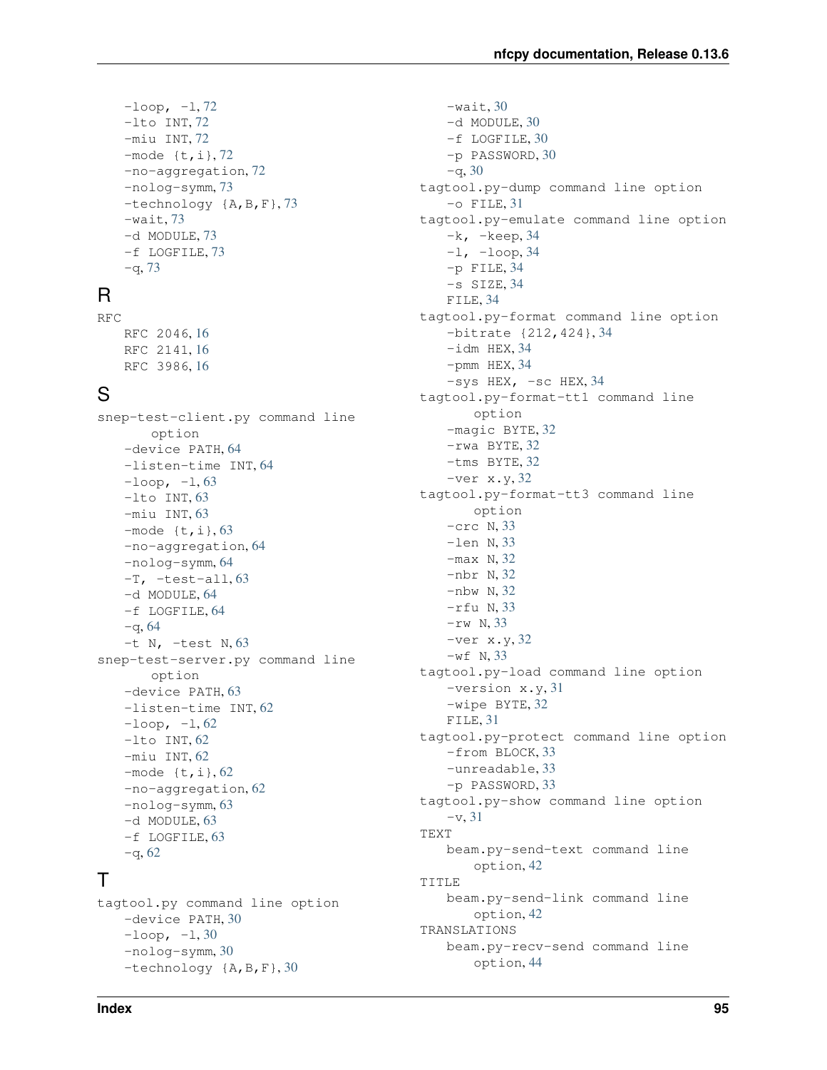- -loop, -l, 72
- -lto INT, 72
- -miu INT, 72
- -mode {t,i}, 72
- -no-aggregation, 72
- -nolog-symm, 73
- -technology {A,B,F}, 73
- -wait, 73
- -d MODULE, 73
- -f LOGFILE, 73
- -q, 73

## R

RFC
- RFC 2046, 16
- RFC 2141, 16
- RFC 3986, 16

## S

snep-test-client.py command line option
- -device PATH, 64
- -listen-time INT, 64
- -loop, -l, 63
- -lto INT, 63
- -miu INT, 63
- -mode {t,i}, 63
- -no-aggregation, 64
- -nolog-symm, 64
- -T, -test-all, 63
- -d MODULE, 64
- -f LOGFILE, 64
- -q, 64
- -t N, -test N, 63

snep-test-server.py command line option
- -device PATH, 63
- -listen-time INT, 62
- -loop, -l, 62
- -lto INT, 62
- -miu INT, 62
- -mode {t,i}, 62
- -no-aggregation, 62
- -nolog-symm, 63
- -d MODULE, 63
- -f LOGFILE, 63
- -q, 62

## T

tagtool.py command line option
- -device PATH, 30
- -loop, -l, 30
- -nolog-symm, 30
- -technology {A,B,F}, 30
- -wait, 30
- -d MODULE, 30
- -f LOGFILE, 30
- -p PASSWORD, 30
- -q, 30

tagtool.py-dump command line option
- -o FILE, 31

tagtool.py-emulate command line option
- -k, -keep, 34
- -l, -loop, 34
- -p FILE, 34
- -s SIZE, 34
- FILE, 34

tagtool.py-format command line option
- -bitrate {212,424}, 34
- -idm HEX, 34
- -pmm HEX, 34
- -sys HEX, -sc HEX, 34

tagtool.py-format-tt1 command line option
- -magic BYTE, 32
- -rwa BYTE, 32
- -tms BYTE, 32
- -ver x.y, 32

tagtool.py-format-tt3 command line option
- -crc N, 33
- -len N, 33
- -max N, 32
- -nbr N, 32
- -nbw N, 32
- -rfu N, 33
- -rw N, 33
- -ver x.y, 32
- -wf N, 33

tagtool.py-load command line option
- -version x.y, 31
- -wipe BYTE, 32
- FILE, 31

tagtool.py-protect command line option
- -from BLOCK, 33
- -unreadable, 33
- -p PASSWORD, 33

tagtool.py-show command line option
- -v, 31

TEXT
- beam.py-send-text command line option, 42

TITLE
- beam.py-send-link command line option, 42

TRANSLATIONS
- beam.py-recv-send command line option, 44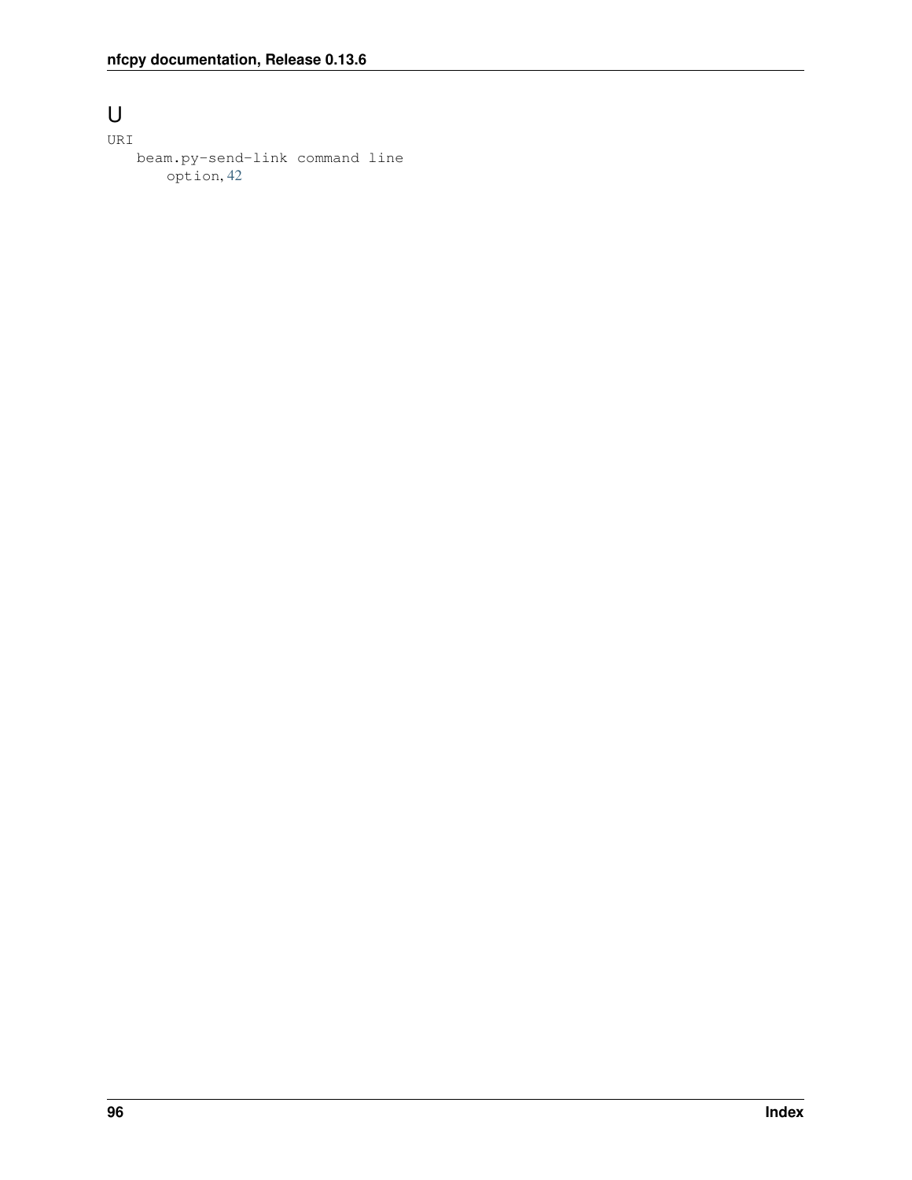## U

URI
- beam.py-send-link command line option, 42